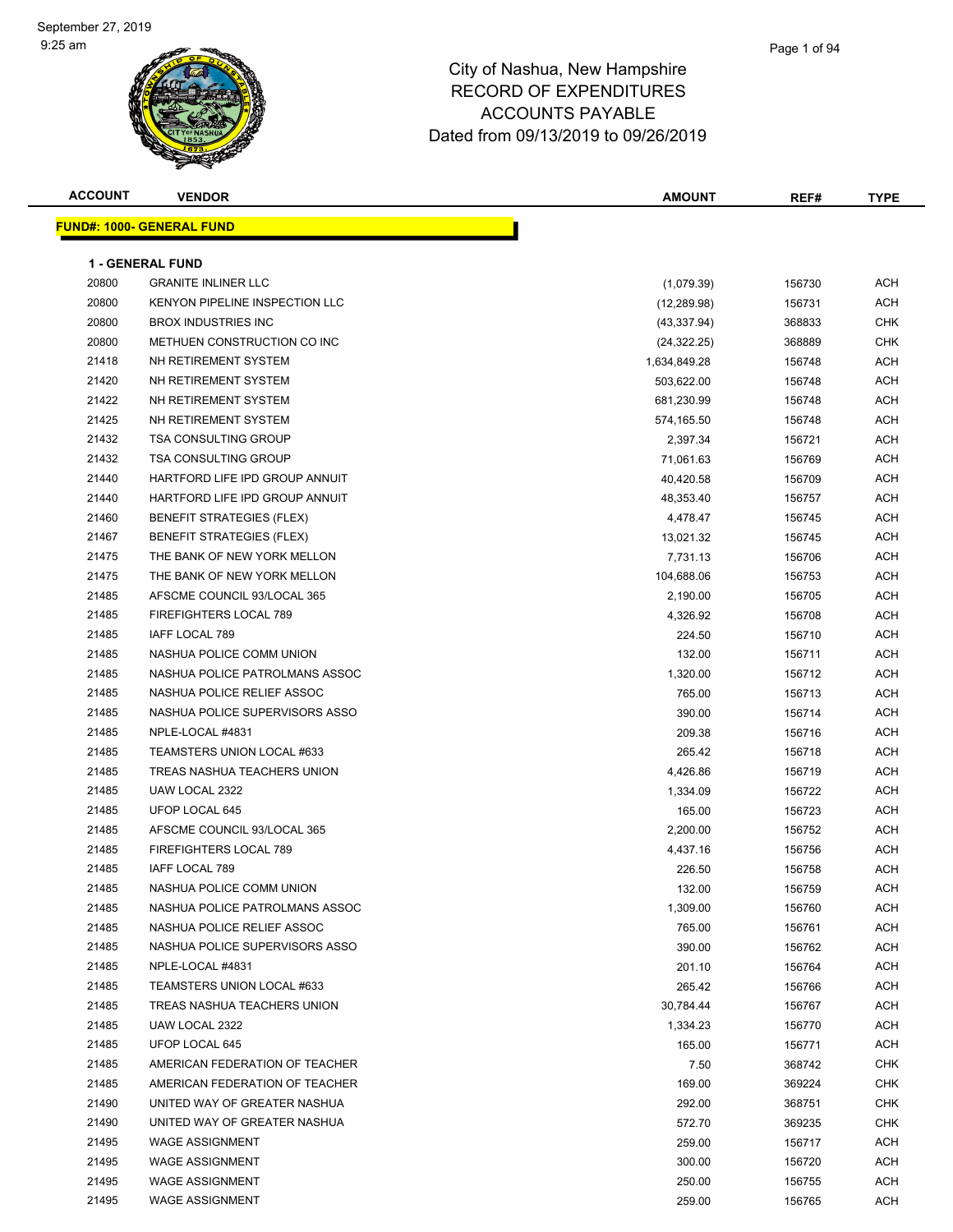# City of Nashua, New Hampshire
## RECORD OF EXPENDITURES
## ACCOUNTS PAYABLE
## Dated from 09/13/2019 to 09/26/2019

| ACCOUNT | VENDOR | AMOUNT | REF# | TYPE |
|---|---|---|---|---|
| **FUND#: 1000- GENERAL FUND** | | | | |
| **1 - GENERAL FUND** | | | | |
| 20800 | GRANITE INLINER LLC | (1,079.39) | 156730 | ACH |
| 20800 | KENYON PIPELINE INSPECTION LLC | (12,289.98) | 156731 | ACH |
| 20800 | BROX INDUSTRIES INC | (43,337.94) | 368833 | CHK |
| 20800 | METHUEN CONSTRUCTION CO INC | (24,322.25) | 368889 | CHK |
| 21418 | NH RETIREMENT SYSTEM | 1,634,849.28 | 156748 | ACH |
| 21420 | NH RETIREMENT SYSTEM | 503,622.00 | 156748 | ACH |
| 21422 | NH RETIREMENT SYSTEM | 681,230.99 | 156748 | ACH |
| 21425 | NH RETIREMENT SYSTEM | 574,165.50 | 156748 | ACH |
| 21432 | TSA CONSULTING GROUP | 2,397.34 | 156721 | ACH |
| 21432 | TSA CONSULTING GROUP | 71,061.63 | 156769 | ACH |
| 21440 | HARTFORD LIFE IPD GROUP ANNUIT | 40,420.58 | 156709 | ACH |
| 21440 | HARTFORD LIFE IPD GROUP ANNUIT | 48,353.40 | 156757 | ACH |
| 21460 | BENEFIT STRATEGIES (FLEX) | 4,478.47 | 156745 | ACH |
| 21467 | BENEFIT STRATEGIES (FLEX) | 13,021.32 | 156745 | ACH |
| 21475 | THE BANK OF NEW YORK MELLON | 7,731.13 | 156706 | ACH |
| 21475 | THE BANK OF NEW YORK MELLON | 104,688.06 | 156753 | ACH |
| 21485 | AFSCME COUNCIL 93/LOCAL 365 | 2,190.00 | 156705 | ACH |
| 21485 | FIREFIGHTERS LOCAL 789 | 4,326.92 | 156708 | ACH |
| 21485 | IAFF LOCAL 789 | 224.50 | 156710 | ACH |
| 21485 | NASHUA POLICE COMM UNION | 132.00 | 156711 | ACH |
| 21485 | NASHUA POLICE PATROLMANS ASSOC | 1,320.00 | 156712 | ACH |
| 21485 | NASHUA POLICE RELIEF ASSOC | 765.00 | 156713 | ACH |
| 21485 | NASHUA POLICE SUPERVISORS ASSO | 390.00 | 156714 | ACH |
| 21485 | NPLE-LOCAL #4831 | 209.38 | 156716 | ACH |
| 21485 | TEAMSTERS UNION LOCAL #633 | 265.42 | 156718 | ACH |
| 21485 | TREAS NASHUA TEACHERS UNION | 4,426.86 | 156719 | ACH |
| 21485 | UAW LOCAL 2322 | 1,334.09 | 156722 | ACH |
| 21485 | UFOP LOCAL 645 | 165.00 | 156723 | ACH |
| 21485 | AFSCME COUNCIL 93/LOCAL 365 | 2,200.00 | 156752 | ACH |
| 21485 | FIREFIGHTERS LOCAL 789 | 4,437.16 | 156756 | ACH |
| 21485 | IAFF LOCAL 789 | 226.50 | 156758 | ACH |
| 21485 | NASHUA POLICE COMM UNION | 132.00 | 156759 | ACH |
| 21485 | NASHUA POLICE PATROLMANS ASSOC | 1,309.00 | 156760 | ACH |
| 21485 | NASHUA POLICE RELIEF ASSOC | 765.00 | 156761 | ACH |
| 21485 | NASHUA POLICE SUPERVISORS ASSO | 390.00 | 156762 | ACH |
| 21485 | NPLE-LOCAL #4831 | 201.10 | 156764 | ACH |
| 21485 | TEAMSTERS UNION LOCAL #633 | 265.42 | 156766 | ACH |
| 21485 | TREAS NASHUA TEACHERS UNION | 30,784.44 | 156767 | ACH |
| 21485 | UAW LOCAL 2322 | 1,334.23 | 156770 | ACH |
| 21485 | UFOP LOCAL 645 | 165.00 | 156771 | ACH |
| 21485 | AMERICAN FEDERATION OF TEACHER | 7.50 | 368742 | CHK |
| 21485 | AMERICAN FEDERATION OF TEACHER | 169.00 | 369224 | CHK |
| 21490 | UNITED WAY OF GREATER NASHUA | 292.00 | 368751 | CHK |
| 21490 | UNITED WAY OF GREATER NASHUA | 572.70 | 369235 | CHK |
| 21495 | WAGE ASSIGNMENT | 259.00 | 156717 | ACH |
| 21495 | WAGE ASSIGNMENT | 300.00 | 156720 | ACH |
| 21495 | WAGE ASSIGNMENT | 250.00 | 156755 | ACH |
| 21495 | WAGE ASSIGNMENT | 259.00 | 156765 | ACH |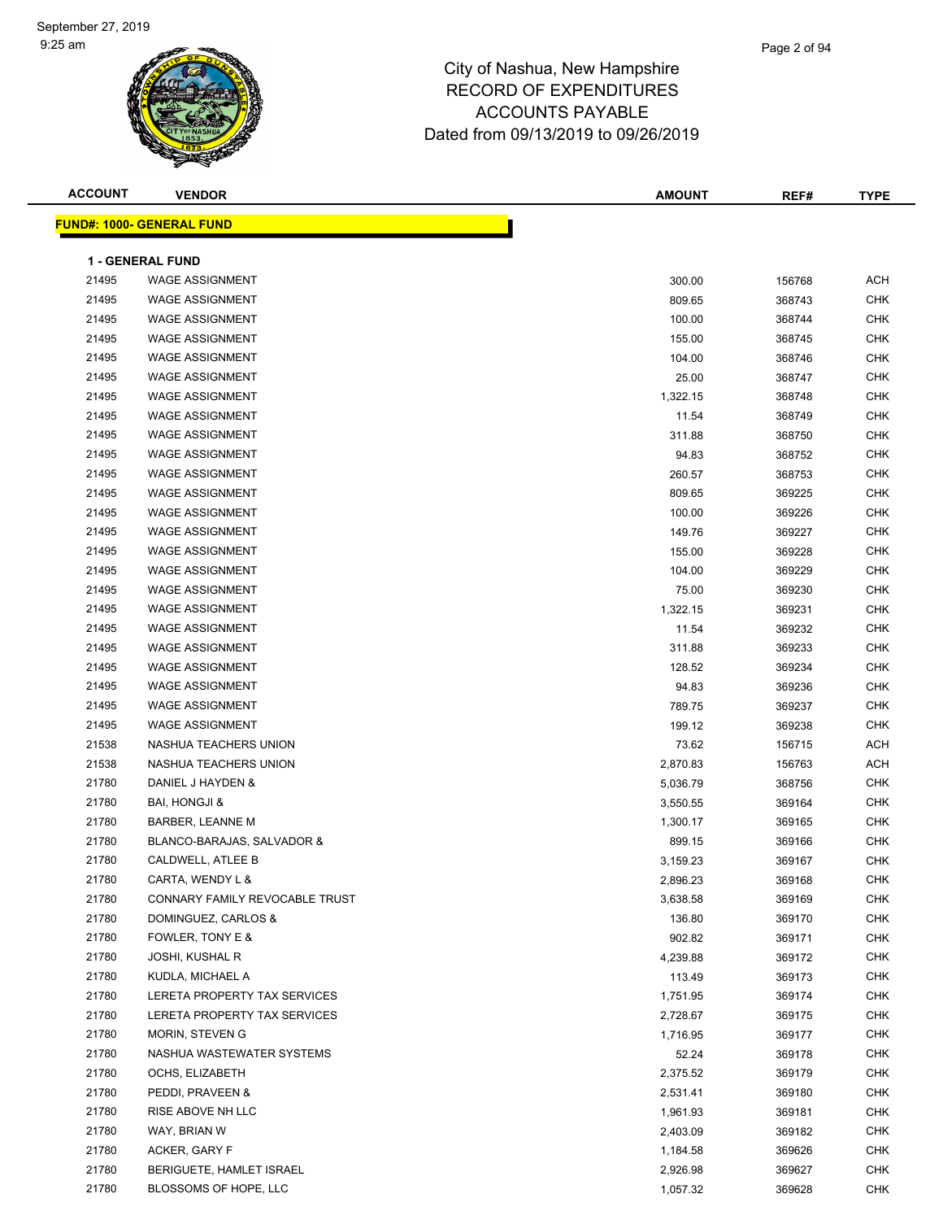# City of Nashua, New Hampshire
## RECORD OF EXPENDITURES
## ACCOUNTS PAYABLE
## Dated from 09/13/2019 to 09/26/2019

| ACCOUNT | VENDOR | AMOUNT | REF# | TYPE |
|---|---|---|---|---|
| **FUND#: 1000- GENERAL FUND** | | | | |
| **1 - GENERAL FUND** | | | | |
| 21495 | WAGE ASSIGNMENT | 300.00 | 156768 | ACH |
| 21495 | WAGE ASSIGNMENT | 809.65 | 368743 | CHK |
| 21495 | WAGE ASSIGNMENT | 100.00 | 368744 | CHK |
| 21495 | WAGE ASSIGNMENT | 155.00 | 368745 | CHK |
| 21495 | WAGE ASSIGNMENT | 104.00 | 368746 | CHK |
| 21495 | WAGE ASSIGNMENT | 25.00 | 368747 | CHK |
| 21495 | WAGE ASSIGNMENT | 1,322.15 | 368748 | CHK |
| 21495 | WAGE ASSIGNMENT | 11.54 | 368749 | CHK |
| 21495 | WAGE ASSIGNMENT | 311.88 | 368750 | CHK |
| 21495 | WAGE ASSIGNMENT | 94.83 | 368752 | CHK |
| 21495 | WAGE ASSIGNMENT | 260.57 | 368753 | CHK |
| 21495 | WAGE ASSIGNMENT | 809.65 | 369225 | CHK |
| 21495 | WAGE ASSIGNMENT | 100.00 | 369226 | CHK |
| 21495 | WAGE ASSIGNMENT | 149.76 | 369227 | CHK |
| 21495 | WAGE ASSIGNMENT | 155.00 | 369228 | CHK |
| 21495 | WAGE ASSIGNMENT | 104.00 | 369229 | CHK |
| 21495 | WAGE ASSIGNMENT | 75.00 | 369230 | CHK |
| 21495 | WAGE ASSIGNMENT | 1,322.15 | 369231 | CHK |
| 21495 | WAGE ASSIGNMENT | 11.54 | 369232 | CHK |
| 21495 | WAGE ASSIGNMENT | 311.88 | 369233 | CHK |
| 21495 | WAGE ASSIGNMENT | 128.52 | 369234 | CHK |
| 21495 | WAGE ASSIGNMENT | 94.83 | 369236 | CHK |
| 21495 | WAGE ASSIGNMENT | 789.75 | 369237 | CHK |
| 21495 | WAGE ASSIGNMENT | 199.12 | 369238 | CHK |
| 21538 | NASHUA TEACHERS UNION | 73.62 | 156715 | ACH |
| 21538 | NASHUA TEACHERS UNION | 2,870.83 | 156763 | ACH |
| 21780 | DANIEL J HAYDEN & | 5,036.79 | 368756 | CHK |
| 21780 | BAI, HONGJI & | 3,550.55 | 369164 | CHK |
| 21780 | BARBER, LEANNE M | 1,300.17 | 369165 | CHK |
| 21780 | BLANCO-BARAJAS, SALVADOR & | 899.15 | 369166 | CHK |
| 21780 | CALDWELL, ATLEE B | 3,159.23 | 369167 | CHK |
| 21780 | CARTA, WENDY L & | 2,896.23 | 369168 | CHK |
| 21780 | CONNARY FAMILY REVOCABLE TRUST | 3,638.58 | 369169 | CHK |
| 21780 | DOMINGUEZ, CARLOS & | 136.80 | 369170 | CHK |
| 21780 | FOWLER, TONY E & | 902.82 | 369171 | CHK |
| 21780 | JOSHI, KUSHAL R | 4,239.88 | 369172 | CHK |
| 21780 | KUDLA, MICHAEL A | 113.49 | 369173 | CHK |
| 21780 | LERETA PROPERTY TAX SERVICES | 1,751.95 | 369174 | CHK |
| 21780 | LERETA PROPERTY TAX SERVICES | 2,728.67 | 369175 | CHK |
| 21780 | MORIN, STEVEN G | 1,716.95 | 369177 | CHK |
| 21780 | NASHUA WASTEWATER SYSTEMS | 52.24 | 369178 | CHK |
| 21780 | OCHS, ELIZABETH | 2,375.52 | 369179 | CHK |
| 21780 | PEDDI, PRAVEEN & | 2,531.41 | 369180 | CHK |
| 21780 | RISE ABOVE NH LLC | 1,961.93 | 369181 | CHK |
| 21780 | WAY, BRIAN W | 2,403.09 | 369182 | CHK |
| 21780 | ACKER, GARY F | 1,184.58 | 369626 | CHK |
| 21780 | BERIGUETE, HAMLET ISRAEL | 2,926.98 | 369627 | CHK |
| 21780 | BLOSSOMS OF HOPE, LLC | 1,057.32 | 369628 | CHK |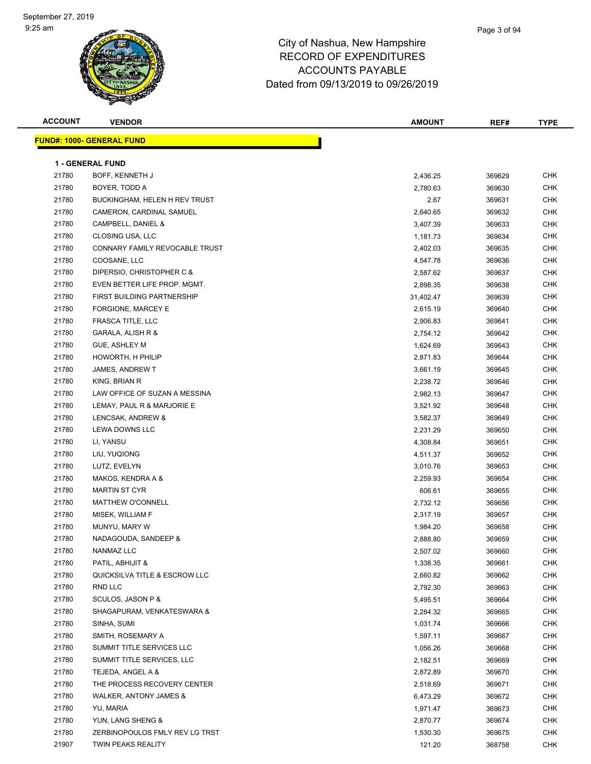# City of Nashua, New Hampshire
## RECORD OF EXPENDITURES
## ACCOUNTS PAYABLE
## Dated from 09/13/2019 to 09/26/2019

September 27, 2019
9:25 am

| ACCOUNT | VENDOR | AMOUNT | REF# | TYPE |
|---|---|---|---|---|
| **FUND#: 1000- GENERAL FUND** | | | | |
| **1 - GENERAL FUND** | | | | |
| 21780 | BOFF, KENNETH J | 2,436.25 | 369629 | CHK |
| 21780 | BOYER, TODD A | 2,780.63 | 369630 | CHK |
| 21780 | BUCKINGHAM, HELEN H REV TRUST | 2.67 | 369631 | CHK |
| 21780 | CAMERON, CARDINAL SAMUEL | 2,640.65 | 369632 | CHK |
| 21780 | CAMPBELL, DANIEL & | 3,407.39 | 369633 | CHK |
| 21780 | CLOSING USA, LLC | 1,181.73 | 369634 | CHK |
| 21780 | CONNARY FAMILY REVOCABLE TRUST | 2,402.03 | 369635 | CHK |
| 21780 | COOSANE, LLC | 4,547.78 | 369636 | CHK |
| 21780 | DIPERSIO, CHRISTOPHER C & | 2,587.62 | 369637 | CHK |
| 21780 | EVEN BETTER LIFE PROP. MGMT. | 2,898.35 | 369638 | CHK |
| 21780 | FIRST BUILDING PARTNERSHIP | 31,402.47 | 369639 | CHK |
| 21780 | FORGIONE, MARCEY E | 2,615.19 | 369640 | CHK |
| 21780 | FRASCA TITLE, LLC | 2,906.83 | 369641 | CHK |
| 21780 | GARALA, ALISH R & | 2,754.12 | 369642 | CHK |
| 21780 | GUE, ASHLEY M | 1,624.69 | 369643 | CHK |
| 21780 | HOWORTH, H PHILIP | 2,871.83 | 369644 | CHK |
| 21780 | JAMES, ANDREW T | 3,661.19 | 369645 | CHK |
| 21780 | KING, BRIAN R | 2,238.72 | 369646 | CHK |
| 21780 | LAW OFFICE OF SUZAN A MESSINA | 2,982.13 | 369647 | CHK |
| 21780 | LEMAY, PAUL R & MARJORIE E | 3,521.92 | 369648 | CHK |
| 21780 | LENCSAK, ANDREW & | 3,582.37 | 369649 | CHK |
| 21780 | LEWA DOWNS LLC | 2,231.29 | 369650 | CHK |
| 21780 | LI, YANSU | 4,308.84 | 369651 | CHK |
| 21780 | LIU, YUQIONG | 4,511.37 | 369652 | CHK |
| 21780 | LUTZ, EVELYN | 3,010.76 | 369653 | CHK |
| 21780 | MAKOS, KENDRA A & | 2,259.93 | 369654 | CHK |
| 21780 | MARTIN ST CYR | 606.61 | 369655 | CHK |
| 21780 | MATTHEW O'CONNELL | 2,732.12 | 369656 | CHK |
| 21780 | MISEK, WILLIAM F | 2,317.19 | 369657 | CHK |
| 21780 | MUNYU, MARY W | 1,984.20 | 369658 | CHK |
| 21780 | NADAGOUDA, SANDEEP & | 2,888.80 | 369659 | CHK |
| 21780 | NANMAZ LLC | 2,507.02 | 369660 | CHK |
| 21780 | PATIL, ABHIJIT & | 1,338.35 | 369661 | CHK |
| 21780 | QUICKSILVA TITLE & ESCROW LLC | 2,660.82 | 369662 | CHK |
| 21780 | RND LLC | 2,792.30 | 369663 | CHK |
| 21780 | SCULOS, JASON P & | 5,495.51 | 369664 | CHK |
| 21780 | SHAGAPURAM, VENKATESWARA & | 2,284.32 | 369665 | CHK |
| 21780 | SINHA, SUMI | 1,031.74 | 369666 | CHK |
| 21780 | SMITH, ROSEMARY A | 1,597.11 | 369667 | CHK |
| 21780 | SUMMIT TITLE SERVICES LLC | 1,056.26 | 369668 | CHK |
| 21780 | SUMMIT TITLE SERVICES, LLC | 2,182.51 | 369669 | CHK |
| 21780 | TEJEDA, ANGEL A & | 2,872.89 | 369670 | CHK |
| 21780 | THE PROCESS RECOVERY CENTER | 2,518.69 | 369671 | CHK |
| 21780 | WALKER, ANTONY JAMES & | 6,473.29 | 369672 | CHK |
| 21780 | YU, MARIA | 1,971.47 | 369673 | CHK |
| 21780 | YUN, LANG SHENG & | 2,870.77 | 369674 | CHK |
| 21780 | ZERBINOPOULOS FMLY REV LG TRST | 1,530.30 | 369675 | CHK |
| 21907 | TWIN PEAKS REALITY | 121.20 | 368758 | CHK |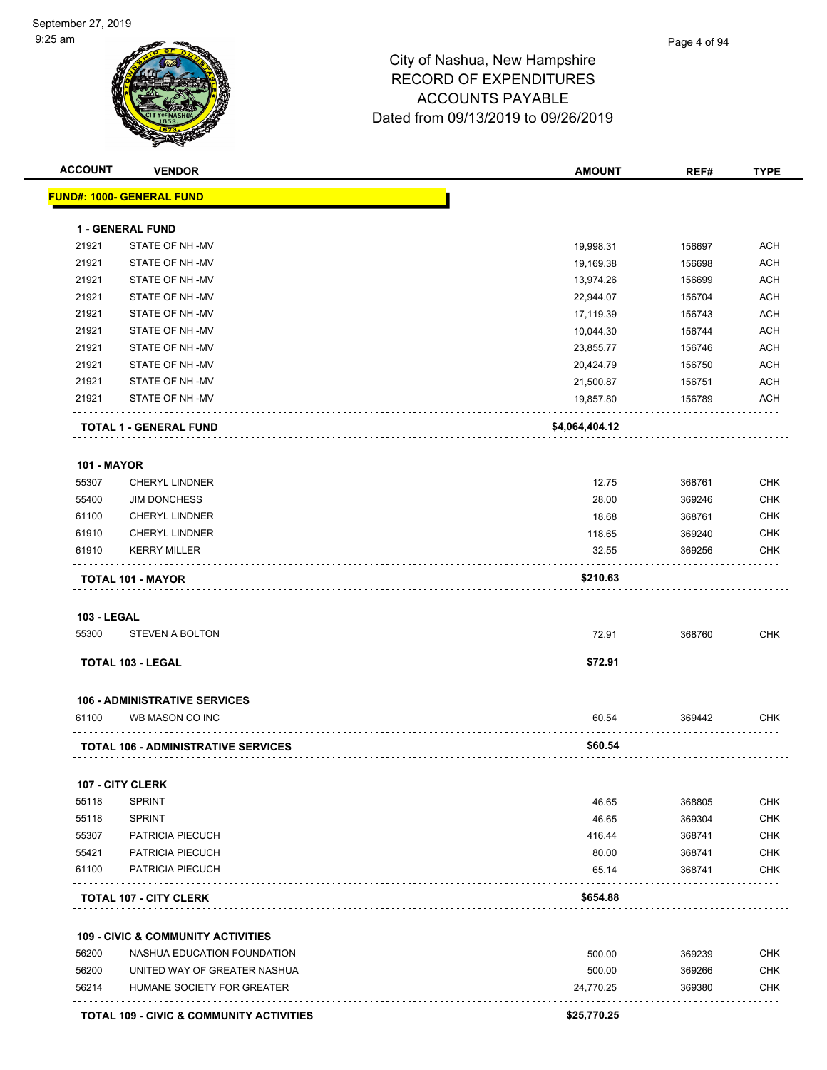# City of Nashua, New Hampshire
## RECORD OF EXPENDITURES
## ACCOUNTS PAYABLE
## Dated from 09/13/2019 to 09/26/2019

| ACCOUNT | VENDOR | AMOUNT | REF# | TYPE |
|---|---|---|---|---|
| **FUND#: 1000- GENERAL FUND** | | | | |
| **1 - GENERAL FUND** | | | | |
| 21921 | STATE OF NH -MV | 19,998.31 | 156697 | ACH |
| 21921 | STATE OF NH -MV | 19,169.38 | 156698 | ACH |
| 21921 | STATE OF NH -MV | 13,974.26 | 156699 | ACH |
| 21921 | STATE OF NH -MV | 22,944.07 | 156704 | ACH |
| 21921 | STATE OF NH -MV | 17,119.39 | 156743 | ACH |
| 21921 | STATE OF NH -MV | 10,044.30 | 156744 | ACH |
| 21921 | STATE OF NH -MV | 23,855.77 | 156746 | ACH |
| 21921 | STATE OF NH -MV | 20,424.79 | 156750 | ACH |
| 21921 | STATE OF NH -MV | 21,500.87 | 156751 | ACH |
| 21921 | STATE OF NH -MV | 19,857.80 | 156789 | ACH |
| **TOTAL 1 - GENERAL FUND** | | **$4,064,404.12** | | |
| **101 - MAYOR** | | | | |
| 55307 | CHERYL LINDNER | 12.75 | 368761 | CHK |
| 55400 | JIM DONCHESS | 28.00 | 369246 | CHK |
| 61100 | CHERYL LINDNER | 18.68 | 368761 | CHK |
| 61910 | CHERYL LINDNER | 118.65 | 369240 | CHK |
| 61910 | KERRY MILLER | 32.55 | 369256 | CHK |
| **TOTAL 101 - MAYOR** | | **$210.63** | | |
| **103 - LEGAL** | | | | |
| 55300 | STEVEN A BOLTON | 72.91 | 368760 | CHK |
| **TOTAL 103 - LEGAL** | | **$72.91** | | |
| **106 - ADMINISTRATIVE SERVICES** | | | | |
| 61100 | WB MASON CO INC | 60.54 | 369442 | CHK |
| **TOTAL 106 - ADMINISTRATIVE SERVICES** | | **$60.54** | | |
| **107 - CITY CLERK** | | | | |
| 55118 | SPRINT | 46.65 | 368805 | CHK |
| 55118 | SPRINT | 46.65 | 369304 | CHK |
| 55307 | PATRICIA PIECUCH | 416.44 | 368741 | CHK |
| 55421 | PATRICIA PIECUCH | 80.00 | 368741 | CHK |
| 61100 | PATRICIA PIECUCH | 65.14 | 368741 | CHK |
| **TOTAL 107 - CITY CLERK** | | **$654.88** | | |
| **109 - CIVIC & COMMUNITY ACTIVITIES** | | | | |
| 56200 | NASHUA EDUCATION FOUNDATION | 500.00 | 369239 | CHK |
| 56200 | UNITED WAY OF GREATER NASHUA | 500.00 | 369266 | CHK |
| 56214 | HUMANE SOCIETY FOR GREATER | 24,770.25 | 369380 | CHK |
| **TOTAL 109 - CIVIC & COMMUNITY ACTIVITIES** | | **$25,770.25** | | |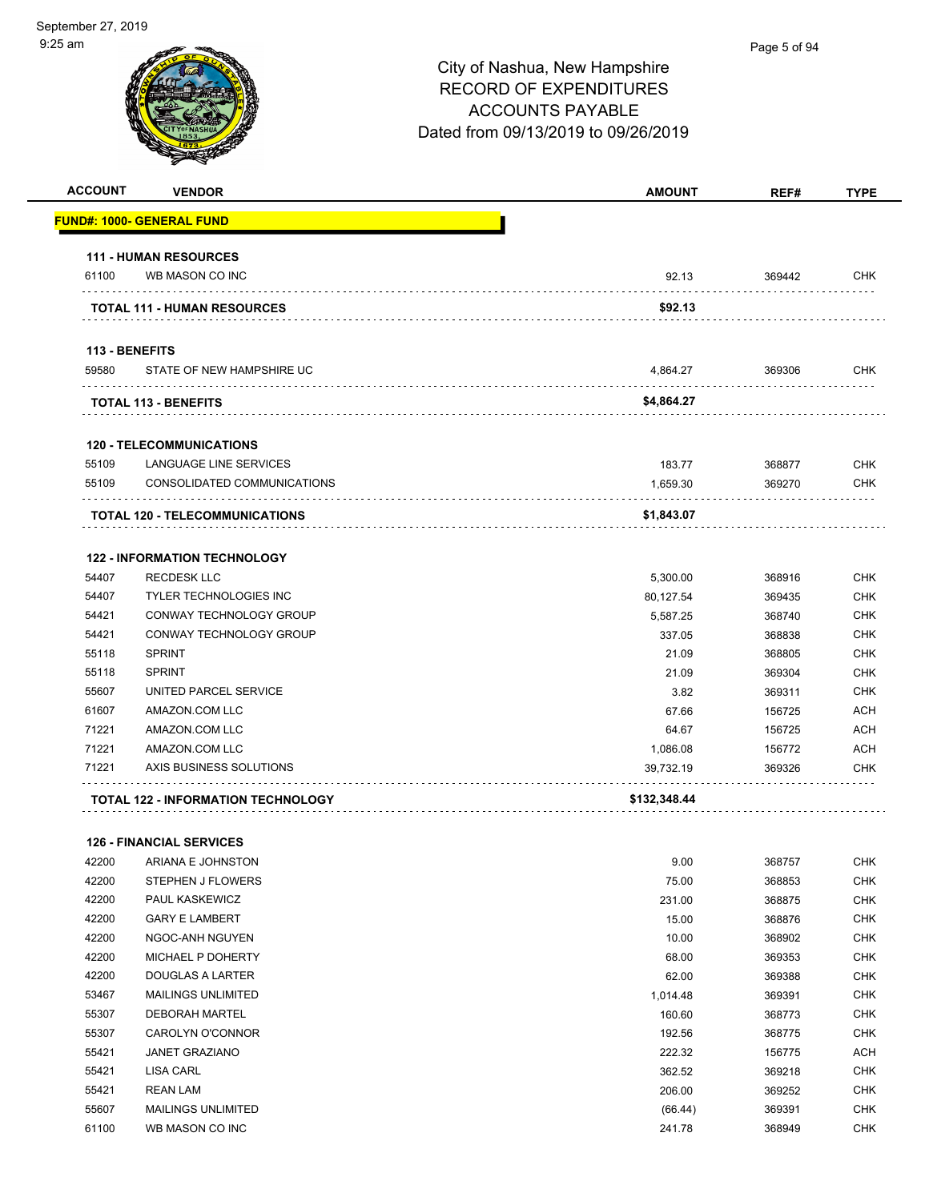City of Nashua, New Hampshire
RECORD OF EXPENDITURES
ACCOUNTS PAYABLE
Dated from 09/13/2019 to 09/26/2019

| ACCOUNT | VENDOR | AMOUNT | REF# | TYPE |
|---|---|---|---|---|
| **FUND#: 1000- GENERAL FUND** | | | | |
| **111 - HUMAN RESOURCES** | | | | |
| 61100 | WB MASON CO INC | 92.13 | 369442 | CHK |
| | **TOTAL 111 - HUMAN RESOURCES** | **$92.13** | | |
| **113 - BENEFITS** | | | | |
| 59580 | STATE OF NEW HAMPSHIRE UC | 4,864.27 | 369306 | CHK |
| | **TOTAL 113 - BENEFITS** | **$4,864.27** | | |
| **120 - TELECOMMUNICATIONS** | | | | |
| 55109 | LANGUAGE LINE SERVICES | 183.77 | 368877 | CHK |
| 55109 | CONSOLIDATED COMMUNICATIONS | 1,659.30 | 369270 | CHK |
| | **TOTAL 120 - TELECOMMUNICATIONS** | **$1,843.07** | | |
| **122 - INFORMATION TECHNOLOGY** | | | | |
| 54407 | RECDESK LLC | 5,300.00 | 368916 | CHK |
| 54407 | TYLER TECHNOLOGIES INC | 80,127.54 | 369435 | CHK |
| 54421 | CONWAY TECHNOLOGY GROUP | 5,587.25 | 368740 | CHK |
| 54421 | CONWAY TECHNOLOGY GROUP | 337.05 | 368838 | CHK |
| 55118 | SPRINT | 21.09 | 368805 | CHK |
| 55118 | SPRINT | 21.09 | 369304 | CHK |
| 55607 | UNITED PARCEL SERVICE | 3.82 | 369311 | CHK |
| 61607 | AMAZON.COM LLC | 67.66 | 156725 | ACH |
| 71221 | AMAZON.COM LLC | 64.67 | 156725 | ACH |
| 71221 | AMAZON.COM LLC | 1,086.08 | 156772 | ACH |
| 71221 | AXIS BUSINESS SOLUTIONS | 39,732.19 | 369326 | CHK |
| | **TOTAL 122 - INFORMATION TECHNOLOGY** | **$132,348.44** | | |
| **126 - FINANCIAL SERVICES** | | | | |
| 42200 | ARIANA E JOHNSTON | 9.00 | 368757 | CHK |
| 42200 | STEPHEN J FLOWERS | 75.00 | 368853 | CHK |
| 42200 | PAUL KASKEWICZ | 231.00 | 368875 | CHK |
| 42200 | GARY E LAMBERT | 15.00 | 368876 | CHK |
| 42200 | NGOC-ANH NGUYEN | 10.00 | 368902 | CHK |
| 42200 | MICHAEL P DOHERTY | 68.00 | 369353 | CHK |
| 42200 | DOUGLAS A LARTER | 62.00 | 369388 | CHK |
| 53467 | MAILINGS UNLIMITED | 1,014.48 | 369391 | CHK |
| 55307 | DEBORAH MARTEL | 160.60 | 368773 | CHK |
| 55307 | CAROLYN O'CONNOR | 192.56 | 368775 | CHK |
| 55421 | JANET GRAZIANO | 222.32 | 156775 | ACH |
| 55421 | LISA CARL | 362.52 | 369218 | CHK |
| 55421 | REAN LAM | 206.00 | 369252 | CHK |
| 55607 | MAILINGS UNLIMITED | (66.44) | 369391 | CHK |
| 61100 | WB MASON CO INC | 241.78 | 368949 | CHK |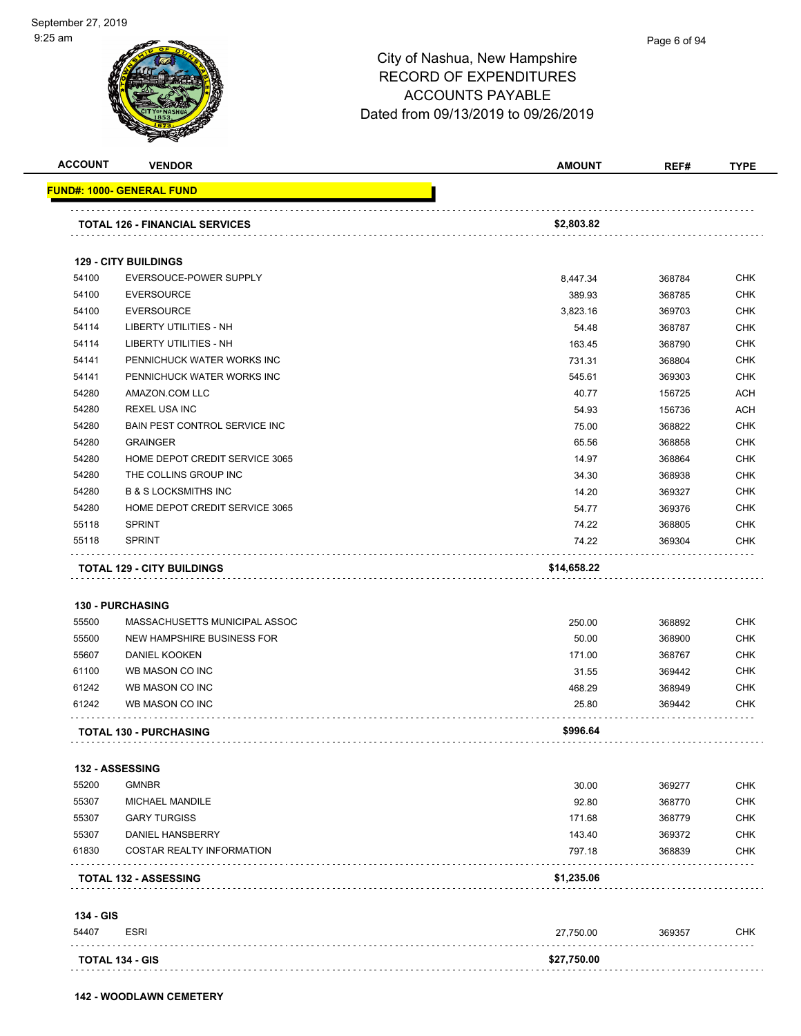City of Nashua, New Hampshire
RECORD OF EXPENDITURES
ACCOUNTS PAYABLE
Dated from 09/13/2019 to 09/26/2019

| ACCOUNT | VENDOR | AMOUNT | REF# | TYPE |
|---|---|---|---|---|
| **FUND#: 1000- GENERAL FUND** | | | | |
| **TOTAL 126 - FINANCIAL SERVICES** | | **$2,803.82** | | |
| **129 - CITY BUILDINGS** | | | | |
| 54100 | EVERSOUCE-POWER SUPPLY | 8,447.34 | 368784 | CHK |
| 54100 | EVERSOURCE | 389.93 | 368785 | CHK |
| 54100 | EVERSOURCE | 3,823.16 | 369703 | CHK |
| 54114 | LIBERTY UTILITIES - NH | 54.48 | 368787 | CHK |
| 54114 | LIBERTY UTILITIES - NH | 163.45 | 368790 | CHK |
| 54141 | PENNICHUCK WATER WORKS INC | 731.31 | 368804 | CHK |
| 54141 | PENNICHUCK WATER WORKS INC | 545.61 | 369303 | CHK |
| 54280 | AMAZON.COM LLC | 40.77 | 156725 | ACH |
| 54280 | REXEL USA INC | 54.93 | 156736 | ACH |
| 54280 | BAIN PEST CONTROL SERVICE INC | 75.00 | 368822 | CHK |
| 54280 | GRAINGER | 65.56 | 368858 | CHK |
| 54280 | HOME DEPOT CREDIT SERVICE 3065 | 14.97 | 368864 | CHK |
| 54280 | THE COLLINS GROUP INC | 34.30 | 368938 | CHK |
| 54280 | B & S LOCKSMITHS INC | 14.20 | 369327 | CHK |
| 54280 | HOME DEPOT CREDIT SERVICE 3065 | 54.77 | 369376 | CHK |
| 55118 | SPRINT | 74.22 | 368805 | CHK |
| 55118 | SPRINT | 74.22 | 369304 | CHK |
| **TOTAL 129 - CITY BUILDINGS** | | **$14,658.22** | | |
| **130 - PURCHASING** | | | | |
| 55500 | MASSACHUSETTS MUNICIPAL ASSOC | 250.00 | 368892 | CHK |
| 55500 | NEW HAMPSHIRE BUSINESS FOR | 50.00 | 368900 | CHK |
| 55607 | DANIEL KOOKEN | 171.00 | 368767 | CHK |
| 61100 | WB MASON CO INC | 31.55 | 369442 | CHK |
| 61242 | WB MASON CO INC | 468.29 | 368949 | CHK |
| 61242 | WB MASON CO INC | 25.80 | 369442 | CHK |
| **TOTAL 130 - PURCHASING** | | **$996.64** | | |
| **132 - ASSESSING** | | | | |
| 55200 | GMNBR | 30.00 | 369277 | CHK |
| 55307 | MICHAEL MANDILE | 92.80 | 368770 | CHK |
| 55307 | GARY TURGISS | 171.68 | 368779 | CHK |
| 55307 | DANIEL HANSBERRY | 143.40 | 369372 | CHK |
| 61830 | COSTAR REALTY INFORMATION | 797.18 | 368839 | CHK |
| **TOTAL 132 - ASSESSING** | | **$1,235.06** | | |
| **134 - GIS** | | | | |
| 54407 | ESRI | 27,750.00 | 369357 | CHK |
| **TOTAL 134 - GIS** | | **$27,750.00** | | |
| **142 - WOODLAWN CEMETERY** | | | | |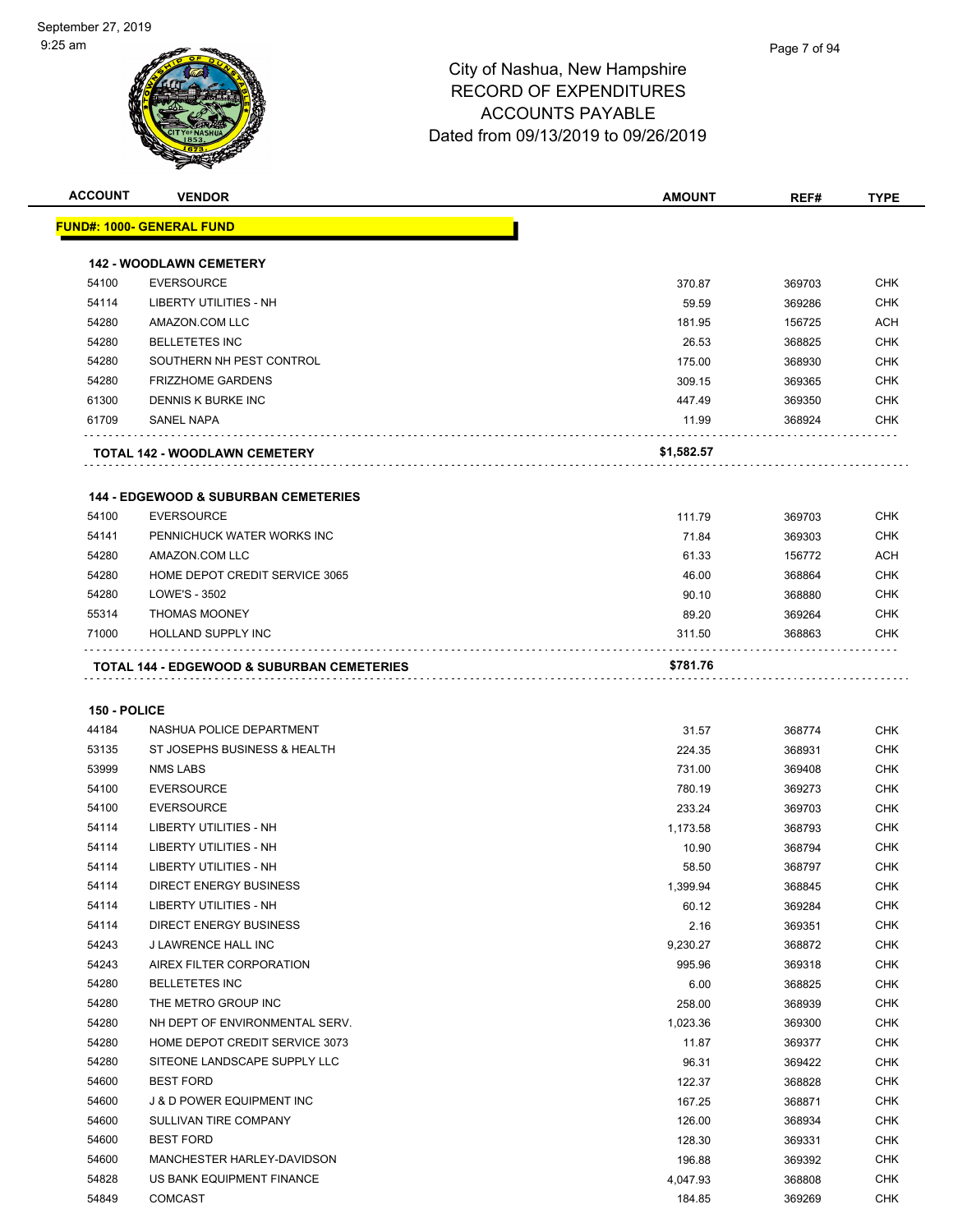City of Nashua, New Hampshire
RECORD OF EXPENDITURES
ACCOUNTS PAYABLE
Dated from 09/13/2019 to 09/26/2019

| ACCOUNT | VENDOR | AMOUNT | REF# | TYPE |
|---|---|---|---|---|
| **FUND#: 1000- GENERAL FUND** | | | | |
| **142 - WOODLAWN CEMETERY** | | | | |
| 54100 | EVERSOURCE | 370.87 | 369703 | CHK |
| 54114 | LIBERTY UTILITIES - NH | 59.59 | 369286 | CHK |
| 54280 | AMAZON.COM LLC | 181.95 | 156725 | ACH |
| 54280 | BELLETETES INC | 26.53 | 368825 | CHK |
| 54280 | SOUTHERN NH PEST CONTROL | 175.00 | 368930 | CHK |
| 54280 | FRIZZHOME GARDENS | 309.15 | 369365 | CHK |
| 61300 | DENNIS K BURKE INC | 447.49 | 369350 | CHK |
| 61709 | SANEL NAPA | 11.99 | 368924 | CHK |
| **TOTAL 142 - WOODLAWN CEMETERY** | | **$1,582.57** | | |
| **144 - EDGEWOOD & SUBURBAN CEMETERIES** | | | | |
| 54100 | EVERSOURCE | 111.79 | 369703 | CHK |
| 54141 | PENNICHUCK WATER WORKS INC | 71.84 | 369303 | CHK |
| 54280 | AMAZON.COM LLC | 61.33 | 156772 | ACH |
| 54280 | HOME DEPOT CREDIT SERVICE 3065 | 46.00 | 368864 | CHK |
| 54280 | LOWE'S - 3502 | 90.10 | 368880 | CHK |
| 55314 | THOMAS MOONEY | 89.20 | 369264 | CHK |
| 71000 | HOLLAND SUPPLY INC | 311.50 | 368863 | CHK |
| **TOTAL 144 - EDGEWOOD & SUBURBAN CEMETERIES** | | **$781.76** | | |
| **150 - POLICE** | | | | |
| 44184 | NASHUA POLICE DEPARTMENT | 31.57 | 368774 | CHK |
| 53135 | ST JOSEPHS BUSINESS & HEALTH | 224.35 | 368931 | CHK |
| 53999 | NMS LABS | 731.00 | 369408 | CHK |
| 54100 | EVERSOURCE | 780.19 | 369273 | CHK |
| 54100 | EVERSOURCE | 233.24 | 369703 | CHK |
| 54114 | LIBERTY UTILITIES - NH | 1,173.58 | 368793 | CHK |
| 54114 | LIBERTY UTILITIES - NH | 10.90 | 368794 | CHK |
| 54114 | LIBERTY UTILITIES - NH | 58.50 | 368797 | CHK |
| 54114 | DIRECT ENERGY BUSINESS | 1,399.94 | 368845 | CHK |
| 54114 | LIBERTY UTILITIES - NH | 60.12 | 369284 | CHK |
| 54114 | DIRECT ENERGY BUSINESS | 2.16 | 369351 | CHK |
| 54243 | J LAWRENCE HALL INC | 9,230.27 | 368872 | CHK |
| 54243 | AIREX FILTER CORPORATION | 995.96 | 369318 | CHK |
| 54280 | BELLETETES INC | 6.00 | 368825 | CHK |
| 54280 | THE METRO GROUP INC | 258.00 | 368939 | CHK |
| 54280 | NH DEPT OF ENVIRONMENTAL SERV. | 1,023.36 | 369300 | CHK |
| 54280 | HOME DEPOT CREDIT SERVICE 3073 | 11.87 | 369377 | CHK |
| 54280 | SITEONE LANDSCAPE SUPPLY LLC | 96.31 | 369422 | CHK |
| 54600 | BEST FORD | 122.37 | 368828 | CHK |
| 54600 | J & D POWER EQUIPMENT INC | 167.25 | 368871 | CHK |
| 54600 | SULLIVAN TIRE COMPANY | 126.00 | 368934 | CHK |
| 54600 | BEST FORD | 128.30 | 369331 | CHK |
| 54600 | MANCHESTER HARLEY-DAVIDSON | 196.88 | 369392 | CHK |
| 54828 | US BANK EQUIPMENT FINANCE | 4,047.93 | 368808 | CHK |
| 54849 | COMCAST | 184.85 | 369269 | CHK |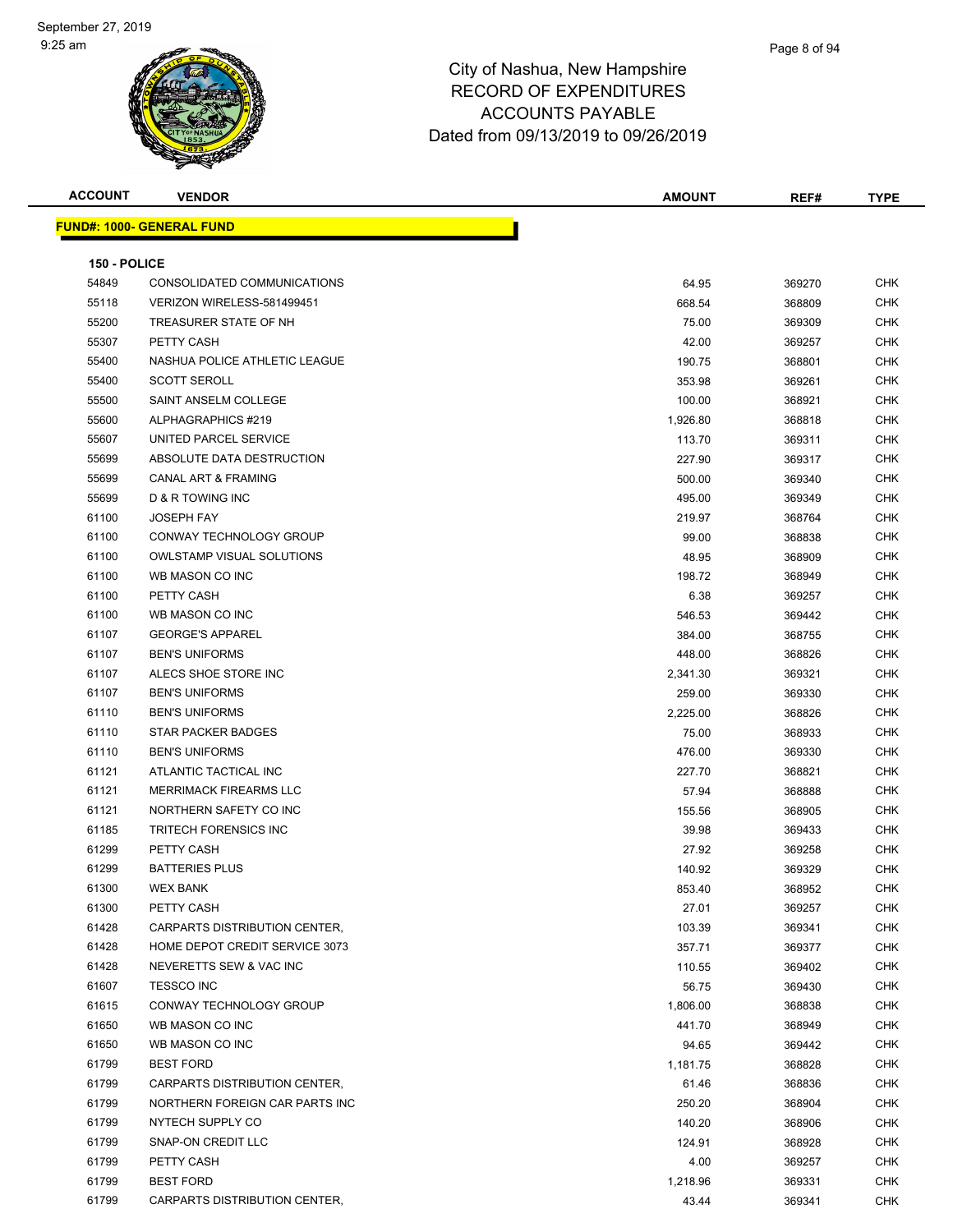# City of Nashua, New Hampshire
## RECORD OF EXPENDITURES
## ACCOUNTS PAYABLE
## Dated from 09/13/2019 to 09/26/2019

September 27, 2019
9:25 am

**FUND#: 1000- GENERAL FUND**

**150 - POLICE**

| ACCOUNT | VENDOR | AMOUNT | REF# | TYPE |
|---|---|---|---|---|
| 54849 | CONSOLIDATED COMMUNICATIONS | 64.95 | 369270 | CHK |
| 55118 | VERIZON WIRELESS-581499451 | 668.54 | 368809 | CHK |
| 55200 | TREASURER STATE OF NH | 75.00 | 369309 | CHK |
| 55307 | PETTY CASH | 42.00 | 369257 | CHK |
| 55400 | NASHUA POLICE ATHLETIC LEAGUE | 190.75 | 368801 | CHK |
| 55400 | SCOTT SEROLL | 353.98 | 369261 | CHK |
| 55500 | SAINT ANSELM COLLEGE | 100.00 | 368921 | CHK |
| 55600 | ALPHAGRAPHICS #219 | 1,926.80 | 368818 | CHK |
| 55607 | UNITED PARCEL SERVICE | 113.70 | 369311 | CHK |
| 55699 | ABSOLUTE DATA DESTRUCTION | 227.90 | 369317 | CHK |
| 55699 | CANAL ART & FRAMING | 500.00 | 369340 | CHK |
| 55699 | D & R TOWING INC | 495.00 | 369349 | CHK |
| 61100 | JOSEPH FAY | 219.97 | 368764 | CHK |
| 61100 | CONWAY TECHNOLOGY GROUP | 99.00 | 368838 | CHK |
| 61100 | OWLSTAMP VISUAL SOLUTIONS | 48.95 | 368909 | CHK |
| 61100 | WB MASON CO INC | 198.72 | 368949 | CHK |
| 61100 | PETTY CASH | 6.38 | 369257 | CHK |
| 61100 | WB MASON CO INC | 546.53 | 369442 | CHK |
| 61107 | GEORGE'S APPAREL | 384.00 | 368755 | CHK |
| 61107 | BEN'S UNIFORMS | 448.00 | 368826 | CHK |
| 61107 | ALECS SHOE STORE INC | 2,341.30 | 369321 | CHK |
| 61107 | BEN'S UNIFORMS | 259.00 | 369330 | CHK |
| 61110 | BEN'S UNIFORMS | 2,225.00 | 368826 | CHK |
| 61110 | STAR PACKER BADGES | 75.00 | 368933 | CHK |
| 61110 | BEN'S UNIFORMS | 476.00 | 369330 | CHK |
| 61121 | ATLANTIC TACTICAL INC | 227.70 | 368821 | CHK |
| 61121 | MERRIMACK FIREARMS LLC | 57.94 | 368888 | CHK |
| 61121 | NORTHERN SAFETY CO INC | 155.56 | 368905 | CHK |
| 61185 | TRITECH FORENSICS INC | 39.98 | 369433 | CHK |
| 61299 | PETTY CASH | 27.92 | 369258 | CHK |
| 61299 | BATTERIES PLUS | 140.92 | 369329 | CHK |
| 61300 | WEX BANK | 853.40 | 368952 | CHK |
| 61300 | PETTY CASH | 27.01 | 369257 | CHK |
| 61428 | CARPARTS DISTRIBUTION CENTER, | 103.39 | 369341 | CHK |
| 61428 | HOME DEPOT CREDIT SERVICE 3073 | 357.71 | 369377 | CHK |
| 61428 | NEVERETTS SEW & VAC INC | 110.55 | 369402 | CHK |
| 61607 | TESSCO INC | 56.75 | 369430 | CHK |
| 61615 | CONWAY TECHNOLOGY GROUP | 1,806.00 | 368838 | CHK |
| 61650 | WB MASON CO INC | 441.70 | 368949 | CHK |
| 61650 | WB MASON CO INC | 94.65 | 369442 | CHK |
| 61799 | BEST FORD | 1,181.75 | 368828 | CHK |
| 61799 | CARPARTS DISTRIBUTION CENTER, | 61.46 | 368836 | CHK |
| 61799 | NORTHERN FOREIGN CAR PARTS INC | 250.20 | 368904 | CHK |
| 61799 | NYTECH SUPPLY CO | 140.20 | 368906 | CHK |
| 61799 | SNAP-ON CREDIT LLC | 124.91 | 368928 | CHK |
| 61799 | PETTY CASH | 4.00 | 369257 | CHK |
| 61799 | BEST FORD | 1,218.96 | 369331 | CHK |
| 61799 | CARPARTS DISTRIBUTION CENTER, | 43.44 | 369341 | CHK |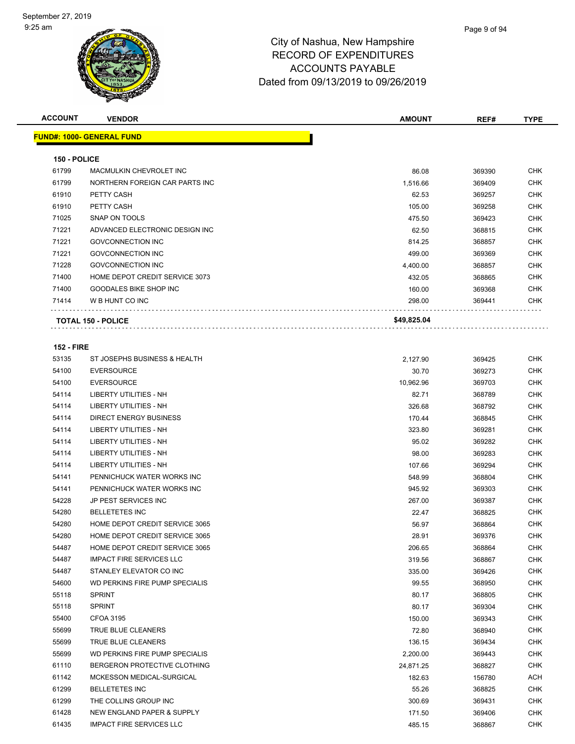September 27, 2019
9:25 am

City of Nashua, New Hampshire
RECORD OF EXPENDITURES
ACCOUNTS PAYABLE
Dated from 09/13/2019 to 09/26/2019

| ACCOUNT | VENDOR | AMOUNT | REF# | TYPE |
|---|---|---|---|---|

**FUND#: 1000- GENERAL FUND**

**150 - POLICE**

| ACCOUNT | VENDOR | AMOUNT | REF# | TYPE |
|---|---|---|---|---|
| 61799 | MACMULKIN CHEVROLET INC | 86.08 | 369390 | CHK |
| 61799 | NORTHERN FOREIGN CAR PARTS INC | 1,516.66 | 369409 | CHK |
| 61910 | PETTY CASH | 62.53 | 369257 | CHK |
| 61910 | PETTY CASH | 105.00 | 369258 | CHK |
| 71025 | SNAP ON TOOLS | 475.50 | 369423 | CHK |
| 71221 | ADVANCED ELECTRONIC DESIGN INC | 62.50 | 368815 | CHK |
| 71221 | GOVCONNECTION INC | 814.25 | 368857 | CHK |
| 71221 | GOVCONNECTION INC | 499.00 | 369369 | CHK |
| 71228 | GOVCONNECTION INC | 4,400.00 | 368857 | CHK |
| 71400 | HOME DEPOT CREDIT SERVICE 3073 | 432.05 | 368865 | CHK |
| 71400 | GOODALES BIKE SHOP INC | 160.00 | 369368 | CHK |
| 71414 | W B HUNT CO INC | 298.00 | 369441 | CHK |
| | **TOTAL 150 - POLICE** | **$49,825.04** | | |

**152 - FIRE**

| ACCOUNT | VENDOR | AMOUNT | REF# | TYPE |
|---|---|---|---|---|
| 53135 | ST JOSEPHS BUSINESS & HEALTH | 2,127.90 | 369425 | CHK |
| 54100 | EVERSOURCE | 30.70 | 369273 | CHK |
| 54100 | EVERSOURCE | 10,962.96 | 369703 | CHK |
| 54114 | LIBERTY UTILITIES - NH | 82.71 | 368789 | CHK |
| 54114 | LIBERTY UTILITIES - NH | 326.68 | 368792 | CHK |
| 54114 | DIRECT ENERGY BUSINESS | 170.44 | 368845 | CHK |
| 54114 | LIBERTY UTILITIES - NH | 323.80 | 369281 | CHK |
| 54114 | LIBERTY UTILITIES - NH | 95.02 | 369282 | CHK |
| 54114 | LIBERTY UTILITIES - NH | 98.00 | 369283 | CHK |
| 54114 | LIBERTY UTILITIES - NH | 107.66 | 369294 | CHK |
| 54141 | PENNICHUCK WATER WORKS INC | 548.99 | 368804 | CHK |
| 54141 | PENNICHUCK WATER WORKS INC | 945.92 | 369303 | CHK |
| 54228 | JP PEST SERVICES INC | 267.00 | 369387 | CHK |
| 54280 | BELLETETES INC | 22.47 | 368825 | CHK |
| 54280 | HOME DEPOT CREDIT SERVICE 3065 | 56.97 | 368864 | CHK |
| 54280 | HOME DEPOT CREDIT SERVICE 3065 | 28.91 | 369376 | CHK |
| 54487 | HOME DEPOT CREDIT SERVICE 3065 | 206.65 | 368864 | CHK |
| 54487 | IMPACT FIRE SERVICES LLC | 319.56 | 368867 | CHK |
| 54487 | STANLEY ELEVATOR CO INC | 335.00 | 369426 | CHK |
| 54600 | WD PERKINS FIRE PUMP SPECIALIS | 99.55 | 368950 | CHK |
| 55118 | SPRINT | 80.17 | 368805 | CHK |
| 55118 | SPRINT | 80.17 | 369304 | CHK |
| 55400 | CFOA 3195 | 150.00 | 369343 | CHK |
| 55699 | TRUE BLUE CLEANERS | 72.80 | 368940 | CHK |
| 55699 | TRUE BLUE CLEANERS | 136.15 | 369434 | CHK |
| 55699 | WD PERKINS FIRE PUMP SPECIALIS | 2,200.00 | 369443 | CHK |
| 61110 | BERGERON PROTECTIVE CLOTHING | 24,871.25 | 368827 | CHK |
| 61142 | MCKESSON MEDICAL-SURGICAL | 182.63 | 156780 | ACH |
| 61299 | BELLETETES INC | 55.26 | 368825 | CHK |
| 61299 | THE COLLINS GROUP INC | 300.69 | 369431 | CHK |
| 61428 | NEW ENGLAND PAPER & SUPPLY | 171.50 | 369406 | CHK |
| 61435 | IMPACT FIRE SERVICES LLC | 485.15 | 368867 | CHK |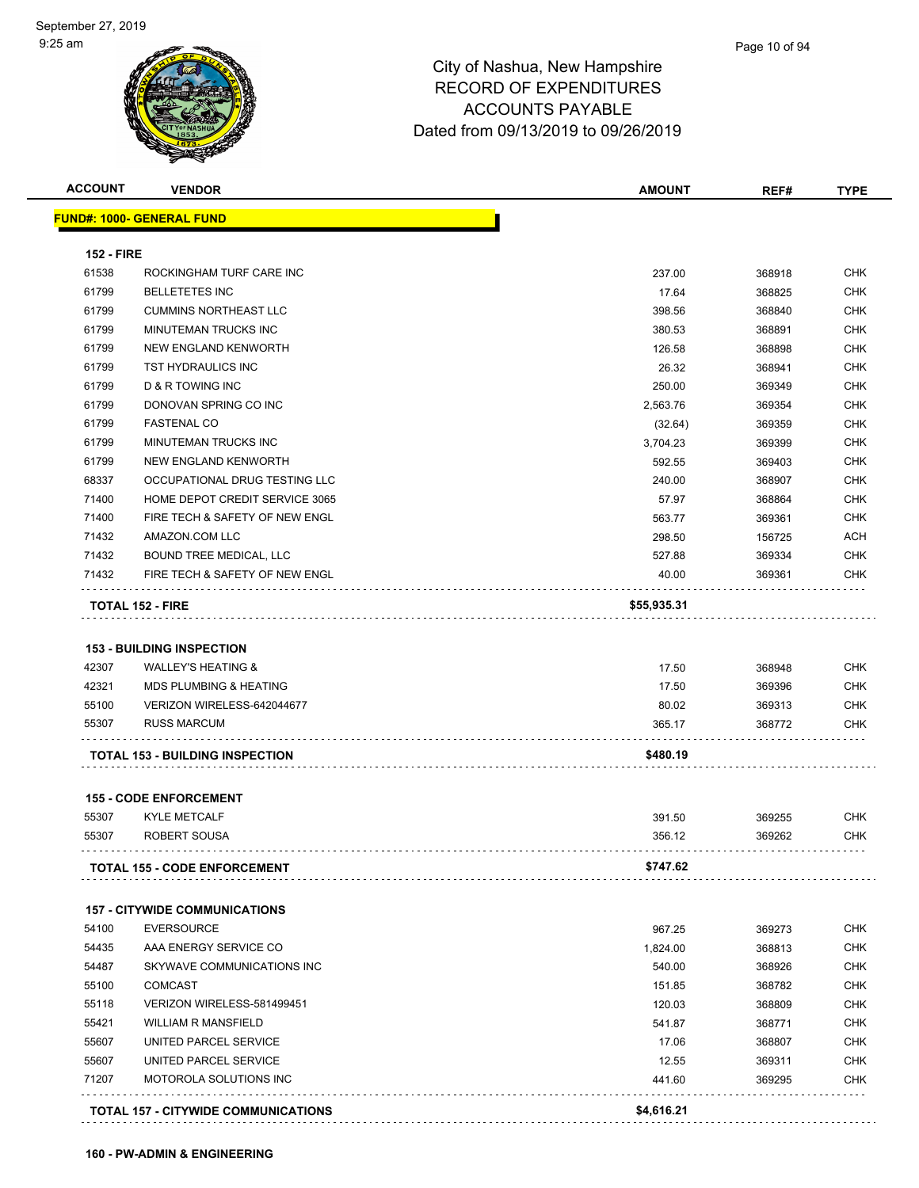# City of Nashua, New Hampshire
# RECORD OF EXPENDITURES
# ACCOUNTS PAYABLE
# Dated from 09/13/2019 to 09/26/2019

| ACCOUNT | VENDOR | AMOUNT | REF# | TYPE |
|---|---|---|---|---|
| **FUND#: 1000- GENERAL FUND** | | | | |
| **152 - FIRE** | | | | |
| 61538 | ROCKINGHAM TURF CARE INC | 237.00 | 368918 | CHK |
| 61799 | BELLETETES INC | 17.64 | 368825 | CHK |
| 61799 | CUMMINS NORTHEAST LLC | 398.56 | 368840 | CHK |
| 61799 | MINUTEMAN TRUCKS INC | 380.53 | 368891 | CHK |
| 61799 | NEW ENGLAND KENWORTH | 126.58 | 368898 | CHK |
| 61799 | TST HYDRAULICS INC | 26.32 | 368941 | CHK |
| 61799 | D & R TOWING INC | 250.00 | 369349 | CHK |
| 61799 | DONOVAN SPRING CO INC | 2,563.76 | 369354 | CHK |
| 61799 | FASTENAL CO | (32.64) | 369359 | CHK |
| 61799 | MINUTEMAN TRUCKS INC | 3,704.23 | 369399 | CHK |
| 61799 | NEW ENGLAND KENWORTH | 592.55 | 369403 | CHK |
| 68337 | OCCUPATIONAL DRUG TESTING LLC | 240.00 | 368907 | CHK |
| 71400 | HOME DEPOT CREDIT SERVICE 3065 | 57.97 | 368864 | CHK |
| 71400 | FIRE TECH & SAFETY OF NEW ENGL | 563.77 | 369361 | CHK |
| 71432 | AMAZON.COM LLC | 298.50 | 156725 | ACH |
| 71432 | BOUND TREE MEDICAL, LLC | 527.88 | 369334 | CHK |
| 71432 | FIRE TECH & SAFETY OF NEW ENGL | 40.00 | 369361 | CHK |
| **TOTAL 152 - FIRE** | | **$55,935.31** | | |
| **153 - BUILDING INSPECTION** | | | | |
| 42307 | WALLEY'S HEATING & | 17.50 | 368948 | CHK |
| 42321 | MDS PLUMBING & HEATING | 17.50 | 369396 | CHK |
| 55100 | VERIZON WIRELESS-642044677 | 80.02 | 369313 | CHK |
| 55307 | RUSS MARCUM | 365.17 | 368772 | CHK |
| **TOTAL 153 - BUILDING INSPECTION** | | **$480.19** | | |
| **155 - CODE ENFORCEMENT** | | | | |
| 55307 | KYLE METCALF | 391.50 | 369255 | CHK |
| 55307 | ROBERT SOUSA | 356.12 | 369262 | CHK |
| **TOTAL 155 - CODE ENFORCEMENT** | | **$747.62** | | |
| **157 - CITYWIDE COMMUNICATIONS** | | | | |
| 54100 | EVERSOURCE | 967.25 | 369273 | CHK |
| 54435 | AAA ENERGY SERVICE CO | 1,824.00 | 368813 | CHK |
| 54487 | SKYWAVE COMMUNICATIONS INC | 540.00 | 368926 | CHK |
| 55100 | COMCAST | 151.85 | 368782 | CHK |
| 55118 | VERIZON WIRELESS-581499451 | 120.03 | 368809 | CHK |
| 55421 | WILLIAM R MANSFIELD | 541.87 | 368771 | CHK |
| 55607 | UNITED PARCEL SERVICE | 17.06 | 368807 | CHK |
| 55607 | UNITED PARCEL SERVICE | 12.55 | 369311 | CHK |
| 71207 | MOTOROLA SOLUTIONS INC | 441.60 | 369295 | CHK |
| **TOTAL 157 - CITYWIDE COMMUNICATIONS** | | **$4,616.21** | | |
| **160 - PW-ADMIN & ENGINEERING** | | | | |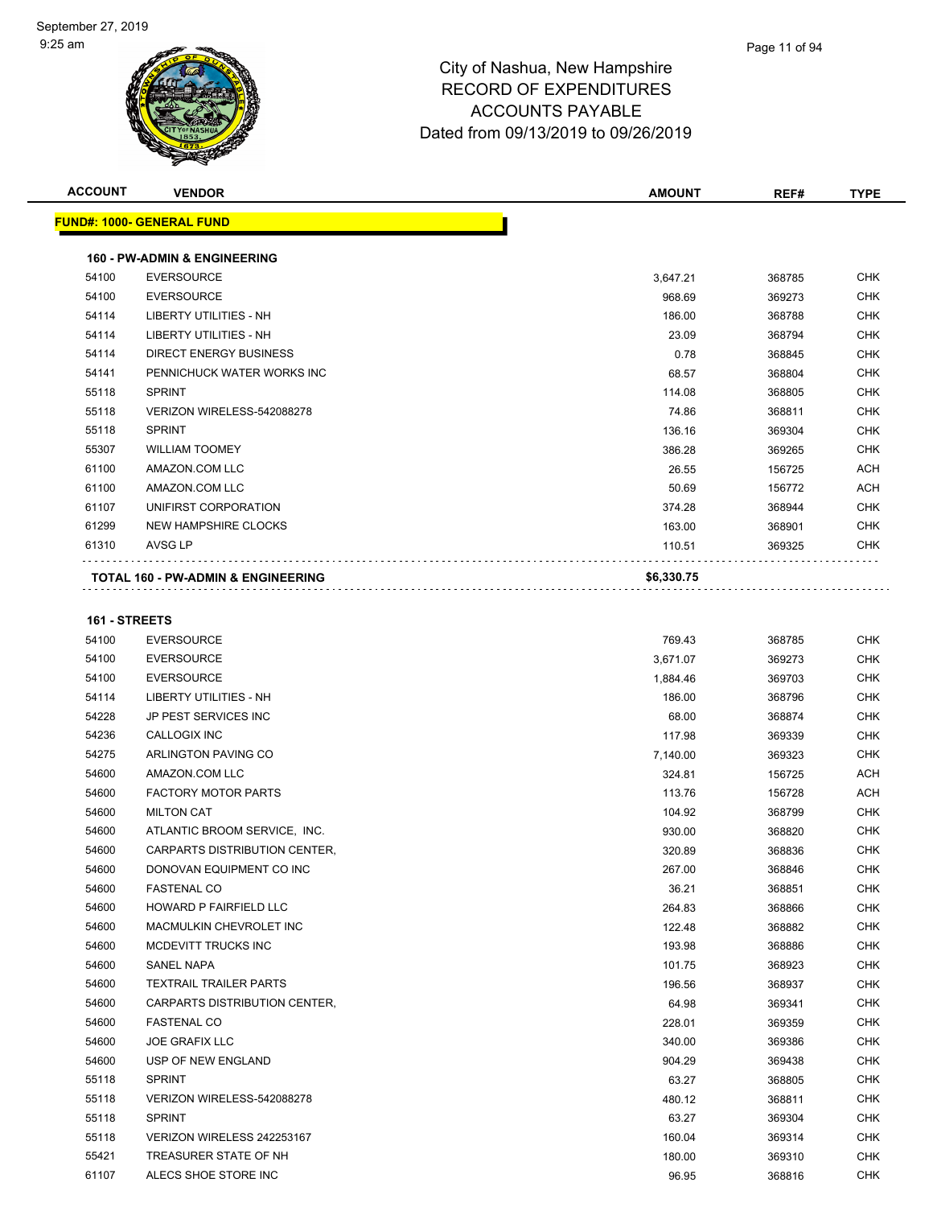# City of Nashua, New Hampshire
# RECORD OF EXPENDITURES
# ACCOUNTS PAYABLE
# Dated from 09/13/2019 to 09/26/2019

| ACCOUNT | VENDOR | AMOUNT | REF# | TYPE |
|---|---|---|---|---|
| **FUND#: 1000- GENERAL FUND** | | | | |
| **160 - PW-ADMIN & ENGINEERING** | | | | |
| 54100 | EVERSOURCE | 3,647.21 | 368785 | CHK |
| 54100 | EVERSOURCE | 968.69 | 369273 | CHK |
| 54114 | LIBERTY UTILITIES - NH | 186.00 | 368788 | CHK |
| 54114 | LIBERTY UTILITIES - NH | 23.09 | 368794 | CHK |
| 54114 | DIRECT ENERGY BUSINESS | 0.78 | 368845 | CHK |
| 54141 | PENNICHUCK WATER WORKS INC | 68.57 | 368804 | CHK |
| 55118 | SPRINT | 114.08 | 368805 | CHK |
| 55118 | VERIZON WIRELESS-542088278 | 74.86 | 368811 | CHK |
| 55118 | SPRINT | 136.16 | 369304 | CHK |
| 55307 | WILLIAM TOOMEY | 386.28 | 369265 | CHK |
| 61100 | AMAZON.COM LLC | 26.55 | 156725 | ACH |
| 61100 | AMAZON.COM LLC | 50.69 | 156772 | ACH |
| 61107 | UNIFIRST CORPORATION | 374.28 | 368944 | CHK |
| 61299 | NEW HAMPSHIRE CLOCKS | 163.00 | 368901 | CHK |
| 61310 | AVSG LP | 110.51 | 369325 | CHK |
| **TOTAL 160 - PW-ADMIN & ENGINEERING** | | **$6,330.75** | | |
| **161 - STREETS** | | | | |
| 54100 | EVERSOURCE | 769.43 | 368785 | CHK |
| 54100 | EVERSOURCE | 3,671.07 | 369273 | CHK |
| 54100 | EVERSOURCE | 1,884.46 | 369703 | CHK |
| 54114 | LIBERTY UTILITIES - NH | 186.00 | 368796 | CHK |
| 54228 | JP PEST SERVICES INC | 68.00 | 368874 | CHK |
| 54236 | CALLOGIX INC | 117.98 | 369339 | CHK |
| 54275 | ARLINGTON PAVING CO | 7,140.00 | 369323 | CHK |
| 54600 | AMAZON.COM LLC | 324.81 | 156725 | ACH |
| 54600 | FACTORY MOTOR PARTS | 113.76 | 156728 | ACH |
| 54600 | MILTON CAT | 104.92 | 368799 | CHK |
| 54600 | ATLANTIC BROOM SERVICE, INC. | 930.00 | 368820 | CHK |
| 54600 | CARPARTS DISTRIBUTION CENTER, | 320.89 | 368836 | CHK |
| 54600 | DONOVAN EQUIPMENT CO INC | 267.00 | 368846 | CHK |
| 54600 | FASTENAL CO | 36.21 | 368851 | CHK |
| 54600 | HOWARD P FAIRFIELD LLC | 264.83 | 368866 | CHK |
| 54600 | MACMULKIN CHEVROLET INC | 122.48 | 368882 | CHK |
| 54600 | MCDEVITT TRUCKS INC | 193.98 | 368886 | CHK |
| 54600 | SANEL NAPA | 101.75 | 368923 | CHK |
| 54600 | TEXTRAIL TRAILER PARTS | 196.56 | 368937 | CHK |
| 54600 | CARPARTS DISTRIBUTION CENTER, | 64.98 | 369341 | CHK |
| 54600 | FASTENAL CO | 228.01 | 369359 | CHK |
| 54600 | JOE GRAFIX LLC | 340.00 | 369386 | CHK |
| 54600 | USP OF NEW ENGLAND | 904.29 | 369438 | CHK |
| 55118 | SPRINT | 63.27 | 368805 | CHK |
| 55118 | VERIZON WIRELESS-542088278 | 480.12 | 368811 | CHK |
| 55118 | SPRINT | 63.27 | 369304 | CHK |
| 55118 | VERIZON WIRELESS 242253167 | 160.04 | 369314 | CHK |
| 55421 | TREASURER STATE OF NH | 180.00 | 369310 | CHK |
| 61107 | ALECS SHOE STORE INC | 96.95 | 368816 | CHK |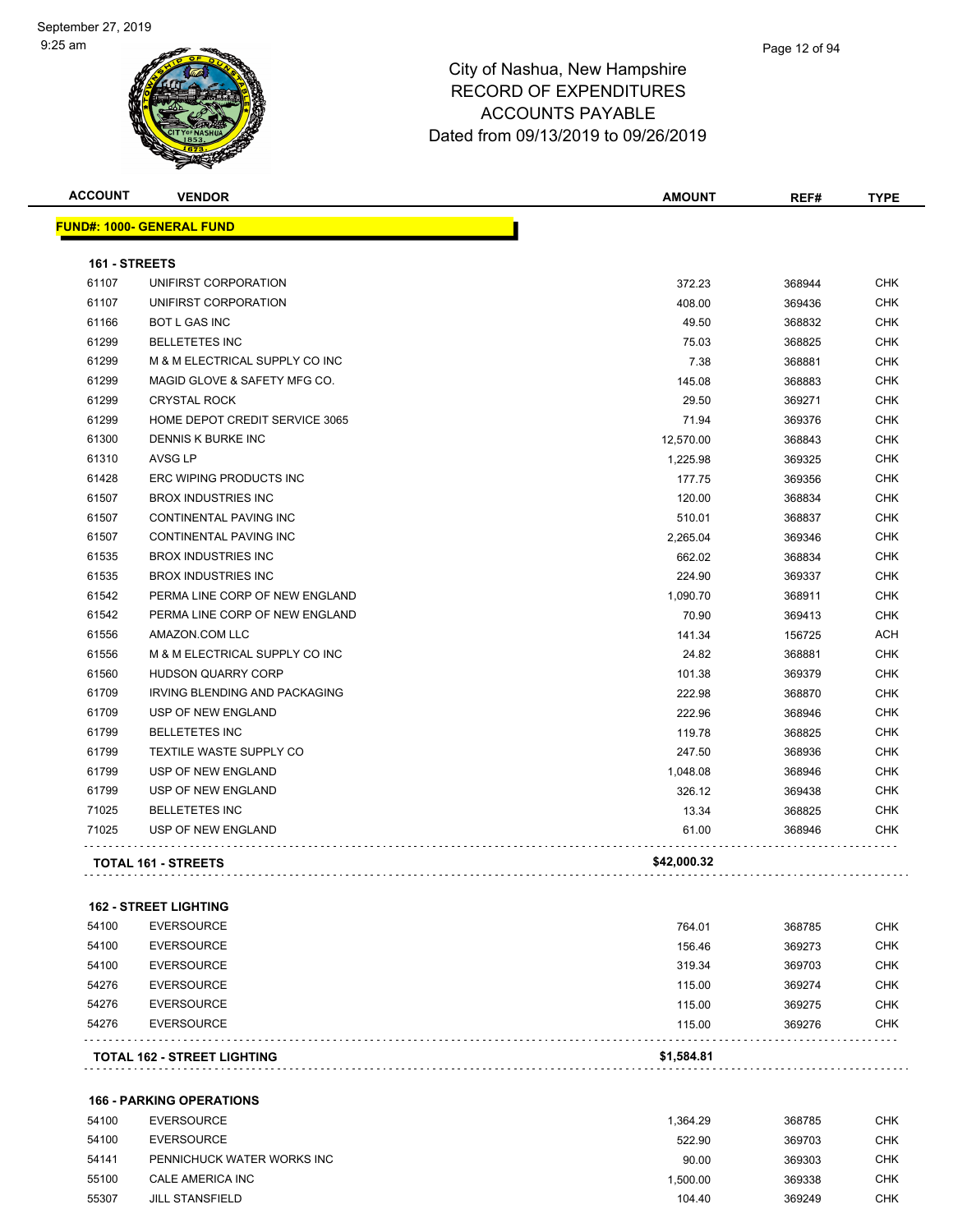# City of Nashua, New Hampshire
## RECORD OF EXPENDITURES
## ACCOUNTS PAYABLE
## Dated from 09/13/2019 to 09/26/2019

| ACCOUNT | VENDOR | AMOUNT | REF# | TYPE |
|---|---|---|---|---|

**FUND#: 1000- GENERAL FUND**

**161 - STREETS**

| ACCOUNT | VENDOR | AMOUNT | REF# | TYPE |
|---|---|---|---|---|
| 61107 | UNIFIRST CORPORATION | 372.23 | 368944 | CHK |
| 61107 | UNIFIRST CORPORATION | 408.00 | 369436 | CHK |
| 61166 | BOT L GAS INC | 49.50 | 368832 | CHK |
| 61299 | BELLETETES INC | 75.03 | 368825 | CHK |
| 61299 | M & M ELECTRICAL SUPPLY CO INC | 7.38 | 368881 | CHK |
| 61299 | MAGID GLOVE & SAFETY MFG CO. | 145.08 | 368883 | CHK |
| 61299 | CRYSTAL ROCK | 29.50 | 369271 | CHK |
| 61299 | HOME DEPOT CREDIT SERVICE 3065 | 71.94 | 369376 | CHK |
| 61300 | DENNIS K BURKE INC | 12,570.00 | 368843 | CHK |
| 61310 | AVSG LP | 1,225.98 | 369325 | CHK |
| 61428 | ERC WIPING PRODUCTS INC | 177.75 | 369356 | CHK |
| 61507 | BROX INDUSTRIES INC | 120.00 | 368834 | CHK |
| 61507 | CONTINENTAL PAVING INC | 510.01 | 368837 | CHK |
| 61507 | CONTINENTAL PAVING INC | 2,265.04 | 369346 | CHK |
| 61535 | BROX INDUSTRIES INC | 662.02 | 368834 | CHK |
| 61535 | BROX INDUSTRIES INC | 224.90 | 369337 | CHK |
| 61542 | PERMA LINE CORP OF NEW ENGLAND | 1,090.70 | 368911 | CHK |
| 61542 | PERMA LINE CORP OF NEW ENGLAND | 70.90 | 369413 | CHK |
| 61556 | AMAZON.COM LLC | 141.34 | 156725 | ACH |
| 61556 | M & M ELECTRICAL SUPPLY CO INC | 24.82 | 368881 | CHK |
| 61560 | HUDSON QUARRY CORP | 101.38 | 369379 | CHK |
| 61709 | IRVING BLENDING AND PACKAGING | 222.98 | 368870 | CHK |
| 61709 | USP OF NEW ENGLAND | 222.96 | 368946 | CHK |
| 61799 | BELLETETES INC | 119.78 | 368825 | CHK |
| 61799 | TEXTILE WASTE SUPPLY CO | 247.50 | 368936 | CHK |
| 61799 | USP OF NEW ENGLAND | 1,048.08 | 368946 | CHK |
| 61799 | USP OF NEW ENGLAND | 326.12 | 369438 | CHK |
| 71025 | BELLETETES INC | 13.34 | 368825 | CHK |
| 71025 | USP OF NEW ENGLAND | 61.00 | 368946 | CHK |
| | **TOTAL 161 - STREETS** | **$42,000.32** | | |

**162 - STREET LIGHTING**

| ACCOUNT | VENDOR | AMOUNT | REF# | TYPE |
|---|---|---|---|---|
| 54100 | EVERSOURCE | 764.01 | 368785 | CHK |
| 54100 | EVERSOURCE | 156.46 | 369273 | CHK |
| 54100 | EVERSOURCE | 319.34 | 369703 | CHK |
| 54276 | EVERSOURCE | 115.00 | 369274 | CHK |
| 54276 | EVERSOURCE | 115.00 | 369275 | CHK |
| 54276 | EVERSOURCE | 115.00 | 369276 | CHK |
| | **TOTAL 162 - STREET LIGHTING** | **$1,584.81** | | |

**166 - PARKING OPERATIONS**

| ACCOUNT | VENDOR | AMOUNT | REF# | TYPE |
|---|---|---|---|---|
| 54100 | EVERSOURCE | 1,364.29 | 368785 | CHK |
| 54100 | EVERSOURCE | 522.90 | 369703 | CHK |
| 54141 | PENNICHUCK WATER WORKS INC | 90.00 | 369303 | CHK |
| 55100 | CALE AMERICA INC | 1,500.00 | 369338 | CHK |
| 55307 | JILL STANSFIELD | 104.40 | 369249 | CHK |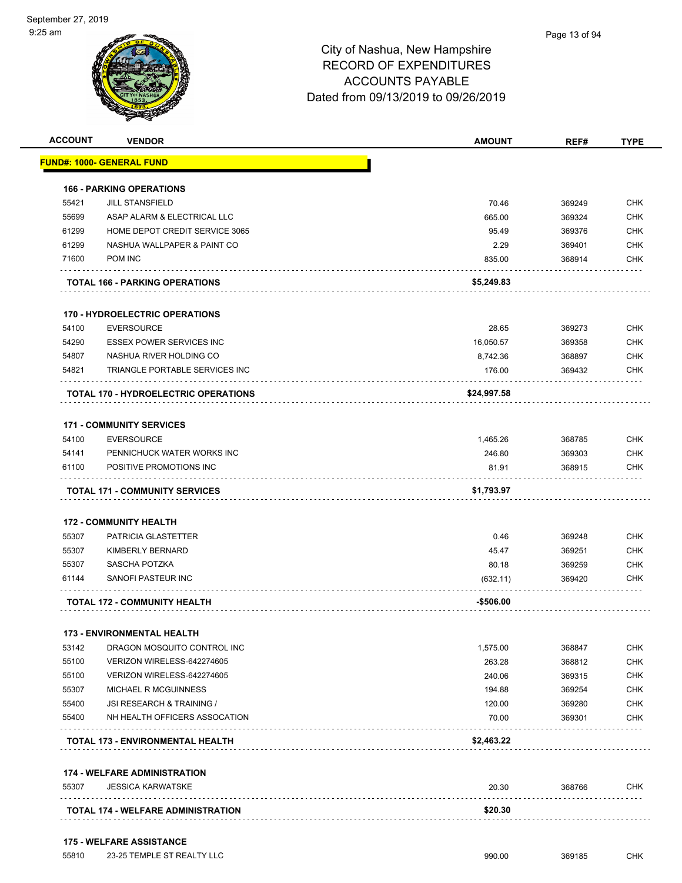September 27, 2019
9:25 am

# City of Nashua, New Hampshire
## RECORD OF EXPENDITURES
## ACCOUNTS PAYABLE
### Dated from 09/13/2019 to 09/26/2019

| ACCOUNT | VENDOR | AMOUNT | REF# | TYPE |
|---|---|---|---|---|
| **FUND#: 1000- GENERAL FUND** | | | | |
| **166 - PARKING OPERATIONS** | | | | |
| 55421 | JILL STANSFIELD | 70.46 | 369249 | CHK |
| 55699 | ASAP ALARM & ELECTRICAL LLC | 665.00 | 369324 | CHK |
| 61299 | HOME DEPOT CREDIT SERVICE 3065 | 95.49 | 369376 | CHK |
| 61299 | NASHUA WALLPAPER & PAINT CO | 2.29 | 369401 | CHK |
| 71600 | POM INC | 835.00 | 368914 | CHK |
| | **TOTAL 166 - PARKING OPERATIONS** | **$5,249.83** | | |
| **170 - HYDROELECTRIC OPERATIONS** | | | | |
| 54100 | EVERSOURCE | 28.65 | 369273 | CHK |
| 54290 | ESSEX POWER SERVICES INC | 16,050.57 | 369358 | CHK |
| 54807 | NASHUA RIVER HOLDING CO | 8,742.36 | 368897 | CHK |
| 54821 | TRIANGLE PORTABLE SERVICES INC | 176.00 | 369432 | CHK |
| | **TOTAL 170 - HYDROELECTRIC OPERATIONS** | **$24,997.58** | | |
| **171 - COMMUNITY SERVICES** | | | | |
| 54100 | EVERSOURCE | 1,465.26 | 368785 | CHK |
| 54141 | PENNICHUCK WATER WORKS INC | 246.80 | 369303 | CHK |
| 61100 | POSITIVE PROMOTIONS INC | 81.91 | 368915 | CHK |
| | **TOTAL 171 - COMMUNITY SERVICES** | **$1,793.97** | | |
| **172 - COMMUNITY HEALTH** | | | | |
| 55307 | PATRICIA GLASTETTER | 0.46 | 369248 | CHK |
| 55307 | KIMBERLY BERNARD | 45.47 | 369251 | CHK |
| 55307 | SASCHA POTZKA | 80.18 | 369259 | CHK |
| 61144 | SANOFI PASTEUR INC | (632.11) | 369420 | CHK |
| | **TOTAL 172 - COMMUNITY HEALTH** | **-$506.00** | | |
| **173 - ENVIRONMENTAL HEALTH** | | | | |
| 53142 | DRAGON MOSQUITO CONTROL INC | 1,575.00 | 368847 | CHK |
| 55100 | VERIZON WIRELESS-642274605 | 263.28 | 368812 | CHK |
| 55100 | VERIZON WIRELESS-642274605 | 240.06 | 369315 | CHK |
| 55307 | MICHAEL R MCGUINNESS | 194.88 | 369254 | CHK |
| 55400 | JSI RESEARCH & TRAINING / | 120.00 | 369280 | CHK |
| 55400 | NH HEALTH OFFICERS ASSOCATION | 70.00 | 369301 | CHK |
| | **TOTAL 173 - ENVIRONMENTAL HEALTH** | **$2,463.22** | | |
| **174 - WELFARE ADMINISTRATION** | | | | |
| 55307 | JESSICA KARWATSKE | 20.30 | 368766 | CHK |
| | **TOTAL 174 - WELFARE ADMINISTRATION** | **$20.30** | | |
| **175 - WELFARE ASSISTANCE** | | | | |
| 55810 | 23-25 TEMPLE ST REALTY LLC | 990.00 | 369185 | CHK |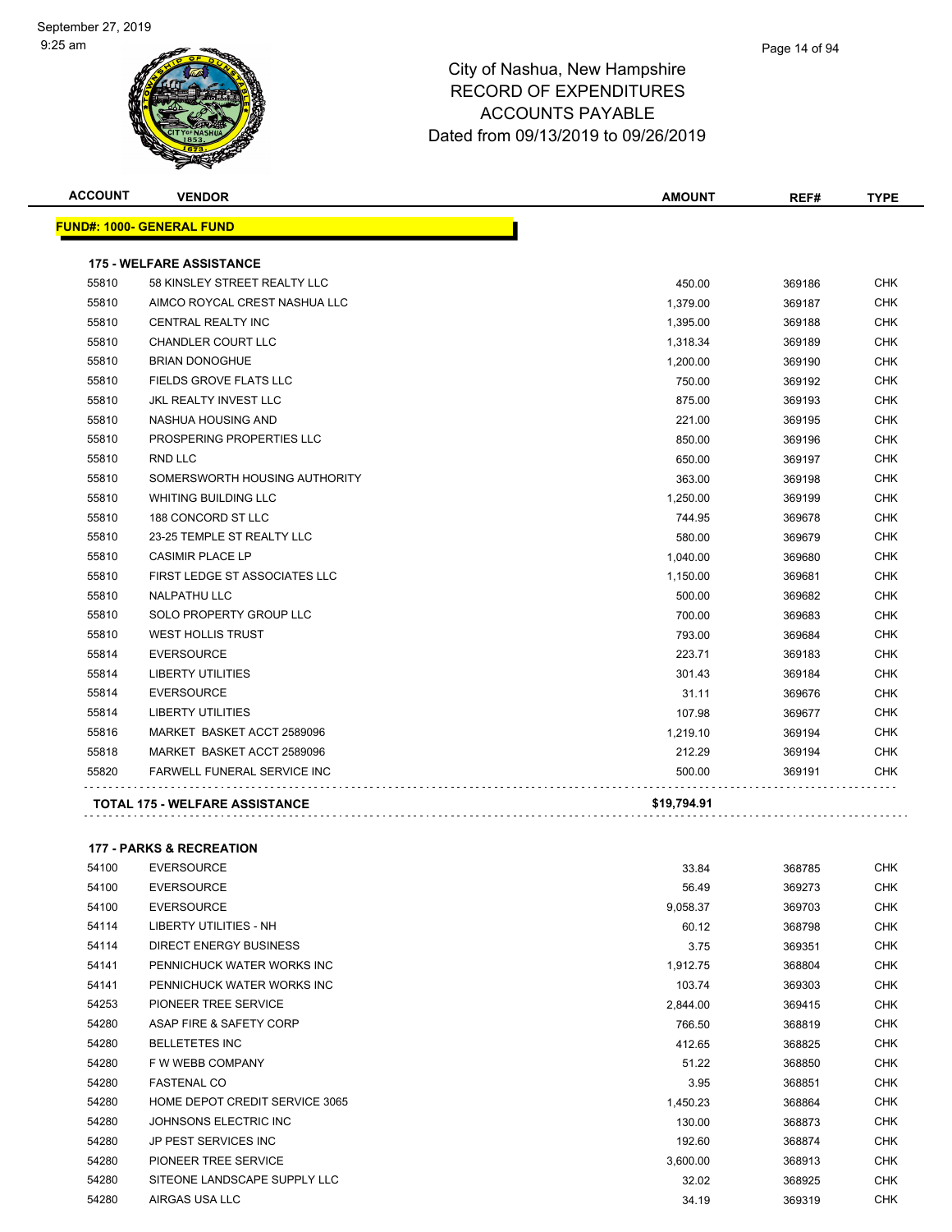# City of Nashua, New Hampshire
## RECORD OF EXPENDITURES
## ACCOUNTS PAYABLE
### Dated from 09/13/2019 to 09/26/2019

September 27, 2019
9:25 am

| ACCOUNT | VENDOR | AMOUNT | REF# | TYPE |
|---|---|---|---|---|
| **FUND#: 1000- GENERAL FUND** | | | | |
| **175 - WELFARE ASSISTANCE** | | | | |
| 55810 | 58 KINSLEY STREET REALTY LLC | 450.00 | 369186 | CHK |
| 55810 | AIMCO ROYCAL CREST NASHUA LLC | 1,379.00 | 369187 | CHK |
| 55810 | CENTRAL REALTY INC | 1,395.00 | 369188 | CHK |
| 55810 | CHANDLER COURT LLC | 1,318.34 | 369189 | CHK |
| 55810 | BRIAN DONOGHUE | 1,200.00 | 369190 | CHK |
| 55810 | FIELDS GROVE FLATS LLC | 750.00 | 369192 | CHK |
| 55810 | JKL REALTY INVEST LLC | 875.00 | 369193 | CHK |
| 55810 | NASHUA HOUSING AND | 221.00 | 369195 | CHK |
| 55810 | PROSPERING PROPERTIES LLC | 850.00 | 369196 | CHK |
| 55810 | RND LLC | 650.00 | 369197 | CHK |
| 55810 | SOMERSWORTH HOUSING AUTHORITY | 363.00 | 369198 | CHK |
| 55810 | WHITING BUILDING LLC | 1,250.00 | 369199 | CHK |
| 55810 | 188 CONCORD ST LLC | 744.95 | 369678 | CHK |
| 55810 | 23-25 TEMPLE ST REALTY LLC | 580.00 | 369679 | CHK |
| 55810 | CASIMIR PLACE LP | 1,040.00 | 369680 | CHK |
| 55810 | FIRST LEDGE ST ASSOCIATES LLC | 1,150.00 | 369681 | CHK |
| 55810 | NALPATHU LLC | 500.00 | 369682 | CHK |
| 55810 | SOLO PROPERTY GROUP LLC | 700.00 | 369683 | CHK |
| 55810 | WEST HOLLIS TRUST | 793.00 | 369684 | CHK |
| 55814 | EVERSOURCE | 223.71 | 369183 | CHK |
| 55814 | LIBERTY UTILITIES | 301.43 | 369184 | CHK |
| 55814 | EVERSOURCE | 31.11 | 369676 | CHK |
| 55814 | LIBERTY UTILITIES | 107.98 | 369677 | CHK |
| 55816 | MARKET BASKET ACCT 2589096 | 1,219.10 | 369194 | CHK |
| 55818 | MARKET BASKET ACCT 2589096 | 212.29 | 369194 | CHK |
| 55820 | FARWELL FUNERAL SERVICE INC | 500.00 | 369191 | CHK |
| **TOTAL 175 - WELFARE ASSISTANCE** | | **$19,794.91** | | |
| **177 - PARKS & RECREATION** | | | | |
| 54100 | EVERSOURCE | 33.84 | 368785 | CHK |
| 54100 | EVERSOURCE | 56.49 | 369273 | CHK |
| 54100 | EVERSOURCE | 9,058.37 | 369703 | CHK |
| 54114 | LIBERTY UTILITIES - NH | 60.12 | 368798 | CHK |
| 54114 | DIRECT ENERGY BUSINESS | 3.75 | 369351 | CHK |
| 54141 | PENNICHUCK WATER WORKS INC | 1,912.75 | 368804 | CHK |
| 54141 | PENNICHUCK WATER WORKS INC | 103.74 | 369303 | CHK |
| 54253 | PIONEER TREE SERVICE | 2,844.00 | 369415 | CHK |
| 54280 | ASAP FIRE & SAFETY CORP | 766.50 | 368819 | CHK |
| 54280 | BELLETETES INC | 412.65 | 368825 | CHK |
| 54280 | F W WEBB COMPANY | 51.22 | 368850 | CHK |
| 54280 | FASTENAL CO | 3.95 | 368851 | CHK |
| 54280 | HOME DEPOT CREDIT SERVICE 3065 | 1,450.23 | 368864 | CHK |
| 54280 | JOHNSONS ELECTRIC INC | 130.00 | 368873 | CHK |
| 54280 | JP PEST SERVICES INC | 192.60 | 368874 | CHK |
| 54280 | PIONEER TREE SERVICE | 3,600.00 | 368913 | CHK |
| 54280 | SITEONE LANDSCAPE SUPPLY LLC | 32.02 | 368925 | CHK |
| 54280 | AIRGAS USA LLC | 34.19 | 369319 | CHK |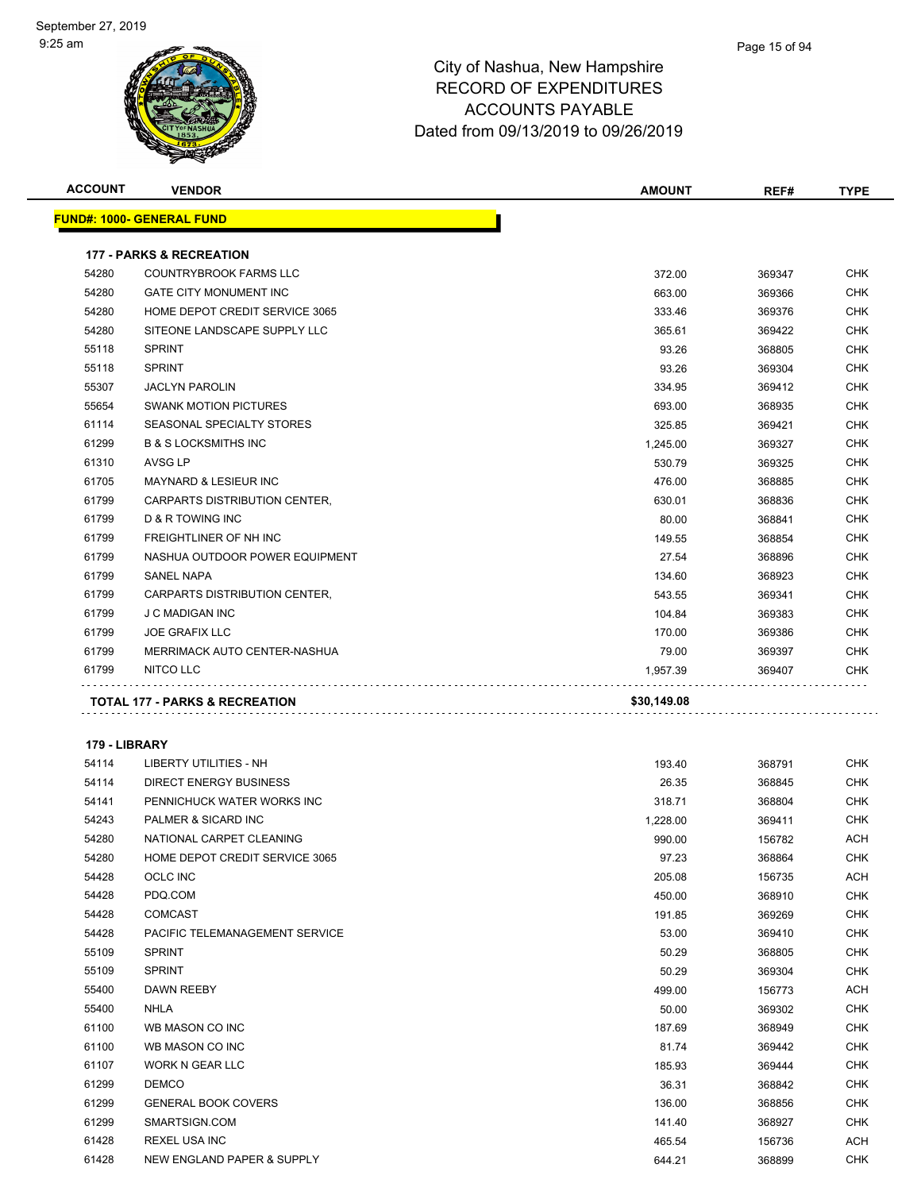# City of Nashua, New Hampshire
## RECORD OF EXPENDITURES
## ACCOUNTS PAYABLE
## Dated from 09/13/2019 to 09/26/2019

| ACCOUNT | VENDOR | AMOUNT | REF# | TYPE |
|---|---|---|---|---|
| **FUND#: 1000- GENERAL FUND** | | | | |
| **177 - PARKS & RECREATION** | | | | |
| 54280 | COUNTRYBROOK FARMS LLC | 372.00 | 369347 | CHK |
| 54280 | GATE CITY MONUMENT INC | 663.00 | 369366 | CHK |
| 54280 | HOME DEPOT CREDIT SERVICE 3065 | 333.46 | 369376 | CHK |
| 54280 | SITEONE LANDSCAPE SUPPLY LLC | 365.61 | 369422 | CHK |
| 55118 | SPRINT | 93.26 | 368805 | CHK |
| 55118 | SPRINT | 93.26 | 369304 | CHK |
| 55307 | JACLYN PAROLIN | 334.95 | 369412 | CHK |
| 55654 | SWANK MOTION PICTURES | 693.00 | 368935 | CHK |
| 61114 | SEASONAL SPECIALTY STORES | 325.85 | 369421 | CHK |
| 61299 | B & S LOCKSMITHS INC | 1,245.00 | 369327 | CHK |
| 61310 | AVSG LP | 530.79 | 369325 | CHK |
| 61705 | MAYNARD & LESIEUR INC | 476.00 | 368885 | CHK |
| 61799 | CARPARTS DISTRIBUTION CENTER, | 630.01 | 368836 | CHK |
| 61799 | D & R TOWING INC | 80.00 | 368841 | CHK |
| 61799 | FREIGHTLINER OF NH INC | 149.55 | 368854 | CHK |
| 61799 | NASHUA OUTDOOR POWER EQUIPMENT | 27.54 | 368896 | CHK |
| 61799 | SANEL NAPA | 134.60 | 368923 | CHK |
| 61799 | CARPARTS DISTRIBUTION CENTER, | 543.55 | 369341 | CHK |
| 61799 | J C MADIGAN INC | 104.84 | 369383 | CHK |
| 61799 | JOE GRAFIX LLC | 170.00 | 369386 | CHK |
| 61799 | MERRIMACK AUTO CENTER-NASHUA | 79.00 | 369397 | CHK |
| 61799 | NITCO LLC | 1,957.39 | 369407 | CHK |
| **TOTAL 177 - PARKS & RECREATION** | | **$30,149.08** | | |
| **179 - LIBRARY** | | | | |
| 54114 | LIBERTY UTILITIES - NH | 193.40 | 368791 | CHK |
| 54114 | DIRECT ENERGY BUSINESS | 26.35 | 368845 | CHK |
| 54141 | PENNICHUCK WATER WORKS INC | 318.71 | 368804 | CHK |
| 54243 | PALMER & SICARD INC | 1,228.00 | 369411 | CHK |
| 54280 | NATIONAL CARPET CLEANING | 990.00 | 156782 | ACH |
| 54280 | HOME DEPOT CREDIT SERVICE 3065 | 97.23 | 368864 | CHK |
| 54428 | OCLC INC | 205.08 | 156735 | ACH |
| 54428 | PDQ.COM | 450.00 | 368910 | CHK |
| 54428 | COMCAST | 191.85 | 369269 | CHK |
| 54428 | PACIFIC TELEMANAGEMENT SERVICE | 53.00 | 369410 | CHK |
| 55109 | SPRINT | 50.29 | 368805 | CHK |
| 55109 | SPRINT | 50.29 | 369304 | CHK |
| 55400 | DAWN REEBY | 499.00 | 156773 | ACH |
| 55400 | NHLA | 50.00 | 369302 | CHK |
| 61100 | WB MASON CO INC | 187.69 | 368949 | CHK |
| 61100 | WB MASON CO INC | 81.74 | 369442 | CHK |
| 61107 | WORK N GEAR LLC | 185.93 | 369444 | CHK |
| 61299 | DEMCO | 36.31 | 368842 | CHK |
| 61299 | GENERAL BOOK COVERS | 136.00 | 368856 | CHK |
| 61299 | SMARTSIGN.COM | 141.40 | 368927 | CHK |
| 61428 | REXEL USA INC | 465.54 | 156736 | ACH |
| 61428 | NEW ENGLAND PAPER & SUPPLY | 644.21 | 368899 | CHK |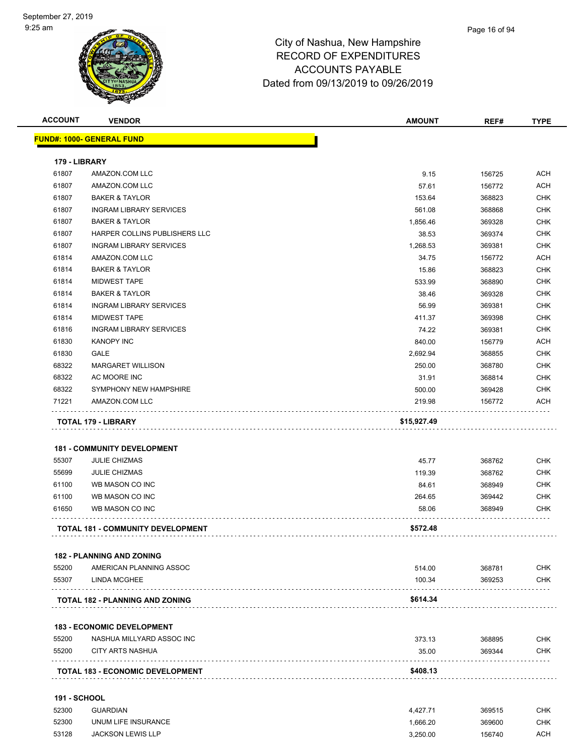# City of Nashua, New Hampshire
# RECORD OF EXPENDITURES
# ACCOUNTS PAYABLE
## Dated from 09/13/2019 to 09/26/2019

| ACCOUNT | VENDOR | AMOUNT | REF# | TYPE |
|---|---|---|---|---|
| **FUND#: 1000- GENERAL FUND** | | | | |
| **179 - LIBRARY** | | | | |
| 61807 | AMAZON.COM LLC | 9.15 | 156725 | ACH |
| 61807 | AMAZON.COM LLC | 57.61 | 156772 | ACH |
| 61807 | BAKER & TAYLOR | 153.64 | 368823 | CHK |
| 61807 | INGRAM LIBRARY SERVICES | 561.08 | 368868 | CHK |
| 61807 | BAKER & TAYLOR | 1,856.46 | 369328 | CHK |
| 61807 | HARPER COLLINS PUBLISHERS LLC | 38.53 | 369374 | CHK |
| 61807 | INGRAM LIBRARY SERVICES | 1,268.53 | 369381 | CHK |
| 61814 | AMAZON.COM LLC | 34.75 | 156772 | ACH |
| 61814 | BAKER & TAYLOR | 15.86 | 368823 | CHK |
| 61814 | MIDWEST TAPE | 533.99 | 368890 | CHK |
| 61814 | BAKER & TAYLOR | 38.46 | 369328 | CHK |
| 61814 | INGRAM LIBRARY SERVICES | 56.99 | 369381 | CHK |
| 61814 | MIDWEST TAPE | 411.37 | 369398 | CHK |
| 61816 | INGRAM LIBRARY SERVICES | 74.22 | 369381 | CHK |
| 61830 | KANOPY INC | 840.00 | 156779 | ACH |
| 61830 | GALE | 2,692.94 | 368855 | CHK |
| 68322 | MARGARET WILLISON | 250.00 | 368780 | CHK |
| 68322 | AC MOORE INC | 31.91 | 368814 | CHK |
| 68322 | SYMPHONY NEW HAMPSHIRE | 500.00 | 369428 | CHK |
| 71221 | AMAZON.COM LLC | 219.98 | 156772 | ACH |
| | **TOTAL 179 - LIBRARY** | **$15,927.49** | | |
| **181 - COMMUNITY DEVELOPMENT** | | | | |
| 55307 | JULIE CHIZMAS | 45.77 | 368762 | CHK |
| 55699 | JULIE CHIZMAS | 119.39 | 368762 | CHK |
| 61100 | WB MASON CO INC | 84.61 | 368949 | CHK |
| 61100 | WB MASON CO INC | 264.65 | 369442 | CHK |
| 61650 | WB MASON CO INC | 58.06 | 368949 | CHK |
| | **TOTAL 181 - COMMUNITY DEVELOPMENT** | **$572.48** | | |
| **182 - PLANNING AND ZONING** | | | | |
| 55200 | AMERICAN PLANNING ASSOC | 514.00 | 368781 | CHK |
| 55307 | LINDA MCGHEE | 100.34 | 369253 | CHK |
| | **TOTAL 182 - PLANNING AND ZONING** | **$614.34** | | |
| **183 - ECONOMIC DEVELOPMENT** | | | | |
| 55200 | NASHUA MILLYARD ASSOC INC | 373.13 | 368895 | CHK |
| 55200 | CITY ARTS NASHUA | 35.00 | 369344 | CHK |
| | **TOTAL 183 - ECONOMIC DEVELOPMENT** | **$408.13** | | |
| **191 - SCHOOL** | | | | |
| 52300 | GUARDIAN | 4,427.71 | 369515 | CHK |
| 52300 | UNUM LIFE INSURANCE | 1,666.20 | 369600 | CHK |
| 53128 | JACKSON LEWIS LLP | 3,250.00 | 156740 | ACH |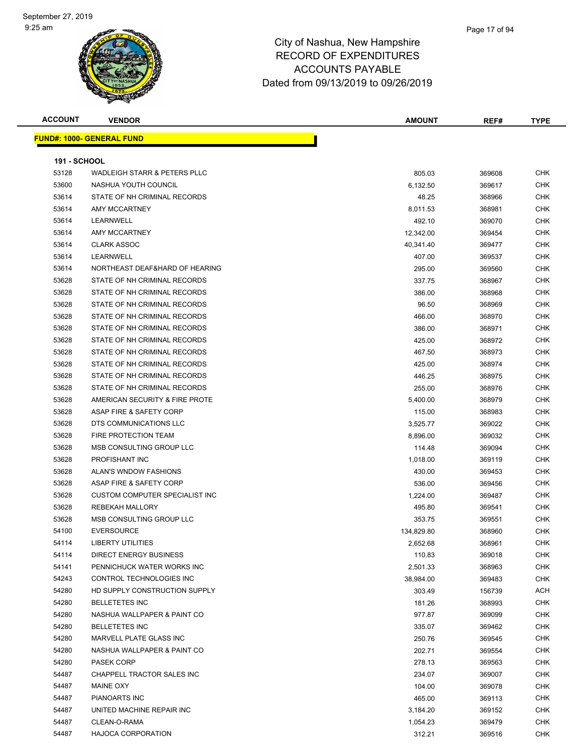City of Nashua, New Hampshire
RECORD OF EXPENDITURES
ACCOUNTS PAYABLE
Dated from 09/13/2019 to 09/26/2019

| ACCOUNT | VENDOR | AMOUNT | REF# | TYPE |
|---|---|---|---|---|

**FUND#: 1000- GENERAL FUND**

**191 - SCHOOL**

| ACCOUNT | VENDOR | AMOUNT | REF# | TYPE |
|---|---|---|---|---|
| 53128 | WADLEIGH STARR & PETERS PLLC | 805.03 | 369608 | CHK |
| 53600 | NASHUA YOUTH COUNCIL | 6,132.50 | 369617 | CHK |
| 53614 | STATE OF NH CRIMINAL RECORDS | 48.25 | 368966 | CHK |
| 53614 | AMY MCCARTNEY | 8,011.53 | 368981 | CHK |
| 53614 | LEARNWELL | 492.10 | 369070 | CHK |
| 53614 | AMY MCCARTNEY | 12,342.00 | 369454 | CHK |
| 53614 | CLARK ASSOC | 40,341.40 | 369477 | CHK |
| 53614 | LEARNWELL | 407.00 | 369537 | CHK |
| 53614 | NORTHEAST DEAF&HARD OF HEARING | 295.00 | 369560 | CHK |
| 53628 | STATE OF NH CRIMINAL RECORDS | 337.75 | 368967 | CHK |
| 53628 | STATE OF NH CRIMINAL RECORDS | 386.00 | 368968 | CHK |
| 53628 | STATE OF NH CRIMINAL RECORDS | 96.50 | 368969 | CHK |
| 53628 | STATE OF NH CRIMINAL RECORDS | 466.00 | 368970 | CHK |
| 53628 | STATE OF NH CRIMINAL RECORDS | 386.00 | 368971 | CHK |
| 53628 | STATE OF NH CRIMINAL RECORDS | 425.00 | 368972 | CHK |
| 53628 | STATE OF NH CRIMINAL RECORDS | 467.50 | 368973 | CHK |
| 53628 | STATE OF NH CRIMINAL RECORDS | 425.00 | 368974 | CHK |
| 53628 | STATE OF NH CRIMINAL RECORDS | 446.25 | 368975 | CHK |
| 53628 | STATE OF NH CRIMINAL RECORDS | 255.00 | 368976 | CHK |
| 53628 | AMERICAN SECURITY & FIRE PROTE | 5,400.00 | 368979 | CHK |
| 53628 | ASAP FIRE & SAFETY CORP | 115.00 | 368983 | CHK |
| 53628 | DTS COMMUNICATIONS LLC | 3,525.77 | 369022 | CHK |
| 53628 | FIRE PROTECTION TEAM | 8,896.00 | 369032 | CHK |
| 53628 | MSB CONSULTING GROUP LLC | 114.48 | 369094 | CHK |
| 53628 | PROFISHANT INC | 1,018.00 | 369119 | CHK |
| 53628 | ALAN'S WNDOW FASHIONS | 430.00 | 369453 | CHK |
| 53628 | ASAP FIRE & SAFETY CORP | 536.00 | 369456 | CHK |
| 53628 | CUSTOM COMPUTER SPECIALIST INC | 1,224.00 | 369487 | CHK |
| 53628 | REBEKAH MALLORY | 495.80 | 369541 | CHK |
| 53628 | MSB CONSULTING GROUP LLC | 353.75 | 369551 | CHK |
| 54100 | EVERSOURCE | 134,829.80 | 368960 | CHK |
| 54114 | LIBERTY UTILITIES | 2,652.68 | 368961 | CHK |
| 54114 | DIRECT ENERGY BUSINESS | 110.83 | 369018 | CHK |
| 54141 | PENNICHUCK WATER WORKS INC | 2,501.33 | 368963 | CHK |
| 54243 | CONTROL TECHNOLOGIES INC | 38,984.00 | 369483 | CHK |
| 54280 | HD SUPPLY CONSTRUCTION SUPPLY | 303.49 | 156739 | ACH |
| 54280 | BELLETETES INC | 181.26 | 368993 | CHK |
| 54280 | NASHUA WALLPAPER & PAINT CO | 977.87 | 369099 | CHK |
| 54280 | BELLETETES INC | 335.07 | 369462 | CHK |
| 54280 | MARVELL PLATE GLASS INC | 250.76 | 369545 | CHK |
| 54280 | NASHUA WALLPAPER & PAINT CO | 202.71 | 369554 | CHK |
| 54280 | PASEK CORP | 278.13 | 369563 | CHK |
| 54487 | CHAPPELL TRACTOR SALES INC | 234.07 | 369007 | CHK |
| 54487 | MAINE OXY | 104.00 | 369078 | CHK |
| 54487 | PIANOARTS INC | 465.00 | 369113 | CHK |
| 54487 | UNITED MACHINE REPAIR INC | 3,184.20 | 369152 | CHK |
| 54487 | CLEAN-O-RAMA | 1,054.23 | 369479 | CHK |
| 54487 | HAJOCA CORPORATION | 312.21 | 369516 | CHK |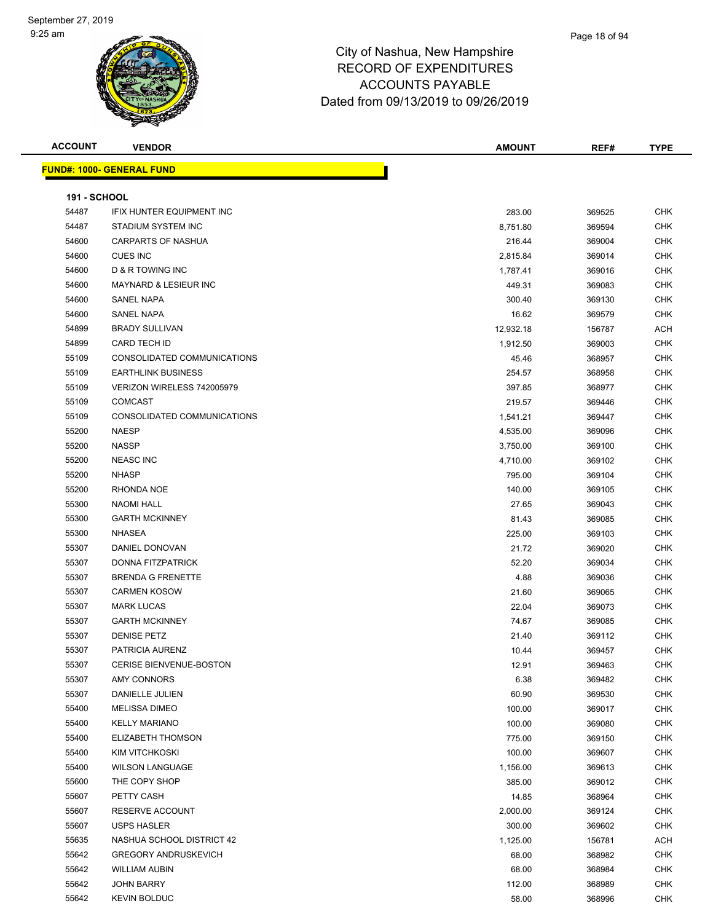City of Nashua, New Hampshire
RECORD OF EXPENDITURES
ACCOUNTS PAYABLE
Dated from 09/13/2019 to 09/26/2019

**FUND#: 1000- GENERAL FUND**

**191 - SCHOOL**

| ACCOUNT | VENDOR | AMOUNT | REF# | TYPE |
|---|---|---|---|---|
| 54487 | IFIX HUNTER EQUIPMENT INC | 283.00 | 369525 | CHK |
| 54487 | STADIUM SYSTEM INC | 8,751.80 | 369594 | CHK |
| 54600 | CARPARTS OF NASHUA | 216.44 | 369004 | CHK |
| 54600 | CUES INC | 2,815.84 | 369014 | CHK |
| 54600 | D & R TOWING INC | 1,787.41 | 369016 | CHK |
| 54600 | MAYNARD & LESIEUR INC | 449.31 | 369083 | CHK |
| 54600 | SANEL NAPA | 300.40 | 369130 | CHK |
| 54600 | SANEL NAPA | 16.62 | 369579 | CHK |
| 54899 | BRADY SULLIVAN | 12,932.18 | 156787 | ACH |
| 54899 | CARD TECH ID | 1,912.50 | 369003 | CHK |
| 55109 | CONSOLIDATED COMMUNICATIONS | 45.46 | 368957 | CHK |
| 55109 | EARTHLINK BUSINESS | 254.57 | 368958 | CHK |
| 55109 | VERIZON WIRELESS 742005979 | 397.85 | 368977 | CHK |
| 55109 | COMCAST | 219.57 | 369446 | CHK |
| 55109 | CONSOLIDATED COMMUNICATIONS | 1,541.21 | 369447 | CHK |
| 55200 | NAESP | 4,535.00 | 369096 | CHK |
| 55200 | NASSP | 3,750.00 | 369100 | CHK |
| 55200 | NEASC INC | 4,710.00 | 369102 | CHK |
| 55200 | NHASP | 795.00 | 369104 | CHK |
| 55200 | RHONDA NOE | 140.00 | 369105 | CHK |
| 55300 | NAOMI HALL | 27.65 | 369043 | CHK |
| 55300 | GARTH MCKINNEY | 81.43 | 369085 | CHK |
| 55300 | NHASEA | 225.00 | 369103 | CHK |
| 55307 | DANIEL DONOVAN | 21.72 | 369020 | CHK |
| 55307 | DONNA FITZPATRICK | 52.20 | 369034 | CHK |
| 55307 | BRENDA G FRENETTE | 4.88 | 369036 | CHK |
| 55307 | CARMEN KOSOW | 21.60 | 369065 | CHK |
| 55307 | MARK LUCAS | 22.04 | 369073 | CHK |
| 55307 | GARTH MCKINNEY | 74.67 | 369085 | CHK |
| 55307 | DENISE PETZ | 21.40 | 369112 | CHK |
| 55307 | PATRICIA AURENZ | 10.44 | 369457 | CHK |
| 55307 | CERISE BIENVENUE-BOSTON | 12.91 | 369463 | CHK |
| 55307 | AMY CONNORS | 6.38 | 369482 | CHK |
| 55307 | DANIELLE JULIEN | 60.90 | 369530 | CHK |
| 55400 | MELISSA DIMEO | 100.00 | 369017 | CHK |
| 55400 | KELLY MARIANO | 100.00 | 369080 | CHK |
| 55400 | ELIZABETH THOMSON | 775.00 | 369150 | CHK |
| 55400 | KIM VITCHKOSKI | 100.00 | 369607 | CHK |
| 55400 | WILSON LANGUAGE | 1,156.00 | 369613 | CHK |
| 55600 | THE COPY SHOP | 385.00 | 369012 | CHK |
| 55607 | PETTY CASH | 14.85 | 368964 | CHK |
| 55607 | RESERVE ACCOUNT | 2,000.00 | 369124 | CHK |
| 55607 | USPS HASLER | 300.00 | 369602 | CHK |
| 55635 | NASHUA SCHOOL DISTRICT 42 | 1,125.00 | 156781 | ACH |
| 55642 | GREGORY ANDRUSKEVICH | 68.00 | 368982 | CHK |
| 55642 | WILLIAM AUBIN | 68.00 | 368984 | CHK |
| 55642 | JOHN BARRY | 112.00 | 368989 | CHK |
| 55642 | KEVIN BOLDUC | 58.00 | 368996 | CHK |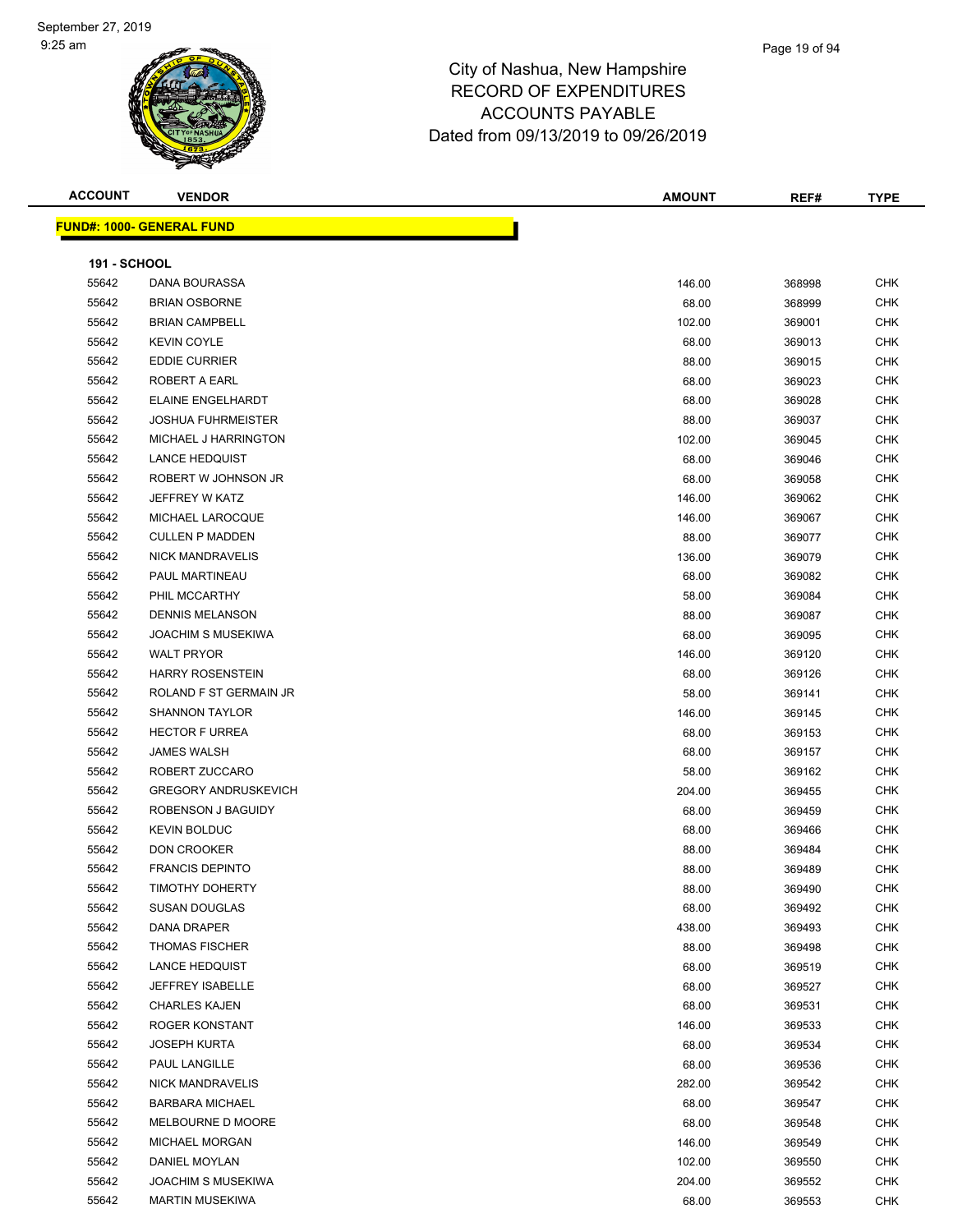# City of Nashua, New Hampshire
## RECORD OF EXPENDITURES
## ACCOUNTS PAYABLE
### Dated from 09/13/2019 to 09/26/2019

**FUND#: 1000- GENERAL FUND**

**191 - SCHOOL**

| ACCOUNT | VENDOR | AMOUNT | REF# | TYPE |
|---|---|---|---|---|
| 55642 | DANA BOURASSA | 146.00 | 368998 | CHK |
| 55642 | BRIAN OSBORNE | 68.00 | 368999 | CHK |
| 55642 | BRIAN CAMPBELL | 102.00 | 369001 | CHK |
| 55642 | KEVIN COYLE | 68.00 | 369013 | CHK |
| 55642 | EDDIE CURRIER | 88.00 | 369015 | CHK |
| 55642 | ROBERT A EARL | 68.00 | 369023 | CHK |
| 55642 | ELAINE ENGELHARDT | 68.00 | 369028 | CHK |
| 55642 | JOSHUA FUHRMEISTER | 88.00 | 369037 | CHK |
| 55642 | MICHAEL J HARRINGTON | 102.00 | 369045 | CHK |
| 55642 | LANCE HEDQUIST | 68.00 | 369046 | CHK |
| 55642 | ROBERT W JOHNSON JR | 68.00 | 369058 | CHK |
| 55642 | JEFFREY W KATZ | 146.00 | 369062 | CHK |
| 55642 | MICHAEL LAROCQUE | 146.00 | 369067 | CHK |
| 55642 | CULLEN P MADDEN | 88.00 | 369077 | CHK |
| 55642 | NICK MANDRAVELIS | 136.00 | 369079 | CHK |
| 55642 | PAUL MARTINEAU | 68.00 | 369082 | CHK |
| 55642 | PHIL MCCARTHY | 58.00 | 369084 | CHK |
| 55642 | DENNIS MELANSON | 88.00 | 369087 | CHK |
| 55642 | JOACHIM S MUSEKIWA | 68.00 | 369095 | CHK |
| 55642 | WALT PRYOR | 146.00 | 369120 | CHK |
| 55642 | HARRY ROSENSTEIN | 68.00 | 369126 | CHK |
| 55642 | ROLAND F ST GERMAIN JR | 58.00 | 369141 | CHK |
| 55642 | SHANNON TAYLOR | 146.00 | 369145 | CHK |
| 55642 | HECTOR F URREA | 68.00 | 369153 | CHK |
| 55642 | JAMES WALSH | 68.00 | 369157 | CHK |
| 55642 | ROBERT ZUCCARO | 58.00 | 369162 | CHK |
| 55642 | GREGORY ANDRUSKEVICH | 204.00 | 369455 | CHK |
| 55642 | ROBENSON J BAGUIDY | 68.00 | 369459 | CHK |
| 55642 | KEVIN BOLDUC | 68.00 | 369466 | CHK |
| 55642 | DON CROOKER | 88.00 | 369484 | CHK |
| 55642 | FRANCIS DEPINTO | 88.00 | 369489 | CHK |
| 55642 | TIMOTHY DOHERTY | 88.00 | 369490 | CHK |
| 55642 | SUSAN DOUGLAS | 68.00 | 369492 | CHK |
| 55642 | DANA DRAPER | 438.00 | 369493 | CHK |
| 55642 | THOMAS FISCHER | 88.00 | 369498 | CHK |
| 55642 | LANCE HEDQUIST | 68.00 | 369519 | CHK |
| 55642 | JEFFREY ISABELLE | 68.00 | 369527 | CHK |
| 55642 | CHARLES KAJEN | 68.00 | 369531 | CHK |
| 55642 | ROGER KONSTANT | 146.00 | 369533 | CHK |
| 55642 | JOSEPH KURTA | 68.00 | 369534 | CHK |
| 55642 | PAUL LANGILLE | 68.00 | 369536 | CHK |
| 55642 | NICK MANDRAVELIS | 282.00 | 369542 | CHK |
| 55642 | BARBARA MICHAEL | 68.00 | 369547 | CHK |
| 55642 | MELBOURNE D MOORE | 68.00 | 369548 | CHK |
| 55642 | MICHAEL MORGAN | 146.00 | 369549 | CHK |
| 55642 | DANIEL MOYLAN | 102.00 | 369550 | CHK |
| 55642 | JOACHIM S MUSEKIWA | 204.00 | 369552 | CHK |
| 55642 | MARTIN MUSEKIWA | 68.00 | 369553 | CHK |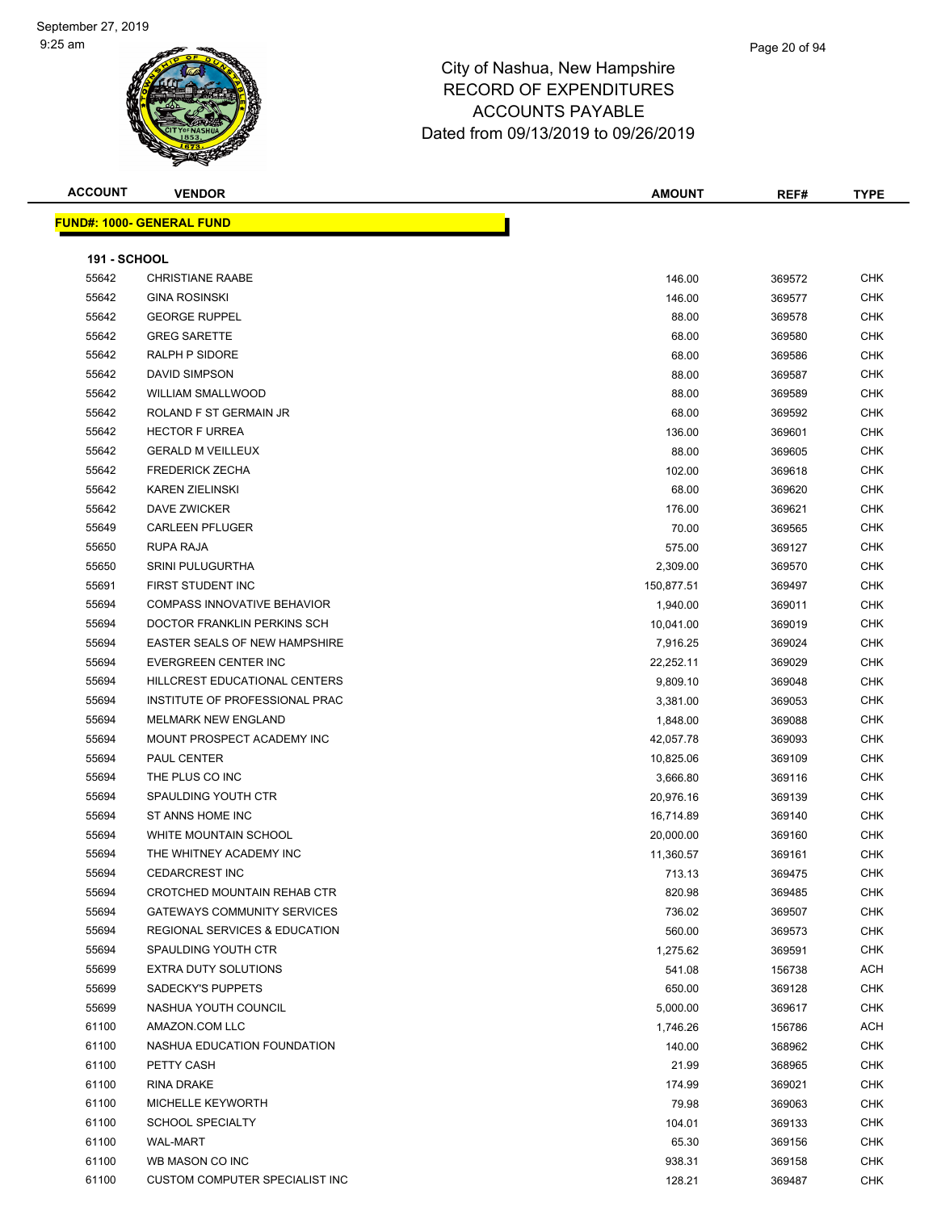# City of Nashua, New Hampshire
# RECORD OF EXPENDITURES
# ACCOUNTS PAYABLE
# Dated from 09/13/2019 to 09/26/2019

**FUND#: 1000- GENERAL FUND**

**191 - SCHOOL**

| ACCOUNT | VENDOR | AMOUNT | REF# | TYPE |
|---|---|---|---|---|
| 55642 | CHRISTIANE RAABE | 146.00 | 369572 | CHK |
| 55642 | GINA ROSINSKI | 146.00 | 369577 | CHK |
| 55642 | GEORGE RUPPEL | 88.00 | 369578 | CHK |
| 55642 | GREG SARETTE | 68.00 | 369580 | CHK |
| 55642 | RALPH P SIDORE | 68.00 | 369586 | CHK |
| 55642 | DAVID SIMPSON | 88.00 | 369587 | CHK |
| 55642 | WILLIAM SMALLWOOD | 88.00 | 369589 | CHK |
| 55642 | ROLAND F ST GERMAIN JR | 68.00 | 369592 | CHK |
| 55642 | HECTOR F URREA | 136.00 | 369601 | CHK |
| 55642 | GERALD M VEILLEUX | 88.00 | 369605 | CHK |
| 55642 | FREDERICK ZECHA | 102.00 | 369618 | CHK |
| 55642 | KAREN ZIELINSKI | 68.00 | 369620 | CHK |
| 55642 | DAVE ZWICKER | 176.00 | 369621 | CHK |
| 55649 | CARLEEN PFLUGER | 70.00 | 369565 | CHK |
| 55650 | RUPA RAJA | 575.00 | 369127 | CHK |
| 55650 | SRINI PULUGURTHA | 2,309.00 | 369570 | CHK |
| 55691 | FIRST STUDENT INC | 150,877.51 | 369497 | CHK |
| 55694 | COMPASS INNOVATIVE BEHAVIOR | 1,940.00 | 369011 | CHK |
| 55694 | DOCTOR FRANKLIN PERKINS SCH | 10,041.00 | 369019 | CHK |
| 55694 | EASTER SEALS OF NEW HAMPSHIRE | 7,916.25 | 369024 | CHK |
| 55694 | EVERGREEN CENTER INC | 22,252.11 | 369029 | CHK |
| 55694 | HILLCREST EDUCATIONAL CENTERS | 9,809.10 | 369048 | CHK |
| 55694 | INSTITUTE OF PROFESSIONAL PRAC | 3,381.00 | 369053 | CHK |
| 55694 | MELMARK NEW ENGLAND | 1,848.00 | 369088 | CHK |
| 55694 | MOUNT PROSPECT ACADEMY INC | 42,057.78 | 369093 | CHK |
| 55694 | PAUL CENTER | 10,825.06 | 369109 | CHK |
| 55694 | THE PLUS CO INC | 3,666.80 | 369116 | CHK |
| 55694 | SPAULDING YOUTH CTR | 20,976.16 | 369139 | CHK |
| 55694 | ST ANNS HOME INC | 16,714.89 | 369140 | CHK |
| 55694 | WHITE MOUNTAIN SCHOOL | 20,000.00 | 369160 | CHK |
| 55694 | THE WHITNEY ACADEMY INC | 11,360.57 | 369161 | CHK |
| 55694 | CEDARCREST INC | 713.13 | 369475 | CHK |
| 55694 | CROTCHED MOUNTAIN REHAB CTR | 820.98 | 369485 | CHK |
| 55694 | GATEWAYS COMMUNITY SERVICES | 736.02 | 369507 | CHK |
| 55694 | REGIONAL SERVICES & EDUCATION | 560.00 | 369573 | CHK |
| 55694 | SPAULDING YOUTH CTR | 1,275.62 | 369591 | CHK |
| 55699 | EXTRA DUTY SOLUTIONS | 541.08 | 156738 | ACH |
| 55699 | SADECKY'S PUPPETS | 650.00 | 369128 | CHK |
| 55699 | NASHUA YOUTH COUNCIL | 5,000.00 | 369617 | CHK |
| 61100 | AMAZON.COM LLC | 1,746.26 | 156786 | ACH |
| 61100 | NASHUA EDUCATION FOUNDATION | 140.00 | 368962 | CHK |
| 61100 | PETTY CASH | 21.99 | 368965 | CHK |
| 61100 | RINA DRAKE | 174.99 | 369021 | CHK |
| 61100 | MICHELLE KEYWORTH | 79.98 | 369063 | CHK |
| 61100 | SCHOOL SPECIALTY | 104.01 | 369133 | CHK |
| 61100 | WAL-MART | 65.30 | 369156 | CHK |
| 61100 | WB MASON CO INC | 938.31 | 369158 | CHK |
| 61100 | CUSTOM COMPUTER SPECIALIST INC | 128.21 | 369487 | CHK |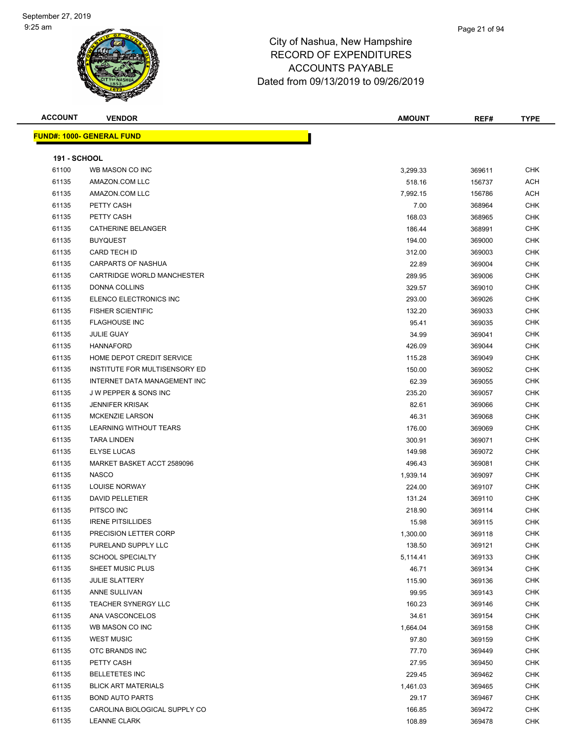# City of Nashua, New Hampshire
# RECORD OF EXPENDITURES
# ACCOUNTS PAYABLE
# Dated from 09/13/2019 to 09/26/2019

| ACCOUNT | VENDOR | AMOUNT | REF# | TYPE |
|---|---|---|---|---|

**FUND#: 1000- GENERAL FUND**

**191 - SCHOOL**

| ACCOUNT | VENDOR | AMOUNT | REF# | TYPE |
|---|---|---|---|---|
| 61100 | WB MASON CO INC | 3,299.33 | 369611 | CHK |
| 61135 | AMAZON.COM LLC | 518.16 | 156737 | ACH |
| 61135 | AMAZON.COM LLC | 7,992.15 | 156786 | ACH |
| 61135 | PETTY CASH | 7.00 | 368964 | CHK |
| 61135 | PETTY CASH | 168.03 | 368965 | CHK |
| 61135 | CATHERINE BELANGER | 186.44 | 368991 | CHK |
| 61135 | BUYQUEST | 194.00 | 369000 | CHK |
| 61135 | CARD TECH ID | 312.00 | 369003 | CHK |
| 61135 | CARPARTS OF NASHUA | 22.89 | 369004 | CHK |
| 61135 | CARTRIDGE WORLD MANCHESTER | 289.95 | 369006 | CHK |
| 61135 | DONNA COLLINS | 329.57 | 369010 | CHK |
| 61135 | ELENCO ELECTRONICS INC | 293.00 | 369026 | CHK |
| 61135 | FISHER SCIENTIFIC | 132.20 | 369033 | CHK |
| 61135 | FLAGHOUSE INC | 95.41 | 369035 | CHK |
| 61135 | JULIE GUAY | 34.99 | 369041 | CHK |
| 61135 | HANNAFORD | 426.09 | 369044 | CHK |
| 61135 | HOME DEPOT CREDIT SERVICE | 115.28 | 369049 | CHK |
| 61135 | INSTITUTE FOR MULTISENSORY ED | 150.00 | 369052 | CHK |
| 61135 | INTERNET DATA MANAGEMENT INC | 62.39 | 369055 | CHK |
| 61135 | J W PEPPER & SONS INC | 235.20 | 369057 | CHK |
| 61135 | JENNIFER KRISAK | 82.61 | 369066 | CHK |
| 61135 | MCKENZIE LARSON | 46.31 | 369068 | CHK |
| 61135 | LEARNING WITHOUT TEARS | 176.00 | 369069 | CHK |
| 61135 | TARA LINDEN | 300.91 | 369071 | CHK |
| 61135 | ELYSE LUCAS | 149.98 | 369072 | CHK |
| 61135 | MARKET BASKET ACCT 2589096 | 496.43 | 369081 | CHK |
| 61135 | NASCO | 1,939.14 | 369097 | CHK |
| 61135 | LOUISE NORWAY | 224.00 | 369107 | CHK |
| 61135 | DAVID PELLETIER | 131.24 | 369110 | CHK |
| 61135 | PITSCO INC | 218.90 | 369114 | CHK |
| 61135 | IRENE PITSILLIDES | 15.98 | 369115 | CHK |
| 61135 | PRECISION LETTER CORP | 1,300.00 | 369118 | CHK |
| 61135 | PURELAND SUPPLY LLC | 138.50 | 369121 | CHK |
| 61135 | SCHOOL SPECIALTY | 5,114.41 | 369133 | CHK |
| 61135 | SHEET MUSIC PLUS | 46.71 | 369134 | CHK |
| 61135 | JULIE SLATTERY | 115.90 | 369136 | CHK |
| 61135 | ANNE SULLIVAN | 99.95 | 369143 | CHK |
| 61135 | TEACHER SYNERGY LLC | 160.23 | 369146 | CHK |
| 61135 | ANA VASCONCELOS | 34.61 | 369154 | CHK |
| 61135 | WB MASON CO INC | 1,664.04 | 369158 | CHK |
| 61135 | WEST MUSIC | 97.80 | 369159 | CHK |
| 61135 | OTC BRANDS INC | 77.70 | 369449 | CHK |
| 61135 | PETTY CASH | 27.95 | 369450 | CHK |
| 61135 | BELLETETES INC | 229.45 | 369462 | CHK |
| 61135 | BLICK ART MATERIALS | 1,461.03 | 369465 | CHK |
| 61135 | BOND AUTO PARTS | 29.17 | 369467 | CHK |
| 61135 | CAROLINA BIOLOGICAL SUPPLY CO | 166.85 | 369472 | CHK |
| 61135 | LEANNE CLARK | 108.89 | 369478 | CHK |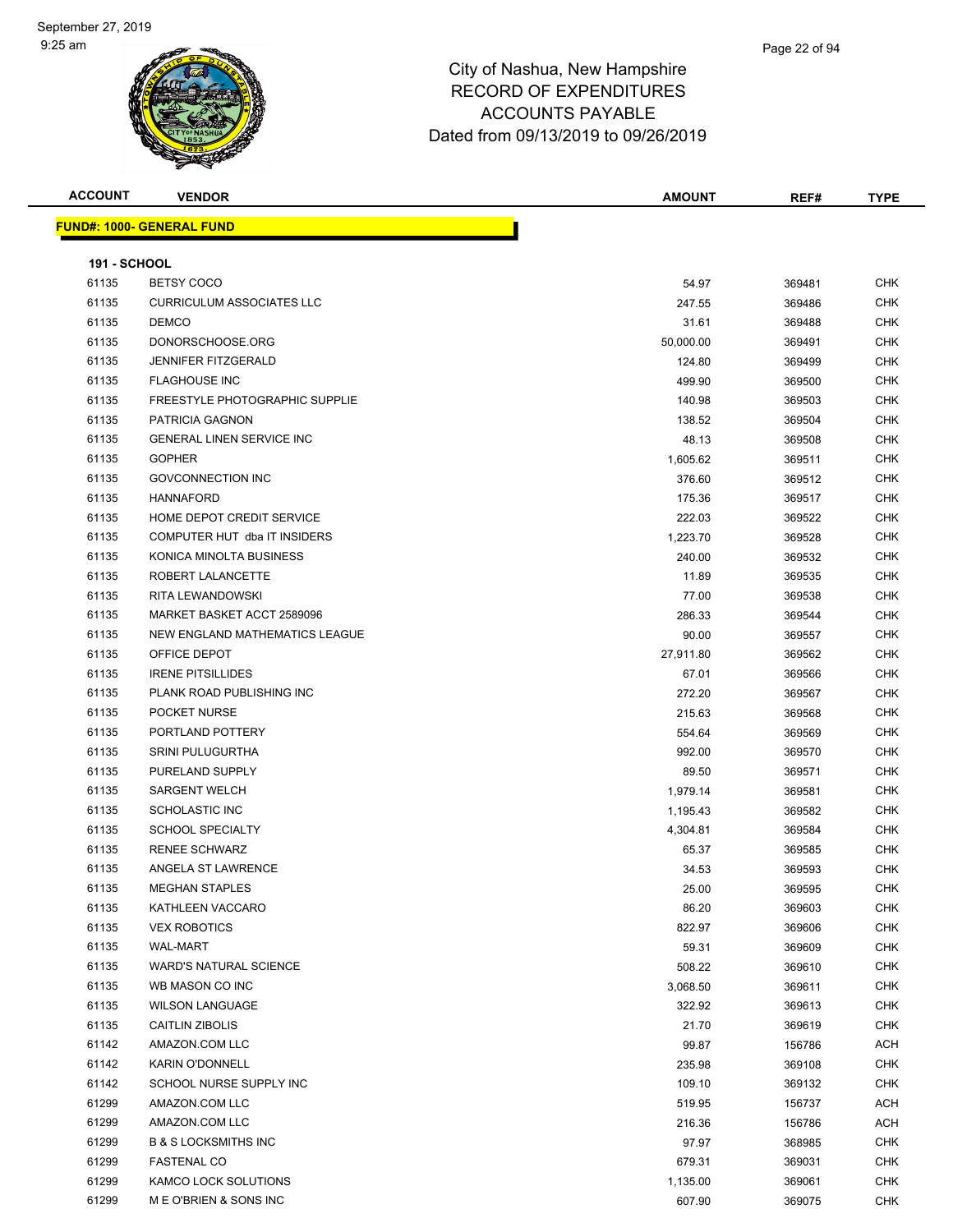September 27, 2019
9:25 am

# City of Nashua, New Hampshire
## RECORD OF EXPENDITURES
## ACCOUNTS PAYABLE
## Dated from 09/13/2019 to 09/26/2019

**FUND#: 1000- GENERAL FUND**

**191 - SCHOOL**

| ACCOUNT | VENDOR | AMOUNT | REF# | TYPE |
|---|---|---|---|---|
| 61135 | BETSY COCO | 54.97 | 369481 | CHK |
| 61135 | CURRICULUM ASSOCIATES LLC | 247.55 | 369486 | CHK |
| 61135 | DEMCO | 31.61 | 369488 | CHK |
| 61135 | DONORSCHOOSE.ORG | 50,000.00 | 369491 | CHK |
| 61135 | JENNIFER FITZGERALD | 124.80 | 369499 | CHK |
| 61135 | FLAGHOUSE INC | 499.90 | 369500 | CHK |
| 61135 | FREESTYLE PHOTOGRAPHIC SUPPLIE | 140.98 | 369503 | CHK |
| 61135 | PATRICIA GAGNON | 138.52 | 369504 | CHK |
| 61135 | GENERAL LINEN SERVICE INC | 48.13 | 369508 | CHK |
| 61135 | GOPHER | 1,605.62 | 369511 | CHK |
| 61135 | GOVCONNECTION INC | 376.60 | 369512 | CHK |
| 61135 | HANNAFORD | 175.36 | 369517 | CHK |
| 61135 | HOME DEPOT CREDIT SERVICE | 222.03 | 369522 | CHK |
| 61135 | COMPUTER HUT dba IT INSIDERS | 1,223.70 | 369528 | CHK |
| 61135 | KONICA MINOLTA BUSINESS | 240.00 | 369532 | CHK |
| 61135 | ROBERT LALANCETTE | 11.89 | 369535 | CHK |
| 61135 | RITA LEWANDOWSKI | 77.00 | 369538 | CHK |
| 61135 | MARKET BASKET ACCT 2589096 | 286.33 | 369544 | CHK |
| 61135 | NEW ENGLAND MATHEMATICS LEAGUE | 90.00 | 369557 | CHK |
| 61135 | OFFICE DEPOT | 27,911.80 | 369562 | CHK |
| 61135 | IRENE PITSILLIDES | 67.01 | 369566 | CHK |
| 61135 | PLANK ROAD PUBLISHING INC | 272.20 | 369567 | CHK |
| 61135 | POCKET NURSE | 215.63 | 369568 | CHK |
| 61135 | PORTLAND POTTERY | 554.64 | 369569 | CHK |
| 61135 | SRINI PULUGURTHA | 992.00 | 369570 | CHK |
| 61135 | PURELAND SUPPLY | 89.50 | 369571 | CHK |
| 61135 | SARGENT WELCH | 1,979.14 | 369581 | CHK |
| 61135 | SCHOLASTIC INC | 1,195.43 | 369582 | CHK |
| 61135 | SCHOOL SPECIALTY | 4,304.81 | 369584 | CHK |
| 61135 | RENEE SCHWARZ | 65.37 | 369585 | CHK |
| 61135 | ANGELA ST LAWRENCE | 34.53 | 369593 | CHK |
| 61135 | MEGHAN STAPLES | 25.00 | 369595 | CHK |
| 61135 | KATHLEEN VACCARO | 86.20 | 369603 | CHK |
| 61135 | VEX ROBOTICS | 822.97 | 369606 | CHK |
| 61135 | WAL-MART | 59.31 | 369609 | CHK |
| 61135 | WARD'S NATURAL SCIENCE | 508.22 | 369610 | CHK |
| 61135 | WB MASON CO INC | 3,068.50 | 369611 | CHK |
| 61135 | WILSON LANGUAGE | 322.92 | 369613 | CHK |
| 61135 | CAITLIN ZIBOLIS | 21.70 | 369619 | CHK |
| 61142 | AMAZON.COM LLC | 99.87 | 156786 | ACH |
| 61142 | KARIN O'DONNELL | 235.98 | 369108 | CHK |
| 61142 | SCHOOL NURSE SUPPLY INC | 109.10 | 369132 | CHK |
| 61299 | AMAZON.COM LLC | 519.95 | 156737 | ACH |
| 61299 | AMAZON.COM LLC | 216.36 | 156786 | ACH |
| 61299 | B & S LOCKSMITHS INC | 97.97 | 368985 | CHK |
| 61299 | FASTENAL CO | 679.31 | 369031 | CHK |
| 61299 | KAMCO LOCK SOLUTIONS | 1,135.00 | 369061 | CHK |
| 61299 | M E O'BRIEN & SONS INC | 607.90 | 369075 | CHK |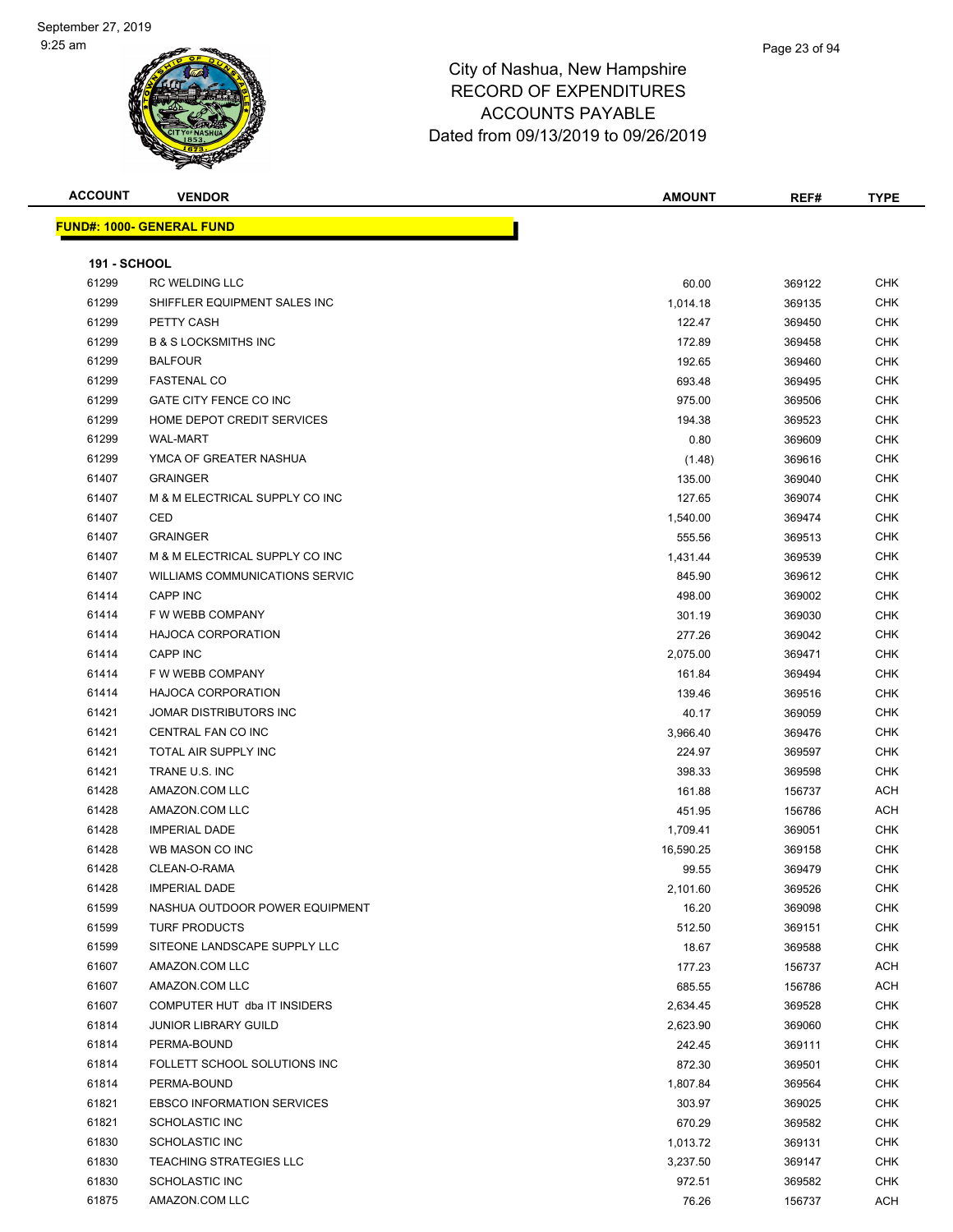City of Nashua, New Hampshire
RECORD OF EXPENDITURES
ACCOUNTS PAYABLE
Dated from 09/13/2019 to 09/26/2019

September 27, 2019
9:25 am

| ACCOUNT | VENDOR | AMOUNT | REF# | TYPE |
|---|---|---|---|---|

**FUND#: 1000- GENERAL FUND**

**191 - SCHOOL**

| ACCOUNT | VENDOR | AMOUNT | REF# | TYPE |
|---|---|---|---|---|
| 61299 | RC WELDING LLC | 60.00 | 369122 | CHK |
| 61299 | SHIFFLER EQUIPMENT SALES INC | 1,014.18 | 369135 | CHK |
| 61299 | PETTY CASH | 122.47 | 369450 | CHK |
| 61299 | B & S LOCKSMITHS INC | 172.89 | 369458 | CHK |
| 61299 | BALFOUR | 192.65 | 369460 | CHK |
| 61299 | FASTENAL CO | 693.48 | 369495 | CHK |
| 61299 | GATE CITY FENCE CO INC | 975.00 | 369506 | CHK |
| 61299 | HOME DEPOT CREDIT SERVICES | 194.38 | 369523 | CHK |
| 61299 | WAL-MART | 0.80 | 369609 | CHK |
| 61299 | YMCA OF GREATER NASHUA | (1.48) | 369616 | CHK |
| 61407 | GRAINGER | 135.00 | 369040 | CHK |
| 61407 | M & M ELECTRICAL SUPPLY CO INC | 127.65 | 369074 | CHK |
| 61407 | CED | 1,540.00 | 369474 | CHK |
| 61407 | GRAINGER | 555.56 | 369513 | CHK |
| 61407 | M & M ELECTRICAL SUPPLY CO INC | 1,431.44 | 369539 | CHK |
| 61407 | WILLIAMS COMMUNICATIONS SERVIC | 845.90 | 369612 | CHK |
| 61414 | CAPP INC | 498.00 | 369002 | CHK |
| 61414 | F W WEBB COMPANY | 301.19 | 369030 | CHK |
| 61414 | HAJOCA CORPORATION | 277.26 | 369042 | CHK |
| 61414 | CAPP INC | 2,075.00 | 369471 | CHK |
| 61414 | F W WEBB COMPANY | 161.84 | 369494 | CHK |
| 61414 | HAJOCA CORPORATION | 139.46 | 369516 | CHK |
| 61421 | JOMAR DISTRIBUTORS INC | 40.17 | 369059 | CHK |
| 61421 | CENTRAL FAN CO INC | 3,966.40 | 369476 | CHK |
| 61421 | TOTAL AIR SUPPLY INC | 224.97 | 369597 | CHK |
| 61421 | TRANE U.S. INC | 398.33 | 369598 | CHK |
| 61428 | AMAZON.COM LLC | 161.88 | 156737 | ACH |
| 61428 | AMAZON.COM LLC | 451.95 | 156786 | ACH |
| 61428 | IMPERIAL DADE | 1,709.41 | 369051 | CHK |
| 61428 | WB MASON CO INC | 16,590.25 | 369158 | CHK |
| 61428 | CLEAN-O-RAMA | 99.55 | 369479 | CHK |
| 61428 | IMPERIAL DADE | 2,101.60 | 369526 | CHK |
| 61599 | NASHUA OUTDOOR POWER EQUIPMENT | 16.20 | 369098 | CHK |
| 61599 | TURF PRODUCTS | 512.50 | 369151 | CHK |
| 61599 | SITEONE LANDSCAPE SUPPLY LLC | 18.67 | 369588 | CHK |
| 61607 | AMAZON.COM LLC | 177.23 | 156737 | ACH |
| 61607 | AMAZON.COM LLC | 685.55 | 156786 | ACH |
| 61607 | COMPUTER HUT dba IT INSIDERS | 2,634.45 | 369528 | CHK |
| 61814 | JUNIOR LIBRARY GUILD | 2,623.90 | 369060 | CHK |
| 61814 | PERMA-BOUND | 242.45 | 369111 | CHK |
| 61814 | FOLLETT SCHOOL SOLUTIONS INC | 872.30 | 369501 | CHK |
| 61814 | PERMA-BOUND | 1,807.84 | 369564 | CHK |
| 61821 | EBSCO INFORMATION SERVICES | 303.97 | 369025 | CHK |
| 61821 | SCHOLASTIC INC | 670.29 | 369582 | CHK |
| 61830 | SCHOLASTIC INC | 1,013.72 | 369131 | CHK |
| 61830 | TEACHING STRATEGIES LLC | 3,237.50 | 369147 | CHK |
| 61830 | SCHOLASTIC INC | 972.51 | 369582 | CHK |
| 61875 | AMAZON.COM LLC | 76.26 | 156737 | ACH |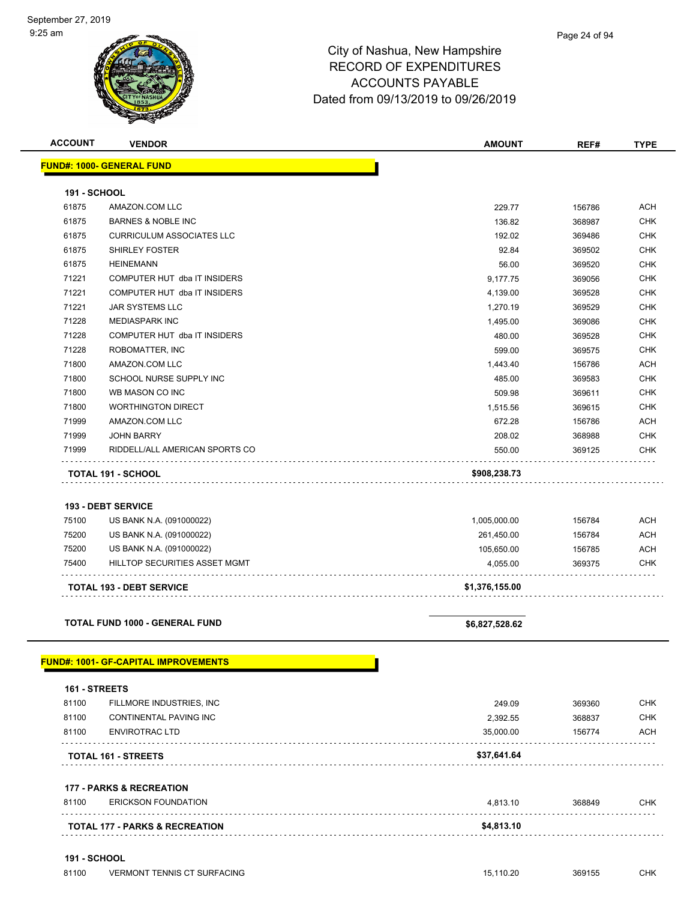# City of Nashua, New Hampshire
## RECORD OF EXPENDITURES
## ACCOUNTS PAYABLE
## Dated from 09/13/2019 to 09/26/2019

| ACCOUNT | VENDOR | AMOUNT | REF# | TYPE |
|---|---|---|---|---|
| **FUND#: 1000- GENERAL FUND** | | | | |
| **191 - SCHOOL** | | | | |
| 61875 | AMAZON.COM LLC | 229.77 | 156786 | ACH |
| 61875 | BARNES & NOBLE INC | 136.82 | 368987 | CHK |
| 61875 | CURRICULUM ASSOCIATES LLC | 192.02 | 369486 | CHK |
| 61875 | SHIRLEY FOSTER | 92.84 | 369502 | CHK |
| 61875 | HEINEMANN | 56.00 | 369520 | CHK |
| 71221 | COMPUTER HUT dba IT INSIDERS | 9,177.75 | 369056 | CHK |
| 71221 | COMPUTER HUT dba IT INSIDERS | 4,139.00 | 369528 | CHK |
| 71221 | JAR SYSTEMS LLC | 1,270.19 | 369529 | CHK |
| 71228 | MEDIASPARK INC | 1,495.00 | 369086 | CHK |
| 71228 | COMPUTER HUT dba IT INSIDERS | 480.00 | 369528 | CHK |
| 71228 | ROBOMATTER, INC | 599.00 | 369575 | CHK |
| 71800 | AMAZON.COM LLC | 1,443.40 | 156786 | ACH |
| 71800 | SCHOOL NURSE SUPPLY INC | 485.00 | 369583 | CHK |
| 71800 | WB MASON CO INC | 509.98 | 369611 | CHK |
| 71800 | WORTHINGTON DIRECT | 1,515.56 | 369615 | CHK |
| 71999 | AMAZON.COM LLC | 672.28 | 156786 | ACH |
| 71999 | JOHN BARRY | 208.02 | 368988 | CHK |
| 71999 | RIDDELL/ALL AMERICAN SPORTS CO | 550.00 | 369125 | CHK |
| **TOTAL 191 - SCHOOL** | | **$908,238.73** | | |
| **193 - DEBT SERVICE** | | | | |
| 75100 | US BANK N.A. (091000022) | 1,005,000.00 | 156784 | ACH |
| 75200 | US BANK N.A. (091000022) | 261,450.00 | 156784 | ACH |
| 75200 | US BANK N.A. (091000022) | 105,650.00 | 156785 | ACH |
| 75400 | HILLTOP SECURITIES ASSET MGMT | 4,055.00 | 369375 | CHK |
| **TOTAL 193 - DEBT SERVICE** | | **$1,376,155.00** | | |
| **TOTAL FUND 1000 - GENERAL FUND** | | **$6,827,528.62** | | |
| **FUND#: 1001- GF-CAPITAL IMPROVEMENTS** | | | | |
| **161 - STREETS** | | | | |
| 81100 | FILLMORE INDUSTRIES, INC | 249.09 | 369360 | CHK |
| 81100 | CONTINENTAL PAVING INC | 2,392.55 | 368837 | CHK |
| 81100 | ENVIROTRAC LTD | 35,000.00 | 156774 | ACH |
| **TOTAL 161 - STREETS** | | **$37,641.64** | | |
| **177 - PARKS & RECREATION** | | | | |
| 81100 | ERICKSON FOUNDATION | 4,813.10 | 368849 | CHK |
| **TOTAL 177 - PARKS & RECREATION** | | **$4,813.10** | | |
| **191 - SCHOOL** | | | | |
| 81100 | VERMONT TENNIS CT SURFACING | 15,110.20 | 369155 | CHK |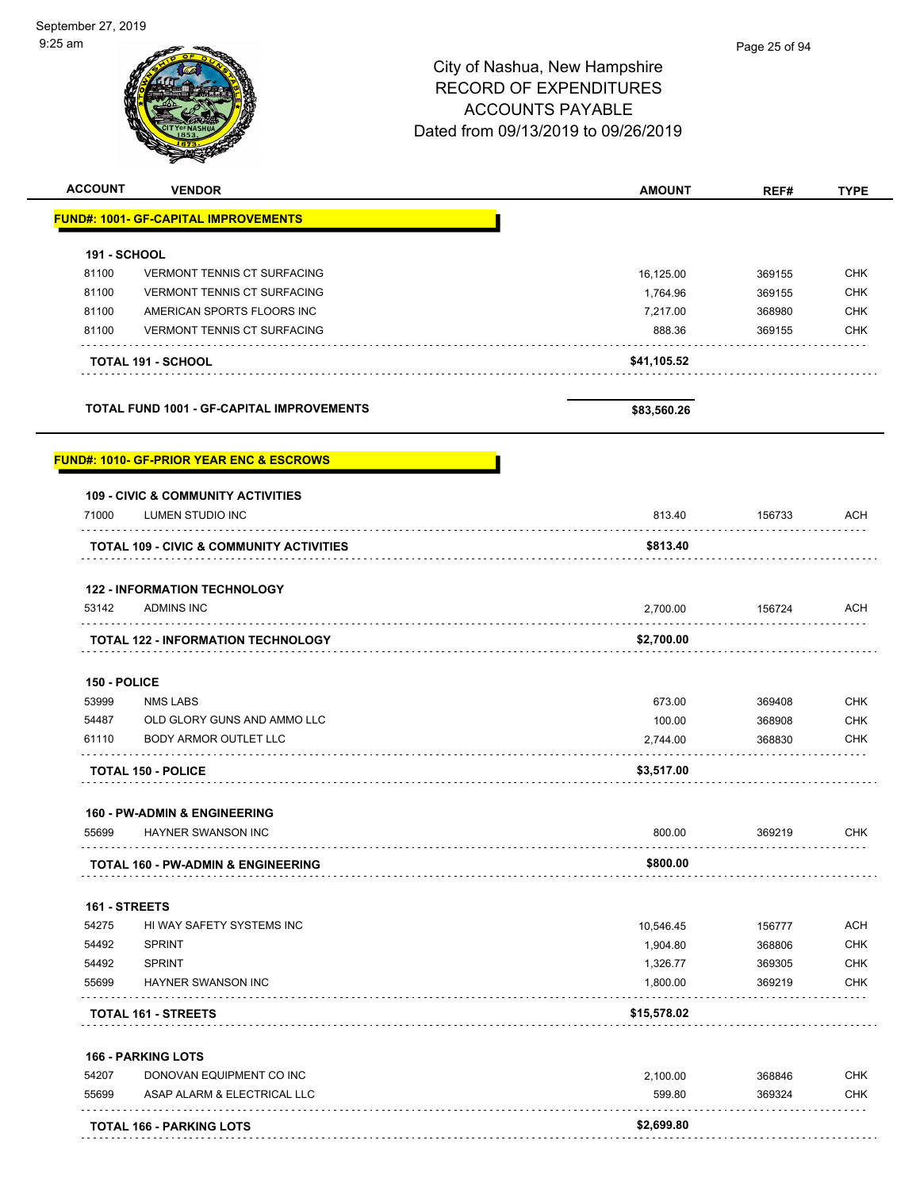# City of Nashua, New Hampshire
## RECORD OF EXPENDITURES
## ACCOUNTS PAYABLE
## Dated from 09/13/2019 to 09/26/2019

| ACCOUNT | VENDOR | AMOUNT | REF# | TYPE |
|---|---|---|---|---|
| **FUND#: 1001- GF-CAPITAL IMPROVEMENTS** | | | | |
| **191 - SCHOOL** | | | | |
| 81100 | VERMONT TENNIS CT SURFACING | 16,125.00 | 369155 | CHK |
| 81100 | VERMONT TENNIS CT SURFACING | 1,764.96 | 369155 | CHK |
| 81100 | AMERICAN SPORTS FLOORS INC | 7,217.00 | 368980 | CHK |
| 81100 | VERMONT TENNIS CT SURFACING | 888.36 | 369155 | CHK |
| | **TOTAL 191 - SCHOOL** | **$41,105.52** | | |
| | **TOTAL FUND 1001 - GF-CAPITAL IMPROVEMENTS** | **$83,560.26** | | |
| **FUND#: 1010- GF-PRIOR YEAR ENC & ESCROWS** | | | | |
| **109 - CIVIC & COMMUNITY ACTIVITIES** | | | | |
| 71000 | LUMEN STUDIO INC | 813.40 | 156733 | ACH |
| | **TOTAL 109 - CIVIC & COMMUNITY ACTIVITIES** | **$813.40** | | |
| **122 - INFORMATION TECHNOLOGY** | | | | |
| 53142 | ADMINS INC | 2,700.00 | 156724 | ACH |
| | **TOTAL 122 - INFORMATION TECHNOLOGY** | **$2,700.00** | | |
| **150 - POLICE** | | | | |
| 53999 | NMS LABS | 673.00 | 369408 | CHK |
| 54487 | OLD GLORY GUNS AND AMMO LLC | 100.00 | 368908 | CHK |
| 61110 | BODY ARMOR OUTLET LLC | 2,744.00 | 368830 | CHK |
| | **TOTAL 150 - POLICE** | **$3,517.00** | | |
| **160 - PW-ADMIN & ENGINEERING** | | | | |
| 55699 | HAYNER SWANSON INC | 800.00 | 369219 | CHK |
| | **TOTAL 160 - PW-ADMIN & ENGINEERING** | **$800.00** | | |
| **161 - STREETS** | | | | |
| 54275 | HI WAY SAFETY SYSTEMS INC | 10,546.45 | 156777 | ACH |
| 54492 | SPRINT | 1,904.80 | 368806 | CHK |
| 54492 | SPRINT | 1,326.77 | 369305 | CHK |
| 55699 | HAYNER SWANSON INC | 1,800.00 | 369219 | CHK |
| | **TOTAL 161 - STREETS** | **$15,578.02** | | |
| **166 - PARKING LOTS** | | | | |
| 54207 | DONOVAN EQUIPMENT CO INC | 2,100.00 | 368846 | CHK |
| 55699 | ASAP ALARM & ELECTRICAL LLC | 599.80 | 369324 | CHK |
| | **TOTAL 166 - PARKING LOTS** | **$2,699.80** | | |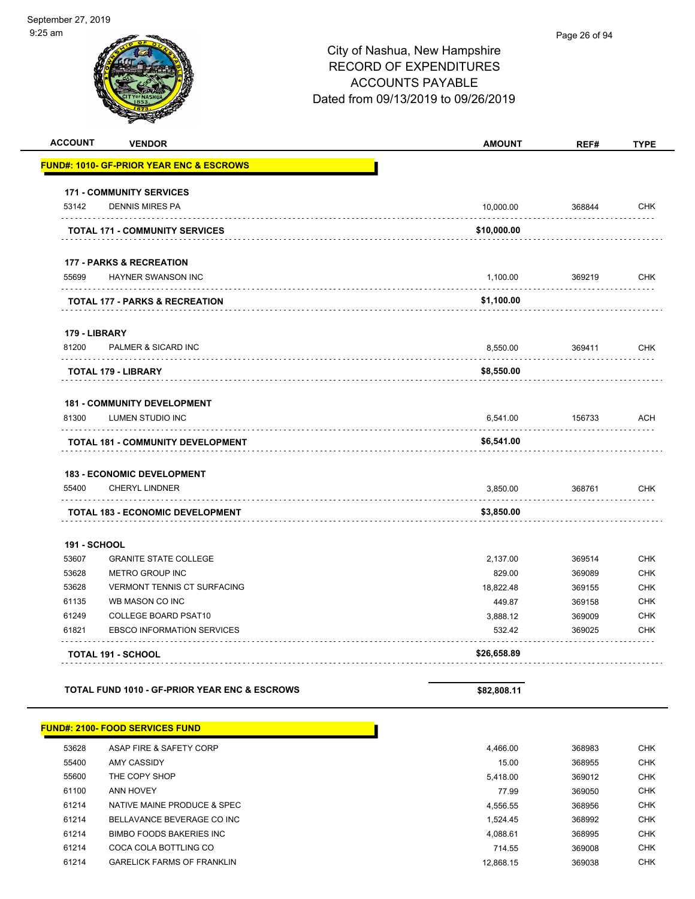City of Nashua, New Hampshire
RECORD OF EXPENDITURES
ACCOUNTS PAYABLE
Dated from 09/13/2019 to 09/26/2019

| ACCOUNT | VENDOR | AMOUNT | REF# | TYPE |
|---|---|---|---|---|
| **FUND#: 1010- GF-PRIOR YEAR ENC & ESCROWS** | | | | |
| **171 - COMMUNITY SERVICES** | | | | |
| 53142 | DENNIS MIRES PA | 10,000.00 | 368844 | CHK |
| | **TOTAL 171 - COMMUNITY SERVICES** | **$10,000.00** | | |
| **177 - PARKS & RECREATION** | | | | |
| 55699 | HAYNER SWANSON INC | 1,100.00 | 369219 | CHK |
| | **TOTAL 177 - PARKS & RECREATION** | **$1,100.00** | | |
| **179 - LIBRARY** | | | | |
| 81200 | PALMER & SICARD INC | 8,550.00 | 369411 | CHK |
| | **TOTAL 179 - LIBRARY** | **$8,550.00** | | |
| **181 - COMMUNITY DEVELOPMENT** | | | | |
| 81300 | LUMEN STUDIO INC | 6,541.00 | 156733 | ACH |
| | **TOTAL 181 - COMMUNITY DEVELOPMENT** | **$6,541.00** | | |
| **183 - ECONOMIC DEVELOPMENT** | | | | |
| 55400 | CHERYL LINDNER | 3,850.00 | 368761 | CHK |
| | **TOTAL 183 - ECONOMIC DEVELOPMENT** | **$3,850.00** | | |
| **191 - SCHOOL** | | | | |
| 53607 | GRANITE STATE COLLEGE | 2,137.00 | 369514 | CHK |
| 53628 | METRO GROUP INC | 829.00 | 369089 | CHK |
| 53628 | VERMONT TENNIS CT SURFACING | 18,822.48 | 369155 | CHK |
| 61135 | WB MASON CO INC | 449.87 | 369158 | CHK |
| 61249 | COLLEGE BOARD PSAT10 | 3,888.12 | 369009 | CHK |
| 61821 | EBSCO INFORMATION SERVICES | 532.42 | 369025 | CHK |
| | **TOTAL 191 - SCHOOL** | **$26,658.89** | | |
| | **TOTAL FUND 1010 - GF-PRIOR YEAR ENC & ESCROWS** | **$82,808.11** | | |
| **FUND#: 2100- FOOD SERVICES FUND** | | | | |
| 53628 | ASAP FIRE & SAFETY CORP | 4,466.00 | 368983 | CHK |
| 55400 | AMY CASSIDY | 15.00 | 368955 | CHK |
| 55600 | THE COPY SHOP | 5,418.00 | 369012 | CHK |
| 61100 | ANN HOVEY | 77.99 | 369050 | CHK |
| 61214 | NATIVE MAINE PRODUCE & SPEC | 4,556.55 | 368956 | CHK |
| 61214 | BELLAVANCE BEVERAGE CO INC | 1,524.45 | 368992 | CHK |
| 61214 | BIMBO FOODS BAKERIES INC | 4,088.61 | 368995 | CHK |
| 61214 | COCA COLA BOTTLING CO | 714.55 | 369008 | CHK |
| 61214 | GARELICK FARMS OF FRANKLIN | 12,868.15 | 369038 | CHK |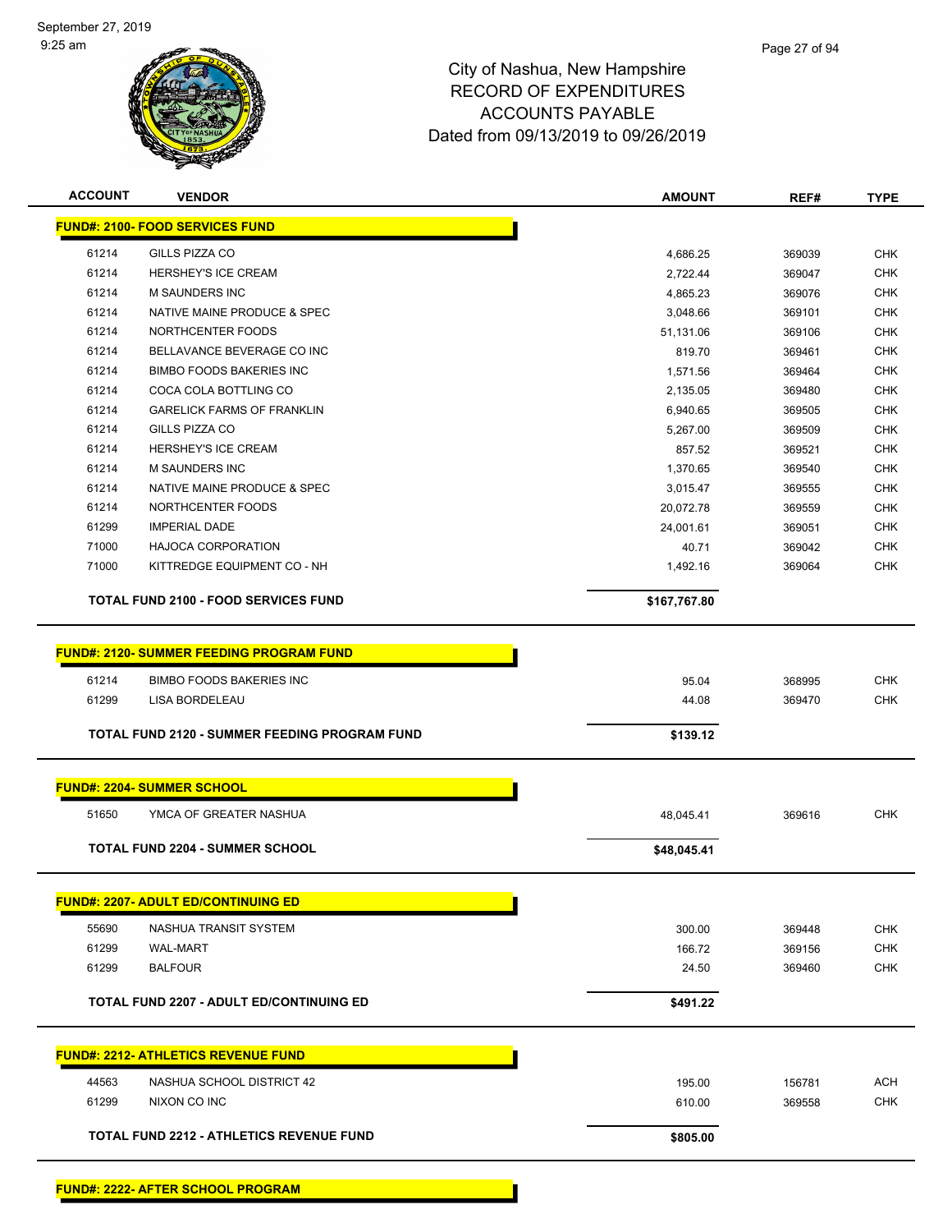# City of Nashua, New Hampshire
# RECORD OF EXPENDITURES
# ACCOUNTS PAYABLE
# Dated from 09/13/2019 to 09/26/2019

| ACCOUNT | VENDOR | AMOUNT | REF# | TYPE |
|---|---|---|---|---|
| **FUND#: 2100- FOOD SERVICES FUND** | | | | |
| 61214 | GILLS PIZZA CO | 4,686.25 | 369039 | CHK |
| 61214 | HERSHEY'S ICE CREAM | 2,722.44 | 369047 | CHK |
| 61214 | M SAUNDERS INC | 4,865.23 | 369076 | CHK |
| 61214 | NATIVE MAINE PRODUCE & SPEC | 3,048.66 | 369101 | CHK |
| 61214 | NORTHCENTER FOODS | 51,131.06 | 369106 | CHK |
| 61214 | BELLAVANCE BEVERAGE CO INC | 819.70 | 369461 | CHK |
| 61214 | BIMBO FOODS BAKERIES INC | 1,571.56 | 369464 | CHK |
| 61214 | COCA COLA BOTTLING CO | 2,135.05 | 369480 | CHK |
| 61214 | GARELICK FARMS OF FRANKLIN | 6,940.65 | 369505 | CHK |
| 61214 | GILLS PIZZA CO | 5,267.00 | 369509 | CHK |
| 61214 | HERSHEY'S ICE CREAM | 857.52 | 369521 | CHK |
| 61214 | M SAUNDERS INC | 1,370.65 | 369540 | CHK |
| 61214 | NATIVE MAINE PRODUCE & SPEC | 3,015.47 | 369555 | CHK |
| 61214 | NORTHCENTER FOODS | 20,072.78 | 369559 | CHK |
| 61299 | IMPERIAL DADE | 24,001.61 | 369051 | CHK |
| 71000 | HAJOCA CORPORATION | 40.71 | 369042 | CHK |
| 71000 | KITTREDGE EQUIPMENT CO - NH | 1,492.16 | 369064 | CHK |
| **TOTAL FUND 2100 - FOOD SERVICES FUND** | | **$167,767.80** | | |
| **FUND#: 2120- SUMMER FEEDING PROGRAM FUND** | | | | |
| 61214 | BIMBO FOODS BAKERIES INC | 95.04 | 368995 | CHK |
| 61299 | LISA BORDELEAU | 44.08 | 369470 | CHK |
| **TOTAL FUND 2120 - SUMMER FEEDING PROGRAM FUND** | | **$139.12** | | |
| **FUND#: 2204- SUMMER SCHOOL** | | | | |
| 51650 | YMCA OF GREATER NASHUA | 48,045.41 | 369616 | CHK |
| **TOTAL FUND 2204 - SUMMER SCHOOL** | | **$48,045.41** | | |
| **FUND#: 2207- ADULT ED/CONTINUING ED** | | | | |
| 55690 | NASHUA TRANSIT SYSTEM | 300.00 | 369448 | CHK |
| 61299 | WAL-MART | 166.72 | 369156 | CHK |
| 61299 | BALFOUR | 24.50 | 369460 | CHK |
| **TOTAL FUND 2207 - ADULT ED/CONTINUING ED** | | **$491.22** | | |
| **FUND#: 2212- ATHLETICS REVENUE FUND** | | | | |
| 44563 | NASHUA SCHOOL DISTRICT 42 | 195.00 | 156781 | ACH |
| 61299 | NIXON CO INC | 610.00 | 369558 | CHK |
| **TOTAL FUND 2212 - ATHLETICS REVENUE FUND** | | **$805.00** | | |
| **FUND#: 2222- AFTER SCHOOL PROGRAM** | | | | |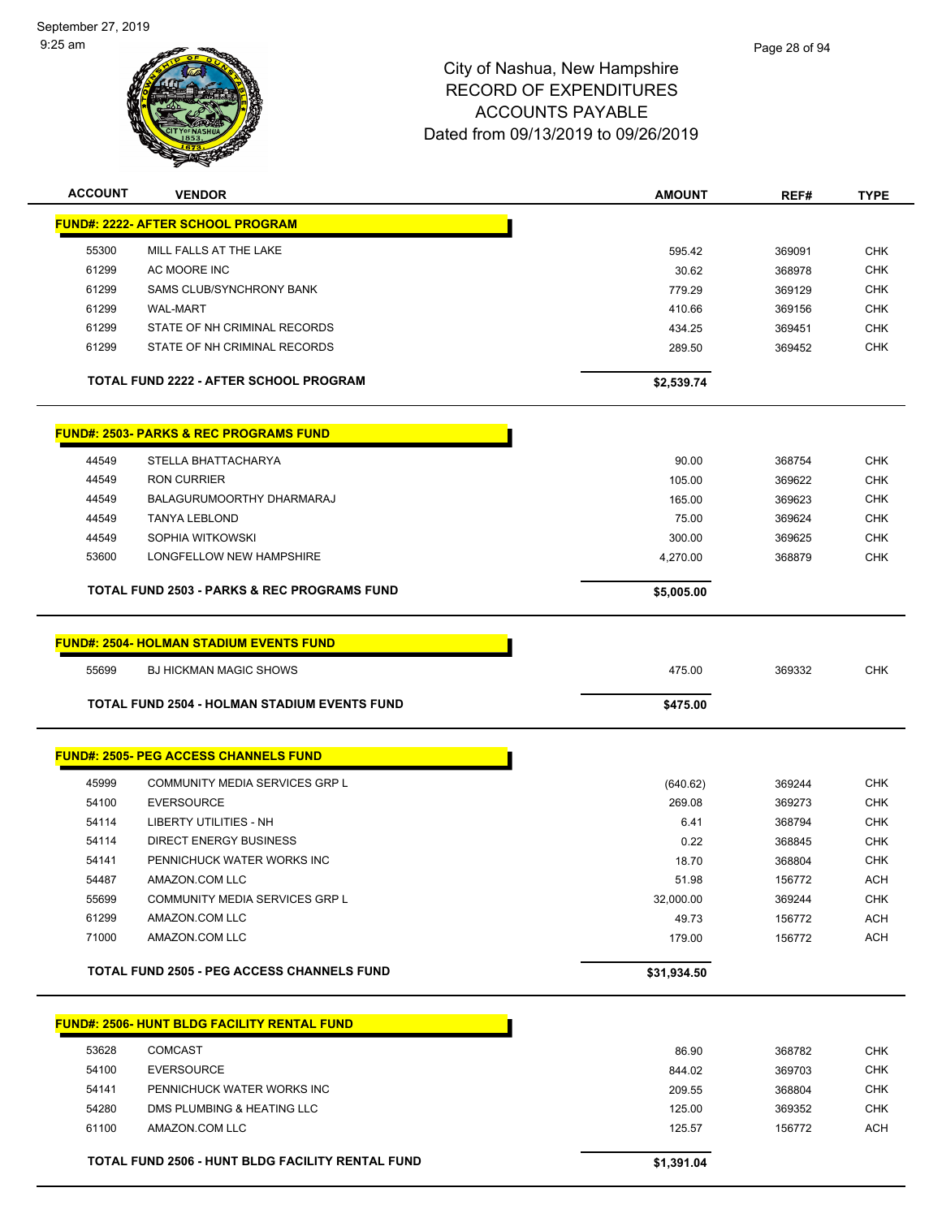City of Nashua, New Hampshire
RECORD OF EXPENDITURES
ACCOUNTS PAYABLE
Dated from 09/13/2019 to 09/26/2019

| ACCOUNT | VENDOR | AMOUNT | REF# | TYPE |
|---|---|---|---|---|
| **FUND#: 2222- AFTER SCHOOL PROGRAM** | | | | |
| 55300 | MILL FALLS AT THE LAKE | 595.42 | 369091 | CHK |
| 61299 | AC MOORE INC | 30.62 | 368978 | CHK |
| 61299 | SAMS CLUB/SYNCHRONY BANK | 779.29 | 369129 | CHK |
| 61299 | WAL-MART | 410.66 | 369156 | CHK |
| 61299 | STATE OF NH CRIMINAL RECORDS | 434.25 | 369451 | CHK |
| 61299 | STATE OF NH CRIMINAL RECORDS | 289.50 | 369452 | CHK |
| | **TOTAL FUND 2222 - AFTER SCHOOL PROGRAM** | **$2,539.74** | | |
| **FUND#: 2503- PARKS & REC PROGRAMS FUND** | | | | |
| 44549 | STELLA BHATTACHARYA | 90.00 | 368754 | CHK |
| 44549 | RON CURRIER | 105.00 | 369622 | CHK |
| 44549 | BALAGURUMOORTHY DHARMARAJ | 165.00 | 369623 | CHK |
| 44549 | TANYA LEBLOND | 75.00 | 369624 | CHK |
| 44549 | SOPHIA WITKOWSKI | 300.00 | 369625 | CHK |
| 53600 | LONGFELLOW NEW HAMPSHIRE | 4,270.00 | 368879 | CHK |
| | **TOTAL FUND 2503 - PARKS & REC PROGRAMS FUND** | **$5,005.00** | | |
| **FUND#: 2504- HOLMAN STADIUM EVENTS FUND** | | | | |
| 55699 | BJ HICKMAN MAGIC SHOWS | 475.00 | 369332 | CHK |
| | **TOTAL FUND 2504 - HOLMAN STADIUM EVENTS FUND** | **$475.00** | | |
| **FUND#: 2505- PEG ACCESS CHANNELS FUND** | | | | |
| 45999 | COMMUNITY MEDIA SERVICES GRP L | (640.62) | 369244 | CHK |
| 54100 | EVERSOURCE | 269.08 | 369273 | CHK |
| 54114 | LIBERTY UTILITIES - NH | 6.41 | 368794 | CHK |
| 54114 | DIRECT ENERGY BUSINESS | 0.22 | 368845 | CHK |
| 54141 | PENNICHUCK WATER WORKS INC | 18.70 | 368804 | CHK |
| 54487 | AMAZON.COM LLC | 51.98 | 156772 | ACH |
| 55699 | COMMUNITY MEDIA SERVICES GRP L | 32,000.00 | 369244 | CHK |
| 61299 | AMAZON.COM LLC | 49.73 | 156772 | ACH |
| 71000 | AMAZON.COM LLC | 179.00 | 156772 | ACH |
| | **TOTAL FUND 2505 - PEG ACCESS CHANNELS FUND** | **$31,934.50** | | |
| **FUND#: 2506- HUNT BLDG FACILITY RENTAL FUND** | | | | |
| 53628 | COMCAST | 86.90 | 368782 | CHK |
| 54100 | EVERSOURCE | 844.02 | 369703 | CHK |
| 54141 | PENNICHUCK WATER WORKS INC | 209.55 | 368804 | CHK |
| 54280 | DMS PLUMBING & HEATING LLC | 125.00 | 369352 | CHK |
| 61100 | AMAZON.COM LLC | 125.57 | 156772 | ACH |
| | **TOTAL FUND 2506 - HUNT BLDG FACILITY RENTAL FUND** | **$1,391.04** | | |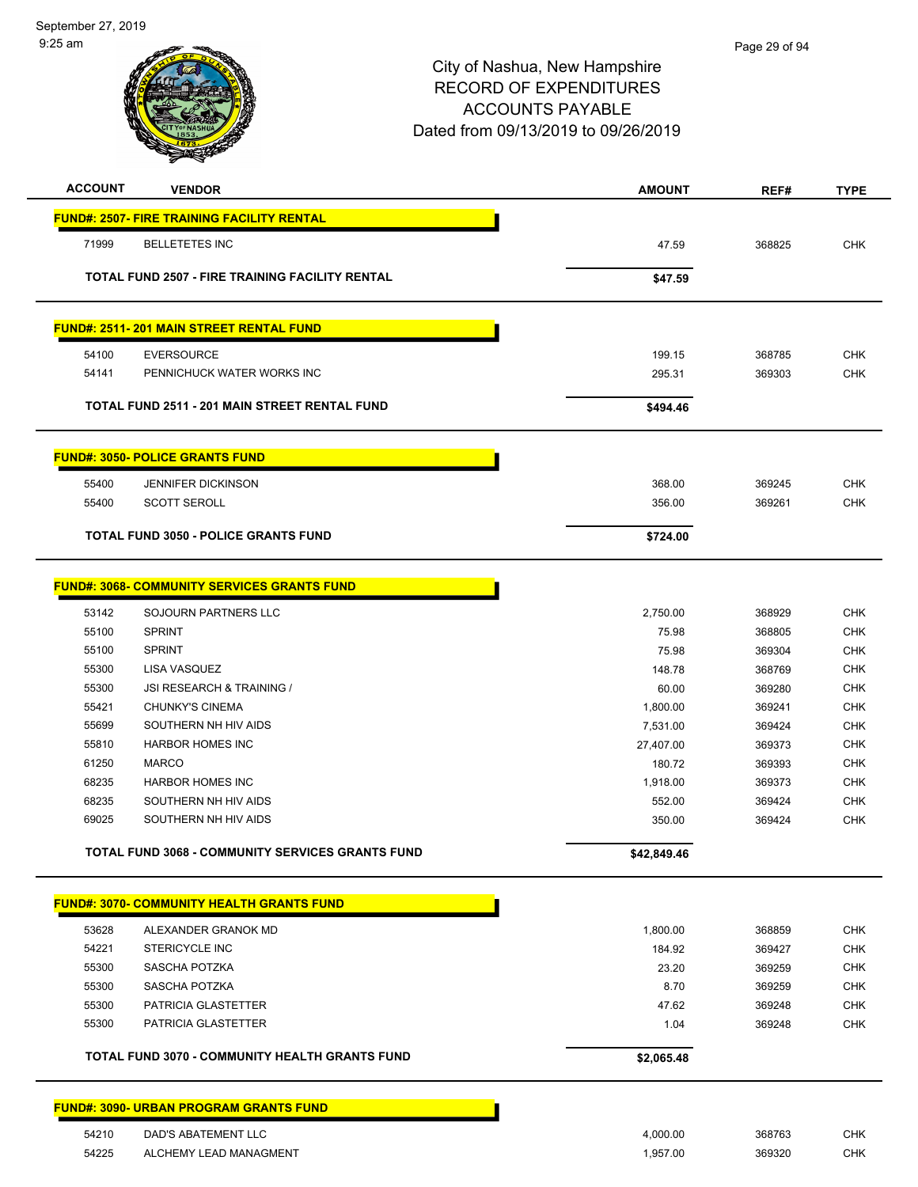City of Nashua, New Hampshire
RECORD OF EXPENDITURES
ACCOUNTS PAYABLE
Dated from 09/13/2019 to 09/26/2019

| ACCOUNT | VENDOR | AMOUNT | REF# | TYPE |
|---|---|---|---|---|
| **FUND#: 2507- FIRE TRAINING FACILITY RENTAL** | | | | |
| 71999 | BELLETETES INC | 47.59 | 368825 | CHK |
| **TOTAL FUND 2507 - FIRE TRAINING FACILITY RENTAL** | | **$47.59** | | |
| **FUND#: 2511- 201 MAIN STREET RENTAL FUND** | | | | |
| 54100 | EVERSOURCE | 199.15 | 368785 | CHK |
| 54141 | PENNICHUCK WATER WORKS INC | 295.31 | 369303 | CHK |
| **TOTAL FUND 2511 - 201 MAIN STREET RENTAL FUND** | | **$494.46** | | |
| **FUND#: 3050- POLICE GRANTS FUND** | | | | |
| 55400 | JENNIFER DICKINSON | 368.00 | 369245 | CHK |
| 55400 | SCOTT SEROLL | 356.00 | 369261 | CHK |
| **TOTAL FUND 3050 - POLICE GRANTS FUND** | | **$724.00** | | |
| **FUND#: 3068- COMMUNITY SERVICES GRANTS FUND** | | | | |
| 53142 | SOJOURN PARTNERS LLC | 2,750.00 | 368929 | CHK |
| 55100 | SPRINT | 75.98 | 368805 | CHK |
| 55100 | SPRINT | 75.98 | 369304 | CHK |
| 55300 | LISA VASQUEZ | 148.78 | 368769 | CHK |
| 55300 | JSI RESEARCH & TRAINING / | 60.00 | 369280 | CHK |
| 55421 | CHUNKY'S CINEMA | 1,800.00 | 369241 | CHK |
| 55699 | SOUTHERN NH HIV AIDS | 7,531.00 | 369424 | CHK |
| 55810 | HARBOR HOMES INC | 27,407.00 | 369373 | CHK |
| 61250 | MARCO | 180.72 | 369393 | CHK |
| 68235 | HARBOR HOMES INC | 1,918.00 | 369373 | CHK |
| 68235 | SOUTHERN NH HIV AIDS | 552.00 | 369424 | CHK |
| 69025 | SOUTHERN NH HIV AIDS | 350.00 | 369424 | CHK |
| **TOTAL FUND 3068 - COMMUNITY SERVICES GRANTS FUND** | | **$42,849.46** | | |
| **FUND#: 3070- COMMUNITY HEALTH GRANTS FUND** | | | | |
| 53628 | ALEXANDER GRANOK MD | 1,800.00 | 368859 | CHK |
| 54221 | STERICYCLE INC | 184.92 | 369427 | CHK |
| 55300 | SASCHA POTZKA | 23.20 | 369259 | CHK |
| 55300 | SASCHA POTZKA | 8.70 | 369259 | CHK |
| 55300 | PATRICIA GLASTETTER | 47.62 | 369248 | CHK |
| 55300 | PATRICIA GLASTETTER | 1.04 | 369248 | CHK |
| **TOTAL FUND 3070 - COMMUNITY HEALTH GRANTS FUND** | | **$2,065.48** | | |
| **FUND#: 3090- URBAN PROGRAM GRANTS FUND** | | | | |
| 54210 | DAD'S ABATEMENT LLC | 4,000.00 | 368763 | CHK |
| 54225 | ALCHEMY LEAD MANAGMENT | 1,957.00 | 369320 | CHK |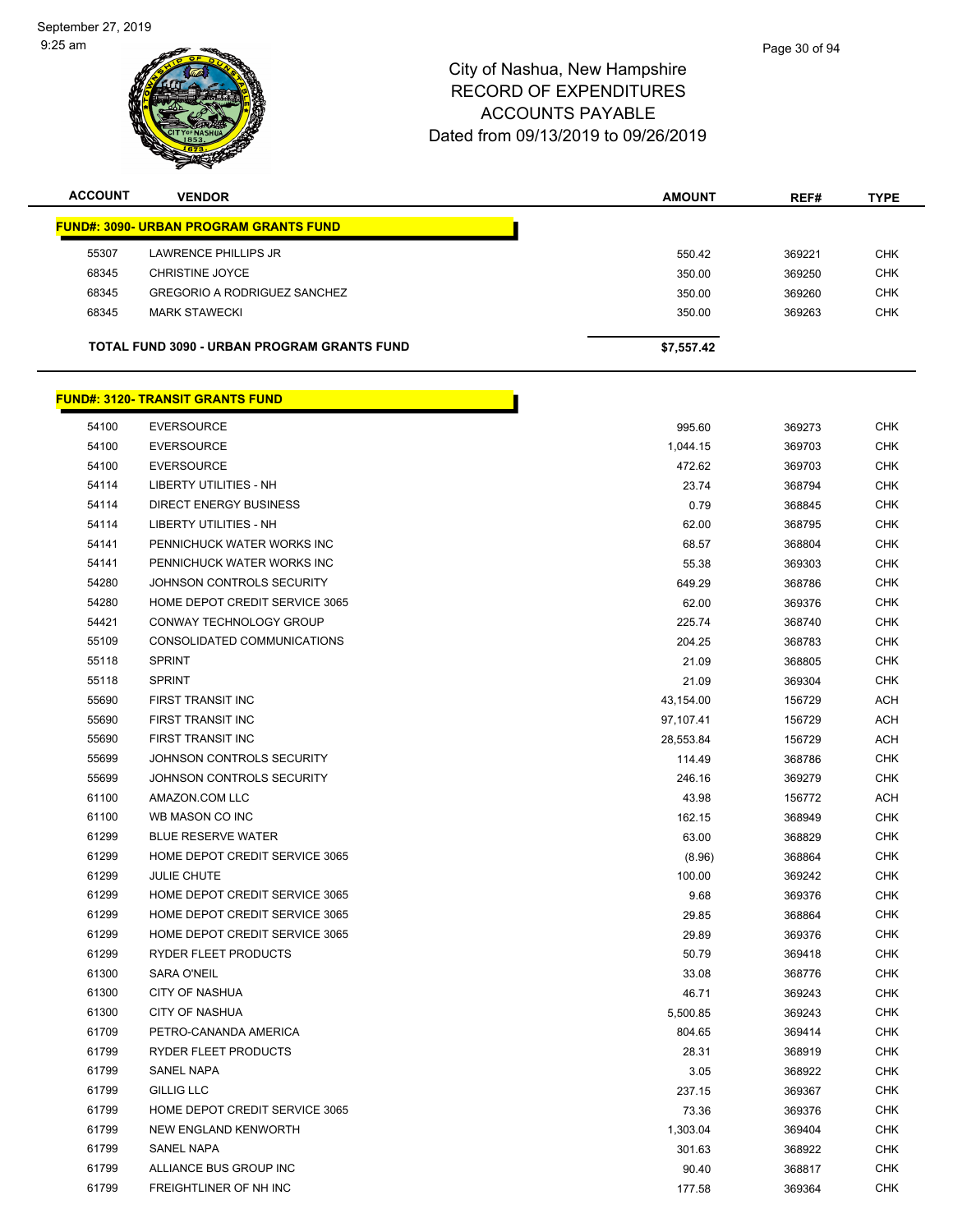City of Nashua, New Hampshire
RECORD OF EXPENDITURES
ACCOUNTS PAYABLE
Dated from 09/13/2019 to 09/26/2019

| ACCOUNT | VENDOR | AMOUNT | REF# | TYPE |
|---|---|---|---|---|
| **FUND#: 3090- URBAN PROGRAM GRANTS FUND** | | | | |
| 55307 | LAWRENCE PHILLIPS JR | 550.42 | 369221 | CHK |
| 68345 | CHRISTINE JOYCE | 350.00 | 369250 | CHK |
| 68345 | GREGORIO A RODRIGUEZ SANCHEZ | 350.00 | 369260 | CHK |
| 68345 | MARK STAWECKI | 350.00 | 369263 | CHK |
| **TOTAL FUND 3090 - URBAN PROGRAM GRANTS FUND** | | **$7,557.42** | | |

| ACCOUNT | VENDOR | AMOUNT | REF# | TYPE |
|---|---|---|---|---|
| **FUND#: 3120- TRANSIT GRANTS FUND** | | | | |
| 54100 | EVERSOURCE | 995.60 | 369273 | CHK |
| 54100 | EVERSOURCE | 1,044.15 | 369703 | CHK |
| 54100 | EVERSOURCE | 472.62 | 369703 | CHK |
| 54114 | LIBERTY UTILITIES - NH | 23.74 | 368794 | CHK |
| 54114 | DIRECT ENERGY BUSINESS | 0.79 | 368845 | CHK |
| 54114 | LIBERTY UTILITIES - NH | 62.00 | 368795 | CHK |
| 54141 | PENNICHUCK WATER WORKS INC | 68.57 | 368804 | CHK |
| 54141 | PENNICHUCK WATER WORKS INC | 55.38 | 369303 | CHK |
| 54280 | JOHNSON CONTROLS SECURITY | 649.29 | 368786 | CHK |
| 54280 | HOME DEPOT CREDIT SERVICE 3065 | 62.00 | 369376 | CHK |
| 54421 | CONWAY TECHNOLOGY GROUP | 225.74 | 368740 | CHK |
| 55109 | CONSOLIDATED COMMUNICATIONS | 204.25 | 368783 | CHK |
| 55118 | SPRINT | 21.09 | 368805 | CHK |
| 55118 | SPRINT | 21.09 | 369304 | CHK |
| 55690 | FIRST TRANSIT INC | 43,154.00 | 156729 | ACH |
| 55690 | FIRST TRANSIT INC | 97,107.41 | 156729 | ACH |
| 55690 | FIRST TRANSIT INC | 28,553.84 | 156729 | ACH |
| 55699 | JOHNSON CONTROLS SECURITY | 114.49 | 368786 | CHK |
| 55699 | JOHNSON CONTROLS SECURITY | 246.16 | 369279 | CHK |
| 61100 | AMAZON.COM LLC | 43.98 | 156772 | ACH |
| 61100 | WB MASON CO INC | 162.15 | 368949 | CHK |
| 61299 | BLUE RESERVE WATER | 63.00 | 368829 | CHK |
| 61299 | HOME DEPOT CREDIT SERVICE 3065 | (8.96) | 368864 | CHK |
| 61299 | JULIE CHUTE | 100.00 | 369242 | CHK |
| 61299 | HOME DEPOT CREDIT SERVICE 3065 | 9.68 | 369376 | CHK |
| 61299 | HOME DEPOT CREDIT SERVICE 3065 | 29.85 | 368864 | CHK |
| 61299 | HOME DEPOT CREDIT SERVICE 3065 | 29.89 | 369376 | CHK |
| 61299 | RYDER FLEET PRODUCTS | 50.79 | 369418 | CHK |
| 61300 | SARA O'NEIL | 33.08 | 368776 | CHK |
| 61300 | CITY OF NASHUA | 46.71 | 369243 | CHK |
| 61300 | CITY OF NASHUA | 5,500.85 | 369243 | CHK |
| 61709 | PETRO-CANANDA AMERICA | 804.65 | 369414 | CHK |
| 61799 | RYDER FLEET PRODUCTS | 28.31 | 368919 | CHK |
| 61799 | SANEL NAPA | 3.05 | 368922 | CHK |
| 61799 | GILLIG LLC | 237.15 | 369367 | CHK |
| 61799 | HOME DEPOT CREDIT SERVICE 3065 | 73.36 | 369376 | CHK |
| 61799 | NEW ENGLAND KENWORTH | 1,303.04 | 369404 | CHK |
| 61799 | SANEL NAPA | 301.63 | 368922 | CHK |
| 61799 | ALLIANCE BUS GROUP INC | 90.40 | 368817 | CHK |
| 61799 | FREIGHTLINER OF NH INC | 177.58 | 369364 | CHK |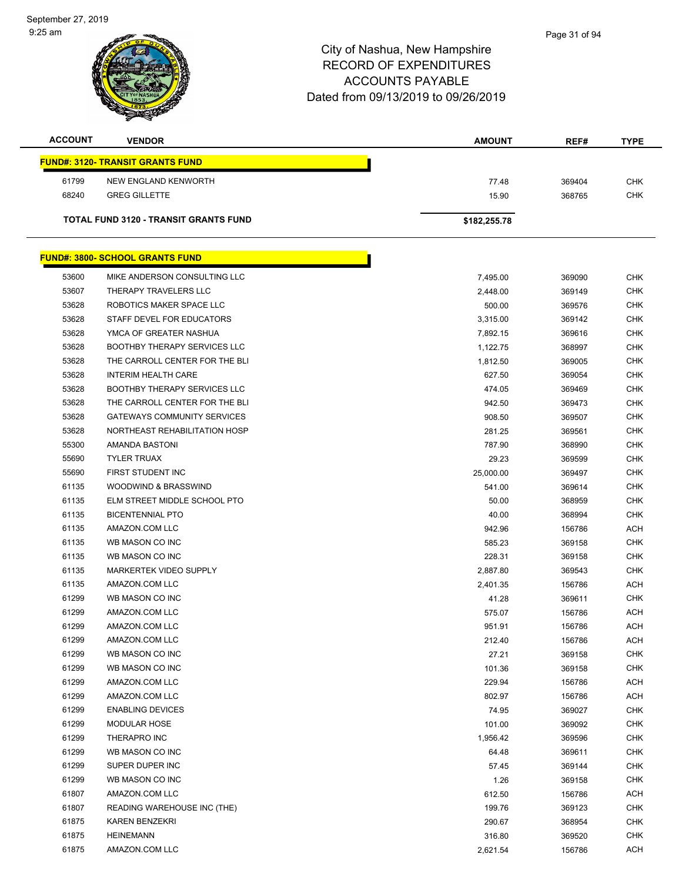City of Nashua, New Hampshire
RECORD OF EXPENDITURES
ACCOUNTS PAYABLE
Dated from 09/13/2019 to 09/26/2019

| ACCOUNT | VENDOR | AMOUNT | REF# | TYPE |
|---|---|---|---|---|
| **FUND#: 3120- TRANSIT GRANTS FUND** | | | | |
| 61799 | NEW ENGLAND KENWORTH | 77.48 | 369404 | CHK |
| 68240 | GREG GILLETTE | 15.90 | 368765 | CHK |
| **TOTAL FUND 3120 - TRANSIT GRANTS FUND** | | **$182,255.78** | | |
| **FUND#: 3800- SCHOOL GRANTS FUND** | | | | |
| 53600 | MIKE ANDERSON CONSULTING LLC | 7,495.00 | 369090 | CHK |
| 53607 | THERAPY TRAVELERS LLC | 2,448.00 | 369149 | CHK |
| 53628 | ROBOTICS MAKER SPACE LLC | 500.00 | 369576 | CHK |
| 53628 | STAFF DEVEL FOR EDUCATORS | 3,315.00 | 369142 | CHK |
| 53628 | YMCA OF GREATER NASHUA | 7,892.15 | 369616 | CHK |
| 53628 | BOOTHBY THERAPY SERVICES LLC | 1,122.75 | 368997 | CHK |
| 53628 | THE CARROLL CENTER FOR THE BLI | 1,812.50 | 369005 | CHK |
| 53628 | INTERIM HEALTH CARE | 627.50 | 369054 | CHK |
| 53628 | BOOTHBY THERAPY SERVICES LLC | 474.05 | 369469 | CHK |
| 53628 | THE CARROLL CENTER FOR THE BLI | 942.50 | 369473 | CHK |
| 53628 | GATEWAYS COMMUNITY SERVICES | 908.50 | 369507 | CHK |
| 53628 | NORTHEAST REHABILITATION HOSP | 281.25 | 369561 | CHK |
| 55300 | AMANDA BASTONI | 787.90 | 368990 | CHK |
| 55690 | TYLER TRUAX | 29.23 | 369599 | CHK |
| 55690 | FIRST STUDENT INC | 25,000.00 | 369497 | CHK |
| 61135 | WOODWIND & BRASSWIND | 541.00 | 369614 | CHK |
| 61135 | ELM STREET MIDDLE SCHOOL PTO | 50.00 | 368959 | CHK |
| 61135 | BICENTENNIAL PTO | 40.00 | 368994 | CHK |
| 61135 | AMAZON.COM LLC | 942.96 | 156786 | ACH |
| 61135 | WB MASON CO INC | 585.23 | 369158 | CHK |
| 61135 | WB MASON CO INC | 228.31 | 369158 | CHK |
| 61135 | MARKERTEK VIDEO SUPPLY | 2,887.80 | 369543 | CHK |
| 61135 | AMAZON.COM LLC | 2,401.35 | 156786 | ACH |
| 61299 | WB MASON CO INC | 41.28 | 369611 | CHK |
| 61299 | AMAZON.COM LLC | 575.07 | 156786 | ACH |
| 61299 | AMAZON.COM LLC | 951.91 | 156786 | ACH |
| 61299 | AMAZON.COM LLC | 212.40 | 156786 | ACH |
| 61299 | WB MASON CO INC | 27.21 | 369158 | CHK |
| 61299 | WB MASON CO INC | 101.36 | 369158 | CHK |
| 61299 | AMAZON.COM LLC | 229.94 | 156786 | ACH |
| 61299 | AMAZON.COM LLC | 802.97 | 156786 | ACH |
| 61299 | ENABLING DEVICES | 74.95 | 369027 | CHK |
| 61299 | MODULAR HOSE | 101.00 | 369092 | CHK |
| 61299 | THERAPRO INC | 1,956.42 | 369596 | CHK |
| 61299 | WB MASON CO INC | 64.48 | 369611 | CHK |
| 61299 | SUPER DUPER INC | 57.45 | 369144 | CHK |
| 61299 | WB MASON CO INC | 1.26 | 369158 | CHK |
| 61807 | AMAZON.COM LLC | 612.50 | 156786 | ACH |
| 61807 | READING WAREHOUSE INC (THE) | 199.76 | 369123 | CHK |
| 61875 | KAREN BENZEKRI | 290.67 | 368954 | CHK |
| 61875 | HEINEMANN | 316.80 | 369520 | CHK |
| 61875 | AMAZON.COM LLC | 2,621.54 | 156786 | ACH |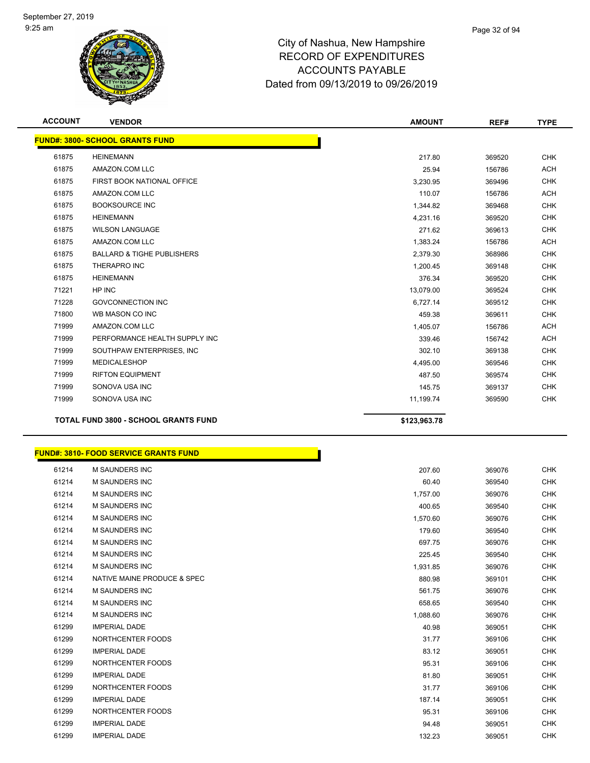City of Nashua, New Hampshire
RECORD OF EXPENDITURES
ACCOUNTS PAYABLE
Dated from 09/13/2019 to 09/26/2019

| ACCOUNT | VENDOR | AMOUNT | REF# | TYPE |
|---|---|---|---|---|
| **FUND#: 3800- SCHOOL GRANTS FUND** | | | | |
| 61875 | HEINEMANN | 217.80 | 369520 | CHK |
| 61875 | AMAZON.COM LLC | 25.94 | 156786 | ACH |
| 61875 | FIRST BOOK NATIONAL OFFICE | 3,230.95 | 369496 | CHK |
| 61875 | AMAZON.COM LLC | 110.07 | 156786 | ACH |
| 61875 | BOOKSOURCE INC | 1,344.82 | 369468 | CHK |
| 61875 | HEINEMANN | 4,231.16 | 369520 | CHK |
| 61875 | WILSON LANGUAGE | 271.62 | 369613 | CHK |
| 61875 | AMAZON.COM LLC | 1,383.24 | 156786 | ACH |
| 61875 | BALLARD & TIGHE PUBLISHERS | 2,379.30 | 368986 | CHK |
| 61875 | THERAPRO INC | 1,200.45 | 369148 | CHK |
| 61875 | HEINEMANN | 376.34 | 369520 | CHK |
| 71221 | HP INC | 13,079.00 | 369524 | CHK |
| 71228 | GOVCONNECTION INC | 6,727.14 | 369512 | CHK |
| 71800 | WB MASON CO INC | 459.38 | 369611 | CHK |
| 71999 | AMAZON.COM LLC | 1,405.07 | 156786 | ACH |
| 71999 | PERFORMANCE HEALTH SUPPLY INC | 339.46 | 156742 | ACH |
| 71999 | SOUTHPAW ENTERPRISES, INC | 302.10 | 369138 | CHK |
| 71999 | MEDICALESHOP | 4,495.00 | 369546 | CHK |
| 71999 | RIFTON EQUIPMENT | 487.50 | 369574 | CHK |
| 71999 | SONOVA USA INC | 145.75 | 369137 | CHK |
| 71999 | SONOVA USA INC | 11,199.74 | 369590 | CHK |
| **TOTAL FUND 3800 - SCHOOL GRANTS FUND** | | **$123,963.78** | | |

| ACCOUNT | VENDOR | AMOUNT | REF# | TYPE |
|---|---|---|---|---|
| **FUND#: 3810- FOOD SERVICE GRANTS FUND** | | | | |
| 61214 | M SAUNDERS INC | 207.60 | 369076 | CHK |
| 61214 | M SAUNDERS INC | 60.40 | 369540 | CHK |
| 61214 | M SAUNDERS INC | 1,757.00 | 369076 | CHK |
| 61214 | M SAUNDERS INC | 400.65 | 369540 | CHK |
| 61214 | M SAUNDERS INC | 1,570.60 | 369076 | CHK |
| 61214 | M SAUNDERS INC | 179.60 | 369540 | CHK |
| 61214 | M SAUNDERS INC | 697.75 | 369076 | CHK |
| 61214 | M SAUNDERS INC | 225.45 | 369540 | CHK |
| 61214 | M SAUNDERS INC | 1,931.85 | 369076 | CHK |
| 61214 | NATIVE MAINE PRODUCE & SPEC | 880.98 | 369101 | CHK |
| 61214 | M SAUNDERS INC | 561.75 | 369076 | CHK |
| 61214 | M SAUNDERS INC | 658.65 | 369540 | CHK |
| 61214 | M SAUNDERS INC | 1,088.60 | 369076 | CHK |
| 61299 | IMPERIAL DADE | 40.98 | 369051 | CHK |
| 61299 | NORTHCENTER FOODS | 31.77 | 369106 | CHK |
| 61299 | IMPERIAL DADE | 83.12 | 369051 | CHK |
| 61299 | NORTHCENTER FOODS | 95.31 | 369106 | CHK |
| 61299 | IMPERIAL DADE | 81.80 | 369051 | CHK |
| 61299 | NORTHCENTER FOODS | 31.77 | 369106 | CHK |
| 61299 | IMPERIAL DADE | 187.14 | 369051 | CHK |
| 61299 | NORTHCENTER FOODS | 95.31 | 369106 | CHK |
| 61299 | IMPERIAL DADE | 94.48 | 369051 | CHK |
| 61299 | IMPERIAL DADE | 132.23 | 369051 | CHK |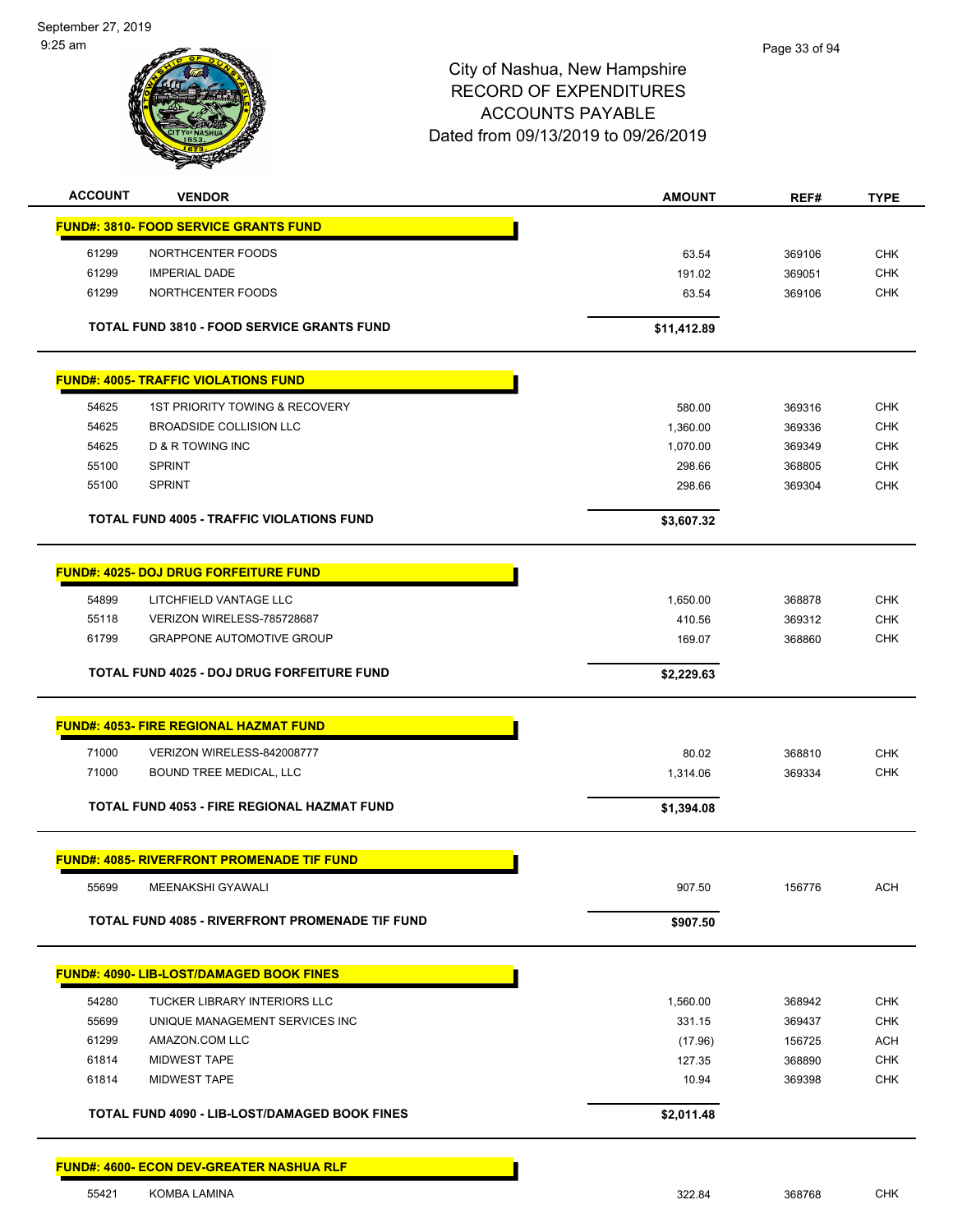City of Nashua, New Hampshire
RECORD OF EXPENDITURES
ACCOUNTS PAYABLE
Dated from 09/13/2019 to 09/26/2019

| ACCOUNT | VENDOR | AMOUNT | REF# | TYPE |
|---|---|---|---|---|
| **FUND#: 3810- FOOD SERVICE GRANTS FUND** | | | | |
| 61299 | NORTHCENTER FOODS | 63.54 | 369106 | CHK |
| 61299 | IMPERIAL DADE | 191.02 | 369051 | CHK |
| 61299 | NORTHCENTER FOODS | 63.54 | 369106 | CHK |
| | **TOTAL FUND 3810 - FOOD SERVICE GRANTS FUND** | **$11,412.89** | | |
| **FUND#: 4005- TRAFFIC VIOLATIONS FUND** | | | | |
| 54625 | 1ST PRIORITY TOWING & RECOVERY | 580.00 | 369316 | CHK |
| 54625 | BROADSIDE COLLISION LLC | 1,360.00 | 369336 | CHK |
| 54625 | D & R TOWING INC | 1,070.00 | 369349 | CHK |
| 55100 | SPRINT | 298.66 | 368805 | CHK |
| 55100 | SPRINT | 298.66 | 369304 | CHK |
| | **TOTAL FUND 4005 - TRAFFIC VIOLATIONS FUND** | **$3,607.32** | | |
| **FUND#: 4025- DOJ DRUG FORFEITURE FUND** | | | | |
| 54899 | LITCHFIELD VANTAGE LLC | 1,650.00 | 368878 | CHK |
| 55118 | VERIZON WIRELESS-785728687 | 410.56 | 369312 | CHK |
| 61799 | GRAPPONE AUTOMOTIVE GROUP | 169.07 | 368860 | CHK |
| | **TOTAL FUND 4025 - DOJ DRUG FORFEITURE FUND** | **$2,229.63** | | |
| **FUND#: 4053- FIRE REGIONAL HAZMAT FUND** | | | | |
| 71000 | VERIZON WIRELESS-842008777 | 80.02 | 368810 | CHK |
| 71000 | BOUND TREE MEDICAL, LLC | 1,314.06 | 369334 | CHK |
| | **TOTAL FUND 4053 - FIRE REGIONAL HAZMAT FUND** | **$1,394.08** | | |
| **FUND#: 4085- RIVERFRONT PROMENADE TIF FUND** | | | | |
| 55699 | MEENAKSHI GYAWALI | 907.50 | 156776 | ACH |
| | **TOTAL FUND 4085 - RIVERFRONT PROMENADE TIF FUND** | **$907.50** | | |
| **FUND#: 4090- LIB-LOST/DAMAGED BOOK FINES** | | | | |
| 54280 | TUCKER LIBRARY INTERIORS LLC | 1,560.00 | 368942 | CHK |
| 55699 | UNIQUE MANAGEMENT SERVICES INC | 331.15 | 369437 | CHK |
| 61299 | AMAZON.COM LLC | (17.96) | 156725 | ACH |
| 61814 | MIDWEST TAPE | 127.35 | 368890 | CHK |
| 61814 | MIDWEST TAPE | 10.94 | 369398 | CHK |
| | **TOTAL FUND 4090 - LIB-LOST/DAMAGED BOOK FINES** | **$2,011.48** | | |
| **FUND#: 4600- ECON DEV-GREATER NASHUA RLF** | | | | |
| 55421 | KOMBA LAMINA | 322.84 | 368768 | CHK |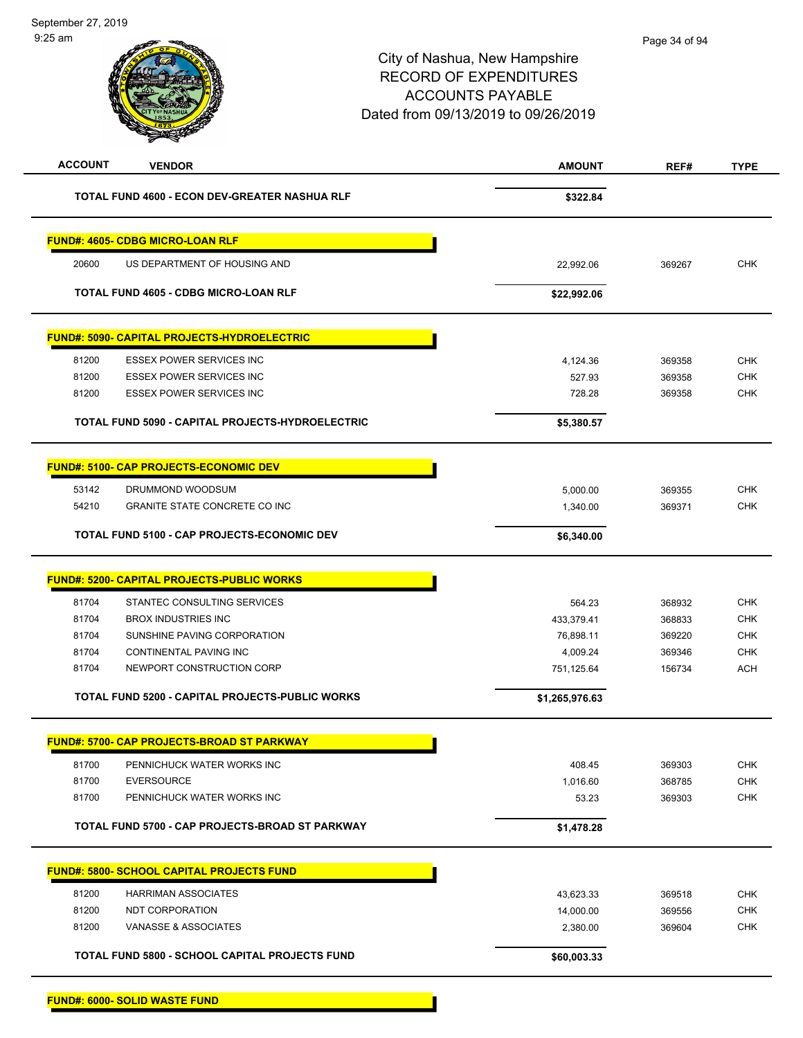# City of Nashua, New Hampshire
## RECORD OF EXPENDITURES
## ACCOUNTS PAYABLE
## Dated from 09/13/2019 to 09/26/2019

| ACCOUNT | VENDOR | AMOUNT | REF# | TYPE |
|---|---|---|---|---|
| | **TOTAL FUND 4600 - ECON DEV-GREATER NASHUA RLF** | **$322.84** | | |
| | | | | |
| **FUND#: 4605- CDBG MICRO-LOAN RLF** | | | | |
| 20600 | US DEPARTMENT OF HOUSING AND | 22,992.06 | 369267 | CHK |
| | **TOTAL FUND 4605 - CDBG MICRO-LOAN RLF** | **$22,992.06** | | |
| | | | | |
| **FUND#: 5090- CAPITAL PROJECTS-HYDROELECTRIC** | | | | |
| 81200 | ESSEX POWER SERVICES INC | 4,124.36 | 369358 | CHK |
| 81200 | ESSEX POWER SERVICES INC | 527.93 | 369358 | CHK |
| 81200 | ESSEX POWER SERVICES INC | 728.28 | 369358 | CHK |
| | **TOTAL FUND 5090 - CAPITAL PROJECTS-HYDROELECTRIC** | **$5,380.57** | | |
| | | | | |
| **FUND#: 5100- CAP PROJECTS-ECONOMIC DEV** | | | | |
| 53142 | DRUMMOND WOODSUM | 5,000.00 | 369355 | CHK |
| 54210 | GRANITE STATE CONCRETE CO INC | 1,340.00 | 369371 | CHK |
| | **TOTAL FUND 5100 - CAP PROJECTS-ECONOMIC DEV** | **$6,340.00** | | |
| | | | | |
| **FUND#: 5200- CAPITAL PROJECTS-PUBLIC WORKS** | | | | |
| 81704 | STANTEC CONSULTING SERVICES | 564.23 | 368932 | CHK |
| 81704 | BROX INDUSTRIES INC | 433,379.41 | 368833 | CHK |
| 81704 | SUNSHINE PAVING CORPORATION | 76,898.11 | 369220 | CHK |
| 81704 | CONTINENTAL PAVING INC | 4,009.24 | 369346 | CHK |
| 81704 | NEWPORT CONSTRUCTION CORP | 751,125.64 | 156734 | ACH |
| | **TOTAL FUND 5200 - CAPITAL PROJECTS-PUBLIC WORKS** | **$1,265,976.63** | | |
| | | | | |
| **FUND#: 5700- CAP PROJECTS-BROAD ST PARKWAY** | | | | |
| 81700 | PENNICHUCK WATER WORKS INC | 408.45 | 369303 | CHK |
| 81700 | EVERSOURCE | 1,016.60 | 368785 | CHK |
| 81700 | PENNICHUCK WATER WORKS INC | 53.23 | 369303 | CHK |
| | **TOTAL FUND 5700 - CAP PROJECTS-BROAD ST PARKWAY** | **$1,478.28** | | |
| | | | | |
| **FUND#: 5800- SCHOOL CAPITAL PROJECTS FUND** | | | | |
| 81200 | HARRIMAN ASSOCIATES | 43,623.33 | 369518 | CHK |
| 81200 | NDT CORPORATION | 14,000.00 | 369556 | CHK |
| 81200 | VANASSE & ASSOCIATES | 2,380.00 | 369604 | CHK |
| | **TOTAL FUND 5800 - SCHOOL CAPITAL PROJECTS FUND** | **$60,003.33** | | |
| | | | | |
| **FUND#: 6000- SOLID WASTE FUND** | | | | |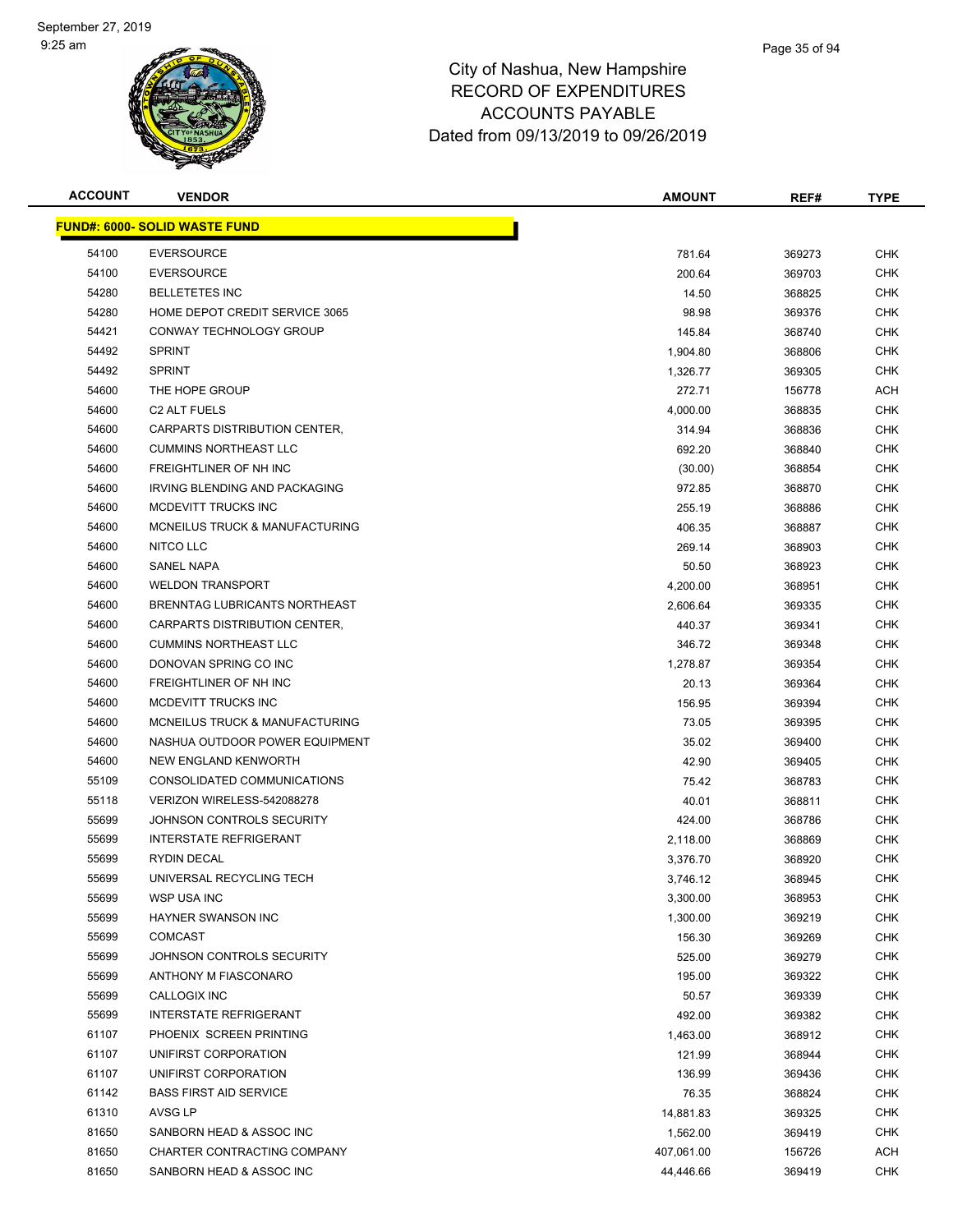# City of Nashua, New Hampshire
## RECORD OF EXPENDITURES
## ACCOUNTS PAYABLE
## Dated from 09/13/2019 to 09/26/2019

| ACCOUNT | VENDOR | AMOUNT | REF# | TYPE |
|---|---|---|---|---|
| **FUND#: 6000- SOLID WASTE FUND** | | | | |
| 54100 | EVERSOURCE | 781.64 | 369273 | CHK |
| 54100 | EVERSOURCE | 200.64 | 369703 | CHK |
| 54280 | BELLETETES INC | 14.50 | 368825 | CHK |
| 54280 | HOME DEPOT CREDIT SERVICE 3065 | 98.98 | 369376 | CHK |
| 54421 | CONWAY TECHNOLOGY GROUP | 145.84 | 368740 | CHK |
| 54492 | SPRINT | 1,904.80 | 368806 | CHK |
| 54492 | SPRINT | 1,326.77 | 369305 | CHK |
| 54600 | THE HOPE GROUP | 272.71 | 156778 | ACH |
| 54600 | C2 ALT FUELS | 4,000.00 | 368835 | CHK |
| 54600 | CARPARTS DISTRIBUTION CENTER, | 314.94 | 368836 | CHK |
| 54600 | CUMMINS NORTHEAST LLC | 692.20 | 368840 | CHK |
| 54600 | FREIGHTLINER OF NH INC | (30.00) | 368854 | CHK |
| 54600 | IRVING BLENDING AND PACKAGING | 972.85 | 368870 | CHK |
| 54600 | MCDEVITT TRUCKS INC | 255.19 | 368886 | CHK |
| 54600 | MCNEILUS TRUCK & MANUFACTURING | 406.35 | 368887 | CHK |
| 54600 | NITCO LLC | 269.14 | 368903 | CHK |
| 54600 | SANEL NAPA | 50.50 | 368923 | CHK |
| 54600 | WELDON TRANSPORT | 4,200.00 | 368951 | CHK |
| 54600 | BRENNTAG LUBRICANTS NORTHEAST | 2,606.64 | 369335 | CHK |
| 54600 | CARPARTS DISTRIBUTION CENTER, | 440.37 | 369341 | CHK |
| 54600 | CUMMINS NORTHEAST LLC | 346.72 | 369348 | CHK |
| 54600 | DONOVAN SPRING CO INC | 1,278.87 | 369354 | CHK |
| 54600 | FREIGHTLINER OF NH INC | 20.13 | 369364 | CHK |
| 54600 | MCDEVITT TRUCKS INC | 156.95 | 369394 | CHK |
| 54600 | MCNEILUS TRUCK & MANUFACTURING | 73.05 | 369395 | CHK |
| 54600 | NASHUA OUTDOOR POWER EQUIPMENT | 35.02 | 369400 | CHK |
| 54600 | NEW ENGLAND KENWORTH | 42.90 | 369405 | CHK |
| 55109 | CONSOLIDATED COMMUNICATIONS | 75.42 | 368783 | CHK |
| 55118 | VERIZON WIRELESS-542088278 | 40.01 | 368811 | CHK |
| 55699 | JOHNSON CONTROLS SECURITY | 424.00 | 368786 | CHK |
| 55699 | INTERSTATE REFRIGERANT | 2,118.00 | 368869 | CHK |
| 55699 | RYDIN DECAL | 3,376.70 | 368920 | CHK |
| 55699 | UNIVERSAL RECYCLING TECH | 3,746.12 | 368945 | CHK |
| 55699 | WSP USA INC | 3,300.00 | 368953 | CHK |
| 55699 | HAYNER SWANSON INC | 1,300.00 | 369219 | CHK |
| 55699 | COMCAST | 156.30 | 369269 | CHK |
| 55699 | JOHNSON CONTROLS SECURITY | 525.00 | 369279 | CHK |
| 55699 | ANTHONY M FIASCONARO | 195.00 | 369322 | CHK |
| 55699 | CALLOGIX INC | 50.57 | 369339 | CHK |
| 55699 | INTERSTATE REFRIGERANT | 492.00 | 369382 | CHK |
| 61107 | PHOENIX SCREEN PRINTING | 1,463.00 | 368912 | CHK |
| 61107 | UNIFIRST CORPORATION | 121.99 | 368944 | CHK |
| 61107 | UNIFIRST CORPORATION | 136.99 | 369436 | CHK |
| 61142 | BASS FIRST AID SERVICE | 76.35 | 368824 | CHK |
| 61310 | AVSG LP | 14,881.83 | 369325 | CHK |
| 81650 | SANBORN HEAD & ASSOC INC | 1,562.00 | 369419 | CHK |
| 81650 | CHARTER CONTRACTING COMPANY | 407,061.00 | 156726 | ACH |
| 81650 | SANBORN HEAD & ASSOC INC | 44,446.66 | 369419 | CHK |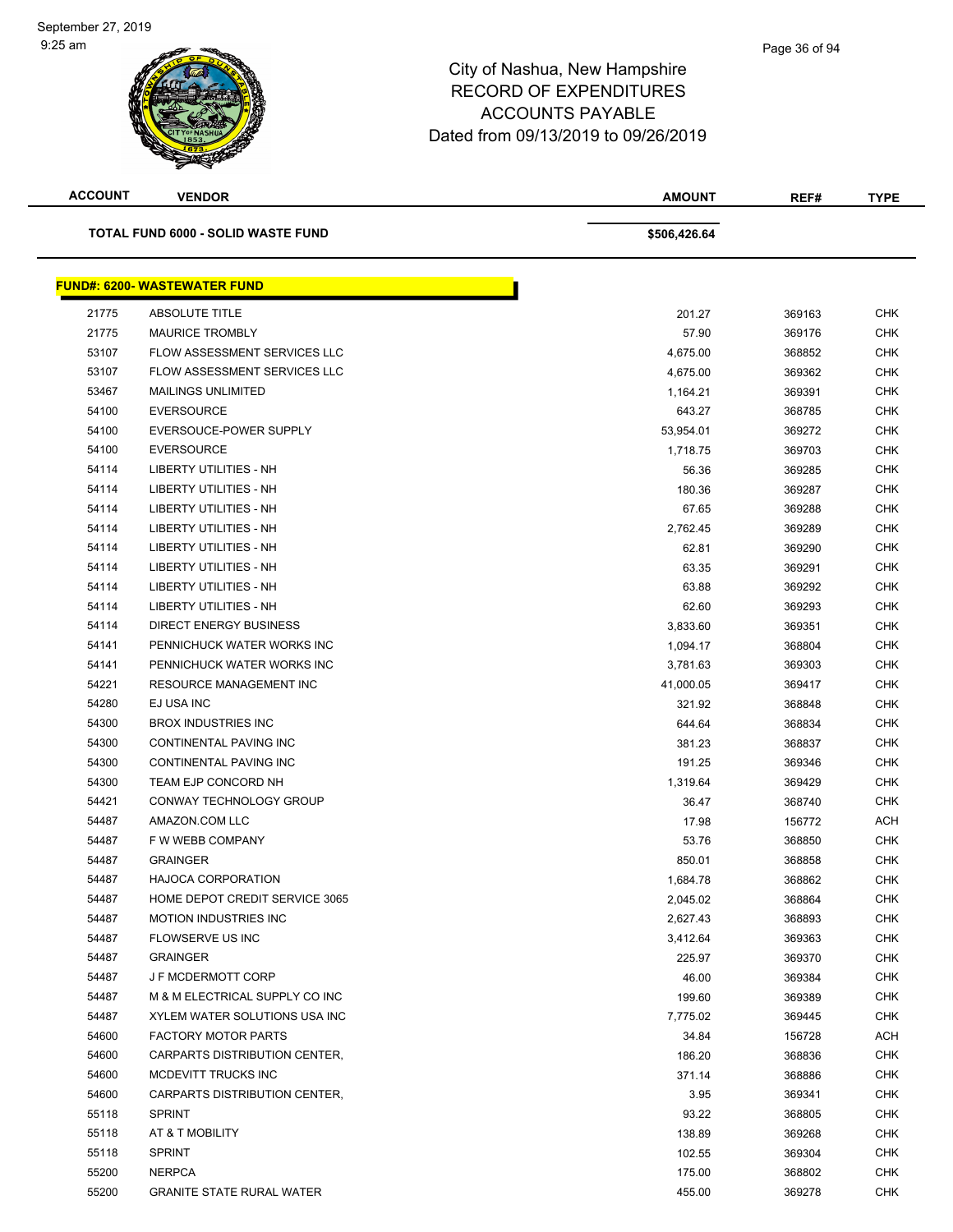City of Nashua, New Hampshire
RECORD OF EXPENDITURES
ACCOUNTS PAYABLE
Dated from 09/13/2019 to 09/26/2019

| ACCOUNT | VENDOR | AMOUNT | REF# | TYPE |
|---|---|---|---|---|
| | **TOTAL FUND 6000 - SOLID WASTE FUND** | **$506,426.64** | | |

**FUND#: 6200- WASTEWATER FUND**

| ACCOUNT | VENDOR | AMOUNT | REF# | TYPE |
|---|---|---|---|---|
| 21775 | ABSOLUTE TITLE | 201.27 | 369163 | CHK |
| 21775 | MAURICE TROMBLY | 57.90 | 369176 | CHK |
| 53107 | FLOW ASSESSMENT SERVICES LLC | 4,675.00 | 368852 | CHK |
| 53107 | FLOW ASSESSMENT SERVICES LLC | 4,675.00 | 369362 | CHK |
| 53467 | MAILINGS UNLIMITED | 1,164.21 | 369391 | CHK |
| 54100 | EVERSOURCE | 643.27 | 368785 | CHK |
| 54100 | EVERSOUCE-POWER SUPPLY | 53,954.01 | 369272 | CHK |
| 54100 | EVERSOURCE | 1,718.75 | 369703 | CHK |
| 54114 | LIBERTY UTILITIES - NH | 56.36 | 369285 | CHK |
| 54114 | LIBERTY UTILITIES - NH | 180.36 | 369287 | CHK |
| 54114 | LIBERTY UTILITIES - NH | 67.65 | 369288 | CHK |
| 54114 | LIBERTY UTILITIES - NH | 2,762.45 | 369289 | CHK |
| 54114 | LIBERTY UTILITIES - NH | 62.81 | 369290 | CHK |
| 54114 | LIBERTY UTILITIES - NH | 63.35 | 369291 | CHK |
| 54114 | LIBERTY UTILITIES - NH | 63.88 | 369292 | CHK |
| 54114 | LIBERTY UTILITIES - NH | 62.60 | 369293 | CHK |
| 54114 | DIRECT ENERGY BUSINESS | 3,833.60 | 369351 | CHK |
| 54141 | PENNICHUCK WATER WORKS INC | 1,094.17 | 368804 | CHK |
| 54141 | PENNICHUCK WATER WORKS INC | 3,781.63 | 369303 | CHK |
| 54221 | RESOURCE MANAGEMENT INC | 41,000.05 | 369417 | CHK |
| 54280 | EJ USA INC | 321.92 | 368848 | CHK |
| 54300 | BROX INDUSTRIES INC | 644.64 | 368834 | CHK |
| 54300 | CONTINENTAL PAVING INC | 381.23 | 368837 | CHK |
| 54300 | CONTINENTAL PAVING INC | 191.25 | 369346 | CHK |
| 54300 | TEAM EJP CONCORD NH | 1,319.64 | 369429 | CHK |
| 54421 | CONWAY TECHNOLOGY GROUP | 36.47 | 368740 | CHK |
| 54487 | AMAZON.COM LLC | 17.98 | 156772 | ACH |
| 54487 | F W WEBB COMPANY | 53.76 | 368850 | CHK |
| 54487 | GRAINGER | 850.01 | 368858 | CHK |
| 54487 | HAJOCA CORPORATION | 1,684.78 | 368862 | CHK |
| 54487 | HOME DEPOT CREDIT SERVICE 3065 | 2,045.02 | 368864 | CHK |
| 54487 | MOTION INDUSTRIES INC | 2,627.43 | 368893 | CHK |
| 54487 | FLOWSERVE US INC | 3,412.64 | 369363 | CHK |
| 54487 | GRAINGER | 225.97 | 369370 | CHK |
| 54487 | J F MCDERMOTT CORP | 46.00 | 369384 | CHK |
| 54487 | M & M ELECTRICAL SUPPLY CO INC | 199.60 | 369389 | CHK |
| 54487 | XYLEM WATER SOLUTIONS USA INC | 7,775.02 | 369445 | CHK |
| 54600 | FACTORY MOTOR PARTS | 34.84 | 156728 | ACH |
| 54600 | CARPARTS DISTRIBUTION CENTER, | 186.20 | 368836 | CHK |
| 54600 | MCDEVITT TRUCKS INC | 371.14 | 368886 | CHK |
| 54600 | CARPARTS DISTRIBUTION CENTER, | 3.95 | 369341 | CHK |
| 55118 | SPRINT | 93.22 | 368805 | CHK |
| 55118 | AT & T MOBILITY | 138.89 | 369268 | CHK |
| 55118 | SPRINT | 102.55 | 369304 | CHK |
| 55200 | NERPCA | 175.00 | 368802 | CHK |
| 55200 | GRANITE STATE RURAL WATER | 455.00 | 369278 | CHK |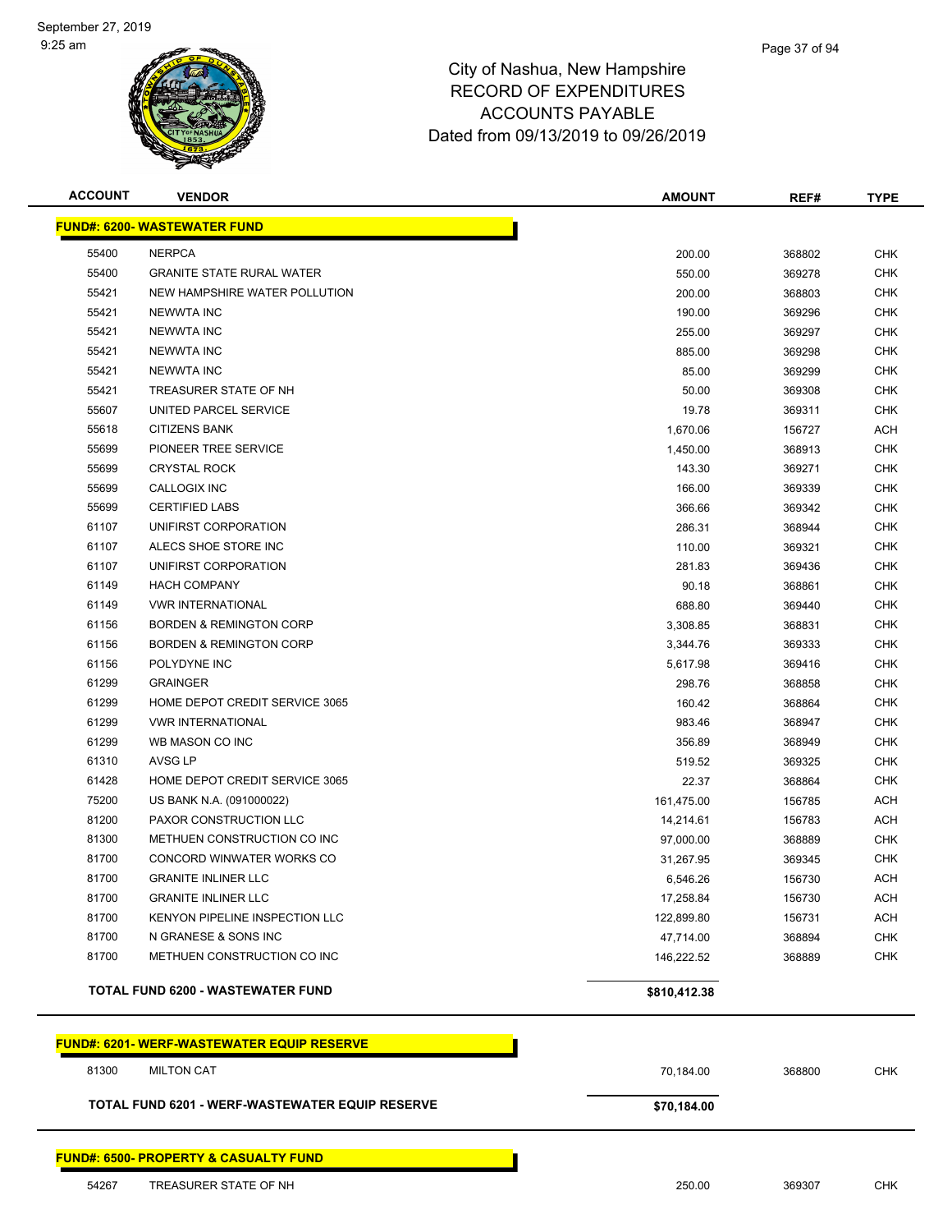City of Nashua, New Hampshire
RECORD OF EXPENDITURES
ACCOUNTS PAYABLE
Dated from 09/13/2019 to 09/26/2019

| ACCOUNT | VENDOR | AMOUNT | REF# | TYPE |
|---|---|---|---|---|
| **FUND#: 6200- WASTEWATER FUND** | | | | |
| 55400 | NERPCA | 200.00 | 368802 | CHK |
| 55400 | GRANITE STATE RURAL WATER | 550.00 | 369278 | CHK |
| 55421 | NEW HAMPSHIRE WATER POLLUTION | 200.00 | 368803 | CHK |
| 55421 | NEWWTA INC | 190.00 | 369296 | CHK |
| 55421 | NEWWTA INC | 255.00 | 369297 | CHK |
| 55421 | NEWWTA INC | 885.00 | 369298 | CHK |
| 55421 | NEWWTA INC | 85.00 | 369299 | CHK |
| 55421 | TREASURER STATE OF NH | 50.00 | 369308 | CHK |
| 55607 | UNITED PARCEL SERVICE | 19.78 | 369311 | CHK |
| 55618 | CITIZENS BANK | 1,670.06 | 156727 | ACH |
| 55699 | PIONEER TREE SERVICE | 1,450.00 | 368913 | CHK |
| 55699 | CRYSTAL ROCK | 143.30 | 369271 | CHK |
| 55699 | CALLOGIX INC | 166.00 | 369339 | CHK |
| 55699 | CERTIFIED LABS | 366.66 | 369342 | CHK |
| 61107 | UNIFIRST CORPORATION | 286.31 | 368944 | CHK |
| 61107 | ALECS SHOE STORE INC | 110.00 | 369321 | CHK |
| 61107 | UNIFIRST CORPORATION | 281.83 | 369436 | CHK |
| 61149 | HACH COMPANY | 90.18 | 368861 | CHK |
| 61149 | VWR INTERNATIONAL | 688.80 | 369440 | CHK |
| 61156 | BORDEN & REMINGTON CORP | 3,308.85 | 368831 | CHK |
| 61156 | BORDEN & REMINGTON CORP | 3,344.76 | 369333 | CHK |
| 61156 | POLYDYNE INC | 5,617.98 | 369416 | CHK |
| 61299 | GRAINGER | 298.76 | 368858 | CHK |
| 61299 | HOME DEPOT CREDIT SERVICE 3065 | 160.42 | 368864 | CHK |
| 61299 | VWR INTERNATIONAL | 983.46 | 368947 | CHK |
| 61299 | WB MASON CO INC | 356.89 | 368949 | CHK |
| 61310 | AVSG LP | 519.52 | 369325 | CHK |
| 61428 | HOME DEPOT CREDIT SERVICE 3065 | 22.37 | 368864 | CHK |
| 75200 | US BANK N.A. (091000022) | 161,475.00 | 156785 | ACH |
| 81200 | PAXOR CONSTRUCTION LLC | 14,214.61 | 156783 | ACH |
| 81300 | METHUEN CONSTRUCTION CO INC | 97,000.00 | 368889 | CHK |
| 81700 | CONCORD WINWATER WORKS CO | 31,267.95 | 369345 | CHK |
| 81700 | GRANITE INLINER LLC | 6,546.26 | 156730 | ACH |
| 81700 | GRANITE INLINER LLC | 17,258.84 | 156730 | ACH |
| 81700 | KENYON PIPELINE INSPECTION LLC | 122,899.80 | 156731 | ACH |
| 81700 | N GRANESE & SONS INC | 47,714.00 | 368894 | CHK |
| 81700 | METHUEN CONSTRUCTION CO INC | 146,222.52 | 368889 | CHK |
| **TOTAL FUND 6200 - WASTEWATER FUND** | | **$810,412.38** | | |
| **FUND#: 6201- WERF-WASTEWATER EQUIP RESERVE** | | | | |
| 81300 | MILTON CAT | 70,184.00 | 368800 | CHK |
| **TOTAL FUND 6201 - WERF-WASTEWATER EQUIP RESERVE** | | **$70,184.00** | | |
| **FUND#: 6500- PROPERTY & CASUALTY FUND** | | | | |
| 54267 | TREASURER STATE OF NH | 250.00 | 369307 | CHK |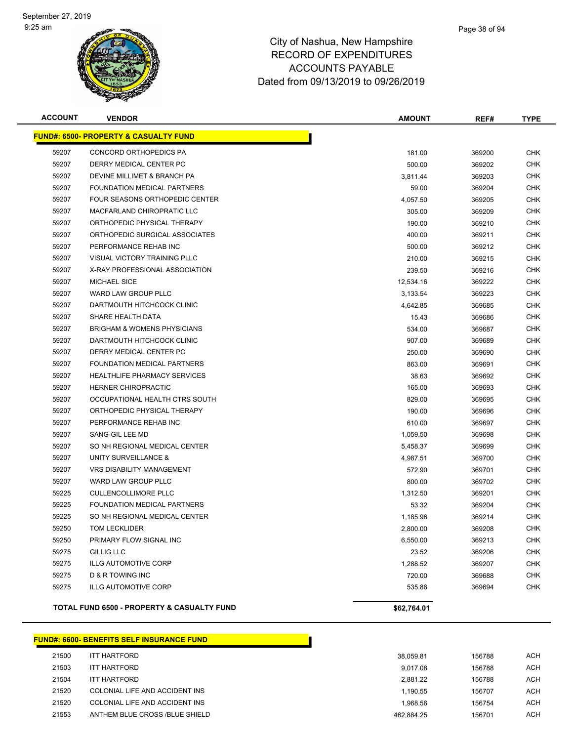City of Nashua, New Hampshire
RECORD OF EXPENDITURES
ACCOUNTS PAYABLE
Dated from 09/13/2019 to 09/26/2019

| ACCOUNT | VENDOR | AMOUNT | REF# | TYPE |
|---|---|---|---|---|
| **FUND#: 6500- PROPERTY & CASUALTY FUND** | | | | |
| 59207 | CONCORD ORTHOPEDICS PA | 181.00 | 369200 | CHK |
| 59207 | DERRY MEDICAL CENTER PC | 500.00 | 369202 | CHK |
| 59207 | DEVINE MILLIMET & BRANCH PA | 3,811.44 | 369203 | CHK |
| 59207 | FOUNDATION MEDICAL PARTNERS | 59.00 | 369204 | CHK |
| 59207 | FOUR SEASONS ORTHOPEDIC CENTER | 4,057.50 | 369205 | CHK |
| 59207 | MACFARLAND CHIROPRATIC LLC | 305.00 | 369209 | CHK |
| 59207 | ORTHOPEDIC PHYSICAL THERAPY | 190.00 | 369210 | CHK |
| 59207 | ORTHOPEDIC SURGICAL ASSOCIATES | 400.00 | 369211 | CHK |
| 59207 | PERFORMANCE REHAB INC | 500.00 | 369212 | CHK |
| 59207 | VISUAL VICTORY TRAINING PLLC | 210.00 | 369215 | CHK |
| 59207 | X-RAY PROFESSIONAL ASSOCIATION | 239.50 | 369216 | CHK |
| 59207 | MICHAEL SICE | 12,534.16 | 369222 | CHK |
| 59207 | WARD LAW GROUP PLLC | 3,133.54 | 369223 | CHK |
| 59207 | DARTMOUTH HITCHCOCK CLINIC | 4,642.85 | 369685 | CHK |
| 59207 | SHARE HEALTH DATA | 15.43 | 369686 | CHK |
| 59207 | BRIGHAM & WOMENS PHYSICIANS | 534.00 | 369687 | CHK |
| 59207 | DARTMOUTH HITCHCOCK CLINIC | 907.00 | 369689 | CHK |
| 59207 | DERRY MEDICAL CENTER PC | 250.00 | 369690 | CHK |
| 59207 | FOUNDATION MEDICAL PARTNERS | 863.00 | 369691 | CHK |
| 59207 | HEALTHLIFE PHARMACY SERVICES | 38.63 | 369692 | CHK |
| 59207 | HERNER CHIROPRACTIC | 165.00 | 369693 | CHK |
| 59207 | OCCUPATIONAL HEALTH CTRS SOUTH | 829.00 | 369695 | CHK |
| 59207 | ORTHOPEDIC PHYSICAL THERAPY | 190.00 | 369696 | CHK |
| 59207 | PERFORMANCE REHAB INC | 610.00 | 369697 | CHK |
| 59207 | SANG-GIL LEE MD | 1,059.50 | 369698 | CHK |
| 59207 | SO NH REGIONAL MEDICAL CENTER | 5,458.37 | 369699 | CHK |
| 59207 | UNITY SURVEILLANCE & | 4,987.51 | 369700 | CHK |
| 59207 | VRS DISABILITY MANAGEMENT | 572.90 | 369701 | CHK |
| 59207 | WARD LAW GROUP PLLC | 800.00 | 369702 | CHK |
| 59225 | CULLENCOLLIMORE PLLC | 1,312.50 | 369201 | CHK |
| 59225 | FOUNDATION MEDICAL PARTNERS | 53.32 | 369204 | CHK |
| 59225 | SO NH REGIONAL MEDICAL CENTER | 1,185.96 | 369214 | CHK |
| 59250 | TOM LECKLIDER | 2,800.00 | 369208 | CHK |
| 59250 | PRIMARY FLOW SIGNAL INC | 6,550.00 | 369213 | CHK |
| 59275 | GILLIG LLC | 23.52 | 369206 | CHK |
| 59275 | ILLG AUTOMOTIVE CORP | 1,288.52 | 369207 | CHK |
| 59275 | D & R TOWING INC | 720.00 | 369688 | CHK |
| 59275 | ILLG AUTOMOTIVE CORP | 535.86 | 369694 | CHK |
| **TOTAL FUND 6500 - PROPERTY & CASUALTY FUND** | | **$62,764.01** | | |

| ACCOUNT | VENDOR | AMOUNT | REF# | TYPE |
|---|---|---|---|---|
| **FUND#: 6600- BENEFITS SELF INSURANCE FUND** | | | | |
| 21500 | ITT HARTFORD | 38,059.81 | 156788 | ACH |
| 21503 | ITT HARTFORD | 9,017.08 | 156788 | ACH |
| 21504 | ITT HARTFORD | 2,881.22 | 156788 | ACH |
| 21520 | COLONIAL LIFE AND ACCIDENT INS | 1,190.55 | 156707 | ACH |
| 21520 | COLONIAL LIFE AND ACCIDENT INS | 1,968.56 | 156754 | ACH |
| 21553 | ANTHEM BLUE CROSS /BLUE SHIELD | 462,884.25 | 156701 | ACH |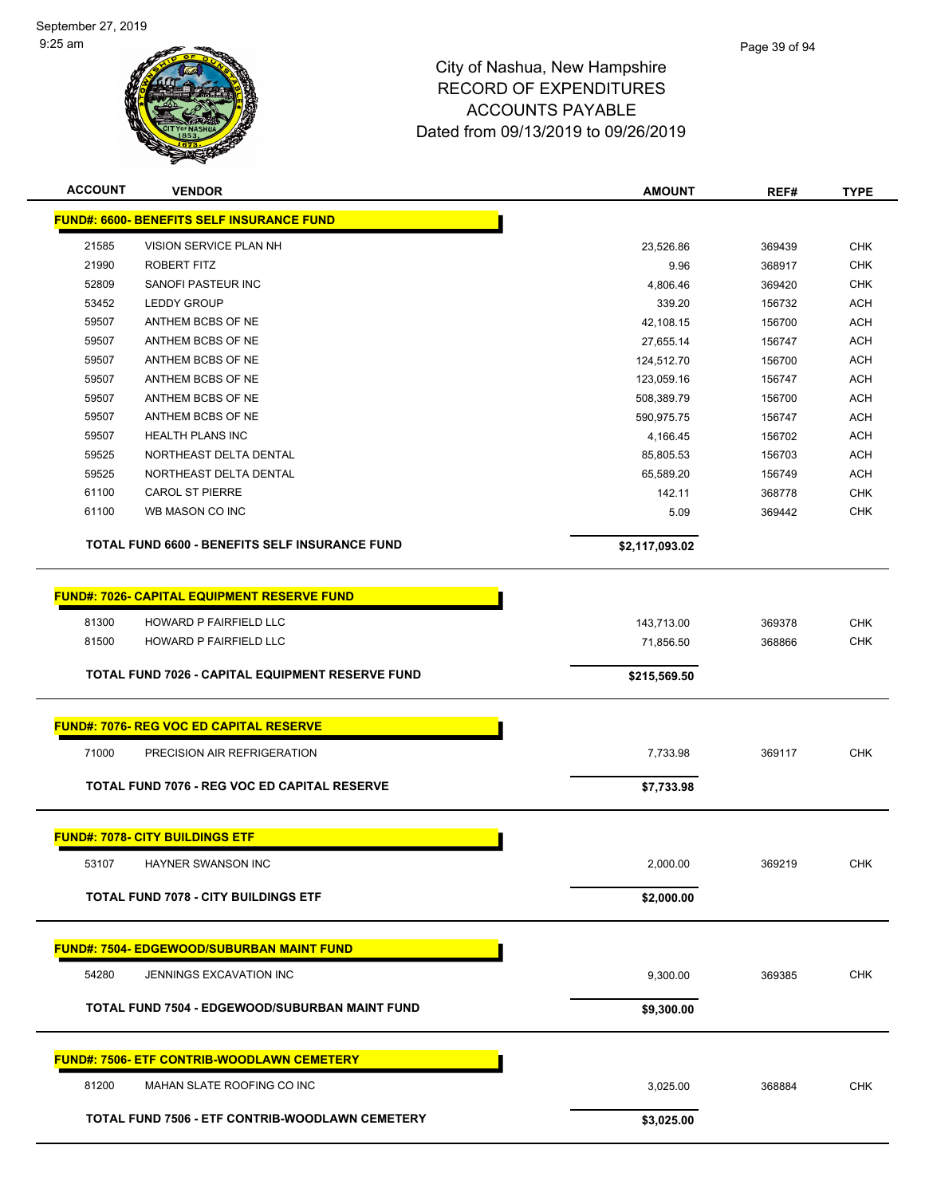City of Nashua, New Hampshire
RECORD OF EXPENDITURES
ACCOUNTS PAYABLE
Dated from 09/13/2019 to 09/26/2019

| ACCOUNT | VENDOR | AMOUNT | REF# | TYPE |
|---|---|---|---|---|
| **FUND#: 6600- BENEFITS SELF INSURANCE FUND** | | | | |
| 21585 | VISION SERVICE PLAN NH | 23,526.86 | 369439 | CHK |
| 21990 | ROBERT FITZ | 9.96 | 368917 | CHK |
| 52809 | SANOFI PASTEUR INC | 4,806.46 | 369420 | CHK |
| 53452 | LEDDY GROUP | 339.20 | 156732 | ACH |
| 59507 | ANTHEM BCBS OF NE | 42,108.15 | 156700 | ACH |
| 59507 | ANTHEM BCBS OF NE | 27,655.14 | 156747 | ACH |
| 59507 | ANTHEM BCBS OF NE | 124,512.70 | 156700 | ACH |
| 59507 | ANTHEM BCBS OF NE | 123,059.16 | 156747 | ACH |
| 59507 | ANTHEM BCBS OF NE | 508,389.79 | 156700 | ACH |
| 59507 | ANTHEM BCBS OF NE | 590,975.75 | 156747 | ACH |
| 59507 | HEALTH PLANS INC | 4,166.45 | 156702 | ACH |
| 59525 | NORTHEAST DELTA DENTAL | 85,805.53 | 156703 | ACH |
| 59525 | NORTHEAST DELTA DENTAL | 65,589.20 | 156749 | ACH |
| 61100 | CAROL ST PIERRE | 142.11 | 368778 | CHK |
| 61100 | WB MASON CO INC | 5.09 | 369442 | CHK |
| | **TOTAL FUND 6600 - BENEFITS SELF INSURANCE FUND** | **$2,117,093.02** | | |
| **FUND#: 7026- CAPITAL EQUIPMENT RESERVE FUND** | | | | |
| 81300 | HOWARD P FAIRFIELD LLC | 143,713.00 | 369378 | CHK |
| 81500 | HOWARD P FAIRFIELD LLC | 71,856.50 | 368866 | CHK |
| | **TOTAL FUND 7026 - CAPITAL EQUIPMENT RESERVE FUND** | **$215,569.50** | | |
| **FUND#: 7076- REG VOC ED CAPITAL RESERVE** | | | | |
| 71000 | PRECISION AIR REFRIGERATION | 7,733.98 | 369117 | CHK |
| | **TOTAL FUND 7076 - REG VOC ED CAPITAL RESERVE** | **$7,733.98** | | |
| **FUND#: 7078- CITY BUILDINGS ETF** | | | | |
| 53107 | HAYNER SWANSON INC | 2,000.00 | 369219 | CHK |
| | **TOTAL FUND 7078 - CITY BUILDINGS ETF** | **$2,000.00** | | |
| **FUND#: 7504- EDGEWOOD/SUBURBAN MAINT FUND** | | | | |
| 54280 | JENNINGS EXCAVATION INC | 9,300.00 | 369385 | CHK |
| | **TOTAL FUND 7504 - EDGEWOOD/SUBURBAN MAINT FUND** | **$9,300.00** | | |
| **FUND#: 7506- ETF CONTRIB-WOODLAWN CEMETERY** | | | | |
| 81200 | MAHAN SLATE ROOFING CO INC | 3,025.00 | 368884 | CHK |
| | **TOTAL FUND 7506 - ETF CONTRIB-WOODLAWN CEMETERY** | **$3,025.00** | | |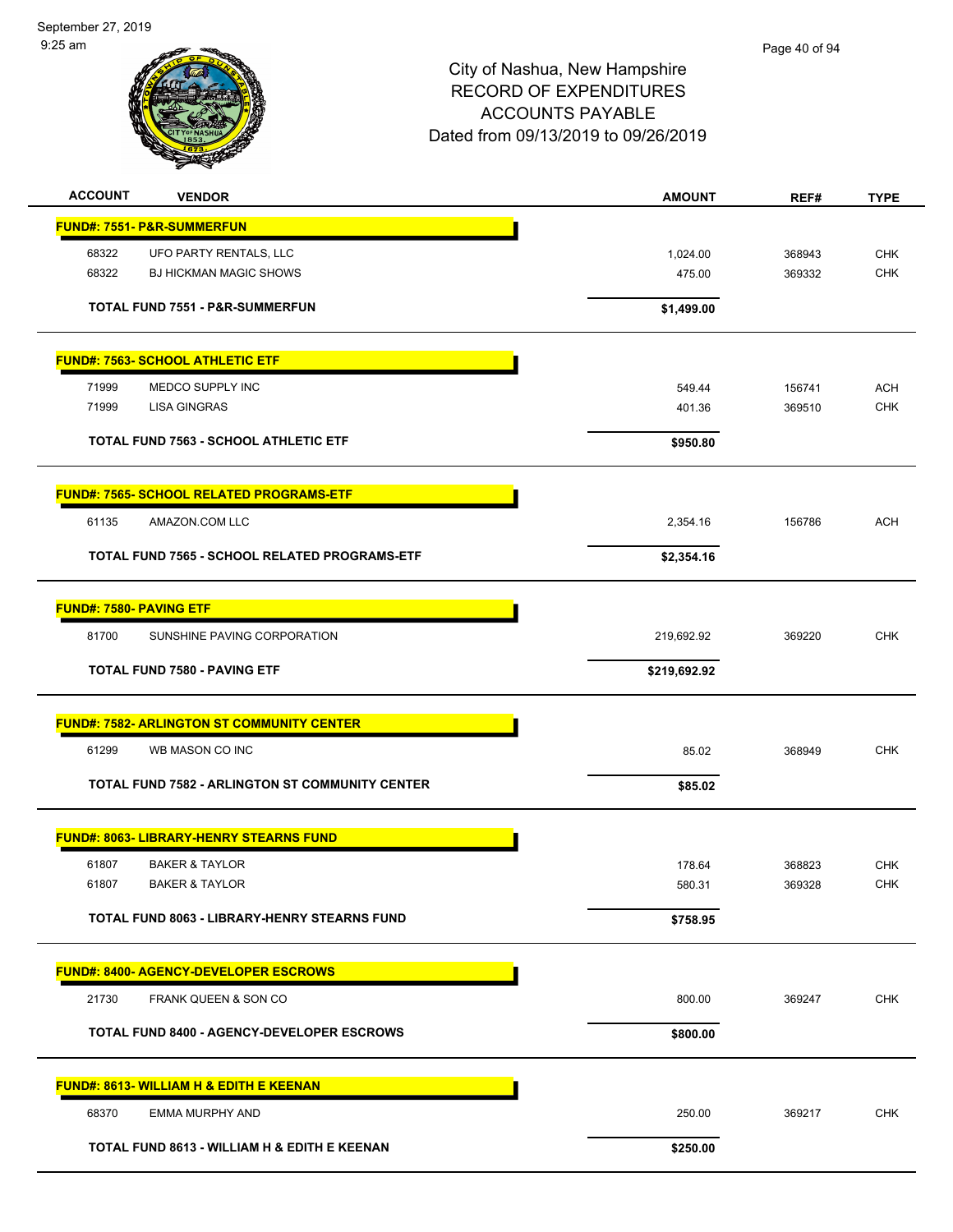City of Nashua, New Hampshire
RECORD OF EXPENDITURES
ACCOUNTS PAYABLE
Dated from 09/13/2019 to 09/26/2019

| ACCOUNT | VENDOR | AMOUNT | REF# | TYPE |
|---|---|---|---|---|
| **FUND#: 7551- P&R-SUMMERFUN** | | | | |
| 68322 | UFO PARTY RENTALS, LLC | 1,024.00 | 368943 | CHK |
| 68322 | BJ HICKMAN MAGIC SHOWS | 475.00 | 369332 | CHK |
| | **TOTAL FUND 7551 - P&R-SUMMERFUN** | **$1,499.00** | | |
| **FUND#: 7563- SCHOOL ATHLETIC ETF** | | | | |
| 71999 | MEDCO SUPPLY INC | 549.44 | 156741 | ACH |
| 71999 | LISA GINGRAS | 401.36 | 369510 | CHK |
| | **TOTAL FUND 7563 - SCHOOL ATHLETIC ETF** | **$950.80** | | |
| **FUND#: 7565- SCHOOL RELATED PROGRAMS-ETF** | | | | |
| 61135 | AMAZON.COM LLC | 2,354.16 | 156786 | ACH |
| | **TOTAL FUND 7565 - SCHOOL RELATED PROGRAMS-ETF** | **$2,354.16** | | |
| **FUND#: 7580- PAVING ETF** | | | | |
| 81700 | SUNSHINE PAVING CORPORATION | 219,692.92 | 369220 | CHK |
| | **TOTAL FUND 7580 - PAVING ETF** | **$219,692.92** | | |
| **FUND#: 7582- ARLINGTON ST COMMUNITY CENTER** | | | | |
| 61299 | WB MASON CO INC | 85.02 | 368949 | CHK |
| | **TOTAL FUND 7582 - ARLINGTON ST COMMUNITY CENTER** | **$85.02** | | |
| **FUND#: 8063- LIBRARY-HENRY STEARNS FUND** | | | | |
| 61807 | BAKER & TAYLOR | 178.64 | 368823 | CHK |
| 61807 | BAKER & TAYLOR | 580.31 | 369328 | CHK |
| | **TOTAL FUND 8063 - LIBRARY-HENRY STEARNS FUND** | **$758.95** | | |
| **FUND#: 8400- AGENCY-DEVELOPER ESCROWS** | | | | |
| 21730 | FRANK QUEEN & SON CO | 800.00 | 369247 | CHK |
| | **TOTAL FUND 8400 - AGENCY-DEVELOPER ESCROWS** | **$800.00** | | |
| **FUND#: 8613- WILLIAM H & EDITH E KEENAN** | | | | |
| 68370 | EMMA MURPHY AND | 250.00 | 369217 | CHK |
| | **TOTAL FUND 8613 - WILLIAM H & EDITH E KEENAN** | **$250.00** | | |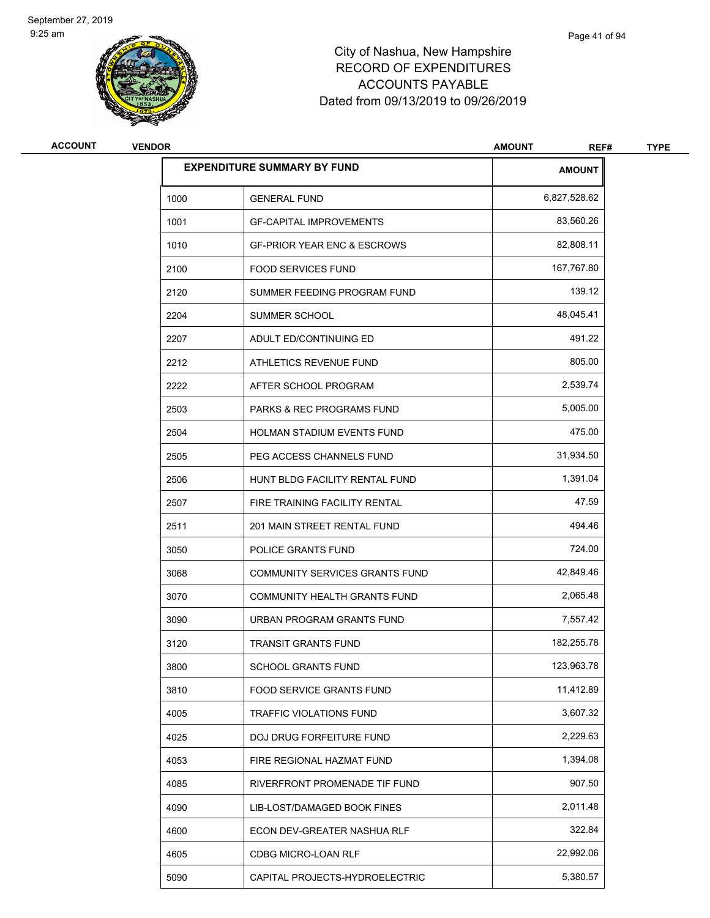City of Nashua, New Hampshire
RECORD OF EXPENDITURES
ACCOUNTS PAYABLE
Dated from 09/13/2019 to 09/26/2019

| ACCOUNT | VENDOR | AMOUNT | REF# | TYPE |
|---|---|---|---|---|

| EXPENDITURE SUMMARY BY FUND | | AMOUNT |
|---|---|---|
| 1000 | GENERAL FUND | 6,827,528.62 |
| 1001 | GF-CAPITAL IMPROVEMENTS | 83,560.26 |
| 1010 | GF-PRIOR YEAR ENC & ESCROWS | 82,808.11 |
| 2100 | FOOD SERVICES FUND | 167,767.80 |
| 2120 | SUMMER FEEDING PROGRAM FUND | 139.12 |
| 2204 | SUMMER SCHOOL | 48,045.41 |
| 2207 | ADULT ED/CONTINUING ED | 491.22 |
| 2212 | ATHLETICS REVENUE FUND | 805.00 |
| 2222 | AFTER SCHOOL PROGRAM | 2,539.74 |
| 2503 | PARKS & REC PROGRAMS FUND | 5,005.00 |
| 2504 | HOLMAN STADIUM EVENTS FUND | 475.00 |
| 2505 | PEG ACCESS CHANNELS FUND | 31,934.50 |
| 2506 | HUNT BLDG FACILITY RENTAL FUND | 1,391.04 |
| 2507 | FIRE TRAINING FACILITY RENTAL | 47.59 |
| 2511 | 201 MAIN STREET RENTAL FUND | 494.46 |
| 3050 | POLICE GRANTS FUND | 724.00 |
| 3068 | COMMUNITY SERVICES GRANTS FUND | 42,849.46 |
| 3070 | COMMUNITY HEALTH GRANTS FUND | 2,065.48 |
| 3090 | URBAN PROGRAM GRANTS FUND | 7,557.42 |
| 3120 | TRANSIT GRANTS FUND | 182,255.78 |
| 3800 | SCHOOL GRANTS FUND | 123,963.78 |
| 3810 | FOOD SERVICE GRANTS FUND | 11,412.89 |
| 4005 | TRAFFIC VIOLATIONS FUND | 3,607.32 |
| 4025 | DOJ DRUG FORFEITURE FUND | 2,229.63 |
| 4053 | FIRE REGIONAL HAZMAT FUND | 1,394.08 |
| 4085 | RIVERFRONT PROMENADE TIF FUND | 907.50 |
| 4090 | LIB-LOST/DAMAGED BOOK FINES | 2,011.48 |
| 4600 | ECON DEV-GREATER NASHUA RLF | 322.84 |
| 4605 | CDBG MICRO-LOAN RLF | 22,992.06 |
| 5090 | CAPITAL PROJECTS-HYDROELECTRIC | 5,380.57 |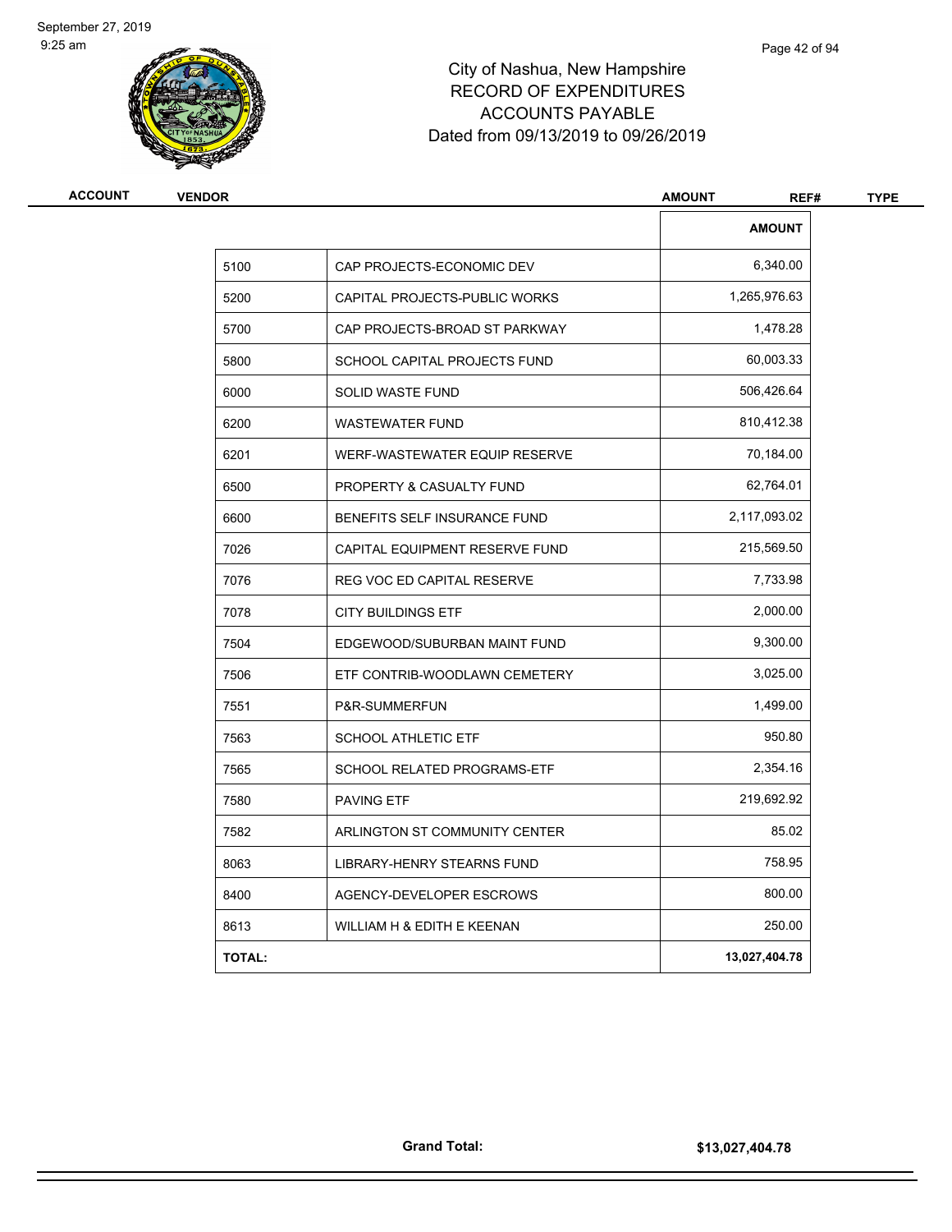# City of Nashua, New Hampshire
## RECORD OF EXPENDITURES
## ACCOUNTS PAYABLE
## Dated from 09/13/2019 to 09/26/2019

| ACCOUNT | VENDOR | AMOUNT | REF# | TYPE |
|---|---|---|---|---|

| | | AMOUNT |
|---|---|---|
| 5100 | CAP PROJECTS-ECONOMIC DEV | 6,340.00 |
| 5200 | CAPITAL PROJECTS-PUBLIC WORKS | 1,265,976.63 |
| 5700 | CAP PROJECTS-BROAD ST PARKWAY | 1,478.28 |
| 5800 | SCHOOL CAPITAL PROJECTS FUND | 60,003.33 |
| 6000 | SOLID WASTE FUND | 506,426.64 |
| 6200 | WASTEWATER FUND | 810,412.38 |
| 6201 | WERF-WASTEWATER EQUIP RESERVE | 70,184.00 |
| 6500 | PROPERTY & CASUALTY FUND | 62,764.01 |
| 6600 | BENEFITS SELF INSURANCE FUND | 2,117,093.02 |
| 7026 | CAPITAL EQUIPMENT RESERVE FUND | 215,569.50 |
| 7076 | REG VOC ED CAPITAL RESERVE | 7,733.98 |
| 7078 | CITY BUILDINGS ETF | 2,000.00 |
| 7504 | EDGEWOOD/SUBURBAN MAINT FUND | 9,300.00 |
| 7506 | ETF CONTRIB-WOODLAWN CEMETERY | 3,025.00 |
| 7551 | P&R-SUMMERFUN | 1,499.00 |
| 7563 | SCHOOL ATHLETIC ETF | 950.80 |
| 7565 | SCHOOL RELATED PROGRAMS-ETF | 2,354.16 |
| 7580 | PAVING ETF | 219,692.92 |
| 7582 | ARLINGTON ST COMMUNITY CENTER | 85.02 |
| 8063 | LIBRARY-HENRY STEARNS FUND | 758.95 |
| 8400 | AGENCY-DEVELOPER ESCROWS | 800.00 |
| 8613 | WILLIAM H & EDITH E KEENAN | 250.00 |
| **TOTAL:** | | **13,027,404.78** |

**Grand Total:** **$13,027,404.78**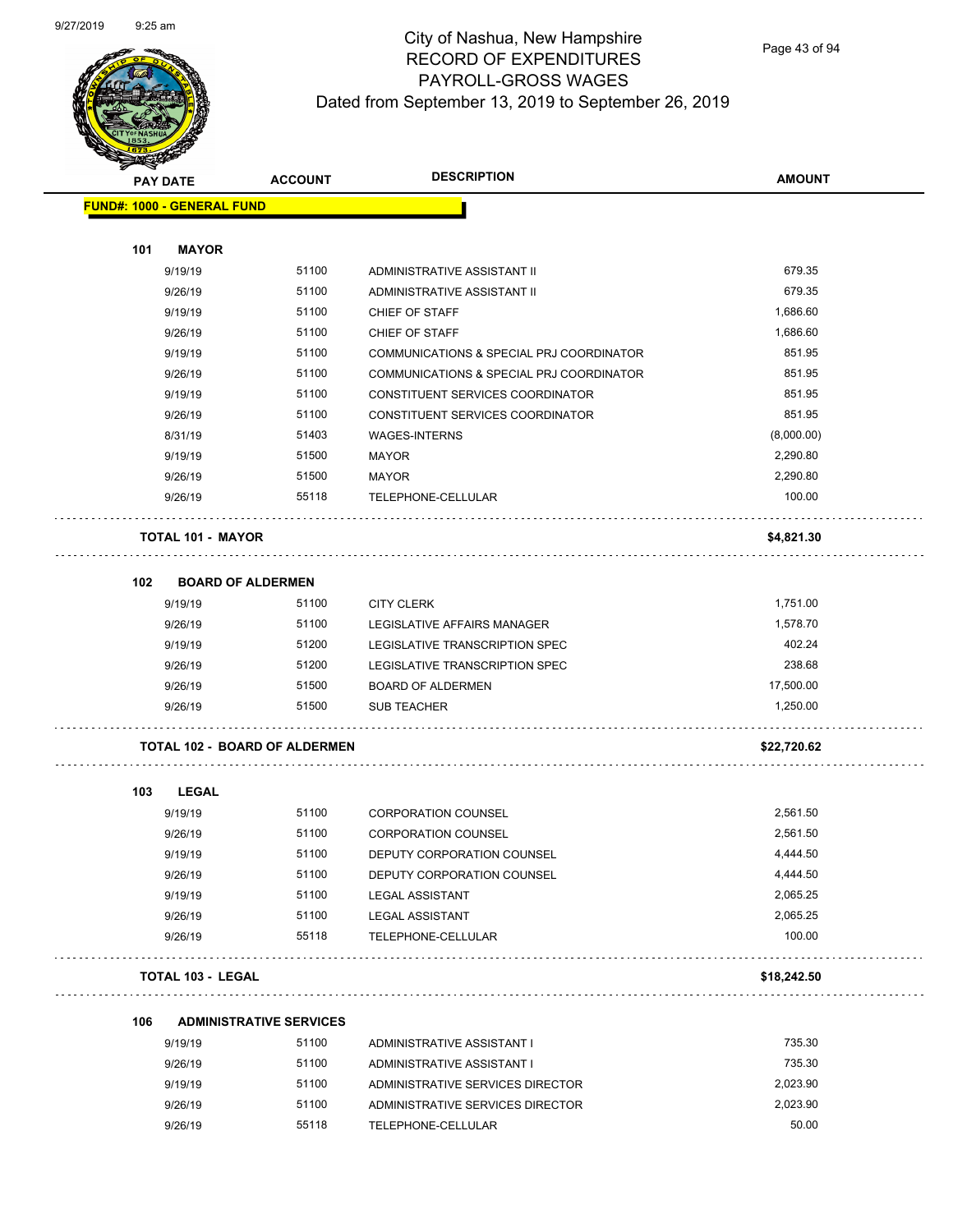# City of Nashua, New Hampshire
## RECORD OF EXPENDITURES
## PAYROLL-GROSS WAGES
### Dated from September 13, 2019 to September 26, 2019

| PAY DATE | ACCOUNT | DESCRIPTION | AMOUNT |
|---|---|---|---|
| **FUND#: 1000 - GENERAL FUND** | | | |
| **101 MAYOR** | | | |
| 9/19/19 | 51100 | ADMINISTRATIVE ASSISTANT II | 679.35 |
| 9/26/19 | 51100 | ADMINISTRATIVE ASSISTANT II | 679.35 |
| 9/19/19 | 51100 | CHIEF OF STAFF | 1,686.60 |
| 9/26/19 | 51100 | CHIEF OF STAFF | 1,686.60 |
| 9/19/19 | 51100 | COMMUNICATIONS & SPECIAL PRJ COORDINATOR | 851.95 |
| 9/26/19 | 51100 | COMMUNICATIONS & SPECIAL PRJ COORDINATOR | 851.95 |
| 9/19/19 | 51100 | CONSTITUENT SERVICES COORDINATOR | 851.95 |
| 9/26/19 | 51100 | CONSTITUENT SERVICES COORDINATOR | 851.95 |
| 8/31/19 | 51403 | WAGES-INTERNS | (8,000.00) |
| 9/19/19 | 51500 | MAYOR | 2,290.80 |
| 9/26/19 | 51500 | MAYOR | 2,290.80 |
| 9/26/19 | 55118 | TELEPHONE-CELLULAR | 100.00 |
| **TOTAL 101 - MAYOR** | | | **$4,821.30** |
| **102 BOARD OF ALDERMEN** | | | |
| 9/19/19 | 51100 | CITY CLERK | 1,751.00 |
| 9/26/19 | 51100 | LEGISLATIVE AFFAIRS MANAGER | 1,578.70 |
| 9/19/19 | 51200 | LEGISLATIVE TRANSCRIPTION SPEC | 402.24 |
| 9/26/19 | 51200 | LEGISLATIVE TRANSCRIPTION SPEC | 238.68 |
| 9/26/19 | 51500 | BOARD OF ALDERMEN | 17,500.00 |
| 9/26/19 | 51500 | SUB TEACHER | 1,250.00 |
| **TOTAL 102 - BOARD OF ALDERMEN** | | | **$22,720.62** |
| **103 LEGAL** | | | |
| 9/19/19 | 51100 | CORPORATION COUNSEL | 2,561.50 |
| 9/26/19 | 51100 | CORPORATION COUNSEL | 2,561.50 |
| 9/19/19 | 51100 | DEPUTY CORPORATION COUNSEL | 4,444.50 |
| 9/26/19 | 51100 | DEPUTY CORPORATION COUNSEL | 4,444.50 |
| 9/19/19 | 51100 | LEGAL ASSISTANT | 2,065.25 |
| 9/26/19 | 51100 | LEGAL ASSISTANT | 2,065.25 |
| 9/26/19 | 55118 | TELEPHONE-CELLULAR | 100.00 |
| **TOTAL 103 - LEGAL** | | | **$18,242.50** |
| **106 ADMINISTRATIVE SERVICES** | | | |
| 9/19/19 | 51100 | ADMINISTRATIVE ASSISTANT I | 735.30 |
| 9/26/19 | 51100 | ADMINISTRATIVE ASSISTANT I | 735.30 |
| 9/19/19 | 51100 | ADMINISTRATIVE SERVICES DIRECTOR | 2,023.90 |
| 9/26/19 | 51100 | ADMINISTRATIVE SERVICES DIRECTOR | 2,023.90 |
| 9/26/19 | 55118 | TELEPHONE-CELLULAR | 50.00 |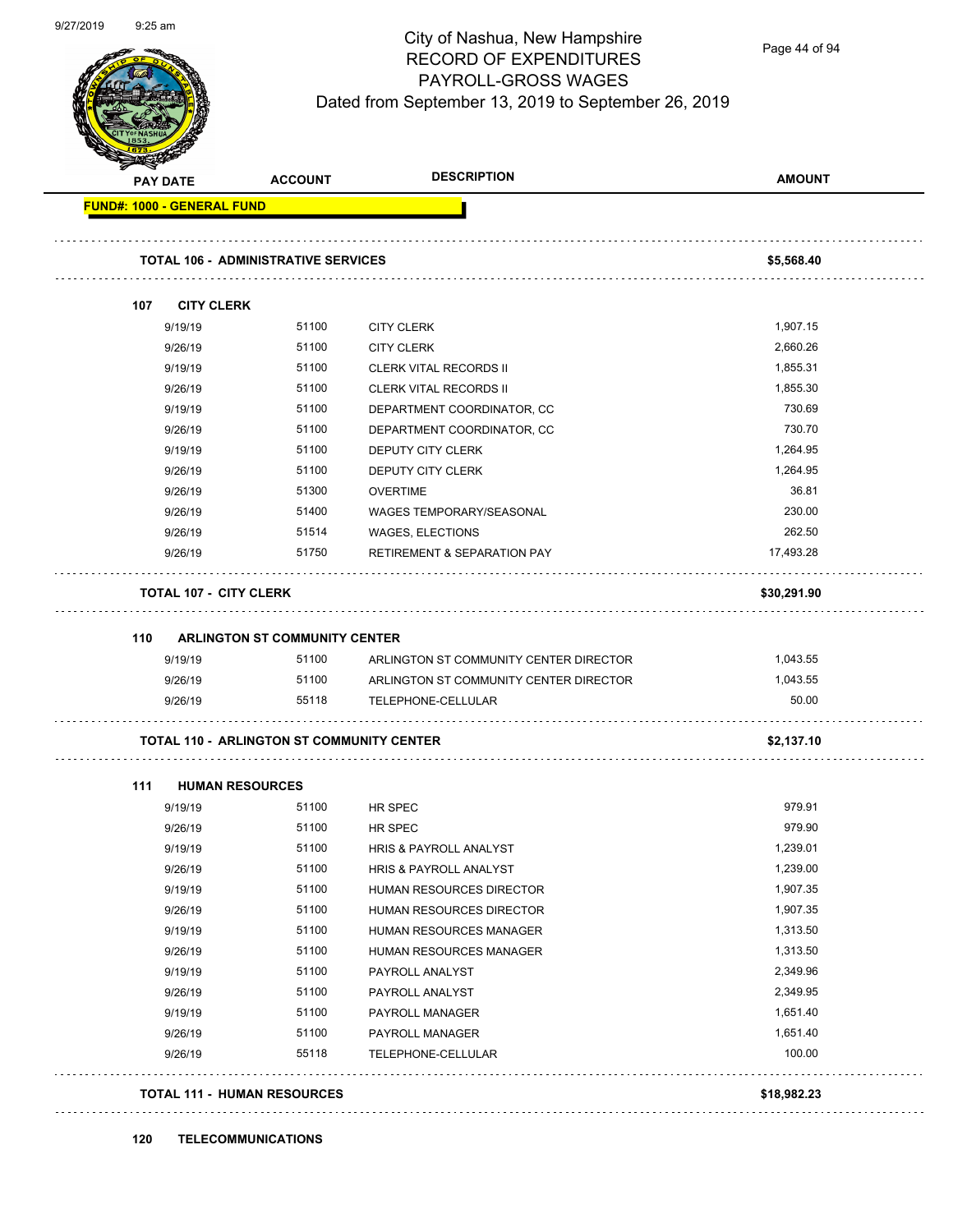# City of Nashua, New Hampshire
## RECORD OF EXPENDITURES
## PAYROLL-GROSS WAGES
### Dated from September 13, 2019 to September 26, 2019

**FUND#: 1000 - GENERAL FUND**

| PAY DATE | ACCOUNT | DESCRIPTION | AMOUNT |
|---|---|---|---|
| **TOTAL 106 - ADMINISTRATIVE SERVICES** | | | **$5,568.40** |
| **107 CITY CLERK** | | | |
| 9/19/19 | 51100 | CITY CLERK | 1,907.15 |
| 9/26/19 | 51100 | CITY CLERK | 2,660.26 |
| 9/19/19 | 51100 | CLERK VITAL RECORDS II | 1,855.31 |
| 9/26/19 | 51100 | CLERK VITAL RECORDS II | 1,855.30 |
| 9/19/19 | 51100 | DEPARTMENT COORDINATOR, CC | 730.69 |
| 9/26/19 | 51100 | DEPARTMENT COORDINATOR, CC | 730.70 |
| 9/19/19 | 51100 | DEPUTY CITY CLERK | 1,264.95 |
| 9/26/19 | 51100 | DEPUTY CITY CLERK | 1,264.95 |
| 9/26/19 | 51300 | OVERTIME | 36.81 |
| 9/26/19 | 51400 | WAGES TEMPORARY/SEASONAL | 230.00 |
| 9/26/19 | 51514 | WAGES, ELECTIONS | 262.50 |
| 9/26/19 | 51750 | RETIREMENT & SEPARATION PAY | 17,493.28 |
| **TOTAL 107 - CITY CLERK** | | | **$30,291.90** |
| **110 ARLINGTON ST COMMUNITY CENTER** | | | |
| 9/19/19 | 51100 | ARLINGTON ST COMMUNITY CENTER DIRECTOR | 1,043.55 |
| 9/26/19 | 51100 | ARLINGTON ST COMMUNITY CENTER DIRECTOR | 1,043.55 |
| 9/26/19 | 55118 | TELEPHONE-CELLULAR | 50.00 |
| **TOTAL 110 - ARLINGTON ST COMMUNITY CENTER** | | | **$2,137.10** |
| **111 HUMAN RESOURCES** | | | |
| 9/19/19 | 51100 | HR SPEC | 979.91 |
| 9/26/19 | 51100 | HR SPEC | 979.90 |
| 9/19/19 | 51100 | HRIS & PAYROLL ANALYST | 1,239.01 |
| 9/26/19 | 51100 | HRIS & PAYROLL ANALYST | 1,239.00 |
| 9/19/19 | 51100 | HUMAN RESOURCES DIRECTOR | 1,907.35 |
| 9/26/19 | 51100 | HUMAN RESOURCES DIRECTOR | 1,907.35 |
| 9/19/19 | 51100 | HUMAN RESOURCES MANAGER | 1,313.50 |
| 9/26/19 | 51100 | HUMAN RESOURCES MANAGER | 1,313.50 |
| 9/19/19 | 51100 | PAYROLL ANALYST | 2,349.96 |
| 9/26/19 | 51100 | PAYROLL ANALYST | 2,349.95 |
| 9/19/19 | 51100 | PAYROLL MANAGER | 1,651.40 |
| 9/26/19 | 51100 | PAYROLL MANAGER | 1,651.40 |
| 9/26/19 | 55118 | TELEPHONE-CELLULAR | 100.00 |
| **TOTAL 111 - HUMAN RESOURCES** | | | **$18,982.23** |
| **120 TELECOMMUNICATIONS** | | | |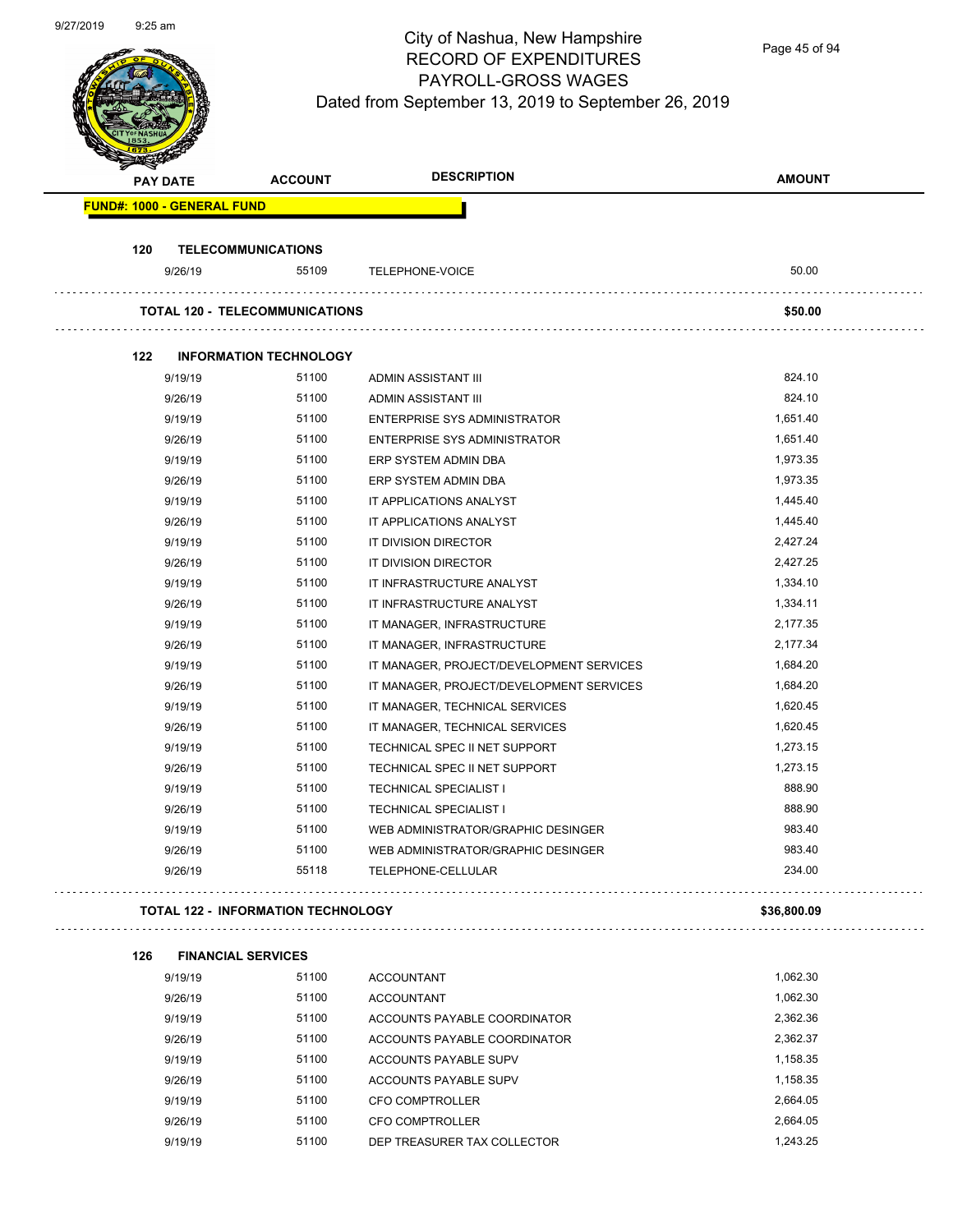# City of Nashua, New Hampshire
## RECORD OF EXPENDITURES
## PAYROLL-GROSS WAGES
### Dated from September 13, 2019 to September 26, 2019

| PAY DATE | ACCOUNT | DESCRIPTION | AMOUNT |
|---|---|---|---|
| **FUND#: 1000 - GENERAL FUND** | | | |
| **120 TELECOMMUNICATIONS** | | | |
| 9/26/19 | 55109 | TELEPHONE-VOICE | 50.00 |
| **TOTAL 120 - TELECOMMUNICATIONS** | | | **$50.00** |
| **122 INFORMATION TECHNOLOGY** | | | |
| 9/19/19 | 51100 | ADMIN ASSISTANT III | 824.10 |
| 9/26/19 | 51100 | ADMIN ASSISTANT III | 824.10 |
| 9/19/19 | 51100 | ENTERPRISE SYS ADMINISTRATOR | 1,651.40 |
| 9/26/19 | 51100 | ENTERPRISE SYS ADMINISTRATOR | 1,651.40 |
| 9/19/19 | 51100 | ERP SYSTEM ADMIN DBA | 1,973.35 |
| 9/26/19 | 51100 | ERP SYSTEM ADMIN DBA | 1,973.35 |
| 9/19/19 | 51100 | IT APPLICATIONS ANALYST | 1,445.40 |
| 9/26/19 | 51100 | IT APPLICATIONS ANALYST | 1,445.40 |
| 9/19/19 | 51100 | IT DIVISION DIRECTOR | 2,427.24 |
| 9/26/19 | 51100 | IT DIVISION DIRECTOR | 2,427.25 |
| 9/19/19 | 51100 | IT INFRASTRUCTURE ANALYST | 1,334.10 |
| 9/26/19 | 51100 | IT INFRASTRUCTURE ANALYST | 1,334.11 |
| 9/19/19 | 51100 | IT MANAGER, INFRASTRUCTURE | 2,177.35 |
| 9/26/19 | 51100 | IT MANAGER, INFRASTRUCTURE | 2,177.34 |
| 9/19/19 | 51100 | IT MANAGER, PROJECT/DEVELOPMENT SERVICES | 1,684.20 |
| 9/26/19 | 51100 | IT MANAGER, PROJECT/DEVELOPMENT SERVICES | 1,684.20 |
| 9/19/19 | 51100 | IT MANAGER, TECHNICAL SERVICES | 1,620.45 |
| 9/26/19 | 51100 | IT MANAGER, TECHNICAL SERVICES | 1,620.45 |
| 9/19/19 | 51100 | TECHNICAL SPEC II NET SUPPORT | 1,273.15 |
| 9/26/19 | 51100 | TECHNICAL SPEC II NET SUPPORT | 1,273.15 |
| 9/19/19 | 51100 | TECHNICAL SPECIALIST I | 888.90 |
| 9/26/19 | 51100 | TECHNICAL SPECIALIST I | 888.90 |
| 9/19/19 | 51100 | WEB ADMINISTRATOR/GRAPHIC DESINGER | 983.40 |
| 9/26/19 | 51100 | WEB ADMINISTRATOR/GRAPHIC DESINGER | 983.40 |
| 9/26/19 | 55118 | TELEPHONE-CELLULAR | 234.00 |
| **TOTAL 122 - INFORMATION TECHNOLOGY** | | | **$36,800.09** |
| **126 FINANCIAL SERVICES** | | | |
| 9/19/19 | 51100 | ACCOUNTANT | 1,062.30 |
| 9/26/19 | 51100 | ACCOUNTANT | 1,062.30 |
| 9/19/19 | 51100 | ACCOUNTS PAYABLE COORDINATOR | 2,362.36 |
| 9/26/19 | 51100 | ACCOUNTS PAYABLE COORDINATOR | 2,362.37 |
| 9/19/19 | 51100 | ACCOUNTS PAYABLE SUPV | 1,158.35 |
| 9/26/19 | 51100 | ACCOUNTS PAYABLE SUPV | 1,158.35 |
| 9/19/19 | 51100 | CFO COMPTROLLER | 2,664.05 |
| 9/26/19 | 51100 | CFO COMPTROLLER | 2,664.05 |
| 9/19/19 | 51100 | DEP TREASURER TAX COLLECTOR | 1,243.25 |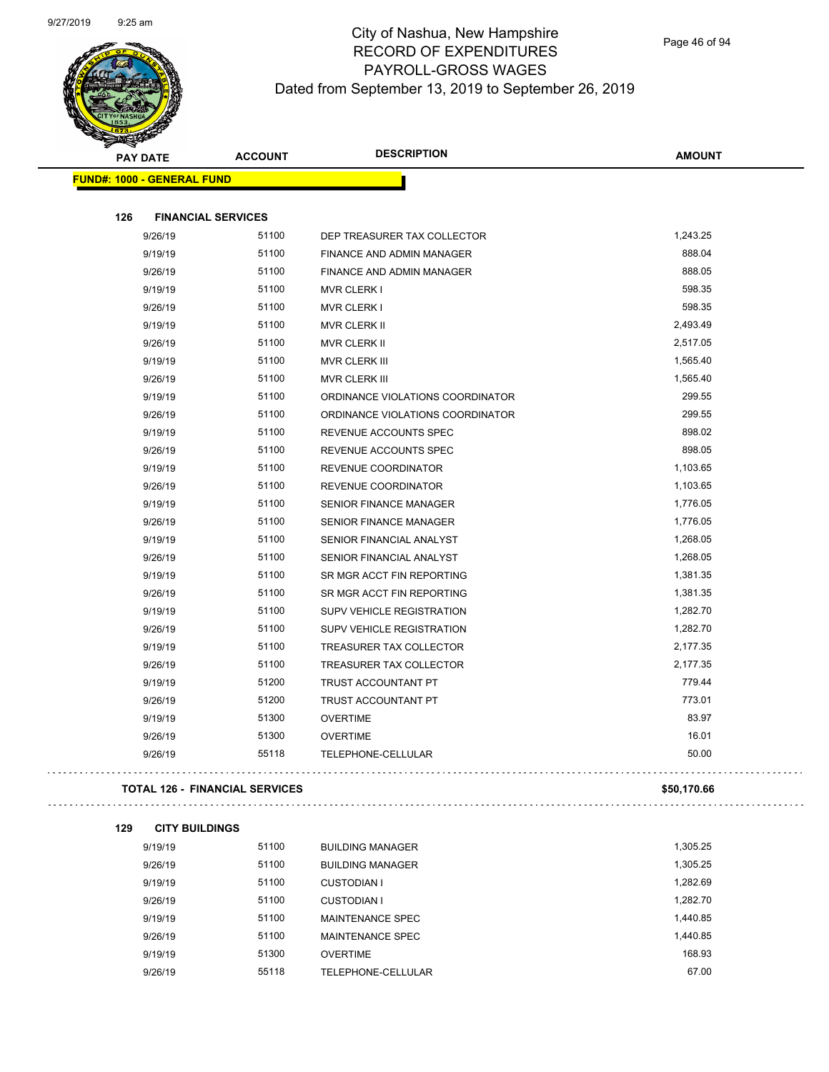# City of Nashua, New Hampshire
## RECORD OF EXPENDITURES
## PAYROLL-GROSS WAGES
## Dated from September 13, 2019 to September 26, 2019

| PAY DATE | ACCOUNT | DESCRIPTION | AMOUNT |
|---|---|---|---|
| **FUND#: 1000 - GENERAL FUND** | | | |
| **126 FINANCIAL SERVICES** | | | |
| 9/26/19 | 51100 | DEP TREASURER TAX COLLECTOR | 1,243.25 |
| 9/19/19 | 51100 | FINANCE AND ADMIN MANAGER | 888.04 |
| 9/26/19 | 51100 | FINANCE AND ADMIN MANAGER | 888.05 |
| 9/19/19 | 51100 | MVR CLERK I | 598.35 |
| 9/26/19 | 51100 | MVR CLERK I | 598.35 |
| 9/19/19 | 51100 | MVR CLERK II | 2,493.49 |
| 9/26/19 | 51100 | MVR CLERK II | 2,517.05 |
| 9/19/19 | 51100 | MVR CLERK III | 1,565.40 |
| 9/26/19 | 51100 | MVR CLERK III | 1,565.40 |
| 9/19/19 | 51100 | ORDINANCE VIOLATIONS COORDINATOR | 299.55 |
| 9/26/19 | 51100 | ORDINANCE VIOLATIONS COORDINATOR | 299.55 |
| 9/19/19 | 51100 | REVENUE ACCOUNTS SPEC | 898.02 |
| 9/26/19 | 51100 | REVENUE ACCOUNTS SPEC | 898.05 |
| 9/19/19 | 51100 | REVENUE COORDINATOR | 1,103.65 |
| 9/26/19 | 51100 | REVENUE COORDINATOR | 1,103.65 |
| 9/19/19 | 51100 | SENIOR FINANCE MANAGER | 1,776.05 |
| 9/26/19 | 51100 | SENIOR FINANCE MANAGER | 1,776.05 |
| 9/19/19 | 51100 | SENIOR FINANCIAL ANALYST | 1,268.05 |
| 9/26/19 | 51100 | SENIOR FINANCIAL ANALYST | 1,268.05 |
| 9/19/19 | 51100 | SR MGR ACCT FIN REPORTING | 1,381.35 |
| 9/26/19 | 51100 | SR MGR ACCT FIN REPORTING | 1,381.35 |
| 9/19/19 | 51100 | SUPV VEHICLE REGISTRATION | 1,282.70 |
| 9/26/19 | 51100 | SUPV VEHICLE REGISTRATION | 1,282.70 |
| 9/19/19 | 51100 | TREASURER TAX COLLECTOR | 2,177.35 |
| 9/26/19 | 51100 | TREASURER TAX COLLECTOR | 2,177.35 |
| 9/19/19 | 51200 | TRUST ACCOUNTANT PT | 779.44 |
| 9/26/19 | 51200 | TRUST ACCOUNTANT PT | 773.01 |
| 9/19/19 | 51300 | OVERTIME | 83.97 |
| 9/26/19 | 51300 | OVERTIME | 16.01 |
| 9/26/19 | 55118 | TELEPHONE-CELLULAR | 50.00 |
| **TOTAL 126 - FINANCIAL SERVICES** | | | **$50,170.66** |
| **129 CITY BUILDINGS** | | | |
| 9/19/19 | 51100 | BUILDING MANAGER | 1,305.25 |
| 9/26/19 | 51100 | BUILDING MANAGER | 1,305.25 |
| 9/19/19 | 51100 | CUSTODIAN I | 1,282.69 |
| 9/26/19 | 51100 | CUSTODIAN I | 1,282.70 |
| 9/19/19 | 51100 | MAINTENANCE SPEC | 1,440.85 |
| 9/26/19 | 51100 | MAINTENANCE SPEC | 1,440.85 |
| 9/19/19 | 51300 | OVERTIME | 168.93 |
| 9/26/19 | 55118 | TELEPHONE-CELLULAR | 67.00 |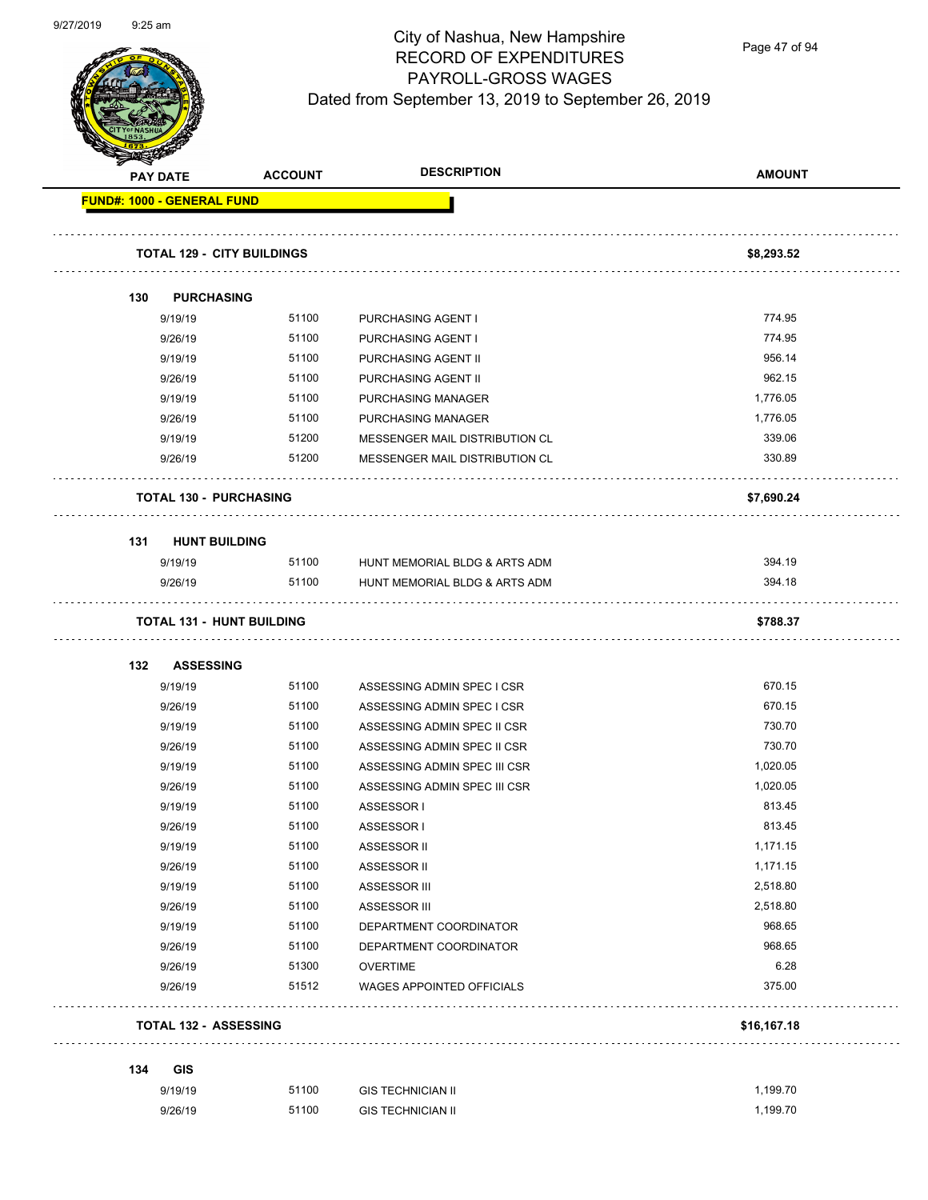# City of Nashua, New Hampshire
## RECORD OF EXPENDITURES
## PAYROLL-GROSS WAGES
Dated from September 13, 2019 to September 26, 2019

| PAY DATE | ACCOUNT | DESCRIPTION | AMOUNT |
|---|---|---|---|
| **FUND#: 1000 - GENERAL FUND** | | | |
| **TOTAL 129 - CITY BUILDINGS** | | | **$8,293.52** |
| **130 PURCHASING** | | | |
| 9/19/19 | 51100 | PURCHASING AGENT I | 774.95 |
| 9/26/19 | 51100 | PURCHASING AGENT I | 774.95 |
| 9/19/19 | 51100 | PURCHASING AGENT II | 956.14 |
| 9/26/19 | 51100 | PURCHASING AGENT II | 962.15 |
| 9/19/19 | 51100 | PURCHASING MANAGER | 1,776.05 |
| 9/26/19 | 51100 | PURCHASING MANAGER | 1,776.05 |
| 9/19/19 | 51200 | MESSENGER MAIL DISTRIBUTION CL | 339.06 |
| 9/26/19 | 51200 | MESSENGER MAIL DISTRIBUTION CL | 330.89 |
| **TOTAL 130 - PURCHASING** | | | **$7,690.24** |
| **131 HUNT BUILDING** | | | |
| 9/19/19 | 51100 | HUNT MEMORIAL BLDG & ARTS ADM | 394.19 |
| 9/26/19 | 51100 | HUNT MEMORIAL BLDG & ARTS ADM | 394.18 |
| **TOTAL 131 - HUNT BUILDING** | | | **$788.37** |
| **132 ASSESSING** | | | |
| 9/19/19 | 51100 | ASSESSING ADMIN SPEC I CSR | 670.15 |
| 9/26/19 | 51100 | ASSESSING ADMIN SPEC I CSR | 670.15 |
| 9/19/19 | 51100 | ASSESSING ADMIN SPEC II CSR | 730.70 |
| 9/26/19 | 51100 | ASSESSING ADMIN SPEC II CSR | 730.70 |
| 9/19/19 | 51100 | ASSESSING ADMIN SPEC III CSR | 1,020.05 |
| 9/26/19 | 51100 | ASSESSING ADMIN SPEC III CSR | 1,020.05 |
| 9/19/19 | 51100 | ASSESSOR I | 813.45 |
| 9/26/19 | 51100 | ASSESSOR I | 813.45 |
| 9/19/19 | 51100 | ASSESSOR II | 1,171.15 |
| 9/26/19 | 51100 | ASSESSOR II | 1,171.15 |
| 9/19/19 | 51100 | ASSESSOR III | 2,518.80 |
| 9/26/19 | 51100 | ASSESSOR III | 2,518.80 |
| 9/19/19 | 51100 | DEPARTMENT COORDINATOR | 968.65 |
| 9/26/19 | 51100 | DEPARTMENT COORDINATOR | 968.65 |
| 9/26/19 | 51300 | OVERTIME | 6.28 |
| 9/26/19 | 51512 | WAGES APPOINTED OFFICIALS | 375.00 |
| **TOTAL 132 - ASSESSING** | | | **$16,167.18** |
| **134 GIS** | | | |
| 9/19/19 | 51100 | GIS TECHNICIAN II | 1,199.70 |
| 9/26/19 | 51100 | GIS TECHNICIAN II | 1,199.70 |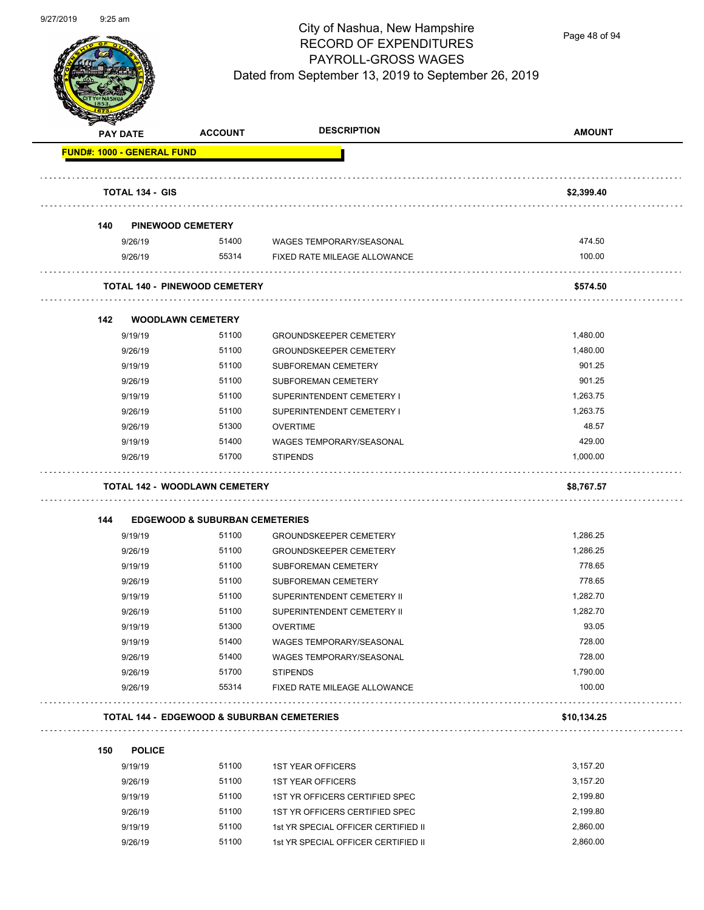# City of Nashua, New Hampshire
## RECORD OF EXPENDITURES
## PAYROLL-GROSS WAGES
### Dated from September 13, 2019 to September 26, 2019

| PAY DATE | ACCOUNT | DESCRIPTION | AMOUNT |
|---|---|---|---|
| **FUND#: 1000 - GENERAL FUND** | | | |
| **TOTAL 134 - GIS** | | | **$2,399.40** |
| **140 PINEWOOD CEMETERY** | | | |
| 9/26/19 | 51400 | WAGES TEMPORARY/SEASONAL | 474.50 |
| 9/26/19 | 55314 | FIXED RATE MILEAGE ALLOWANCE | 100.00 |
| **TOTAL 140 - PINEWOOD CEMETERY** | | | **$574.50** |
| **142 WOODLAWN CEMETERY** | | | |
| 9/19/19 | 51100 | GROUNDSKEEPER CEMETERY | 1,480.00 |
| 9/26/19 | 51100 | GROUNDSKEEPER CEMETERY | 1,480.00 |
| 9/19/19 | 51100 | SUBFOREMAN CEMETERY | 901.25 |
| 9/26/19 | 51100 | SUBFOREMAN CEMETERY | 901.25 |
| 9/19/19 | 51100 | SUPERINTENDENT CEMETERY I | 1,263.75 |
| 9/26/19 | 51100 | SUPERINTENDENT CEMETERY I | 1,263.75 |
| 9/26/19 | 51300 | OVERTIME | 48.57 |
| 9/19/19 | 51400 | WAGES TEMPORARY/SEASONAL | 429.00 |
| 9/26/19 | 51700 | STIPENDS | 1,000.00 |
| **TOTAL 142 - WOODLAWN CEMETERY** | | | **$8,767.57** |
| **144 EDGEWOOD & SUBURBAN CEMETERIES** | | | |
| 9/19/19 | 51100 | GROUNDSKEEPER CEMETERY | 1,286.25 |
| 9/26/19 | 51100 | GROUNDSKEEPER CEMETERY | 1,286.25 |
| 9/19/19 | 51100 | SUBFOREMAN CEMETERY | 778.65 |
| 9/26/19 | 51100 | SUBFOREMAN CEMETERY | 778.65 |
| 9/19/19 | 51100 | SUPERINTENDENT CEMETERY II | 1,282.70 |
| 9/26/19 | 51100 | SUPERINTENDENT CEMETERY II | 1,282.70 |
| 9/19/19 | 51300 | OVERTIME | 93.05 |
| 9/19/19 | 51400 | WAGES TEMPORARY/SEASONAL | 728.00 |
| 9/26/19 | 51400 | WAGES TEMPORARY/SEASONAL | 728.00 |
| 9/26/19 | 51700 | STIPENDS | 1,790.00 |
| 9/26/19 | 55314 | FIXED RATE MILEAGE ALLOWANCE | 100.00 |
| **TOTAL 144 - EDGEWOOD & SUBURBAN CEMETERIES** | | | **$10,134.25** |
| **150 POLICE** | | | |
| 9/19/19 | 51100 | 1ST YEAR OFFICERS | 3,157.20 |
| 9/26/19 | 51100 | 1ST YEAR OFFICERS | 3,157.20 |
| 9/19/19 | 51100 | 1ST YR OFFICERS CERTIFIED SPEC | 2,199.80 |
| 9/26/19 | 51100 | 1ST YR OFFICERS CERTIFIED SPEC | 2,199.80 |
| 9/19/19 | 51100 | 1st YR SPECIAL OFFICER CERTIFIED II | 2,860.00 |
| 9/26/19 | 51100 | 1st YR SPECIAL OFFICER CERTIFIED II | 2,860.00 |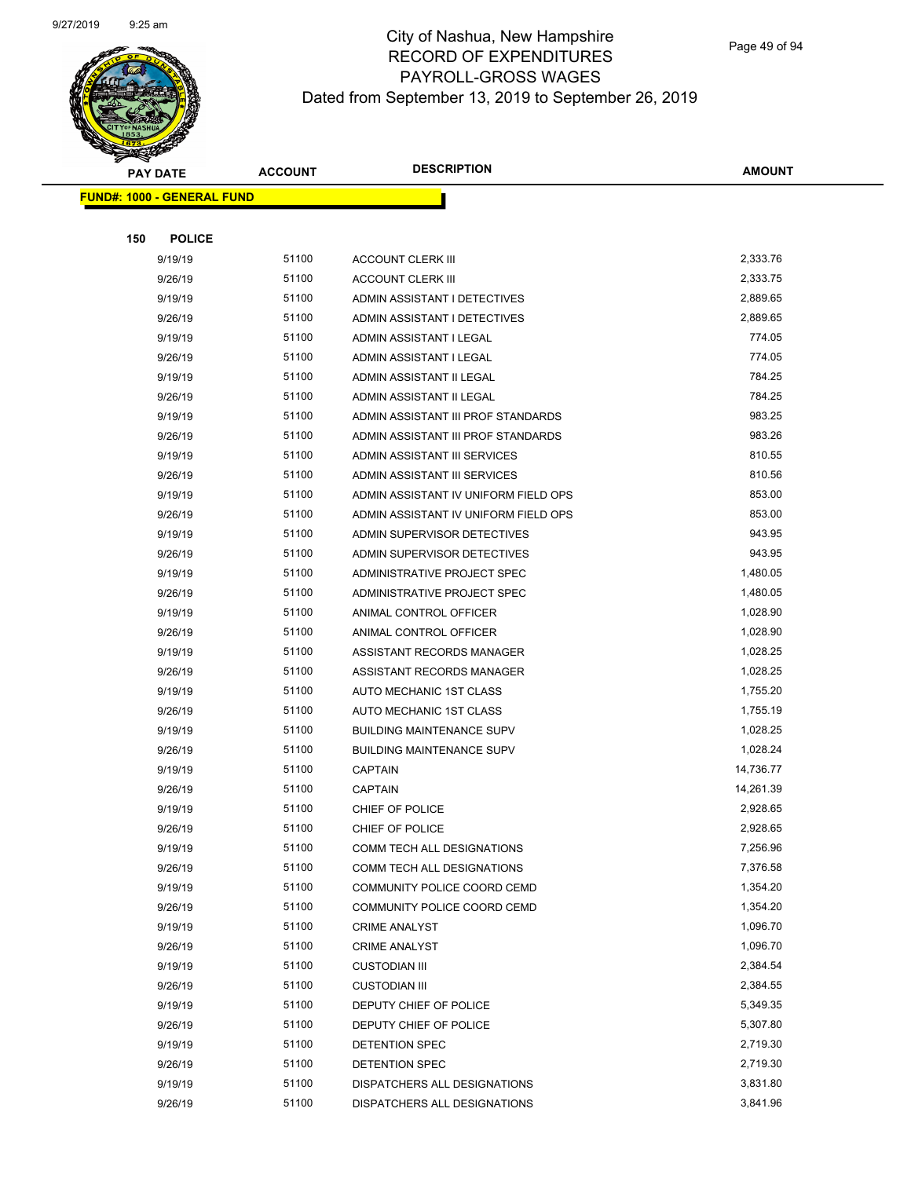# City of Nashua, New Hampshire
# RECORD OF EXPENDITURES
# PAYROLL-GROSS WAGES
## Dated from September 13, 2019 to September 26, 2019

| PAY DATE | ACCOUNT | DESCRIPTION | AMOUNT |
|---|---|---|---|

**FUND#: 1000 - GENERAL FUND**

**150 POLICE**

| PAY DATE | ACCOUNT | DESCRIPTION | AMOUNT |
|---|---|---|---|
| 9/19/19 | 51100 | ACCOUNT CLERK III | 2,333.76 |
| 9/26/19 | 51100 | ACCOUNT CLERK III | 2,333.75 |
| 9/19/19 | 51100 | ADMIN ASSISTANT I DETECTIVES | 2,889.65 |
| 9/26/19 | 51100 | ADMIN ASSISTANT I DETECTIVES | 2,889.65 |
| 9/19/19 | 51100 | ADMIN ASSISTANT I LEGAL | 774.05 |
| 9/26/19 | 51100 | ADMIN ASSISTANT I LEGAL | 774.05 |
| 9/19/19 | 51100 | ADMIN ASSISTANT II LEGAL | 784.25 |
| 9/26/19 | 51100 | ADMIN ASSISTANT II LEGAL | 784.25 |
| 9/19/19 | 51100 | ADMIN ASSISTANT III PROF STANDARDS | 983.25 |
| 9/26/19 | 51100 | ADMIN ASSISTANT III PROF STANDARDS | 983.26 |
| 9/19/19 | 51100 | ADMIN ASSISTANT III SERVICES | 810.55 |
| 9/26/19 | 51100 | ADMIN ASSISTANT III SERVICES | 810.56 |
| 9/19/19 | 51100 | ADMIN ASSISTANT IV UNIFORM FIELD OPS | 853.00 |
| 9/26/19 | 51100 | ADMIN ASSISTANT IV UNIFORM FIELD OPS | 853.00 |
| 9/19/19 | 51100 | ADMIN SUPERVISOR DETECTIVES | 943.95 |
| 9/26/19 | 51100 | ADMIN SUPERVISOR DETECTIVES | 943.95 |
| 9/19/19 | 51100 | ADMINISTRATIVE PROJECT SPEC | 1,480.05 |
| 9/26/19 | 51100 | ADMINISTRATIVE PROJECT SPEC | 1,480.05 |
| 9/19/19 | 51100 | ANIMAL CONTROL OFFICER | 1,028.90 |
| 9/26/19 | 51100 | ANIMAL CONTROL OFFICER | 1,028.90 |
| 9/19/19 | 51100 | ASSISTANT RECORDS MANAGER | 1,028.25 |
| 9/26/19 | 51100 | ASSISTANT RECORDS MANAGER | 1,028.25 |
| 9/19/19 | 51100 | AUTO MECHANIC 1ST CLASS | 1,755.20 |
| 9/26/19 | 51100 | AUTO MECHANIC 1ST CLASS | 1,755.19 |
| 9/19/19 | 51100 | BUILDING MAINTENANCE SUPV | 1,028.25 |
| 9/26/19 | 51100 | BUILDING MAINTENANCE SUPV | 1,028.24 |
| 9/19/19 | 51100 | CAPTAIN | 14,736.77 |
| 9/26/19 | 51100 | CAPTAIN | 14,261.39 |
| 9/19/19 | 51100 | CHIEF OF POLICE | 2,928.65 |
| 9/26/19 | 51100 | CHIEF OF POLICE | 2,928.65 |
| 9/19/19 | 51100 | COMM TECH ALL DESIGNATIONS | 7,256.96 |
| 9/26/19 | 51100 | COMM TECH ALL DESIGNATIONS | 7,376.58 |
| 9/19/19 | 51100 | COMMUNITY POLICE COORD CEMD | 1,354.20 |
| 9/26/19 | 51100 | COMMUNITY POLICE COORD CEMD | 1,354.20 |
| 9/19/19 | 51100 | CRIME ANALYST | 1,096.70 |
| 9/26/19 | 51100 | CRIME ANALYST | 1,096.70 |
| 9/19/19 | 51100 | CUSTODIAN III | 2,384.54 |
| 9/26/19 | 51100 | CUSTODIAN III | 2,384.55 |
| 9/19/19 | 51100 | DEPUTY CHIEF OF POLICE | 5,349.35 |
| 9/26/19 | 51100 | DEPUTY CHIEF OF POLICE | 5,307.80 |
| 9/19/19 | 51100 | DETENTION SPEC | 2,719.30 |
| 9/26/19 | 51100 | DETENTION SPEC | 2,719.30 |
| 9/19/19 | 51100 | DISPATCHERS ALL DESIGNATIONS | 3,831.80 |
| 9/26/19 | 51100 | DISPATCHERS ALL DESIGNATIONS | 3,841.96 |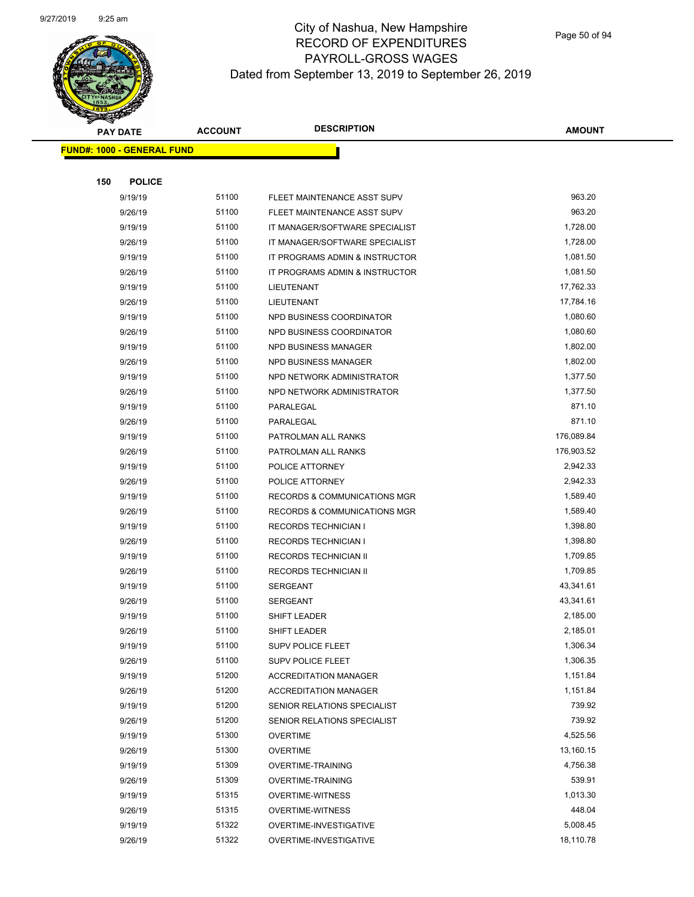# City of Nashua, New Hampshire
## RECORD OF EXPENDITURES
## PAYROLL-GROSS WAGES
## Dated from September 13, 2019 to September 26, 2019

| PAY DATE | ACCOUNT | DESCRIPTION | AMOUNT |
|---|---|---|---|
| **FUND#: 1000 - GENERAL FUND** | | | |
| **150 POLICE** | | | |
| 9/19/19 | 51100 | FLEET MAINTENANCE ASST SUPV | 963.20 |
| 9/26/19 | 51100 | FLEET MAINTENANCE ASST SUPV | 963.20 |
| 9/19/19 | 51100 | IT MANAGER/SOFTWARE SPECIALIST | 1,728.00 |
| 9/26/19 | 51100 | IT MANAGER/SOFTWARE SPECIALIST | 1,728.00 |
| 9/19/19 | 51100 | IT PROGRAMS ADMIN & INSTRUCTOR | 1,081.50 |
| 9/26/19 | 51100 | IT PROGRAMS ADMIN & INSTRUCTOR | 1,081.50 |
| 9/19/19 | 51100 | LIEUTENANT | 17,762.33 |
| 9/26/19 | 51100 | LIEUTENANT | 17,784.16 |
| 9/19/19 | 51100 | NPD BUSINESS COORDINATOR | 1,080.60 |
| 9/26/19 | 51100 | NPD BUSINESS COORDINATOR | 1,080.60 |
| 9/19/19 | 51100 | NPD BUSINESS MANAGER | 1,802.00 |
| 9/26/19 | 51100 | NPD BUSINESS MANAGER | 1,802.00 |
| 9/19/19 | 51100 | NPD NETWORK ADMINISTRATOR | 1,377.50 |
| 9/26/19 | 51100 | NPD NETWORK ADMINISTRATOR | 1,377.50 |
| 9/19/19 | 51100 | PARALEGAL | 871.10 |
| 9/26/19 | 51100 | PARALEGAL | 871.10 |
| 9/19/19 | 51100 | PATROLMAN ALL RANKS | 176,089.84 |
| 9/26/19 | 51100 | PATROLMAN ALL RANKS | 176,903.52 |
| 9/19/19 | 51100 | POLICE ATTORNEY | 2,942.33 |
| 9/26/19 | 51100 | POLICE ATTORNEY | 2,942.33 |
| 9/19/19 | 51100 | RECORDS & COMMUNICATIONS MGR | 1,589.40 |
| 9/26/19 | 51100 | RECORDS & COMMUNICATIONS MGR | 1,589.40 |
| 9/19/19 | 51100 | RECORDS TECHNICIAN I | 1,398.80 |
| 9/26/19 | 51100 | RECORDS TECHNICIAN I | 1,398.80 |
| 9/19/19 | 51100 | RECORDS TECHNICIAN II | 1,709.85 |
| 9/26/19 | 51100 | RECORDS TECHNICIAN II | 1,709.85 |
| 9/19/19 | 51100 | SERGEANT | 43,341.61 |
| 9/26/19 | 51100 | SERGEANT | 43,341.61 |
| 9/19/19 | 51100 | SHIFT LEADER | 2,185.00 |
| 9/26/19 | 51100 | SHIFT LEADER | 2,185.01 |
| 9/19/19 | 51100 | SUPV POLICE FLEET | 1,306.34 |
| 9/26/19 | 51100 | SUPV POLICE FLEET | 1,306.35 |
| 9/19/19 | 51200 | ACCREDITATION MANAGER | 1,151.84 |
| 9/26/19 | 51200 | ACCREDITATION MANAGER | 1,151.84 |
| 9/19/19 | 51200 | SENIOR RELATIONS SPECIALIST | 739.92 |
| 9/26/19 | 51200 | SENIOR RELATIONS SPECIALIST | 739.92 |
| 9/19/19 | 51300 | OVERTIME | 4,525.56 |
| 9/26/19 | 51300 | OVERTIME | 13,160.15 |
| 9/19/19 | 51309 | OVERTIME-TRAINING | 4,756.38 |
| 9/26/19 | 51309 | OVERTIME-TRAINING | 539.91 |
| 9/19/19 | 51315 | OVERTIME-WITNESS | 1,013.30 |
| 9/26/19 | 51315 | OVERTIME-WITNESS | 448.04 |
| 9/19/19 | 51322 | OVERTIME-INVESTIGATIVE | 5,008.45 |
| 9/26/19 | 51322 | OVERTIME-INVESTIGATIVE | 18,110.78 |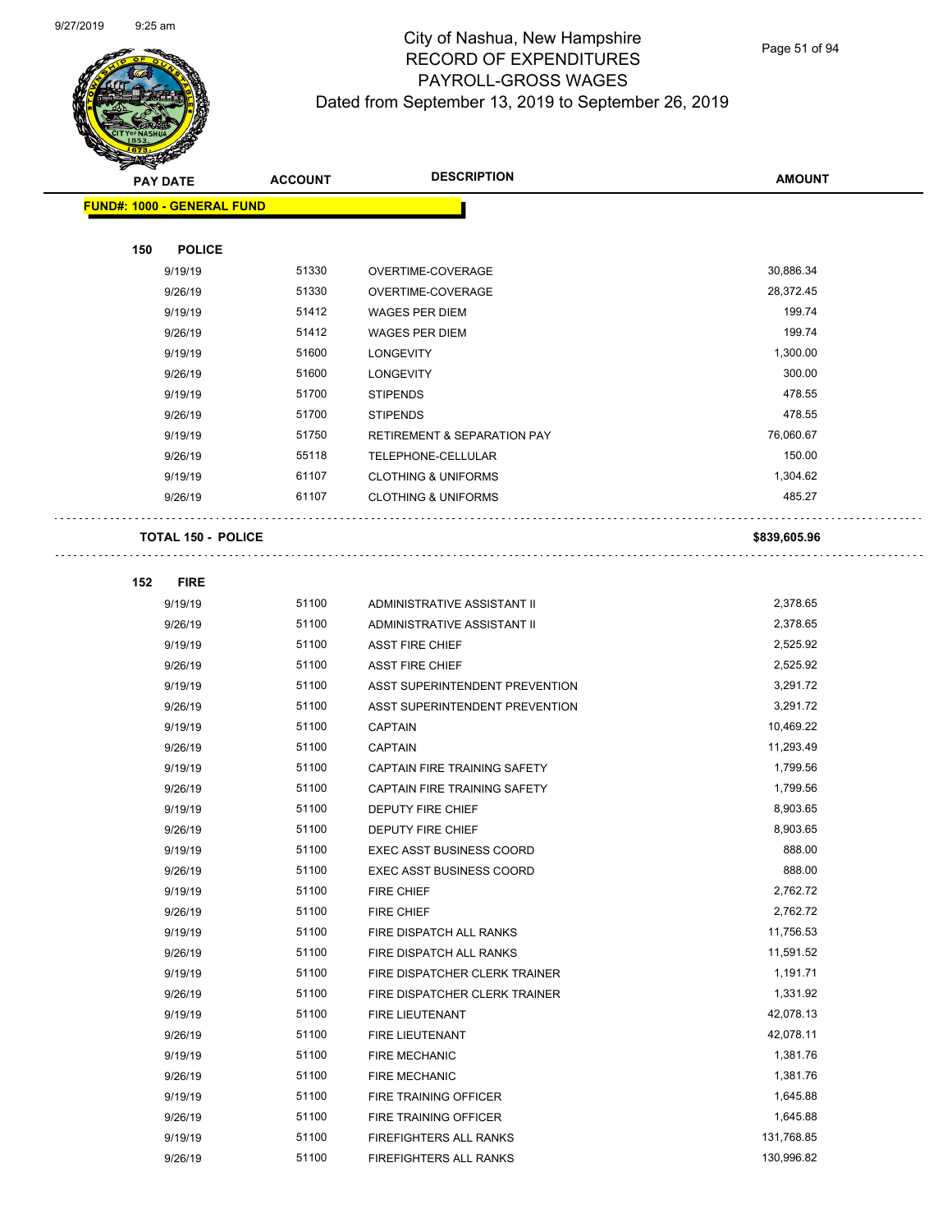# City of Nashua, New Hampshire
## RECORD OF EXPENDITURES
## PAYROLL-GROSS WAGES
### Dated from September 13, 2019 to September 26, 2019

| PAY DATE | ACCOUNT | DESCRIPTION | AMOUNT |
|---|---|---|---|
| **FUND#: 1000 - GENERAL FUND** | | | |
| **150 POLICE** | | | |
| 9/19/19 | 51330 | OVERTIME-COVERAGE | 30,886.34 |
| 9/26/19 | 51330 | OVERTIME-COVERAGE | 28,372.45 |
| 9/19/19 | 51412 | WAGES PER DIEM | 199.74 |
| 9/26/19 | 51412 | WAGES PER DIEM | 199.74 |
| 9/19/19 | 51600 | LONGEVITY | 1,300.00 |
| 9/26/19 | 51600 | LONGEVITY | 300.00 |
| 9/19/19 | 51700 | STIPENDS | 478.55 |
| 9/26/19 | 51700 | STIPENDS | 478.55 |
| 9/19/19 | 51750 | RETIREMENT & SEPARATION PAY | 76,060.67 |
| 9/26/19 | 55118 | TELEPHONE-CELLULAR | 150.00 |
| 9/19/19 | 61107 | CLOTHING & UNIFORMS | 1,304.62 |
| 9/26/19 | 61107 | CLOTHING & UNIFORMS | 485.27 |
| **TOTAL 150 - POLICE** | | | **$839,605.96** |
| **152 FIRE** | | | |
| 9/19/19 | 51100 | ADMINISTRATIVE ASSISTANT II | 2,378.65 |
| 9/26/19 | 51100 | ADMINISTRATIVE ASSISTANT II | 2,378.65 |
| 9/19/19 | 51100 | ASST FIRE CHIEF | 2,525.92 |
| 9/26/19 | 51100 | ASST FIRE CHIEF | 2,525.92 |
| 9/19/19 | 51100 | ASST SUPERINTENDENT PREVENTION | 3,291.72 |
| 9/26/19 | 51100 | ASST SUPERINTENDENT PREVENTION | 3,291.72 |
| 9/19/19 | 51100 | CAPTAIN | 10,469.22 |
| 9/26/19 | 51100 | CAPTAIN | 11,293.49 |
| 9/19/19 | 51100 | CAPTAIN FIRE TRAINING SAFETY | 1,799.56 |
| 9/26/19 | 51100 | CAPTAIN FIRE TRAINING SAFETY | 1,799.56 |
| 9/19/19 | 51100 | DEPUTY FIRE CHIEF | 8,903.65 |
| 9/26/19 | 51100 | DEPUTY FIRE CHIEF | 8,903.65 |
| 9/19/19 | 51100 | EXEC ASST BUSINESS COORD | 888.00 |
| 9/26/19 | 51100 | EXEC ASST BUSINESS COORD | 888.00 |
| 9/19/19 | 51100 | FIRE CHIEF | 2,762.72 |
| 9/26/19 | 51100 | FIRE CHIEF | 2,762.72 |
| 9/19/19 | 51100 | FIRE DISPATCH ALL RANKS | 11,756.53 |
| 9/26/19 | 51100 | FIRE DISPATCH ALL RANKS | 11,591.52 |
| 9/19/19 | 51100 | FIRE DISPATCHER CLERK TRAINER | 1,191.71 |
| 9/26/19 | 51100 | FIRE DISPATCHER CLERK TRAINER | 1,331.92 |
| 9/19/19 | 51100 | FIRE LIEUTENANT | 42,078.13 |
| 9/26/19 | 51100 | FIRE LIEUTENANT | 42,078.11 |
| 9/19/19 | 51100 | FIRE MECHANIC | 1,381.76 |
| 9/26/19 | 51100 | FIRE MECHANIC | 1,381.76 |
| 9/19/19 | 51100 | FIRE TRAINING OFFICER | 1,645.88 |
| 9/26/19 | 51100 | FIRE TRAINING OFFICER | 1,645.88 |
| 9/19/19 | 51100 | FIREFIGHTERS ALL RANKS | 131,768.85 |
| 9/26/19 | 51100 | FIREFIGHTERS ALL RANKS | 130,996.82 |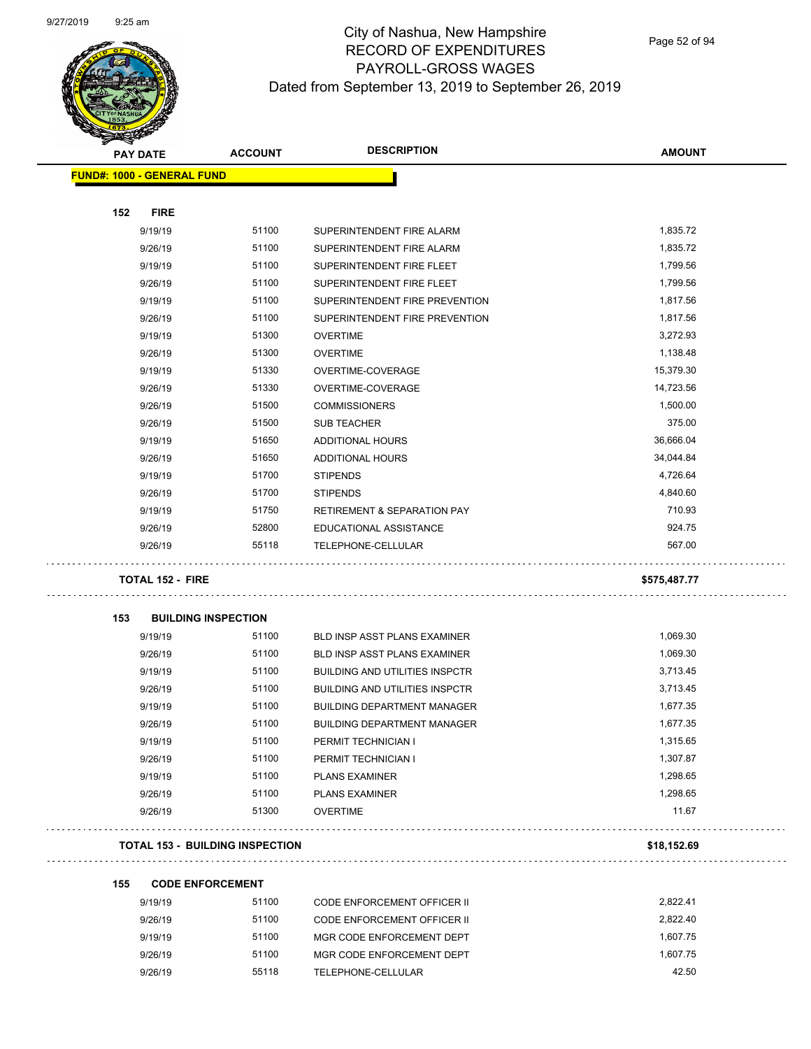# City of Nashua, New Hampshire
# RECORD OF EXPENDITURES
# PAYROLL-GROSS WAGES
## Dated from September 13, 2019 to September 26, 2019

| PAY DATE | ACCOUNT | DESCRIPTION | AMOUNT |
|---|---|---|---|
| **FUND#: 1000 - GENERAL FUND** | | | |
| **152 FIRE** | | | |
| 9/19/19 | 51100 | SUPERINTENDENT FIRE ALARM | 1,835.72 |
| 9/26/19 | 51100 | SUPERINTENDENT FIRE ALARM | 1,835.72 |
| 9/19/19 | 51100 | SUPERINTENDENT FIRE FLEET | 1,799.56 |
| 9/26/19 | 51100 | SUPERINTENDENT FIRE FLEET | 1,799.56 |
| 9/19/19 | 51100 | SUPERINTENDENT FIRE PREVENTION | 1,817.56 |
| 9/26/19 | 51100 | SUPERINTENDENT FIRE PREVENTION | 1,817.56 |
| 9/19/19 | 51300 | OVERTIME | 3,272.93 |
| 9/26/19 | 51300 | OVERTIME | 1,138.48 |
| 9/19/19 | 51330 | OVERTIME-COVERAGE | 15,379.30 |
| 9/26/19 | 51330 | OVERTIME-COVERAGE | 14,723.56 |
| 9/26/19 | 51500 | COMMISSIONERS | 1,500.00 |
| 9/26/19 | 51500 | SUB TEACHER | 375.00 |
| 9/19/19 | 51650 | ADDITIONAL HOURS | 36,666.04 |
| 9/26/19 | 51650 | ADDITIONAL HOURS | 34,044.84 |
| 9/19/19 | 51700 | STIPENDS | 4,726.64 |
| 9/26/19 | 51700 | STIPENDS | 4,840.60 |
| 9/19/19 | 51750 | RETIREMENT & SEPARATION PAY | 710.93 |
| 9/26/19 | 52800 | EDUCATIONAL ASSISTANCE | 924.75 |
| 9/26/19 | 55118 | TELEPHONE-CELLULAR | 567.00 |
| **TOTAL 152 - FIRE** | | | **$575,487.77** |
| **153 BUILDING INSPECTION** | | | |
| 9/19/19 | 51100 | BLD INSP ASST PLANS EXAMINER | 1,069.30 |
| 9/26/19 | 51100 | BLD INSP ASST PLANS EXAMINER | 1,069.30 |
| 9/19/19 | 51100 | BUILDING AND UTILITIES INSPCTR | 3,713.45 |
| 9/26/19 | 51100 | BUILDING AND UTILITIES INSPCTR | 3,713.45 |
| 9/19/19 | 51100 | BUILDING DEPARTMENT MANAGER | 1,677.35 |
| 9/26/19 | 51100 | BUILDING DEPARTMENT MANAGER | 1,677.35 |
| 9/19/19 | 51100 | PERMIT TECHNICIAN I | 1,315.65 |
| 9/26/19 | 51100 | PERMIT TECHNICIAN I | 1,307.87 |
| 9/19/19 | 51100 | PLANS EXAMINER | 1,298.65 |
| 9/26/19 | 51100 | PLANS EXAMINER | 1,298.65 |
| 9/26/19 | 51300 | OVERTIME | 11.67 |
| **TOTAL 153 - BUILDING INSPECTION** | | | **$18,152.69** |
| **155 CODE ENFORCEMENT** | | | |
| 9/19/19 | 51100 | CODE ENFORCEMENT OFFICER II | 2,822.41 |
| 9/26/19 | 51100 | CODE ENFORCEMENT OFFICER II | 2,822.40 |
| 9/19/19 | 51100 | MGR CODE ENFORCEMENT DEPT | 1,607.75 |
| 9/26/19 | 51100 | MGR CODE ENFORCEMENT DEPT | 1,607.75 |
| 9/26/19 | 55118 | TELEPHONE-CELLULAR | 42.50 |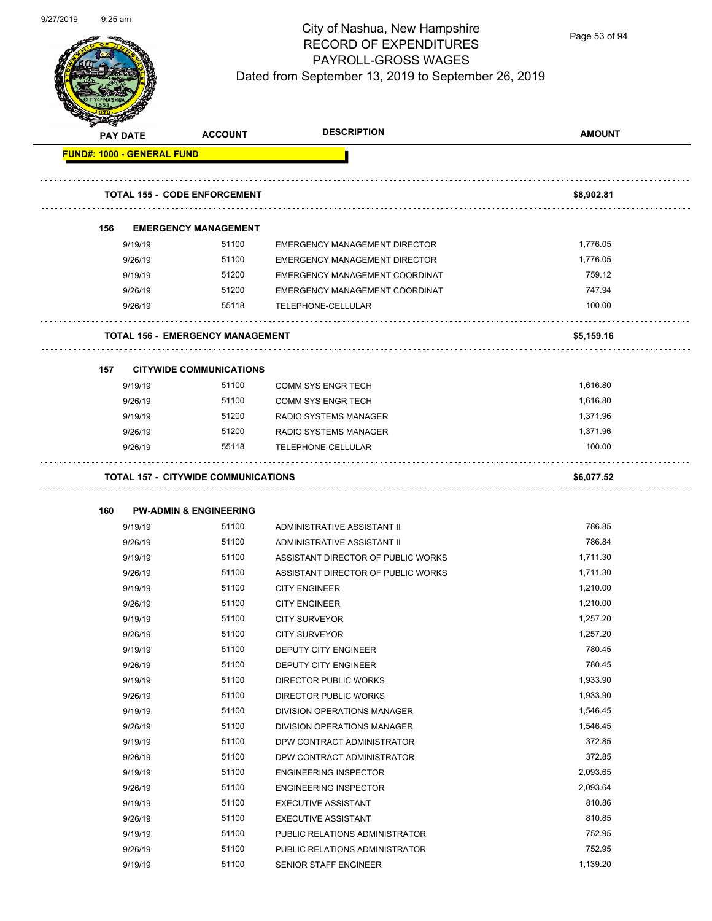| PAY DATE | ACCOUNT | DESCRIPTION | AMOUNT |
|---|---|---|---|
| **FUND#: 1000 - GENERAL FUND** | | | |
| **TOTAL 155 - CODE ENFORCEMENT** | | | **$8,902.81** |
| **156 EMERGENCY MANAGEMENT** | | | |
| 9/19/19 | 51100 | EMERGENCY MANAGEMENT DIRECTOR | 1,776.05 |
| 9/26/19 | 51100 | EMERGENCY MANAGEMENT DIRECTOR | 1,776.05 |
| 9/19/19 | 51200 | EMERGENCY MANAGEMENT COORDINAT | 759.12 |
| 9/26/19 | 51200 | EMERGENCY MANAGEMENT COORDINAT | 747.94 |
| 9/26/19 | 55118 | TELEPHONE-CELLULAR | 100.00 |
| **TOTAL 156 - EMERGENCY MANAGEMENT** | | | **$5,159.16** |
| **157 CITYWIDE COMMUNICATIONS** | | | |
| 9/19/19 | 51100 | COMM SYS ENGR TECH | 1,616.80 |
| 9/26/19 | 51100 | COMM SYS ENGR TECH | 1,616.80 |
| 9/19/19 | 51200 | RADIO SYSTEMS MANAGER | 1,371.96 |
| 9/26/19 | 51200 | RADIO SYSTEMS MANAGER | 1,371.96 |
| 9/26/19 | 55118 | TELEPHONE-CELLULAR | 100.00 |
| **TOTAL 157 - CITYWIDE COMMUNICATIONS** | | | **$6,077.52** |
| **160 PW-ADMIN & ENGINEERING** | | | |
| 9/19/19 | 51100 | ADMINISTRATIVE ASSISTANT II | 786.85 |
| 9/26/19 | 51100 | ADMINISTRATIVE ASSISTANT II | 786.84 |
| 9/19/19 | 51100 | ASSISTANT DIRECTOR OF PUBLIC WORKS | 1,711.30 |
| 9/26/19 | 51100 | ASSISTANT DIRECTOR OF PUBLIC WORKS | 1,711.30 |
| 9/19/19 | 51100 | CITY ENGINEER | 1,210.00 |
| 9/26/19 | 51100 | CITY ENGINEER | 1,210.00 |
| 9/19/19 | 51100 | CITY SURVEYOR | 1,257.20 |
| 9/26/19 | 51100 | CITY SURVEYOR | 1,257.20 |
| 9/19/19 | 51100 | DEPUTY CITY ENGINEER | 780.45 |
| 9/26/19 | 51100 | DEPUTY CITY ENGINEER | 780.45 |
| 9/19/19 | 51100 | DIRECTOR PUBLIC WORKS | 1,933.90 |
| 9/26/19 | 51100 | DIRECTOR PUBLIC WORKS | 1,933.90 |
| 9/19/19 | 51100 | DIVISION OPERATIONS MANAGER | 1,546.45 |
| 9/26/19 | 51100 | DIVISION OPERATIONS MANAGER | 1,546.45 |
| 9/19/19 | 51100 | DPW CONTRACT ADMINISTRATOR | 372.85 |
| 9/26/19 | 51100 | DPW CONTRACT ADMINISTRATOR | 372.85 |
| 9/19/19 | 51100 | ENGINEERING INSPECTOR | 2,093.65 |
| 9/26/19 | 51100 | ENGINEERING INSPECTOR | 2,093.64 |
| 9/19/19 | 51100 | EXECUTIVE ASSISTANT | 810.86 |
| 9/26/19 | 51100 | EXECUTIVE ASSISTANT | 810.85 |
| 9/19/19 | 51100 | PUBLIC RELATIONS ADMINISTRATOR | 752.95 |
| 9/26/19 | 51100 | PUBLIC RELATIONS ADMINISTRATOR | 752.95 |
| 9/19/19 | 51100 | SENIOR STAFF ENGINEER | 1,139.20 |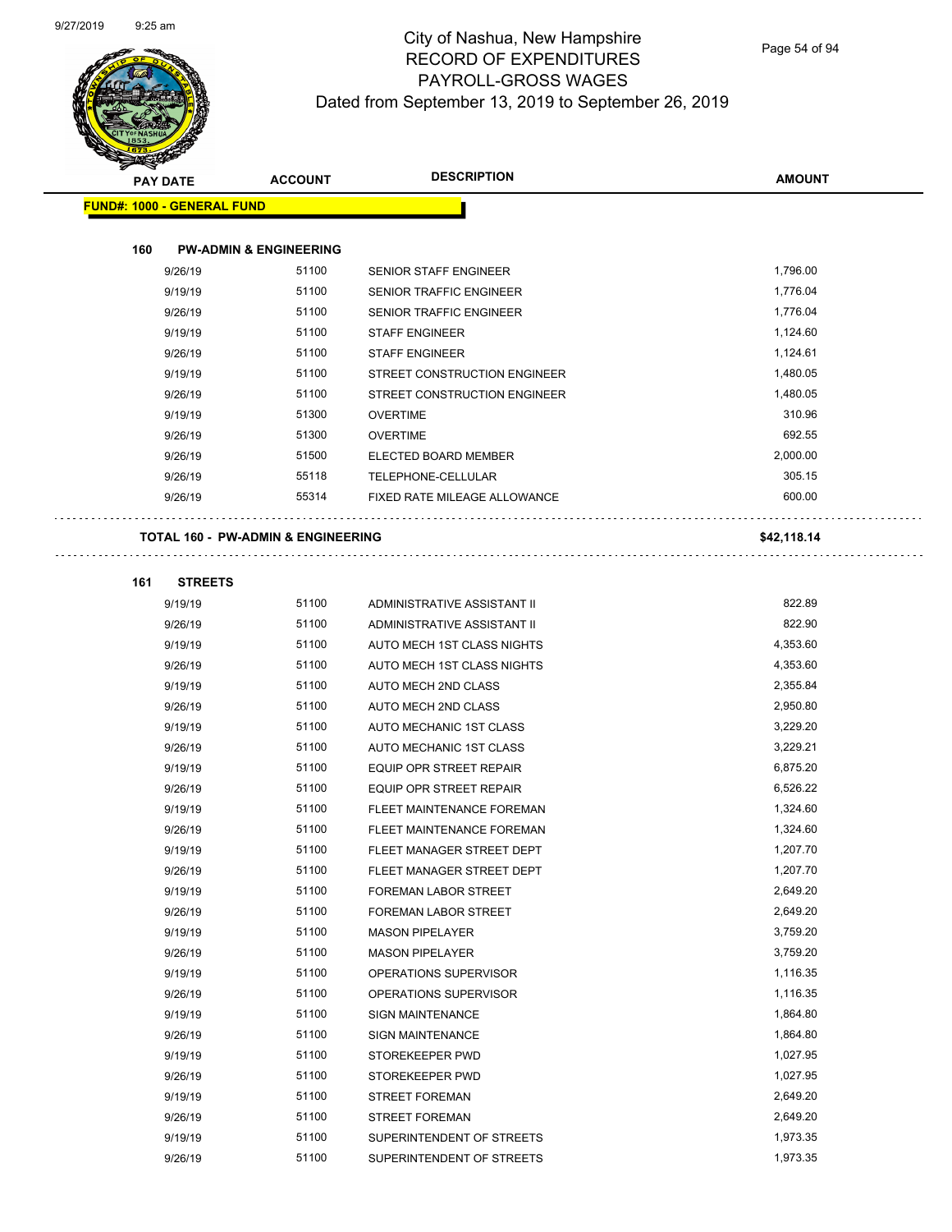# City of Nashua, New Hampshire
## RECORD OF EXPENDITURES
## PAYROLL-GROSS WAGES
### Dated from September 13, 2019 to September 26, 2019

| PAY DATE | ACCOUNT | DESCRIPTION | AMOUNT |
|---|---|---|---|

**FUND#: 1000 - GENERAL FUND**

**160 PW-ADMIN & ENGINEERING**

| PAY DATE | ACCOUNT | DESCRIPTION | AMOUNT |
|---|---|---|---|
| 9/26/19 | 51100 | SENIOR STAFF ENGINEER | 1,796.00 |
| 9/19/19 | 51100 | SENIOR TRAFFIC ENGINEER | 1,776.04 |
| 9/26/19 | 51100 | SENIOR TRAFFIC ENGINEER | 1,776.04 |
| 9/19/19 | 51100 | STAFF ENGINEER | 1,124.60 |
| 9/26/19 | 51100 | STAFF ENGINEER | 1,124.61 |
| 9/19/19 | 51100 | STREET CONSTRUCTION ENGINEER | 1,480.05 |
| 9/26/19 | 51100 | STREET CONSTRUCTION ENGINEER | 1,480.05 |
| 9/19/19 | 51300 | OVERTIME | 310.96 |
| 9/26/19 | 51300 | OVERTIME | 692.55 |
| 9/26/19 | 51500 | ELECTED BOARD MEMBER | 2,000.00 |
| 9/26/19 | 55118 | TELEPHONE-CELLULAR | 305.15 |
| 9/26/19 | 55314 | FIXED RATE MILEAGE ALLOWANCE | 600.00 |

**TOTAL 160 - PW-ADMIN & ENGINEERING** **$42,118.14**

**161 STREETS**

| PAY DATE | ACCOUNT | DESCRIPTION | AMOUNT |
|---|---|---|---|
| 9/19/19 | 51100 | ADMINISTRATIVE ASSISTANT II | 822.89 |
| 9/26/19 | 51100 | ADMINISTRATIVE ASSISTANT II | 822.90 |
| 9/19/19 | 51100 | AUTO MECH 1ST CLASS NIGHTS | 4,353.60 |
| 9/26/19 | 51100 | AUTO MECH 1ST CLASS NIGHTS | 4,353.60 |
| 9/19/19 | 51100 | AUTO MECH 2ND CLASS | 2,355.84 |
| 9/26/19 | 51100 | AUTO MECH 2ND CLASS | 2,950.80 |
| 9/19/19 | 51100 | AUTO MECHANIC 1ST CLASS | 3,229.20 |
| 9/26/19 | 51100 | AUTO MECHANIC 1ST CLASS | 3,229.21 |
| 9/19/19 | 51100 | EQUIP OPR STREET REPAIR | 6,875.20 |
| 9/26/19 | 51100 | EQUIP OPR STREET REPAIR | 6,526.22 |
| 9/19/19 | 51100 | FLEET MAINTENANCE FOREMAN | 1,324.60 |
| 9/26/19 | 51100 | FLEET MAINTENANCE FOREMAN | 1,324.60 |
| 9/19/19 | 51100 | FLEET MANAGER STREET DEPT | 1,207.70 |
| 9/26/19 | 51100 | FLEET MANAGER STREET DEPT | 1,207.70 |
| 9/19/19 | 51100 | FOREMAN LABOR STREET | 2,649.20 |
| 9/26/19 | 51100 | FOREMAN LABOR STREET | 2,649.20 |
| 9/19/19 | 51100 | MASON PIPELAYER | 3,759.20 |
| 9/26/19 | 51100 | MASON PIPELAYER | 3,759.20 |
| 9/19/19 | 51100 | OPERATIONS SUPERVISOR | 1,116.35 |
| 9/26/19 | 51100 | OPERATIONS SUPERVISOR | 1,116.35 |
| 9/19/19 | 51100 | SIGN MAINTENANCE | 1,864.80 |
| 9/26/19 | 51100 | SIGN MAINTENANCE | 1,864.80 |
| 9/19/19 | 51100 | STOREKEEPER PWD | 1,027.95 |
| 9/26/19 | 51100 | STOREKEEPER PWD | 1,027.95 |
| 9/19/19 | 51100 | STREET FOREMAN | 2,649.20 |
| 9/26/19 | 51100 | STREET FOREMAN | 2,649.20 |
| 9/19/19 | 51100 | SUPERINTENDENT OF STREETS | 1,973.35 |
| 9/26/19 | 51100 | SUPERINTENDENT OF STREETS | 1,973.35 |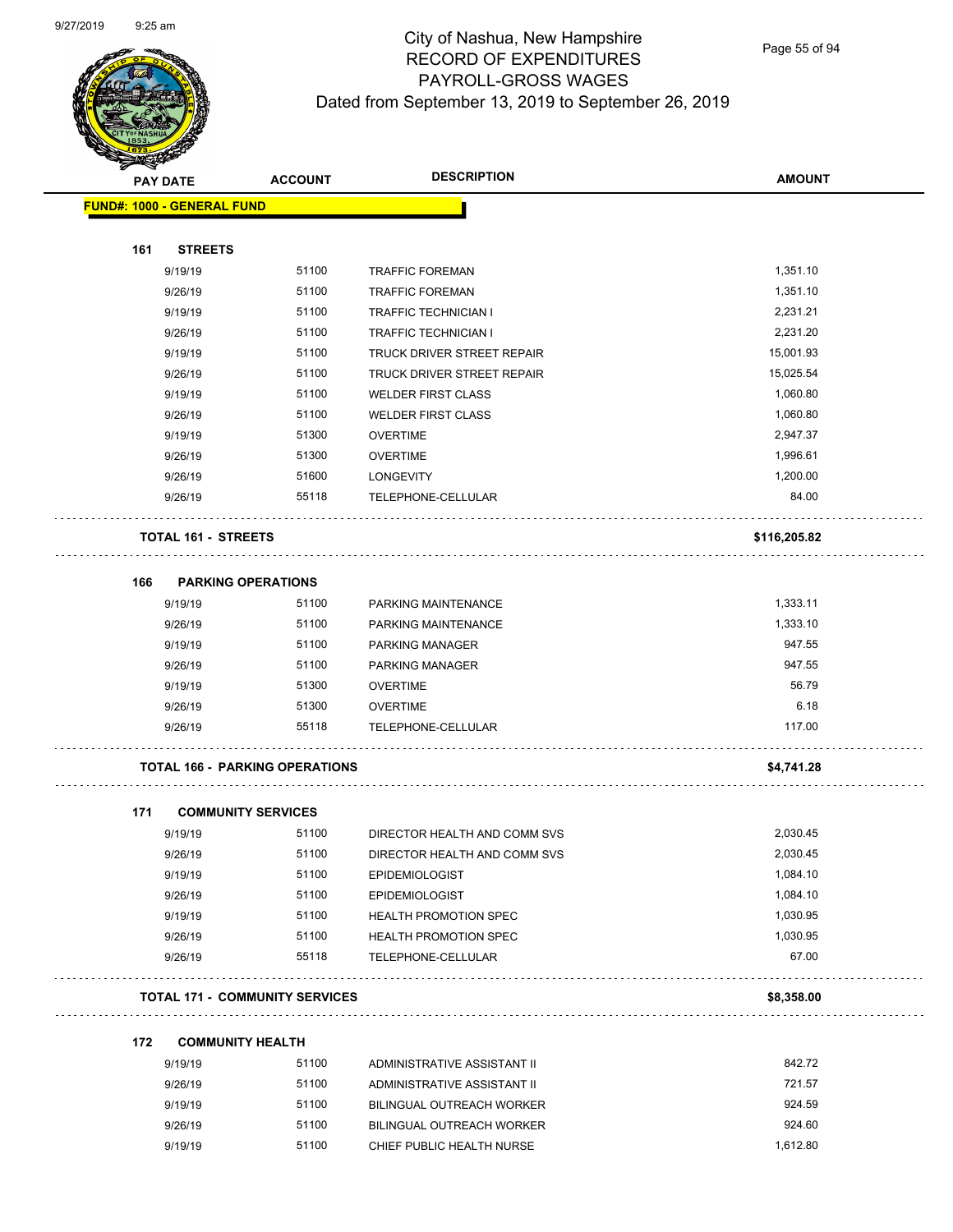# City of Nashua, New Hampshire
## RECORD OF EXPENDITURES
## PAYROLL-GROSS WAGES
### Dated from September 13, 2019 to September 26, 2019

| PAY DATE | ACCOUNT | DESCRIPTION | AMOUNT |
|---|---|---|---|
| **FUND#: 1000 - GENERAL FUND** | | | |
| **161 STREETS** | | | |
| 9/19/19 | 51100 | TRAFFIC FOREMAN | 1,351.10 |
| 9/26/19 | 51100 | TRAFFIC FOREMAN | 1,351.10 |
| 9/19/19 | 51100 | TRAFFIC TECHNICIAN I | 2,231.21 |
| 9/26/19 | 51100 | TRAFFIC TECHNICIAN I | 2,231.20 |
| 9/19/19 | 51100 | TRUCK DRIVER STREET REPAIR | 15,001.93 |
| 9/26/19 | 51100 | TRUCK DRIVER STREET REPAIR | 15,025.54 |
| 9/19/19 | 51100 | WELDER FIRST CLASS | 1,060.80 |
| 9/26/19 | 51100 | WELDER FIRST CLASS | 1,060.80 |
| 9/19/19 | 51300 | OVERTIME | 2,947.37 |
| 9/26/19 | 51300 | OVERTIME | 1,996.61 |
| 9/26/19 | 51600 | LONGEVITY | 1,200.00 |
| 9/26/19 | 55118 | TELEPHONE-CELLULAR | 84.00 |
| **TOTAL 161 - STREETS** | | | **$116,205.82** |
| **166 PARKING OPERATIONS** | | | |
| 9/19/19 | 51100 | PARKING MAINTENANCE | 1,333.11 |
| 9/26/19 | 51100 | PARKING MAINTENANCE | 1,333.10 |
| 9/19/19 | 51100 | PARKING MANAGER | 947.55 |
| 9/26/19 | 51100 | PARKING MANAGER | 947.55 |
| 9/19/19 | 51300 | OVERTIME | 56.79 |
| 9/26/19 | 51300 | OVERTIME | 6.18 |
| 9/26/19 | 55118 | TELEPHONE-CELLULAR | 117.00 |
| **TOTAL 166 - PARKING OPERATIONS** | | | **$4,741.28** |
| **171 COMMUNITY SERVICES** | | | |
| 9/19/19 | 51100 | DIRECTOR HEALTH AND COMM SVS | 2,030.45 |
| 9/26/19 | 51100 | DIRECTOR HEALTH AND COMM SVS | 2,030.45 |
| 9/19/19 | 51100 | EPIDEMIOLOGIST | 1,084.10 |
| 9/26/19 | 51100 | EPIDEMIOLOGIST | 1,084.10 |
| 9/19/19 | 51100 | HEALTH PROMOTION SPEC | 1,030.95 |
| 9/26/19 | 51100 | HEALTH PROMOTION SPEC | 1,030.95 |
| 9/26/19 | 55118 | TELEPHONE-CELLULAR | 67.00 |
| **TOTAL 171 - COMMUNITY SERVICES** | | | **$8,358.00** |
| **172 COMMUNITY HEALTH** | | | |
| 9/19/19 | 51100 | ADMINISTRATIVE ASSISTANT II | 842.72 |
| 9/26/19 | 51100 | ADMINISTRATIVE ASSISTANT II | 721.57 |
| 9/19/19 | 51100 | BILINGUAL OUTREACH WORKER | 924.59 |
| 9/26/19 | 51100 | BILINGUAL OUTREACH WORKER | 924.60 |
| 9/19/19 | 51100 | CHIEF PUBLIC HEALTH NURSE | 1,612.80 |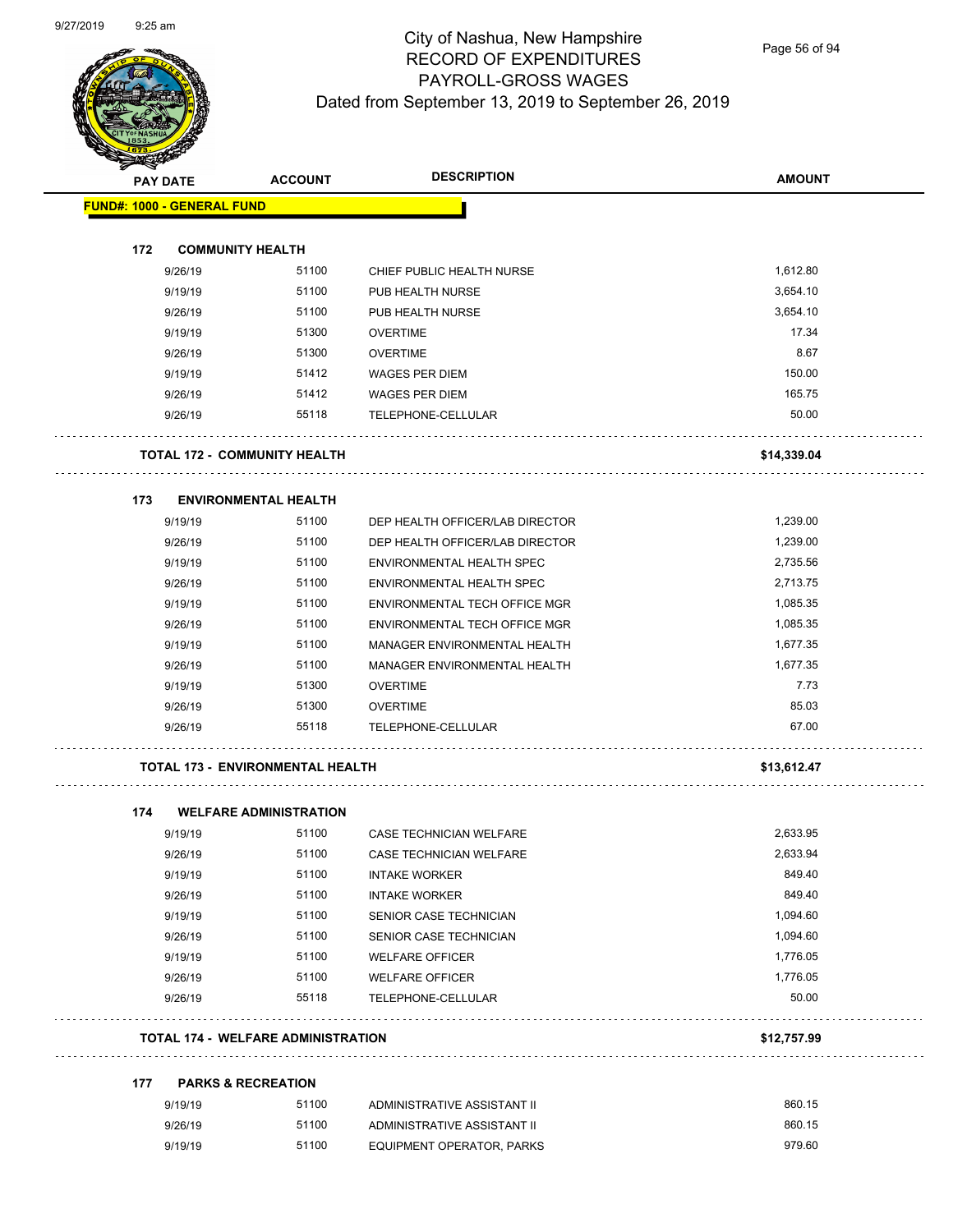# City of Nashua, New Hampshire
## RECORD OF EXPENDITURES
## PAYROLL-GROSS WAGES
## Dated from September 13, 2019 to September 26, 2019

| PAY DATE | ACCOUNT | DESCRIPTION | AMOUNT |
|---|---|---|---|
| **FUND#: 1000 - GENERAL FUND** | | | |
| **172 COMMUNITY HEALTH** | | | |
| 9/26/19 | 51100 | CHIEF PUBLIC HEALTH NURSE | 1,612.80 |
| 9/19/19 | 51100 | PUB HEALTH NURSE | 3,654.10 |
| 9/26/19 | 51100 | PUB HEALTH NURSE | 3,654.10 |
| 9/19/19 | 51300 | OVERTIME | 17.34 |
| 9/26/19 | 51300 | OVERTIME | 8.67 |
| 9/19/19 | 51412 | WAGES PER DIEM | 150.00 |
| 9/26/19 | 51412 | WAGES PER DIEM | 165.75 |
| 9/26/19 | 55118 | TELEPHONE-CELLULAR | 50.00 |
| **TOTAL 172 - COMMUNITY HEALTH** | | | **$14,339.04** |
| **173 ENVIRONMENTAL HEALTH** | | | |
| 9/19/19 | 51100 | DEP HEALTH OFFICER/LAB DIRECTOR | 1,239.00 |
| 9/26/19 | 51100 | DEP HEALTH OFFICER/LAB DIRECTOR | 1,239.00 |
| 9/19/19 | 51100 | ENVIRONMENTAL HEALTH SPEC | 2,735.56 |
| 9/26/19 | 51100 | ENVIRONMENTAL HEALTH SPEC | 2,713.75 |
| 9/19/19 | 51100 | ENVIRONMENTAL TECH OFFICE MGR | 1,085.35 |
| 9/26/19 | 51100 | ENVIRONMENTAL TECH OFFICE MGR | 1,085.35 |
| 9/19/19 | 51100 | MANAGER ENVIRONMENTAL HEALTH | 1,677.35 |
| 9/26/19 | 51100 | MANAGER ENVIRONMENTAL HEALTH | 1,677.35 |
| 9/19/19 | 51300 | OVERTIME | 7.73 |
| 9/26/19 | 51300 | OVERTIME | 85.03 |
| 9/26/19 | 55118 | TELEPHONE-CELLULAR | 67.00 |
| **TOTAL 173 - ENVIRONMENTAL HEALTH** | | | **$13,612.47** |
| **174 WELFARE ADMINISTRATION** | | | |
| 9/19/19 | 51100 | CASE TECHNICIAN WELFARE | 2,633.95 |
| 9/26/19 | 51100 | CASE TECHNICIAN WELFARE | 2,633.94 |
| 9/19/19 | 51100 | INTAKE WORKER | 849.40 |
| 9/26/19 | 51100 | INTAKE WORKER | 849.40 |
| 9/19/19 | 51100 | SENIOR CASE TECHNICIAN | 1,094.60 |
| 9/26/19 | 51100 | SENIOR CASE TECHNICIAN | 1,094.60 |
| 9/19/19 | 51100 | WELFARE OFFICER | 1,776.05 |
| 9/26/19 | 51100 | WELFARE OFFICER | 1,776.05 |
| 9/26/19 | 55118 | TELEPHONE-CELLULAR | 50.00 |
| **TOTAL 174 - WELFARE ADMINISTRATION** | | | **$12,757.99** |
| **177 PARKS & RECREATION** | | | |
| 9/19/19 | 51100 | ADMINISTRATIVE ASSISTANT II | 860.15 |
| 9/26/19 | 51100 | ADMINISTRATIVE ASSISTANT II | 860.15 |
| 9/19/19 | 51100 | EQUIPMENT OPERATOR, PARKS | 979.60 |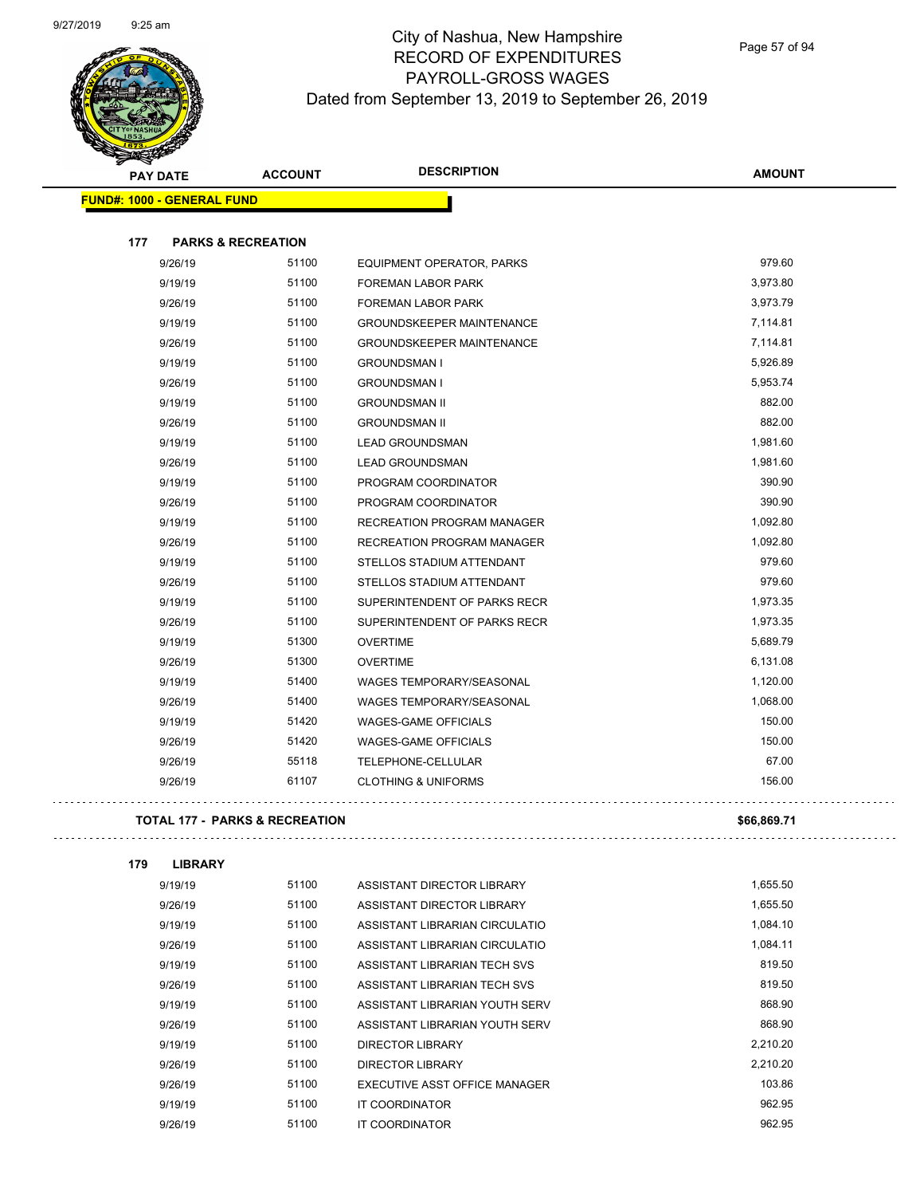# City of Nashua, New Hampshire
## RECORD OF EXPENDITURES
## PAYROLL-GROSS WAGES
## Dated from September 13, 2019 to September 26, 2019

| PAY DATE | ACCOUNT | DESCRIPTION | AMOUNT |
|---|---|---|---|
| **FUND#: 1000 - GENERAL FUND** | | | |
| **177 PARKS & RECREATION** | | | |
| 9/26/19 | 51100 | EQUIPMENT OPERATOR, PARKS | 979.60 |
| 9/19/19 | 51100 | FOREMAN LABOR PARK | 3,973.80 |
| 9/26/19 | 51100 | FOREMAN LABOR PARK | 3,973.79 |
| 9/19/19 | 51100 | GROUNDSKEEPER MAINTENANCE | 7,114.81 |
| 9/26/19 | 51100 | GROUNDSKEEPER MAINTENANCE | 7,114.81 |
| 9/19/19 | 51100 | GROUNDSMAN I | 5,926.89 |
| 9/26/19 | 51100 | GROUNDSMAN I | 5,953.74 |
| 9/19/19 | 51100 | GROUNDSMAN II | 882.00 |
| 9/26/19 | 51100 | GROUNDSMAN II | 882.00 |
| 9/19/19 | 51100 | LEAD GROUNDSMAN | 1,981.60 |
| 9/26/19 | 51100 | LEAD GROUNDSMAN | 1,981.60 |
| 9/19/19 | 51100 | PROGRAM COORDINATOR | 390.90 |
| 9/26/19 | 51100 | PROGRAM COORDINATOR | 390.90 |
| 9/19/19 | 51100 | RECREATION PROGRAM MANAGER | 1,092.80 |
| 9/26/19 | 51100 | RECREATION PROGRAM MANAGER | 1,092.80 |
| 9/19/19 | 51100 | STELLOS STADIUM ATTENDANT | 979.60 |
| 9/26/19 | 51100 | STELLOS STADIUM ATTENDANT | 979.60 |
| 9/19/19 | 51100 | SUPERINTENDENT OF PARKS RECR | 1,973.35 |
| 9/26/19 | 51100 | SUPERINTENDENT OF PARKS RECR | 1,973.35 |
| 9/19/19 | 51300 | OVERTIME | 5,689.79 |
| 9/26/19 | 51300 | OVERTIME | 6,131.08 |
| 9/19/19 | 51400 | WAGES TEMPORARY/SEASONAL | 1,120.00 |
| 9/26/19 | 51400 | WAGES TEMPORARY/SEASONAL | 1,068.00 |
| 9/19/19 | 51420 | WAGES-GAME OFFICIALS | 150.00 |
| 9/26/19 | 51420 | WAGES-GAME OFFICIALS | 150.00 |
| 9/26/19 | 55118 | TELEPHONE-CELLULAR | 67.00 |
| 9/26/19 | 61107 | CLOTHING & UNIFORMS | 156.00 |
| **TOTAL 177 - PARKS & RECREATION** | | | **$66,869.71** |
| **179 LIBRARY** | | | |
| 9/19/19 | 51100 | ASSISTANT DIRECTOR LIBRARY | 1,655.50 |
| 9/26/19 | 51100 | ASSISTANT DIRECTOR LIBRARY | 1,655.50 |
| 9/19/19 | 51100 | ASSISTANT LIBRARIAN CIRCULATIO | 1,084.10 |
| 9/26/19 | 51100 | ASSISTANT LIBRARIAN CIRCULATIO | 1,084.11 |
| 9/19/19 | 51100 | ASSISTANT LIBRARIAN TECH SVS | 819.50 |
| 9/26/19 | 51100 | ASSISTANT LIBRARIAN TECH SVS | 819.50 |
| 9/19/19 | 51100 | ASSISTANT LIBRARIAN YOUTH SERV | 868.90 |
| 9/26/19 | 51100 | ASSISTANT LIBRARIAN YOUTH SERV | 868.90 |
| 9/19/19 | 51100 | DIRECTOR LIBRARY | 2,210.20 |
| 9/26/19 | 51100 | DIRECTOR LIBRARY | 2,210.20 |
| 9/26/19 | 51100 | EXECUTIVE ASST OFFICE MANAGER | 103.86 |
| 9/19/19 | 51100 | IT COORDINATOR | 962.95 |
| 9/26/19 | 51100 | IT COORDINATOR | 962.95 |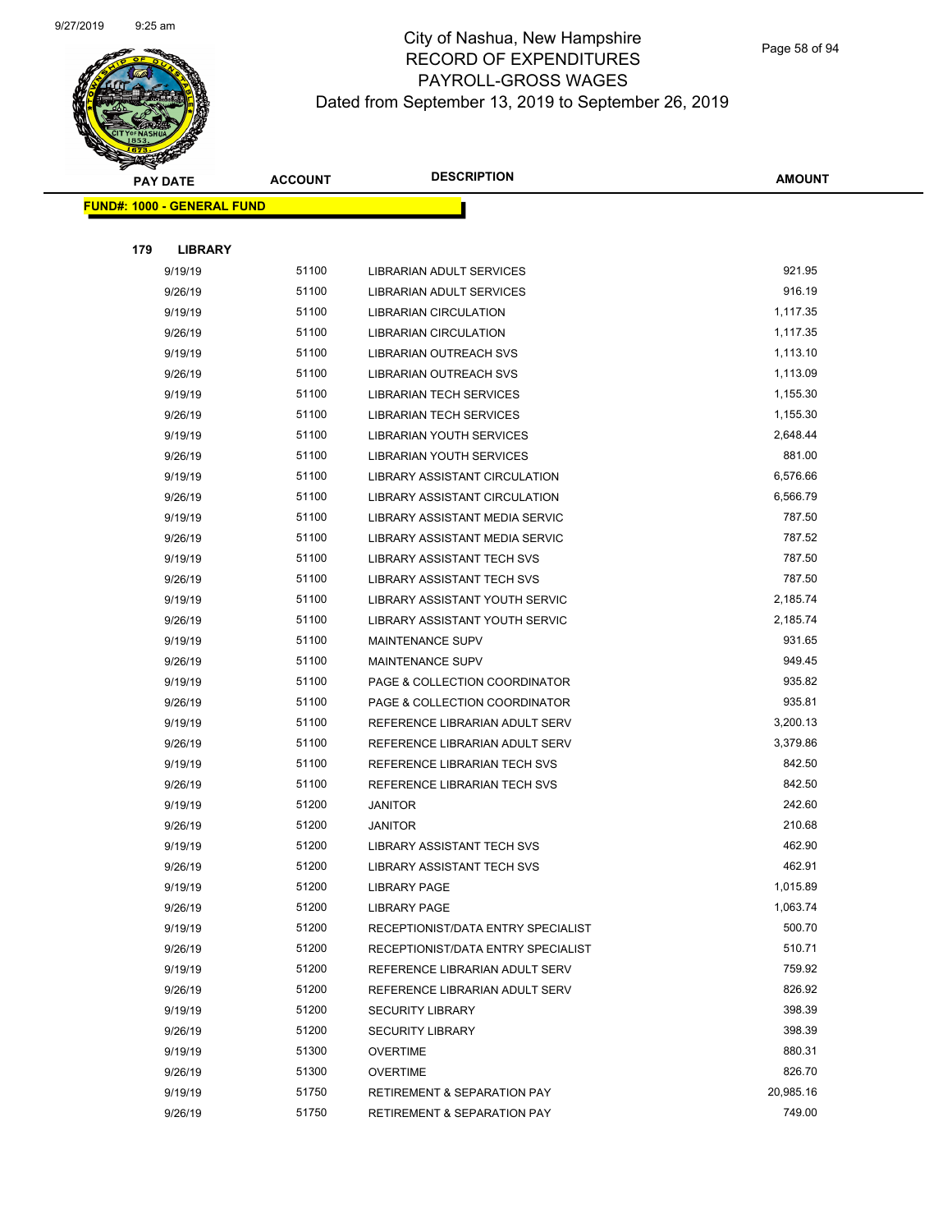# City of Nashua, New Hampshire
## RECORD OF EXPENDITURES
## PAYROLL-GROSS WAGES
## Dated from September 13, 2019 to September 26, 2019

**FUND#: 1000 - GENERAL FUND**

**179 LIBRARY**

| PAY DATE | ACCOUNT | DESCRIPTION | AMOUNT |
|---|---|---|---|
| 9/19/19 | 51100 | LIBRARIAN ADULT SERVICES | 921.95 |
| 9/26/19 | 51100 | LIBRARIAN ADULT SERVICES | 916.19 |
| 9/19/19 | 51100 | LIBRARIAN CIRCULATION | 1,117.35 |
| 9/26/19 | 51100 | LIBRARIAN CIRCULATION | 1,117.35 |
| 9/19/19 | 51100 | LIBRARIAN OUTREACH SVS | 1,113.10 |
| 9/26/19 | 51100 | LIBRARIAN OUTREACH SVS | 1,113.09 |
| 9/19/19 | 51100 | LIBRARIAN TECH SERVICES | 1,155.30 |
| 9/26/19 | 51100 | LIBRARIAN TECH SERVICES | 1,155.30 |
| 9/19/19 | 51100 | LIBRARIAN YOUTH SERVICES | 2,648.44 |
| 9/26/19 | 51100 | LIBRARIAN YOUTH SERVICES | 881.00 |
| 9/19/19 | 51100 | LIBRARY ASSISTANT CIRCULATION | 6,576.66 |
| 9/26/19 | 51100 | LIBRARY ASSISTANT CIRCULATION | 6,566.79 |
| 9/19/19 | 51100 | LIBRARY ASSISTANT MEDIA SERVIC | 787.50 |
| 9/26/19 | 51100 | LIBRARY ASSISTANT MEDIA SERVIC | 787.52 |
| 9/19/19 | 51100 | LIBRARY ASSISTANT TECH SVS | 787.50 |
| 9/26/19 | 51100 | LIBRARY ASSISTANT TECH SVS | 787.50 |
| 9/19/19 | 51100 | LIBRARY ASSISTANT YOUTH SERVIC | 2,185.74 |
| 9/26/19 | 51100 | LIBRARY ASSISTANT YOUTH SERVIC | 2,185.74 |
| 9/19/19 | 51100 | MAINTENANCE SUPV | 931.65 |
| 9/26/19 | 51100 | MAINTENANCE SUPV | 949.45 |
| 9/19/19 | 51100 | PAGE & COLLECTION COORDINATOR | 935.82 |
| 9/26/19 | 51100 | PAGE & COLLECTION COORDINATOR | 935.81 |
| 9/19/19 | 51100 | REFERENCE LIBRARIAN ADULT SERV | 3,200.13 |
| 9/26/19 | 51100 | REFERENCE LIBRARIAN ADULT SERV | 3,379.86 |
| 9/19/19 | 51100 | REFERENCE LIBRARIAN TECH SVS | 842.50 |
| 9/26/19 | 51100 | REFERENCE LIBRARIAN TECH SVS | 842.50 |
| 9/19/19 | 51200 | JANITOR | 242.60 |
| 9/26/19 | 51200 | JANITOR | 210.68 |
| 9/19/19 | 51200 | LIBRARY ASSISTANT TECH SVS | 462.90 |
| 9/26/19 | 51200 | LIBRARY ASSISTANT TECH SVS | 462.91 |
| 9/19/19 | 51200 | LIBRARY PAGE | 1,015.89 |
| 9/26/19 | 51200 | LIBRARY PAGE | 1,063.74 |
| 9/19/19 | 51200 | RECEPTIONIST/DATA ENTRY SPECIALIST | 500.70 |
| 9/26/19 | 51200 | RECEPTIONIST/DATA ENTRY SPECIALIST | 510.71 |
| 9/19/19 | 51200 | REFERENCE LIBRARIAN ADULT SERV | 759.92 |
| 9/26/19 | 51200 | REFERENCE LIBRARIAN ADULT SERV | 826.92 |
| 9/19/19 | 51200 | SECURITY LIBRARY | 398.39 |
| 9/26/19 | 51200 | SECURITY LIBRARY | 398.39 |
| 9/19/19 | 51300 | OVERTIME | 880.31 |
| 9/26/19 | 51300 | OVERTIME | 826.70 |
| 9/19/19 | 51750 | RETIREMENT & SEPARATION PAY | 20,985.16 |
| 9/26/19 | 51750 | RETIREMENT & SEPARATION PAY | 749.00 |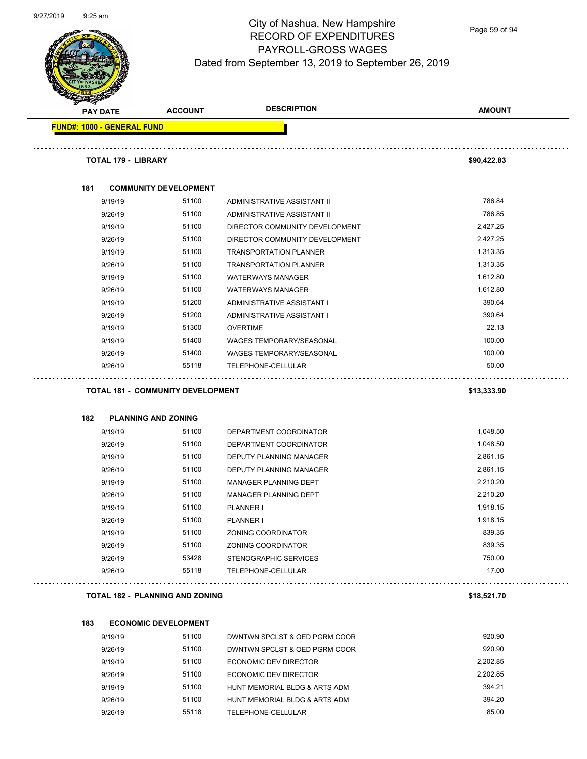# City of Nashua, New Hampshire
## RECORD OF EXPENDITURES
## PAYROLL-GROSS WAGES
### Dated from September 13, 2019 to September 26, 2019

| PAY DATE | ACCOUNT | DESCRIPTION | AMOUNT |
|---|---|---|---|
| **FUND#: 1000 - GENERAL FUND** | | | |
| **TOTAL 179 - LIBRARY** | | | **$90,422.83** |
| **181 COMMUNITY DEVELOPMENT** | | | |
| 9/19/19 | 51100 | ADMINISTRATIVE ASSISTANT II | 786.84 |
| 9/26/19 | 51100 | ADMINISTRATIVE ASSISTANT II | 786.85 |
| 9/19/19 | 51100 | DIRECTOR COMMUNITY DEVELOPMENT | 2,427.25 |
| 9/26/19 | 51100 | DIRECTOR COMMUNITY DEVELOPMENT | 2,427.25 |
| 9/19/19 | 51100 | TRANSPORTATION PLANNER | 1,313.35 |
| 9/26/19 | 51100 | TRANSPORTATION PLANNER | 1,313.35 |
| 9/19/19 | 51100 | WATERWAYS MANAGER | 1,612.80 |
| 9/26/19 | 51100 | WATERWAYS MANAGER | 1,612.80 |
| 9/19/19 | 51200 | ADMINISTRATIVE ASSISTANT I | 390.64 |
| 9/26/19 | 51200 | ADMINISTRATIVE ASSISTANT I | 390.64 |
| 9/19/19 | 51300 | OVERTIME | 22.13 |
| 9/19/19 | 51400 | WAGES TEMPORARY/SEASONAL | 100.00 |
| 9/26/19 | 51400 | WAGES TEMPORARY/SEASONAL | 100.00 |
| 9/26/19 | 55118 | TELEPHONE-CELLULAR | 50.00 |
| **TOTAL 181 - COMMUNITY DEVELOPMENT** | | | **$13,333.90** |
| **182 PLANNING AND ZONING** | | | |
| 9/19/19 | 51100 | DEPARTMENT COORDINATOR | 1,048.50 |
| 9/26/19 | 51100 | DEPARTMENT COORDINATOR | 1,048.50 |
| 9/19/19 | 51100 | DEPUTY PLANNING MANAGER | 2,861.15 |
| 9/26/19 | 51100 | DEPUTY PLANNING MANAGER | 2,861.15 |
| 9/19/19 | 51100 | MANAGER PLANNING DEPT | 2,210.20 |
| 9/26/19 | 51100 | MANAGER PLANNING DEPT | 2,210.20 |
| 9/19/19 | 51100 | PLANNER I | 1,918.15 |
| 9/26/19 | 51100 | PLANNER I | 1,918.15 |
| 9/19/19 | 51100 | ZONING COORDINATOR | 839.35 |
| 9/26/19 | 51100 | ZONING COORDINATOR | 839.35 |
| 9/26/19 | 53428 | STENOGRAPHIC SERVICES | 750.00 |
| 9/26/19 | 55118 | TELEPHONE-CELLULAR | 17.00 |
| **TOTAL 182 - PLANNING AND ZONING** | | | **$18,521.70** |
| **183 ECONOMIC DEVELOPMENT** | | | |
| 9/19/19 | 51100 | DWNTWN SPCLST & OED PGRM COOR | 920.90 |
| 9/26/19 | 51100 | DWNTWN SPCLST & OED PGRM COOR | 920.90 |
| 9/19/19 | 51100 | ECONOMIC DEV DIRECTOR | 2,202.85 |
| 9/26/19 | 51100 | ECONOMIC DEV DIRECTOR | 2,202.85 |
| 9/19/19 | 51100 | HUNT MEMORIAL BLDG & ARTS ADM | 394.21 |
| 9/26/19 | 51100 | HUNT MEMORIAL BLDG & ARTS ADM | 394.20 |
| 9/26/19 | 55118 | TELEPHONE-CELLULAR | 85.00 |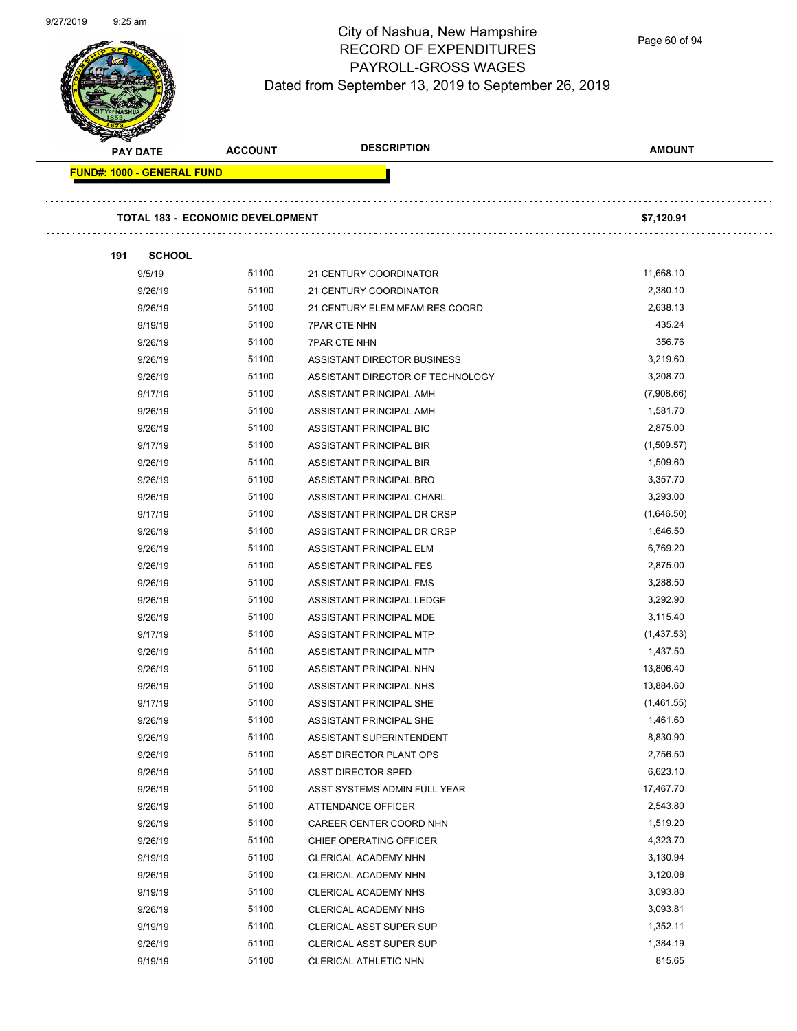# City of Nashua, New Hampshire
## RECORD OF EXPENDITURES
## PAYROLL-GROSS WAGES
### Dated from September 13, 2019 to September 26, 2019

| PAY DATE | ACCOUNT | DESCRIPTION | AMOUNT |
|---|---|---|---|

**FUND#: 1000 - GENERAL FUND**

**TOTAL 183 - ECONOMIC DEVELOPMENT** **$7,120.91**

**191 SCHOOL**

| PAY DATE | ACCOUNT | DESCRIPTION | AMOUNT |
|---|---|---|---|
| 9/5/19 | 51100 | 21 CENTURY COORDINATOR | 11,668.10 |
| 9/26/19 | 51100 | 21 CENTURY COORDINATOR | 2,380.10 |
| 9/26/19 | 51100 | 21 CENTURY ELEM MFAM RES COORD | 2,638.13 |
| 9/19/19 | 51100 | 7PAR CTE NHN | 435.24 |
| 9/26/19 | 51100 | 7PAR CTE NHN | 356.76 |
| 9/26/19 | 51100 | ASSISTANT DIRECTOR BUSINESS | 3,219.60 |
| 9/26/19 | 51100 | ASSISTANT DIRECTOR OF TECHNOLOGY | 3,208.70 |
| 9/17/19 | 51100 | ASSISTANT PRINCIPAL AMH | (7,908.66) |
| 9/26/19 | 51100 | ASSISTANT PRINCIPAL AMH | 1,581.70 |
| 9/26/19 | 51100 | ASSISTANT PRINCIPAL BIC | 2,875.00 |
| 9/17/19 | 51100 | ASSISTANT PRINCIPAL BIR | (1,509.57) |
| 9/26/19 | 51100 | ASSISTANT PRINCIPAL BIR | 1,509.60 |
| 9/26/19 | 51100 | ASSISTANT PRINCIPAL BRO | 3,357.70 |
| 9/26/19 | 51100 | ASSISTANT PRINCIPAL CHARL | 3,293.00 |
| 9/17/19 | 51100 | ASSISTANT PRINCIPAL DR CRSP | (1,646.50) |
| 9/26/19 | 51100 | ASSISTANT PRINCIPAL DR CRSP | 1,646.50 |
| 9/26/19 | 51100 | ASSISTANT PRINCIPAL ELM | 6,769.20 |
| 9/26/19 | 51100 | ASSISTANT PRINCIPAL FES | 2,875.00 |
| 9/26/19 | 51100 | ASSISTANT PRINCIPAL FMS | 3,288.50 |
| 9/26/19 | 51100 | ASSISTANT PRINCIPAL LEDGE | 3,292.90 |
| 9/26/19 | 51100 | ASSISTANT PRINCIPAL MDE | 3,115.40 |
| 9/17/19 | 51100 | ASSISTANT PRINCIPAL MTP | (1,437.53) |
| 9/26/19 | 51100 | ASSISTANT PRINCIPAL MTP | 1,437.50 |
| 9/26/19 | 51100 | ASSISTANT PRINCIPAL NHN | 13,806.40 |
| 9/26/19 | 51100 | ASSISTANT PRINCIPAL NHS | 13,884.60 |
| 9/17/19 | 51100 | ASSISTANT PRINCIPAL SHE | (1,461.55) |
| 9/26/19 | 51100 | ASSISTANT PRINCIPAL SHE | 1,461.60 |
| 9/26/19 | 51100 | ASSISTANT SUPERINTENDENT | 8,830.90 |
| 9/26/19 | 51100 | ASST DIRECTOR PLANT OPS | 2,756.50 |
| 9/26/19 | 51100 | ASST DIRECTOR SPED | 6,623.10 |
| 9/26/19 | 51100 | ASST SYSTEMS ADMIN FULL YEAR | 17,467.70 |
| 9/26/19 | 51100 | ATTENDANCE OFFICER | 2,543.80 |
| 9/26/19 | 51100 | CAREER CENTER COORD NHN | 1,519.20 |
| 9/26/19 | 51100 | CHIEF OPERATING OFFICER | 4,323.70 |
| 9/19/19 | 51100 | CLERICAL ACADEMY NHN | 3,130.94 |
| 9/26/19 | 51100 | CLERICAL ACADEMY NHN | 3,120.08 |
| 9/19/19 | 51100 | CLERICAL ACADEMY NHS | 3,093.80 |
| 9/26/19 | 51100 | CLERICAL ACADEMY NHS | 3,093.81 |
| 9/19/19 | 51100 | CLERICAL ASST SUPER SUP | 1,352.11 |
| 9/26/19 | 51100 | CLERICAL ASST SUPER SUP | 1,384.19 |
| 9/19/19 | 51100 | CLERICAL ATHLETIC NHN | 815.65 |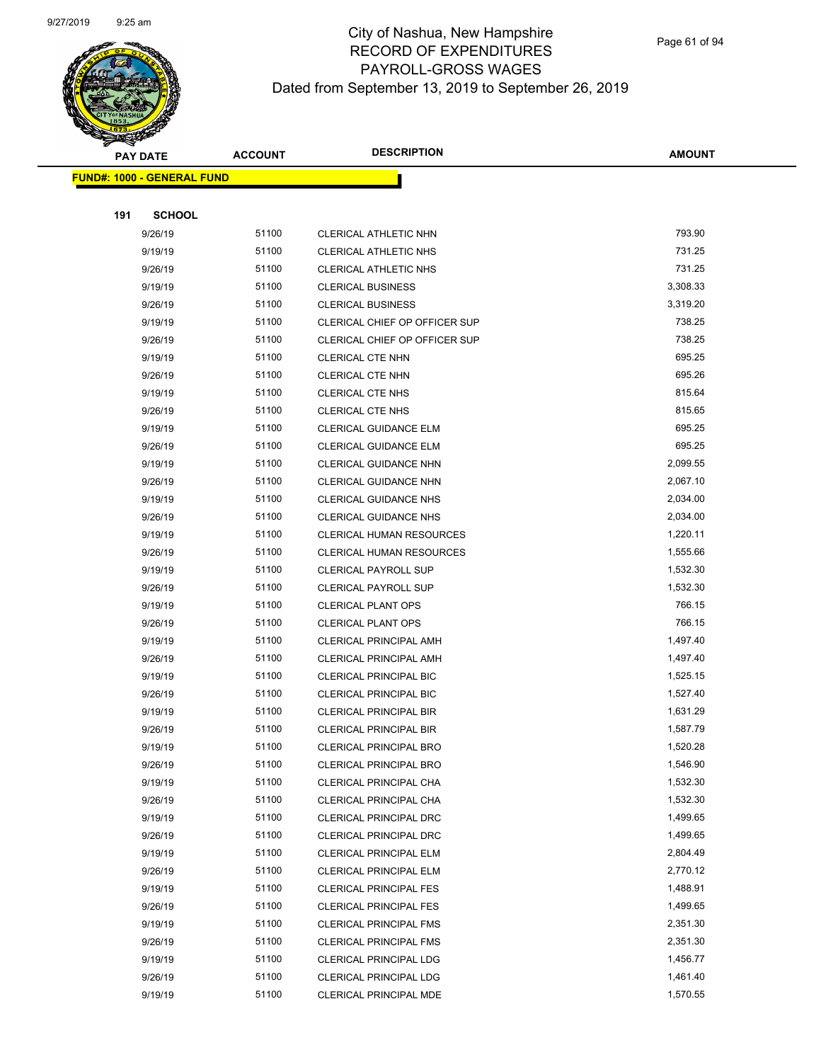# City of Nashua, New Hampshire
## RECORD OF EXPENDITURES
## PAYROLL-GROSS WAGES
### Dated from September 13, 2019 to September 26, 2019

| PAY DATE | ACCOUNT | DESCRIPTION | AMOUNT |
|---|---|---|---|
| **FUND#: 1000 - GENERAL FUND** | | | |
| **191 SCHOOL** | | | |
| 9/26/19 | 51100 | CLERICAL ATHLETIC NHN | 793.90 |
| 9/19/19 | 51100 | CLERICAL ATHLETIC NHS | 731.25 |
| 9/26/19 | 51100 | CLERICAL ATHLETIC NHS | 731.25 |
| 9/19/19 | 51100 | CLERICAL BUSINESS | 3,308.33 |
| 9/26/19 | 51100 | CLERICAL BUSINESS | 3,319.20 |
| 9/19/19 | 51100 | CLERICAL CHIEF OP OFFICER SUP | 738.25 |
| 9/26/19 | 51100 | CLERICAL CHIEF OP OFFICER SUP | 738.25 |
| 9/19/19 | 51100 | CLERICAL CTE NHN | 695.25 |
| 9/26/19 | 51100 | CLERICAL CTE NHN | 695.26 |
| 9/19/19 | 51100 | CLERICAL CTE NHS | 815.64 |
| 9/26/19 | 51100 | CLERICAL CTE NHS | 815.65 |
| 9/19/19 | 51100 | CLERICAL GUIDANCE ELM | 695.25 |
| 9/26/19 | 51100 | CLERICAL GUIDANCE ELM | 695.25 |
| 9/19/19 | 51100 | CLERICAL GUIDANCE NHN | 2,099.55 |
| 9/26/19 | 51100 | CLERICAL GUIDANCE NHN | 2,067.10 |
| 9/19/19 | 51100 | CLERICAL GUIDANCE NHS | 2,034.00 |
| 9/26/19 | 51100 | CLERICAL GUIDANCE NHS | 2,034.00 |
| 9/19/19 | 51100 | CLERICAL HUMAN RESOURCES | 1,220.11 |
| 9/26/19 | 51100 | CLERICAL HUMAN RESOURCES | 1,555.66 |
| 9/19/19 | 51100 | CLERICAL PAYROLL SUP | 1,532.30 |
| 9/26/19 | 51100 | CLERICAL PAYROLL SUP | 1,532.30 |
| 9/19/19 | 51100 | CLERICAL PLANT OPS | 766.15 |
| 9/26/19 | 51100 | CLERICAL PLANT OPS | 766.15 |
| 9/19/19 | 51100 | CLERICAL PRINCIPAL AMH | 1,497.40 |
| 9/26/19 | 51100 | CLERICAL PRINCIPAL AMH | 1,497.40 |
| 9/19/19 | 51100 | CLERICAL PRINCIPAL BIC | 1,525.15 |
| 9/26/19 | 51100 | CLERICAL PRINCIPAL BIC | 1,527.40 |
| 9/19/19 | 51100 | CLERICAL PRINCIPAL BIR | 1,631.29 |
| 9/26/19 | 51100 | CLERICAL PRINCIPAL BIR | 1,587.79 |
| 9/19/19 | 51100 | CLERICAL PRINCIPAL BRO | 1,520.28 |
| 9/26/19 | 51100 | CLERICAL PRINCIPAL BRO | 1,546.90 |
| 9/19/19 | 51100 | CLERICAL PRINCIPAL CHA | 1,532.30 |
| 9/26/19 | 51100 | CLERICAL PRINCIPAL CHA | 1,532.30 |
| 9/19/19 | 51100 | CLERICAL PRINCIPAL DRC | 1,499.65 |
| 9/26/19 | 51100 | CLERICAL PRINCIPAL DRC | 1,499.65 |
| 9/19/19 | 51100 | CLERICAL PRINCIPAL ELM | 2,804.49 |
| 9/26/19 | 51100 | CLERICAL PRINCIPAL ELM | 2,770.12 |
| 9/19/19 | 51100 | CLERICAL PRINCIPAL FES | 1,488.91 |
| 9/26/19 | 51100 | CLERICAL PRINCIPAL FES | 1,499.65 |
| 9/19/19 | 51100 | CLERICAL PRINCIPAL FMS | 2,351.30 |
| 9/26/19 | 51100 | CLERICAL PRINCIPAL FMS | 2,351.30 |
| 9/19/19 | 51100 | CLERICAL PRINCIPAL LDG | 1,456.77 |
| 9/26/19 | 51100 | CLERICAL PRINCIPAL LDG | 1,461.40 |
| 9/19/19 | 51100 | CLERICAL PRINCIPAL MDE | 1,570.55 |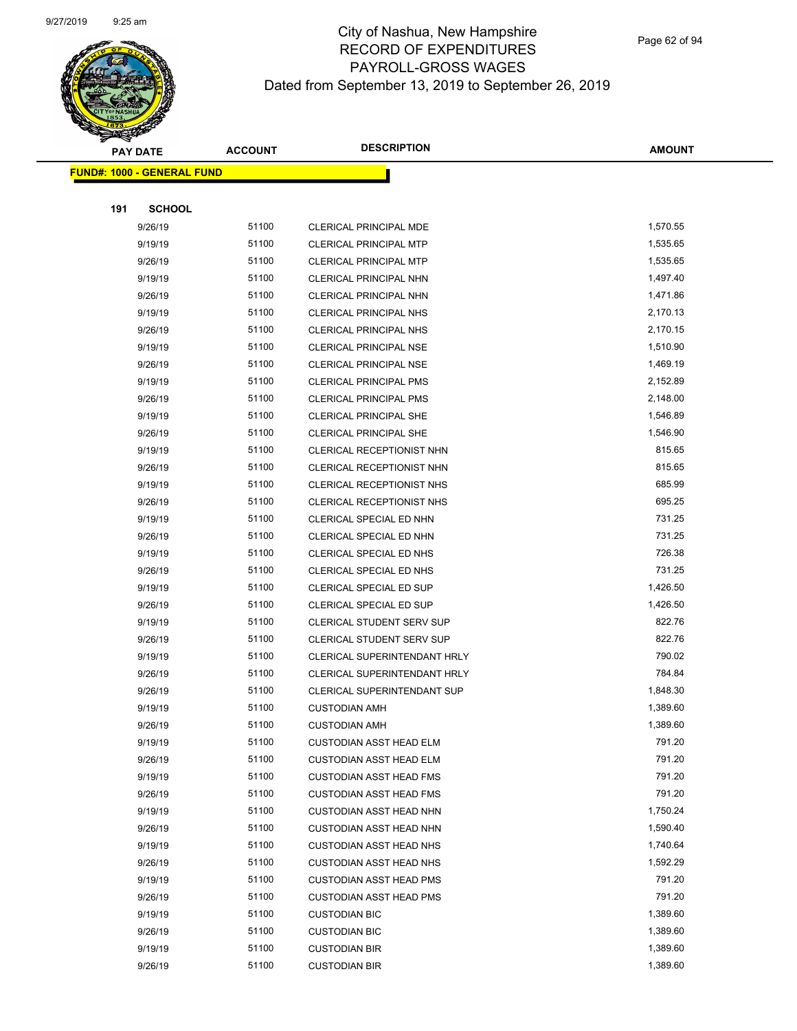# City of Nashua, New Hampshire
## RECORD OF EXPENDITURES
## PAYROLL-GROSS WAGES
### Dated from September 13, 2019 to September 26, 2019

**FUND#: 1000 - GENERAL FUND**

**191 SCHOOL**

| PAY DATE | ACCOUNT | DESCRIPTION | AMOUNT |
|---|---|---|---|
| 9/26/19 | 51100 | CLERICAL PRINCIPAL MDE | 1,570.55 |
| 9/19/19 | 51100 | CLERICAL PRINCIPAL MTP | 1,535.65 |
| 9/26/19 | 51100 | CLERICAL PRINCIPAL MTP | 1,535.65 |
| 9/19/19 | 51100 | CLERICAL PRINCIPAL NHN | 1,497.40 |
| 9/26/19 | 51100 | CLERICAL PRINCIPAL NHN | 1,471.86 |
| 9/19/19 | 51100 | CLERICAL PRINCIPAL NHS | 2,170.13 |
| 9/26/19 | 51100 | CLERICAL PRINCIPAL NHS | 2,170.15 |
| 9/19/19 | 51100 | CLERICAL PRINCIPAL NSE | 1,510.90 |
| 9/26/19 | 51100 | CLERICAL PRINCIPAL NSE | 1,469.19 |
| 9/19/19 | 51100 | CLERICAL PRINCIPAL PMS | 2,152.89 |
| 9/26/19 | 51100 | CLERICAL PRINCIPAL PMS | 2,148.00 |
| 9/19/19 | 51100 | CLERICAL PRINCIPAL SHE | 1,546.89 |
| 9/26/19 | 51100 | CLERICAL PRINCIPAL SHE | 1,546.90 |
| 9/19/19 | 51100 | CLERICAL RECEPTIONIST NHN | 815.65 |
| 9/26/19 | 51100 | CLERICAL RECEPTIONIST NHN | 815.65 |
| 9/19/19 | 51100 | CLERICAL RECEPTIONIST NHS | 685.99 |
| 9/26/19 | 51100 | CLERICAL RECEPTIONIST NHS | 695.25 |
| 9/19/19 | 51100 | CLERICAL SPECIAL ED NHN | 731.25 |
| 9/26/19 | 51100 | CLERICAL SPECIAL ED NHN | 731.25 |
| 9/19/19 | 51100 | CLERICAL SPECIAL ED NHS | 726.38 |
| 9/26/19 | 51100 | CLERICAL SPECIAL ED NHS | 731.25 |
| 9/19/19 | 51100 | CLERICAL SPECIAL ED SUP | 1,426.50 |
| 9/26/19 | 51100 | CLERICAL SPECIAL ED SUP | 1,426.50 |
| 9/19/19 | 51100 | CLERICAL STUDENT SERV SUP | 822.76 |
| 9/26/19 | 51100 | CLERICAL STUDENT SERV SUP | 822.76 |
| 9/19/19 | 51100 | CLERICAL SUPERINTENDANT HRLY | 790.02 |
| 9/26/19 | 51100 | CLERICAL SUPERINTENDANT HRLY | 784.84 |
| 9/26/19 | 51100 | CLERICAL SUPERINTENDANT SUP | 1,848.30 |
| 9/19/19 | 51100 | CUSTODIAN AMH | 1,389.60 |
| 9/26/19 | 51100 | CUSTODIAN AMH | 1,389.60 |
| 9/19/19 | 51100 | CUSTODIAN ASST HEAD ELM | 791.20 |
| 9/26/19 | 51100 | CUSTODIAN ASST HEAD ELM | 791.20 |
| 9/19/19 | 51100 | CUSTODIAN ASST HEAD FMS | 791.20 |
| 9/26/19 | 51100 | CUSTODIAN ASST HEAD FMS | 791.20 |
| 9/19/19 | 51100 | CUSTODIAN ASST HEAD NHN | 1,750.24 |
| 9/26/19 | 51100 | CUSTODIAN ASST HEAD NHN | 1,590.40 |
| 9/19/19 | 51100 | CUSTODIAN ASST HEAD NHS | 1,740.64 |
| 9/26/19 | 51100 | CUSTODIAN ASST HEAD NHS | 1,592.29 |
| 9/19/19 | 51100 | CUSTODIAN ASST HEAD PMS | 791.20 |
| 9/26/19 | 51100 | CUSTODIAN ASST HEAD PMS | 791.20 |
| 9/19/19 | 51100 | CUSTODIAN BIC | 1,389.60 |
| 9/26/19 | 51100 | CUSTODIAN BIC | 1,389.60 |
| 9/19/19 | 51100 | CUSTODIAN BIR | 1,389.60 |
| 9/26/19 | 51100 | CUSTODIAN BIR | 1,389.60 |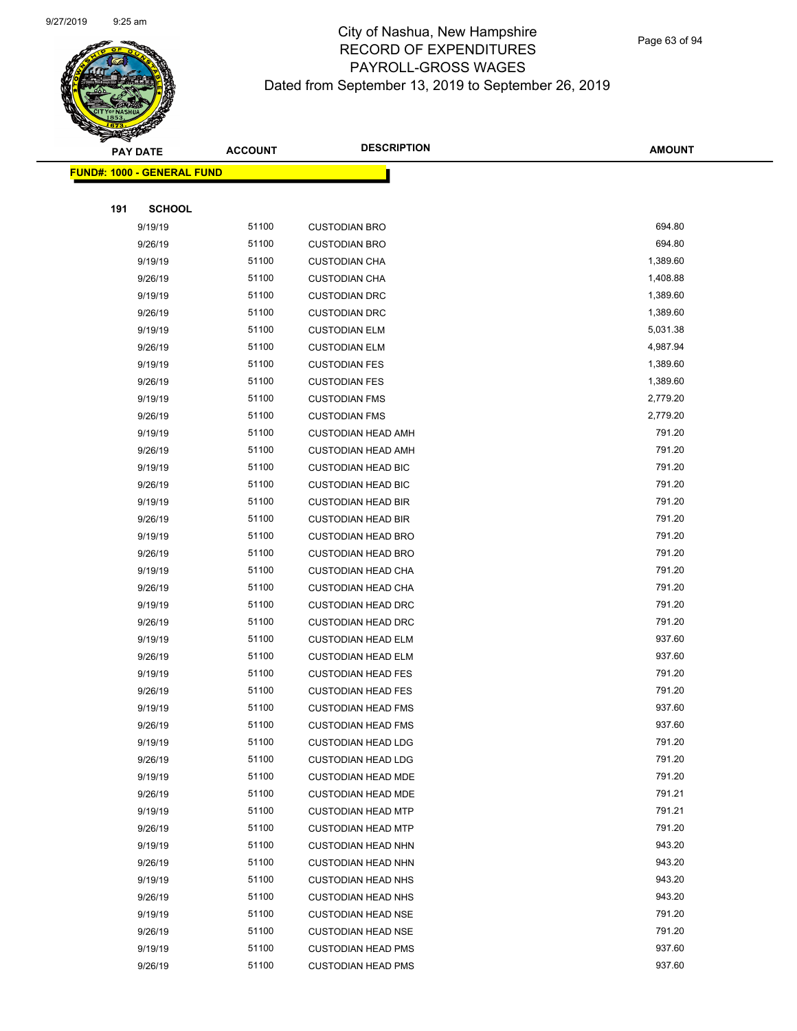# City of Nashua, New Hampshire
## RECORD OF EXPENDITURES
## PAYROLL-GROSS WAGES
## Dated from September 13, 2019 to September 26, 2019

| PAY DATE | ACCOUNT | DESCRIPTION | AMOUNT |
|---|---|---|---|
| **FUND#: 1000 - GENERAL FUND** | | | |
| **191 SCHOOL** | | | |
| 9/19/19 | 51100 | CUSTODIAN BRO | 694.80 |
| 9/26/19 | 51100 | CUSTODIAN BRO | 694.80 |
| 9/19/19 | 51100 | CUSTODIAN CHA | 1,389.60 |
| 9/26/19 | 51100 | CUSTODIAN CHA | 1,408.88 |
| 9/19/19 | 51100 | CUSTODIAN DRC | 1,389.60 |
| 9/26/19 | 51100 | CUSTODIAN DRC | 1,389.60 |
| 9/19/19 | 51100 | CUSTODIAN ELM | 5,031.38 |
| 9/26/19 | 51100 | CUSTODIAN ELM | 4,987.94 |
| 9/19/19 | 51100 | CUSTODIAN FES | 1,389.60 |
| 9/26/19 | 51100 | CUSTODIAN FES | 1,389.60 |
| 9/19/19 | 51100 | CUSTODIAN FMS | 2,779.20 |
| 9/26/19 | 51100 | CUSTODIAN FMS | 2,779.20 |
| 9/19/19 | 51100 | CUSTODIAN HEAD AMH | 791.20 |
| 9/26/19 | 51100 | CUSTODIAN HEAD AMH | 791.20 |
| 9/19/19 | 51100 | CUSTODIAN HEAD BIC | 791.20 |
| 9/26/19 | 51100 | CUSTODIAN HEAD BIC | 791.20 |
| 9/19/19 | 51100 | CUSTODIAN HEAD BIR | 791.20 |
| 9/26/19 | 51100 | CUSTODIAN HEAD BIR | 791.20 |
| 9/19/19 | 51100 | CUSTODIAN HEAD BRO | 791.20 |
| 9/26/19 | 51100 | CUSTODIAN HEAD BRO | 791.20 |
| 9/19/19 | 51100 | CUSTODIAN HEAD CHA | 791.20 |
| 9/26/19 | 51100 | CUSTODIAN HEAD CHA | 791.20 |
| 9/19/19 | 51100 | CUSTODIAN HEAD DRC | 791.20 |
| 9/26/19 | 51100 | CUSTODIAN HEAD DRC | 791.20 |
| 9/19/19 | 51100 | CUSTODIAN HEAD ELM | 937.60 |
| 9/26/19 | 51100 | CUSTODIAN HEAD ELM | 937.60 |
| 9/19/19 | 51100 | CUSTODIAN HEAD FES | 791.20 |
| 9/26/19 | 51100 | CUSTODIAN HEAD FES | 791.20 |
| 9/19/19 | 51100 | CUSTODIAN HEAD FMS | 937.60 |
| 9/26/19 | 51100 | CUSTODIAN HEAD FMS | 937.60 |
| 9/19/19 | 51100 | CUSTODIAN HEAD LDG | 791.20 |
| 9/26/19 | 51100 | CUSTODIAN HEAD LDG | 791.20 |
| 9/19/19 | 51100 | CUSTODIAN HEAD MDE | 791.20 |
| 9/26/19 | 51100 | CUSTODIAN HEAD MDE | 791.21 |
| 9/19/19 | 51100 | CUSTODIAN HEAD MTP | 791.21 |
| 9/26/19 | 51100 | CUSTODIAN HEAD MTP | 791.20 |
| 9/19/19 | 51100 | CUSTODIAN HEAD NHN | 943.20 |
| 9/26/19 | 51100 | CUSTODIAN HEAD NHN | 943.20 |
| 9/19/19 | 51100 | CUSTODIAN HEAD NHS | 943.20 |
| 9/26/19 | 51100 | CUSTODIAN HEAD NHS | 943.20 |
| 9/19/19 | 51100 | CUSTODIAN HEAD NSE | 791.20 |
| 9/26/19 | 51100 | CUSTODIAN HEAD NSE | 791.20 |
| 9/19/19 | 51100 | CUSTODIAN HEAD PMS | 937.60 |
| 9/26/19 | 51100 | CUSTODIAN HEAD PMS | 937.60 |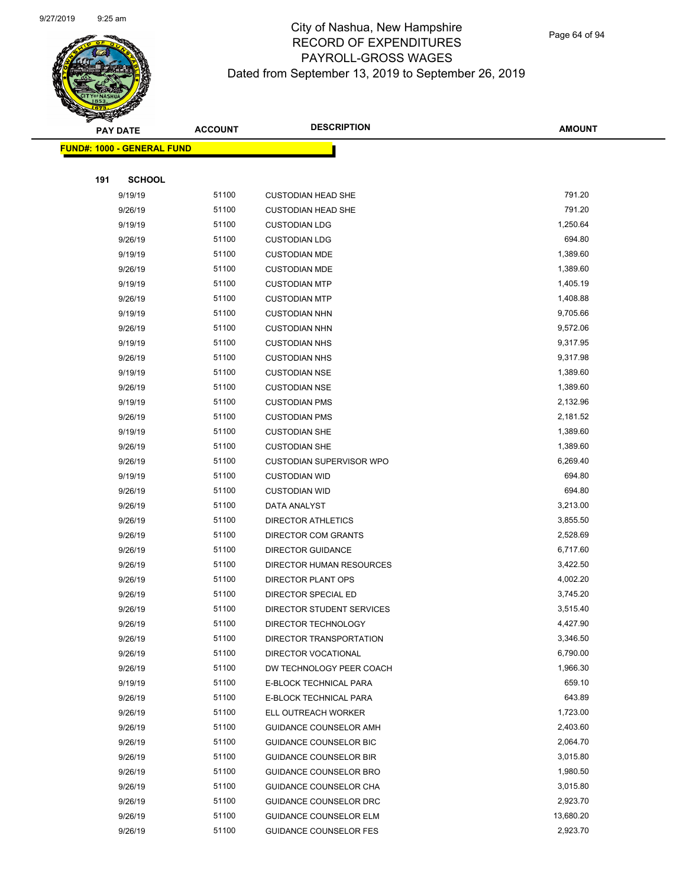# City of Nashua, New Hampshire
## RECORD OF EXPENDITURES
## PAYROLL-GROSS WAGES
### Dated from September 13, 2019 to September 26, 2019

**FUND#: 1000 - GENERAL FUND**

**191 SCHOOL**

| PAY DATE | ACCOUNT | DESCRIPTION | AMOUNT |
|---|---|---|---|
| 9/19/19 | 51100 | CUSTODIAN HEAD SHE | 791.20 |
| 9/26/19 | 51100 | CUSTODIAN HEAD SHE | 791.20 |
| 9/19/19 | 51100 | CUSTODIAN LDG | 1,250.64 |
| 9/26/19 | 51100 | CUSTODIAN LDG | 694.80 |
| 9/19/19 | 51100 | CUSTODIAN MDE | 1,389.60 |
| 9/26/19 | 51100 | CUSTODIAN MDE | 1,389.60 |
| 9/19/19 | 51100 | CUSTODIAN MTP | 1,405.19 |
| 9/26/19 | 51100 | CUSTODIAN MTP | 1,408.88 |
| 9/19/19 | 51100 | CUSTODIAN NHN | 9,705.66 |
| 9/26/19 | 51100 | CUSTODIAN NHN | 9,572.06 |
| 9/19/19 | 51100 | CUSTODIAN NHS | 9,317.95 |
| 9/26/19 | 51100 | CUSTODIAN NHS | 9,317.98 |
| 9/19/19 | 51100 | CUSTODIAN NSE | 1,389.60 |
| 9/26/19 | 51100 | CUSTODIAN NSE | 1,389.60 |
| 9/19/19 | 51100 | CUSTODIAN PMS | 2,132.96 |
| 9/26/19 | 51100 | CUSTODIAN PMS | 2,181.52 |
| 9/19/19 | 51100 | CUSTODIAN SHE | 1,389.60 |
| 9/26/19 | 51100 | CUSTODIAN SHE | 1,389.60 |
| 9/26/19 | 51100 | CUSTODIAN SUPERVISOR WPO | 6,269.40 |
| 9/19/19 | 51100 | CUSTODIAN WID | 694.80 |
| 9/26/19 | 51100 | CUSTODIAN WID | 694.80 |
| 9/26/19 | 51100 | DATA ANALYST | 3,213.00 |
| 9/26/19 | 51100 | DIRECTOR ATHLETICS | 3,855.50 |
| 9/26/19 | 51100 | DIRECTOR COM GRANTS | 2,528.69 |
| 9/26/19 | 51100 | DIRECTOR GUIDANCE | 6,717.60 |
| 9/26/19 | 51100 | DIRECTOR HUMAN RESOURCES | 3,422.50 |
| 9/26/19 | 51100 | DIRECTOR PLANT OPS | 4,002.20 |
| 9/26/19 | 51100 | DIRECTOR SPECIAL ED | 3,745.20 |
| 9/26/19 | 51100 | DIRECTOR STUDENT SERVICES | 3,515.40 |
| 9/26/19 | 51100 | DIRECTOR TECHNOLOGY | 4,427.90 |
| 9/26/19 | 51100 | DIRECTOR TRANSPORTATION | 3,346.50 |
| 9/26/19 | 51100 | DIRECTOR VOCATIONAL | 6,790.00 |
| 9/26/19 | 51100 | DW TECHNOLOGY PEER COACH | 1,966.30 |
| 9/19/19 | 51100 | E-BLOCK TECHNICAL PARA | 659.10 |
| 9/26/19 | 51100 | E-BLOCK TECHNICAL PARA | 643.89 |
| 9/26/19 | 51100 | ELL OUTREACH WORKER | 1,723.00 |
| 9/26/19 | 51100 | GUIDANCE COUNSELOR AMH | 2,403.60 |
| 9/26/19 | 51100 | GUIDANCE COUNSELOR BIC | 2,064.70 |
| 9/26/19 | 51100 | GUIDANCE COUNSELOR BIR | 3,015.80 |
| 9/26/19 | 51100 | GUIDANCE COUNSELOR BRO | 1,980.50 |
| 9/26/19 | 51100 | GUIDANCE COUNSELOR CHA | 3,015.80 |
| 9/26/19 | 51100 | GUIDANCE COUNSELOR DRC | 2,923.70 |
| 9/26/19 | 51100 | GUIDANCE COUNSELOR ELM | 13,680.20 |
| 9/26/19 | 51100 | GUIDANCE COUNSELOR FES | 2,923.70 |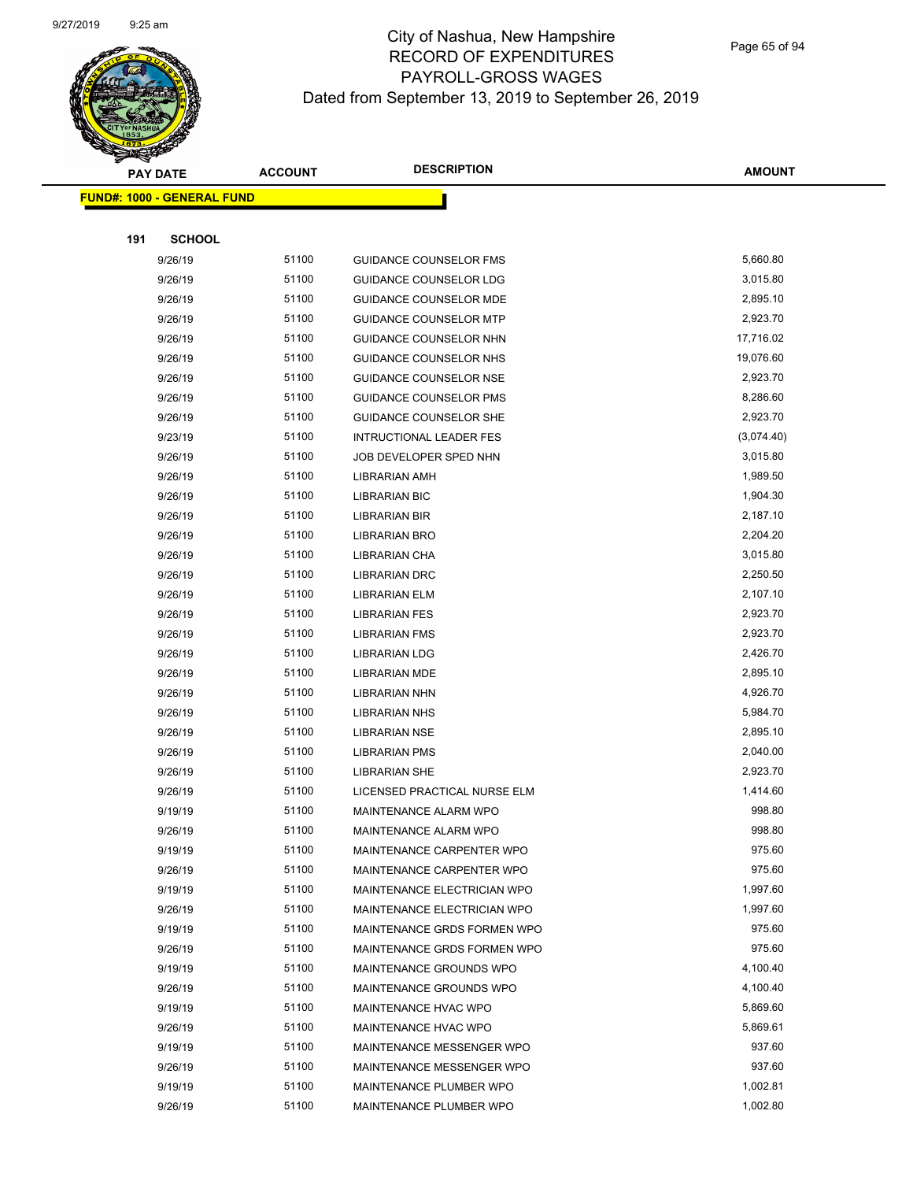# City of Nashua, New Hampshire
# RECORD OF EXPENDITURES
# PAYROLL-GROSS WAGES
## Dated from September 13, 2019 to September 26, 2019

| PAY DATE | ACCOUNT | DESCRIPTION | AMOUNT |
|---|---|---|---|
| **FUND#: 1000 - GENERAL FUND** | | | |
| **191 SCHOOL** | | | |
| 9/26/19 | 51100 | GUIDANCE COUNSELOR FMS | 5,660.80 |
| 9/26/19 | 51100 | GUIDANCE COUNSELOR LDG | 3,015.80 |
| 9/26/19 | 51100 | GUIDANCE COUNSELOR MDE | 2,895.10 |
| 9/26/19 | 51100 | GUIDANCE COUNSELOR MTP | 2,923.70 |
| 9/26/19 | 51100 | GUIDANCE COUNSELOR NHN | 17,716.02 |
| 9/26/19 | 51100 | GUIDANCE COUNSELOR NHS | 19,076.60 |
| 9/26/19 | 51100 | GUIDANCE COUNSELOR NSE | 2,923.70 |
| 9/26/19 | 51100 | GUIDANCE COUNSELOR PMS | 8,286.60 |
| 9/26/19 | 51100 | GUIDANCE COUNSELOR SHE | 2,923.70 |
| 9/23/19 | 51100 | INTRUCTIONAL LEADER FES | (3,074.40) |
| 9/26/19 | 51100 | JOB DEVELOPER SPED NHN | 3,015.80 |
| 9/26/19 | 51100 | LIBRARIAN AMH | 1,989.50 |
| 9/26/19 | 51100 | LIBRARIAN BIC | 1,904.30 |
| 9/26/19 | 51100 | LIBRARIAN BIR | 2,187.10 |
| 9/26/19 | 51100 | LIBRARIAN BRO | 2,204.20 |
| 9/26/19 | 51100 | LIBRARIAN CHA | 3,015.80 |
| 9/26/19 | 51100 | LIBRARIAN DRC | 2,250.50 |
| 9/26/19 | 51100 | LIBRARIAN ELM | 2,107.10 |
| 9/26/19 | 51100 | LIBRARIAN FES | 2,923.70 |
| 9/26/19 | 51100 | LIBRARIAN FMS | 2,923.70 |
| 9/26/19 | 51100 | LIBRARIAN LDG | 2,426.70 |
| 9/26/19 | 51100 | LIBRARIAN MDE | 2,895.10 |
| 9/26/19 | 51100 | LIBRARIAN NHN | 4,926.70 |
| 9/26/19 | 51100 | LIBRARIAN NHS | 5,984.70 |
| 9/26/19 | 51100 | LIBRARIAN NSE | 2,895.10 |
| 9/26/19 | 51100 | LIBRARIAN PMS | 2,040.00 |
| 9/26/19 | 51100 | LIBRARIAN SHE | 2,923.70 |
| 9/26/19 | 51100 | LICENSED PRACTICAL NURSE ELM | 1,414.60 |
| 9/19/19 | 51100 | MAINTENANCE ALARM WPO | 998.80 |
| 9/26/19 | 51100 | MAINTENANCE ALARM WPO | 998.80 |
| 9/19/19 | 51100 | MAINTENANCE CARPENTER WPO | 975.60 |
| 9/26/19 | 51100 | MAINTENANCE CARPENTER WPO | 975.60 |
| 9/19/19 | 51100 | MAINTENANCE ELECTRICIAN WPO | 1,997.60 |
| 9/26/19 | 51100 | MAINTENANCE ELECTRICIAN WPO | 1,997.60 |
| 9/19/19 | 51100 | MAINTENANCE GRDS FORMEN WPO | 975.60 |
| 9/26/19 | 51100 | MAINTENANCE GRDS FORMEN WPO | 975.60 |
| 9/19/19 | 51100 | MAINTENANCE GROUNDS WPO | 4,100.40 |
| 9/26/19 | 51100 | MAINTENANCE GROUNDS WPO | 4,100.40 |
| 9/19/19 | 51100 | MAINTENANCE HVAC WPO | 5,869.60 |
| 9/26/19 | 51100 | MAINTENANCE HVAC WPO | 5,869.61 |
| 9/19/19 | 51100 | MAINTENANCE MESSENGER WPO | 937.60 |
| 9/26/19 | 51100 | MAINTENANCE MESSENGER WPO | 937.60 |
| 9/19/19 | 51100 | MAINTENANCE PLUMBER WPO | 1,002.81 |
| 9/26/19 | 51100 | MAINTENANCE PLUMBER WPO | 1,002.80 |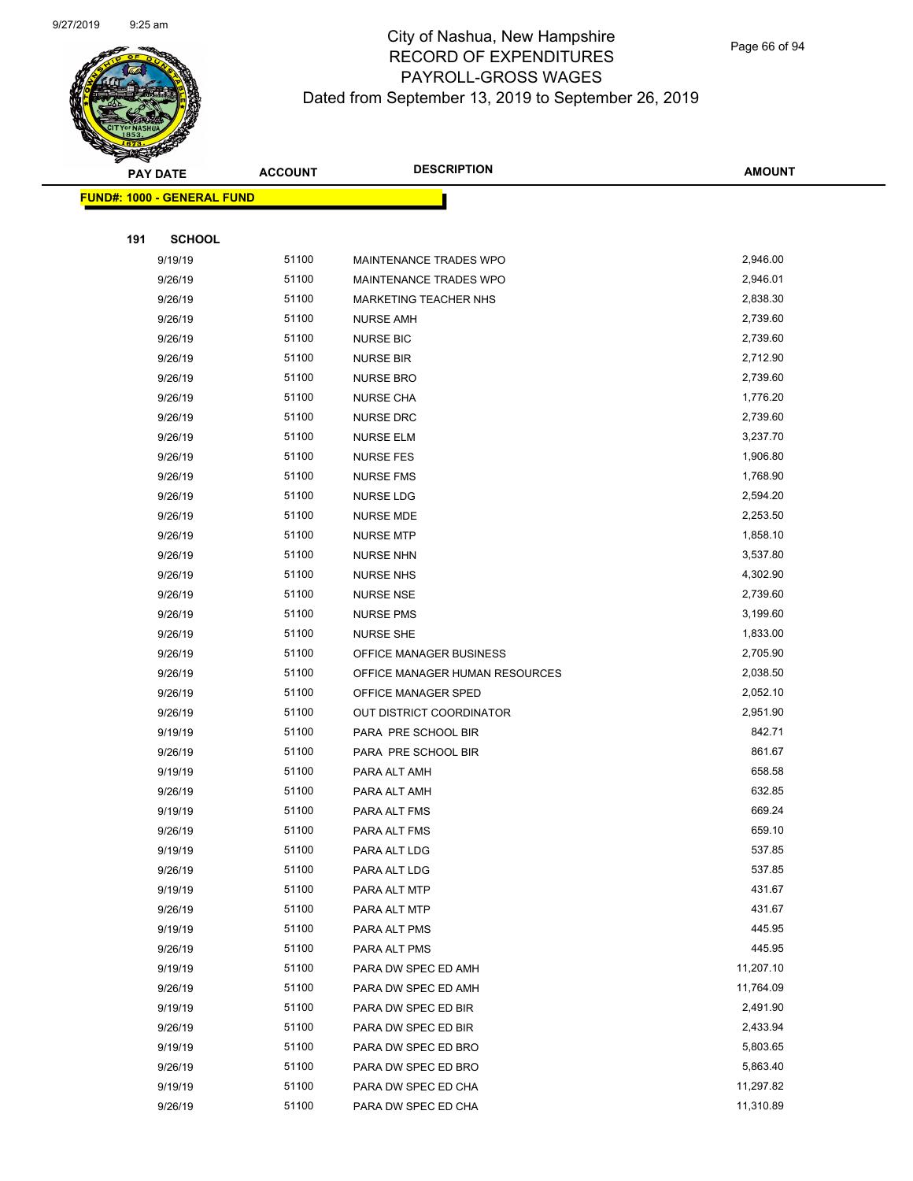# City of Nashua, New Hampshire
## RECORD OF EXPENDITURES
## PAYROLL-GROSS WAGES
## Dated from September 13, 2019 to September 26, 2019

| PAY DATE | ACCOUNT | DESCRIPTION | AMOUNT |
|---|---|---|---|

**FUND#: 1000 - GENERAL FUND**

**191 SCHOOL**

| PAY DATE | ACCOUNT | DESCRIPTION | AMOUNT |
|---|---|---|---|
| 9/19/19 | 51100 | MAINTENANCE TRADES WPO | 2,946.00 |
| 9/26/19 | 51100 | MAINTENANCE TRADES WPO | 2,946.01 |
| 9/26/19 | 51100 | MARKETING TEACHER NHS | 2,838.30 |
| 9/26/19 | 51100 | NURSE AMH | 2,739.60 |
| 9/26/19 | 51100 | NURSE BIC | 2,739.60 |
| 9/26/19 | 51100 | NURSE BIR | 2,712.90 |
| 9/26/19 | 51100 | NURSE BRO | 2,739.60 |
| 9/26/19 | 51100 | NURSE CHA | 1,776.20 |
| 9/26/19 | 51100 | NURSE DRC | 2,739.60 |
| 9/26/19 | 51100 | NURSE ELM | 3,237.70 |
| 9/26/19 | 51100 | NURSE FES | 1,906.80 |
| 9/26/19 | 51100 | NURSE FMS | 1,768.90 |
| 9/26/19 | 51100 | NURSE LDG | 2,594.20 |
| 9/26/19 | 51100 | NURSE MDE | 2,253.50 |
| 9/26/19 | 51100 | NURSE MTP | 1,858.10 |
| 9/26/19 | 51100 | NURSE NHN | 3,537.80 |
| 9/26/19 | 51100 | NURSE NHS | 4,302.90 |
| 9/26/19 | 51100 | NURSE NSE | 2,739.60 |
| 9/26/19 | 51100 | NURSE PMS | 3,199.60 |
| 9/26/19 | 51100 | NURSE SHE | 1,833.00 |
| 9/26/19 | 51100 | OFFICE MANAGER BUSINESS | 2,705.90 |
| 9/26/19 | 51100 | OFFICE MANAGER HUMAN RESOURCES | 2,038.50 |
| 9/26/19 | 51100 | OFFICE MANAGER SPED | 2,052.10 |
| 9/26/19 | 51100 | OUT DISTRICT COORDINATOR | 2,951.90 |
| 9/19/19 | 51100 | PARA PRE SCHOOL BIR | 842.71 |
| 9/26/19 | 51100 | PARA PRE SCHOOL BIR | 861.67 |
| 9/19/19 | 51100 | PARA ALT AMH | 658.58 |
| 9/26/19 | 51100 | PARA ALT AMH | 632.85 |
| 9/19/19 | 51100 | PARA ALT FMS | 669.24 |
| 9/26/19 | 51100 | PARA ALT FMS | 659.10 |
| 9/19/19 | 51100 | PARA ALT LDG | 537.85 |
| 9/26/19 | 51100 | PARA ALT LDG | 537.85 |
| 9/19/19 | 51100 | PARA ALT MTP | 431.67 |
| 9/26/19 | 51100 | PARA ALT MTP | 431.67 |
| 9/19/19 | 51100 | PARA ALT PMS | 445.95 |
| 9/26/19 | 51100 | PARA ALT PMS | 445.95 |
| 9/19/19 | 51100 | PARA DW SPEC ED AMH | 11,207.10 |
| 9/26/19 | 51100 | PARA DW SPEC ED AMH | 11,764.09 |
| 9/19/19 | 51100 | PARA DW SPEC ED BIR | 2,491.90 |
| 9/26/19 | 51100 | PARA DW SPEC ED BIR | 2,433.94 |
| 9/19/19 | 51100 | PARA DW SPEC ED BRO | 5,803.65 |
| 9/26/19 | 51100 | PARA DW SPEC ED BRO | 5,863.40 |
| 9/19/19 | 51100 | PARA DW SPEC ED CHA | 11,297.82 |
| 9/26/19 | 51100 | PARA DW SPEC ED CHA | 11,310.89 |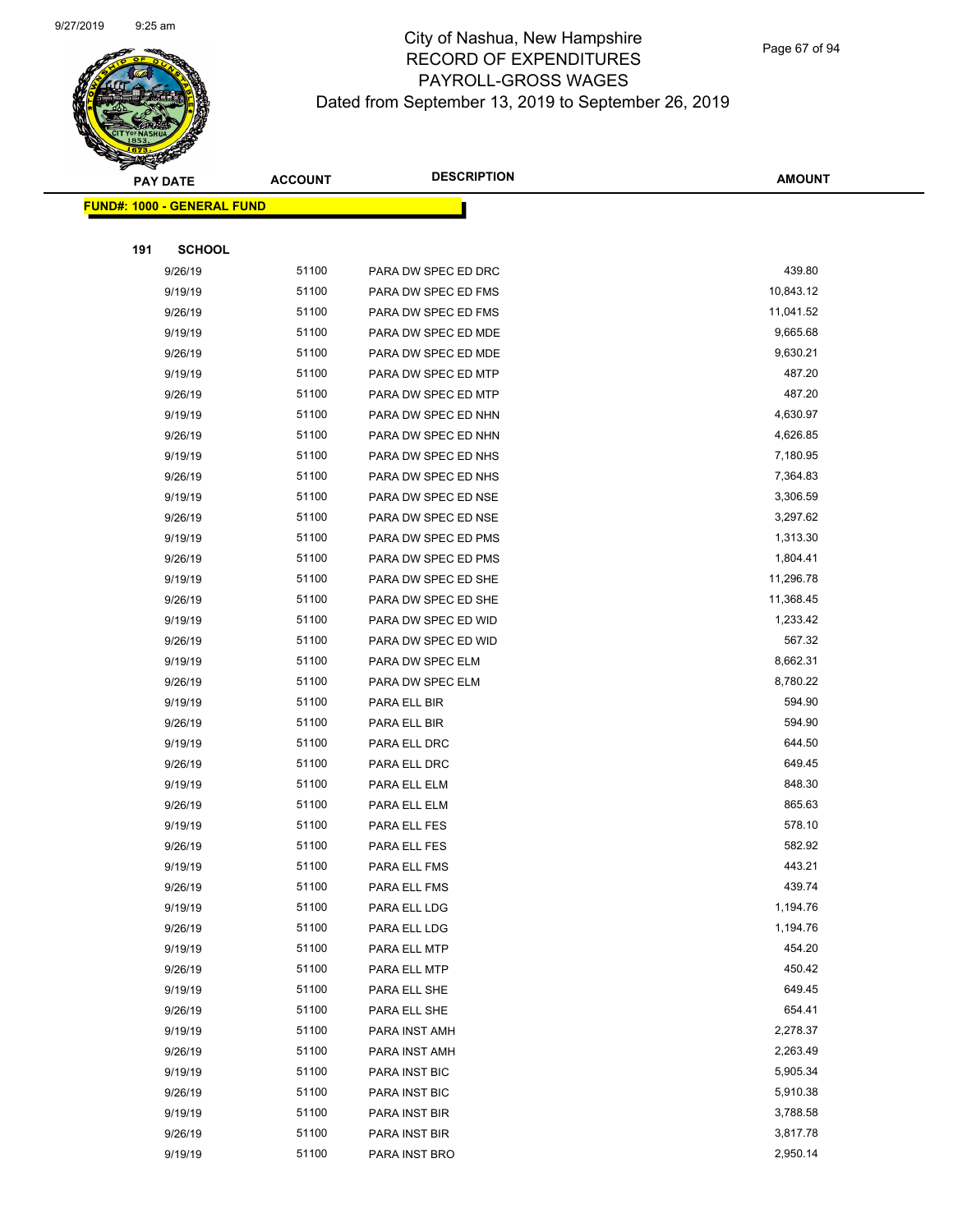# City of Nashua, New Hampshire
## RECORD OF EXPENDITURES
## PAYROLL-GROSS WAGES
### Dated from September 13, 2019 to September 26, 2019

| PAY DATE | ACCOUNT | DESCRIPTION | AMOUNT |
|---|---|---|---|

**FUND#: 1000 - GENERAL FUND**

**191 SCHOOL**

| PAY DATE | ACCOUNT | DESCRIPTION | AMOUNT |
|---|---|---|---|
| 9/26/19 | 51100 | PARA DW SPEC ED DRC | 439.80 |
| 9/19/19 | 51100 | PARA DW SPEC ED FMS | 10,843.12 |
| 9/26/19 | 51100 | PARA DW SPEC ED FMS | 11,041.52 |
| 9/19/19 | 51100 | PARA DW SPEC ED MDE | 9,665.68 |
| 9/26/19 | 51100 | PARA DW SPEC ED MDE | 9,630.21 |
| 9/19/19 | 51100 | PARA DW SPEC ED MTP | 487.20 |
| 9/26/19 | 51100 | PARA DW SPEC ED MTP | 487.20 |
| 9/19/19 | 51100 | PARA DW SPEC ED NHN | 4,630.97 |
| 9/26/19 | 51100 | PARA DW SPEC ED NHN | 4,626.85 |
| 9/19/19 | 51100 | PARA DW SPEC ED NHS | 7,180.95 |
| 9/26/19 | 51100 | PARA DW SPEC ED NHS | 7,364.83 |
| 9/19/19 | 51100 | PARA DW SPEC ED NSE | 3,306.59 |
| 9/26/19 | 51100 | PARA DW SPEC ED NSE | 3,297.62 |
| 9/19/19 | 51100 | PARA DW SPEC ED PMS | 1,313.30 |
| 9/26/19 | 51100 | PARA DW SPEC ED PMS | 1,804.41 |
| 9/19/19 | 51100 | PARA DW SPEC ED SHE | 11,296.78 |
| 9/26/19 | 51100 | PARA DW SPEC ED SHE | 11,368.45 |
| 9/19/19 | 51100 | PARA DW SPEC ED WID | 1,233.42 |
| 9/26/19 | 51100 | PARA DW SPEC ED WID | 567.32 |
| 9/19/19 | 51100 | PARA DW SPEC ELM | 8,662.31 |
| 9/26/19 | 51100 | PARA DW SPEC ELM | 8,780.22 |
| 9/19/19 | 51100 | PARA ELL BIR | 594.90 |
| 9/26/19 | 51100 | PARA ELL BIR | 594.90 |
| 9/19/19 | 51100 | PARA ELL DRC | 644.50 |
| 9/26/19 | 51100 | PARA ELL DRC | 649.45 |
| 9/19/19 | 51100 | PARA ELL ELM | 848.30 |
| 9/26/19 | 51100 | PARA ELL ELM | 865.63 |
| 9/19/19 | 51100 | PARA ELL FES | 578.10 |
| 9/26/19 | 51100 | PARA ELL FES | 582.92 |
| 9/19/19 | 51100 | PARA ELL FMS | 443.21 |
| 9/26/19 | 51100 | PARA ELL FMS | 439.74 |
| 9/19/19 | 51100 | PARA ELL LDG | 1,194.76 |
| 9/26/19 | 51100 | PARA ELL LDG | 1,194.76 |
| 9/19/19 | 51100 | PARA ELL MTP | 454.20 |
| 9/26/19 | 51100 | PARA ELL MTP | 450.42 |
| 9/19/19 | 51100 | PARA ELL SHE | 649.45 |
| 9/26/19 | 51100 | PARA ELL SHE | 654.41 |
| 9/19/19 | 51100 | PARA INST AMH | 2,278.37 |
| 9/26/19 | 51100 | PARA INST AMH | 2,263.49 |
| 9/19/19 | 51100 | PARA INST BIC | 5,905.34 |
| 9/26/19 | 51100 | PARA INST BIC | 5,910.38 |
| 9/19/19 | 51100 | PARA INST BIR | 3,788.58 |
| 9/26/19 | 51100 | PARA INST BIR | 3,817.78 |
| 9/19/19 | 51100 | PARA INST BRO | 2,950.14 |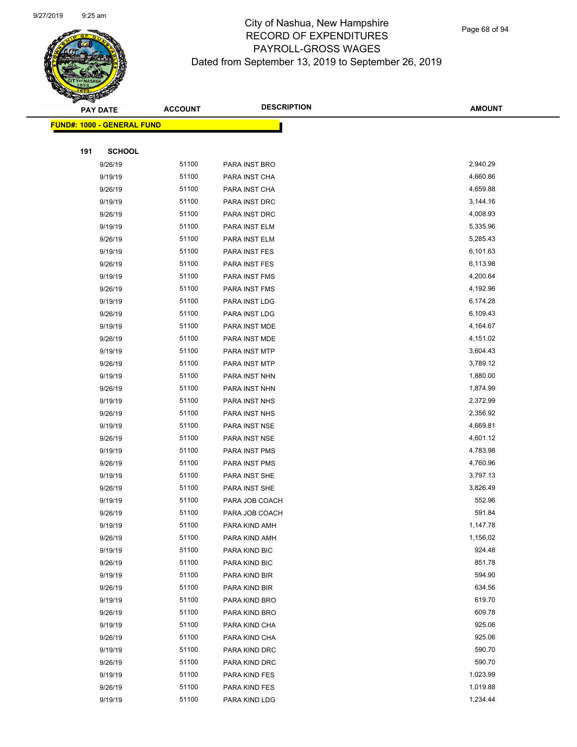# City of Nashua, New Hampshire
# RECORD OF EXPENDITURES
# PAYROLL-GROSS WAGES
## Dated from September 13, 2019 to September 26, 2019

| PAY DATE | ACCOUNT | DESCRIPTION | AMOUNT |
|---|---|---|---|
| **FUND#: 1000 - GENERAL FUND** | | | |
| **191 SCHOOL** | | | |
| 9/26/19 | 51100 | PARA INST BRO | 2,940.29 |
| 9/19/19 | 51100 | PARA INST CHA | 4,660.86 |
| 9/26/19 | 51100 | PARA INST CHA | 4,659.88 |
| 9/19/19 | 51100 | PARA INST DRC | 3,144.16 |
| 9/26/19 | 51100 | PARA INST DRC | 4,008.93 |
| 9/19/19 | 51100 | PARA INST ELM | 5,335.96 |
| 9/26/19 | 51100 | PARA INST ELM | 5,285.43 |
| 9/19/19 | 51100 | PARA INST FES | 6,101.63 |
| 9/26/19 | 51100 | PARA INST FES | 6,113.98 |
| 9/19/19 | 51100 | PARA INST FMS | 4,200.64 |
| 9/26/19 | 51100 | PARA INST FMS | 4,192.96 |
| 9/19/19 | 51100 | PARA INST LDG | 6,174.28 |
| 9/26/19 | 51100 | PARA INST LDG | 6,109.43 |
| 9/19/19 | 51100 | PARA INST MDE | 4,164.67 |
| 9/26/19 | 51100 | PARA INST MDE | 4,151.02 |
| 9/19/19 | 51100 | PARA INST MTP | 3,604.43 |
| 9/26/19 | 51100 | PARA INST MTP | 3,789.12 |
| 9/19/19 | 51100 | PARA INST NHN | 1,880.00 |
| 9/26/19 | 51100 | PARA INST NHN | 1,874.99 |
| 9/19/19 | 51100 | PARA INST NHS | 2,372.99 |
| 9/26/19 | 51100 | PARA INST NHS | 2,356.92 |
| 9/19/19 | 51100 | PARA INST NSE | 4,669.81 |
| 9/26/19 | 51100 | PARA INST NSE | 4,601.12 |
| 9/19/19 | 51100 | PARA INST PMS | 4,783.98 |
| 9/26/19 | 51100 | PARA INST PMS | 4,760.96 |
| 9/19/19 | 51100 | PARA INST SHE | 3,797.13 |
| 9/26/19 | 51100 | PARA INST SHE | 3,826.49 |
| 9/19/19 | 51100 | PARA JOB COACH | 552.96 |
| 9/26/19 | 51100 | PARA JOB COACH | 591.84 |
| 9/19/19 | 51100 | PARA KIND AMH | 1,147.78 |
| 9/26/19 | 51100 | PARA KIND AMH | 1,156.02 |
| 9/19/19 | 51100 | PARA KIND BIC | 924.48 |
| 9/26/19 | 51100 | PARA KIND BIC | 851.78 |
| 9/19/19 | 51100 | PARA KIND BIR | 594.90 |
| 9/26/19 | 51100 | PARA KIND BIR | 634.56 |
| 9/19/19 | 51100 | PARA KIND BRO | 619.70 |
| 9/26/19 | 51100 | PARA KIND BRO | 609.78 |
| 9/19/19 | 51100 | PARA KIND CHA | 925.06 |
| 9/26/19 | 51100 | PARA KIND CHA | 925.06 |
| 9/19/19 | 51100 | PARA KIND DRC | 590.70 |
| 9/26/19 | 51100 | PARA KIND DRC | 590.70 |
| 9/19/19 | 51100 | PARA KIND FES | 1,023.99 |
| 9/26/19 | 51100 | PARA KIND FES | 1,019.88 |
| 9/19/19 | 51100 | PARA KIND LDG | 1,234.44 |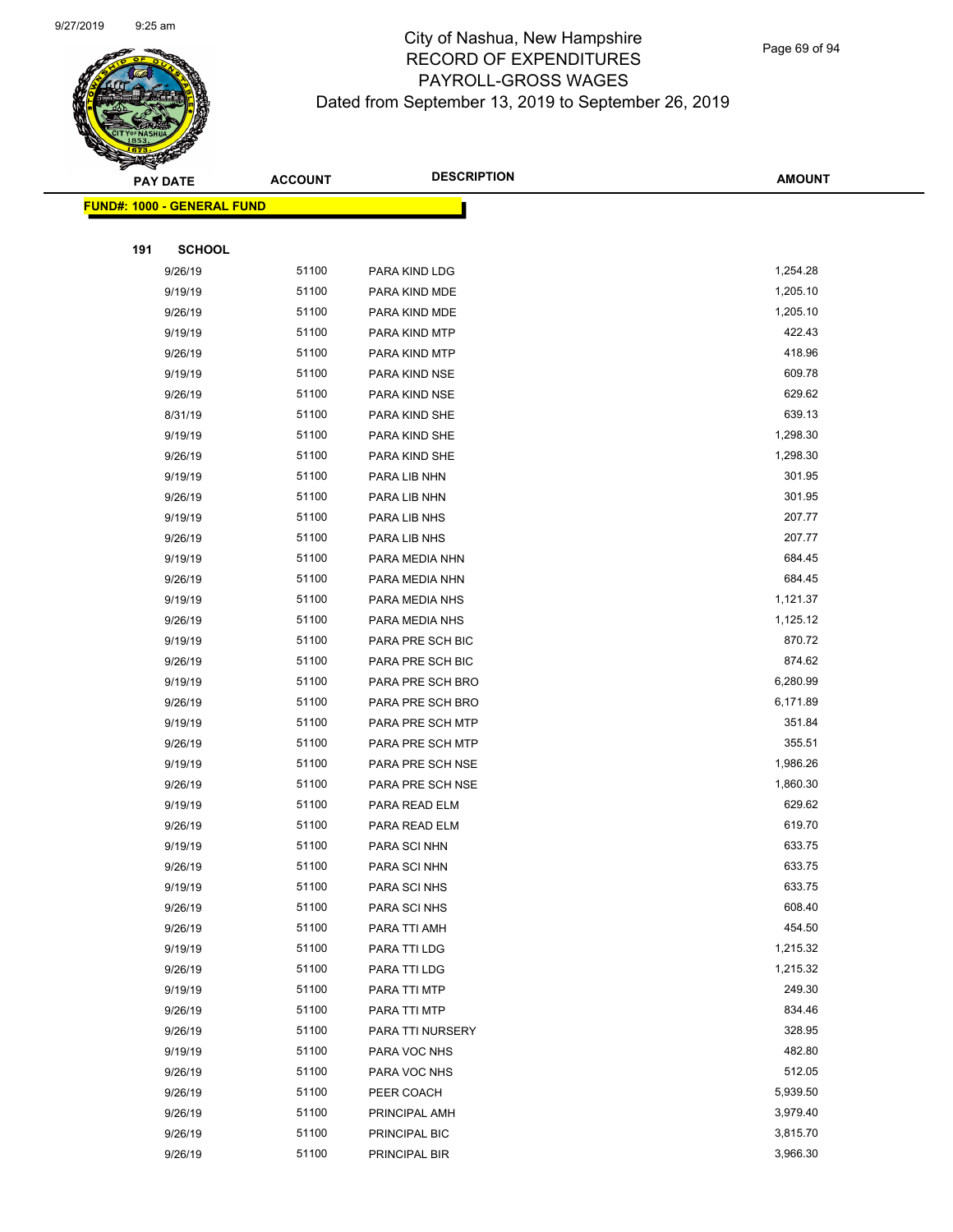# City of Nashua, New Hampshire
# RECORD OF EXPENDITURES
# PAYROLL-GROSS WAGES
## Dated from September 13, 2019 to September 26, 2019

**FUND#: 1000 - GENERAL FUND**

**191 SCHOOL**

| PAY DATE | ACCOUNT | DESCRIPTION | AMOUNT |
|---|---|---|---|
| 9/26/19 | 51100 | PARA KIND LDG | 1,254.28 |
| 9/19/19 | 51100 | PARA KIND MDE | 1,205.10 |
| 9/26/19 | 51100 | PARA KIND MDE | 1,205.10 |
| 9/19/19 | 51100 | PARA KIND MTP | 422.43 |
| 9/26/19 | 51100 | PARA KIND MTP | 418.96 |
| 9/19/19 | 51100 | PARA KIND NSE | 609.78 |
| 9/26/19 | 51100 | PARA KIND NSE | 629.62 |
| 8/31/19 | 51100 | PARA KIND SHE | 639.13 |
| 9/19/19 | 51100 | PARA KIND SHE | 1,298.30 |
| 9/26/19 | 51100 | PARA KIND SHE | 1,298.30 |
| 9/19/19 | 51100 | PARA LIB NHN | 301.95 |
| 9/26/19 | 51100 | PARA LIB NHN | 301.95 |
| 9/19/19 | 51100 | PARA LIB NHS | 207.77 |
| 9/26/19 | 51100 | PARA LIB NHS | 207.77 |
| 9/19/19 | 51100 | PARA MEDIA NHN | 684.45 |
| 9/26/19 | 51100 | PARA MEDIA NHN | 684.45 |
| 9/19/19 | 51100 | PARA MEDIA NHS | 1,121.37 |
| 9/26/19 | 51100 | PARA MEDIA NHS | 1,125.12 |
| 9/19/19 | 51100 | PARA PRE SCH BIC | 870.72 |
| 9/26/19 | 51100 | PARA PRE SCH BIC | 874.62 |
| 9/19/19 | 51100 | PARA PRE SCH BRO | 6,280.99 |
| 9/26/19 | 51100 | PARA PRE SCH BRO | 6,171.89 |
| 9/19/19 | 51100 | PARA PRE SCH MTP | 351.84 |
| 9/26/19 | 51100 | PARA PRE SCH MTP | 355.51 |
| 9/19/19 | 51100 | PARA PRE SCH NSE | 1,986.26 |
| 9/26/19 | 51100 | PARA PRE SCH NSE | 1,860.30 |
| 9/19/19 | 51100 | PARA READ ELM | 629.62 |
| 9/26/19 | 51100 | PARA READ ELM | 619.70 |
| 9/19/19 | 51100 | PARA SCI NHN | 633.75 |
| 9/26/19 | 51100 | PARA SCI NHN | 633.75 |
| 9/19/19 | 51100 | PARA SCI NHS | 633.75 |
| 9/26/19 | 51100 | PARA SCI NHS | 608.40 |
| 9/26/19 | 51100 | PARA TTI AMH | 454.50 |
| 9/19/19 | 51100 | PARA TTI LDG | 1,215.32 |
| 9/26/19 | 51100 | PARA TTI LDG | 1,215.32 |
| 9/19/19 | 51100 | PARA TTI MTP | 249.30 |
| 9/26/19 | 51100 | PARA TTI MTP | 834.46 |
| 9/26/19 | 51100 | PARA TTI NURSERY | 328.95 |
| 9/19/19 | 51100 | PARA VOC NHS | 482.80 |
| 9/26/19 | 51100 | PARA VOC NHS | 512.05 |
| 9/26/19 | 51100 | PEER COACH | 5,939.50 |
| 9/26/19 | 51100 | PRINCIPAL AMH | 3,979.40 |
| 9/26/19 | 51100 | PRINCIPAL BIC | 3,815.70 |
| 9/26/19 | 51100 | PRINCIPAL BIR | 3,966.30 |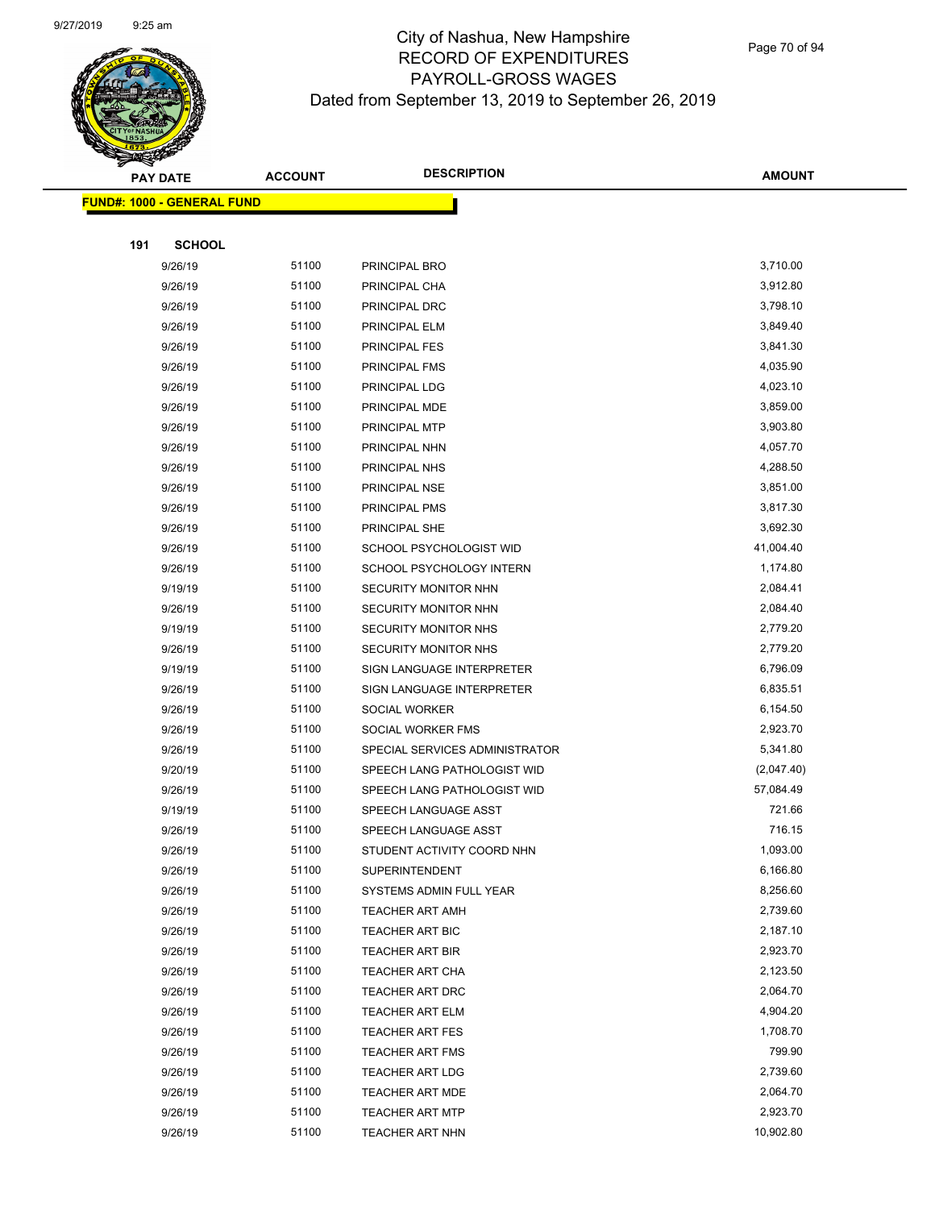# City of Nashua, New Hampshire
## RECORD OF EXPENDITURES
## PAYROLL-GROSS WAGES
### Dated from September 13, 2019 to September 26, 2019

| PAY DATE | ACCOUNT | DESCRIPTION | AMOUNT |
|---|---|---|---|
| **FUND#: 1000 - GENERAL FUND** | | | |
| **191 SCHOOL** | | | |
| 9/26/19 | 51100 | PRINCIPAL BRO | 3,710.00 |
| 9/26/19 | 51100 | PRINCIPAL CHA | 3,912.80 |
| 9/26/19 | 51100 | PRINCIPAL DRC | 3,798.10 |
| 9/26/19 | 51100 | PRINCIPAL ELM | 3,849.40 |
| 9/26/19 | 51100 | PRINCIPAL FES | 3,841.30 |
| 9/26/19 | 51100 | PRINCIPAL FMS | 4,035.90 |
| 9/26/19 | 51100 | PRINCIPAL LDG | 4,023.10 |
| 9/26/19 | 51100 | PRINCIPAL MDE | 3,859.00 |
| 9/26/19 | 51100 | PRINCIPAL MTP | 3,903.80 |
| 9/26/19 | 51100 | PRINCIPAL NHN | 4,057.70 |
| 9/26/19 | 51100 | PRINCIPAL NHS | 4,288.50 |
| 9/26/19 | 51100 | PRINCIPAL NSE | 3,851.00 |
| 9/26/19 | 51100 | PRINCIPAL PMS | 3,817.30 |
| 9/26/19 | 51100 | PRINCIPAL SHE | 3,692.30 |
| 9/26/19 | 51100 | SCHOOL PSYCHOLOGIST WID | 41,004.40 |
| 9/26/19 | 51100 | SCHOOL PSYCHOLOGY INTERN | 1,174.80 |
| 9/19/19 | 51100 | SECURITY MONITOR NHN | 2,084.41 |
| 9/26/19 | 51100 | SECURITY MONITOR NHN | 2,084.40 |
| 9/19/19 | 51100 | SECURITY MONITOR NHS | 2,779.20 |
| 9/26/19 | 51100 | SECURITY MONITOR NHS | 2,779.20 |
| 9/19/19 | 51100 | SIGN LANGUAGE INTERPRETER | 6,796.09 |
| 9/26/19 | 51100 | SIGN LANGUAGE INTERPRETER | 6,835.51 |
| 9/26/19 | 51100 | SOCIAL WORKER | 6,154.50 |
| 9/26/19 | 51100 | SOCIAL WORKER FMS | 2,923.70 |
| 9/26/19 | 51100 | SPECIAL SERVICES ADMINISTRATOR | 5,341.80 |
| 9/20/19 | 51100 | SPEECH LANG PATHOLOGIST WID | (2,047.40) |
| 9/26/19 | 51100 | SPEECH LANG PATHOLOGIST WID | 57,084.49 |
| 9/19/19 | 51100 | SPEECH LANGUAGE ASST | 721.66 |
| 9/26/19 | 51100 | SPEECH LANGUAGE ASST | 716.15 |
| 9/26/19 | 51100 | STUDENT ACTIVITY COORD NHN | 1,093.00 |
| 9/26/19 | 51100 | SUPERINTENDENT | 6,166.80 |
| 9/26/19 | 51100 | SYSTEMS ADMIN FULL YEAR | 8,256.60 |
| 9/26/19 | 51100 | TEACHER ART AMH | 2,739.60 |
| 9/26/19 | 51100 | TEACHER ART BIC | 2,187.10 |
| 9/26/19 | 51100 | TEACHER ART BIR | 2,923.70 |
| 9/26/19 | 51100 | TEACHER ART CHA | 2,123.50 |
| 9/26/19 | 51100 | TEACHER ART DRC | 2,064.70 |
| 9/26/19 | 51100 | TEACHER ART ELM | 4,904.20 |
| 9/26/19 | 51100 | TEACHER ART FES | 1,708.70 |
| 9/26/19 | 51100 | TEACHER ART FMS | 799.90 |
| 9/26/19 | 51100 | TEACHER ART LDG | 2,739.60 |
| 9/26/19 | 51100 | TEACHER ART MDE | 2,064.70 |
| 9/26/19 | 51100 | TEACHER ART MTP | 2,923.70 |
| 9/26/19 | 51100 | TEACHER ART NHN | 10,902.80 |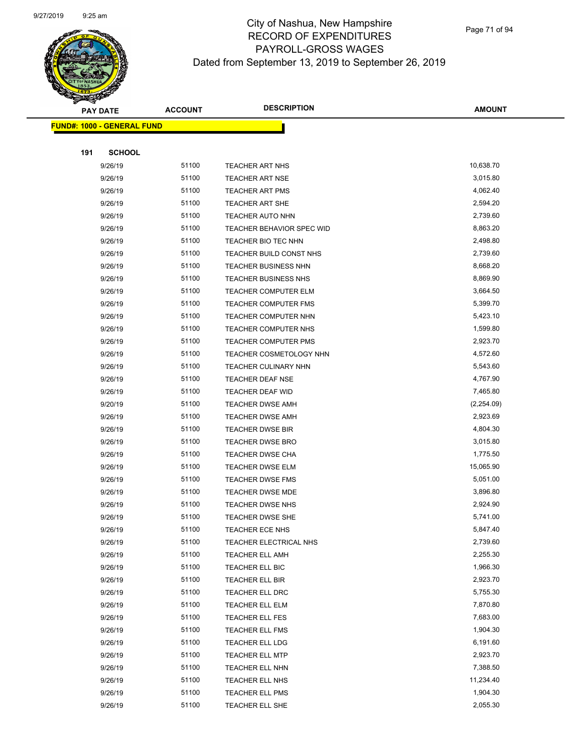# City of Nashua, New Hampshire
## RECORD OF EXPENDITURES
## PAYROLL-GROSS WAGES
## Dated from September 13, 2019 to September 26, 2019

**FUND#: 1000 - GENERAL FUND**

**191 SCHOOL**

| PAY DATE | ACCOUNT | DESCRIPTION | AMOUNT |
|---|---|---|---|
| 9/26/19 | 51100 | TEACHER ART NHS | 10,638.70 |
| 9/26/19 | 51100 | TEACHER ART NSE | 3,015.80 |
| 9/26/19 | 51100 | TEACHER ART PMS | 4,062.40 |
| 9/26/19 | 51100 | TEACHER ART SHE | 2,594.20 |
| 9/26/19 | 51100 | TEACHER AUTO NHN | 2,739.60 |
| 9/26/19 | 51100 | TEACHER BEHAVIOR SPEC WID | 8,863.20 |
| 9/26/19 | 51100 | TEACHER BIO TEC NHN | 2,498.80 |
| 9/26/19 | 51100 | TEACHER BUILD CONST NHS | 2,739.60 |
| 9/26/19 | 51100 | TEACHER BUSINESS NHN | 8,668.20 |
| 9/26/19 | 51100 | TEACHER BUSINESS NHS | 8,869.90 |
| 9/26/19 | 51100 | TEACHER COMPUTER ELM | 3,664.50 |
| 9/26/19 | 51100 | TEACHER COMPUTER FMS | 5,399.70 |
| 9/26/19 | 51100 | TEACHER COMPUTER NHN | 5,423.10 |
| 9/26/19 | 51100 | TEACHER COMPUTER NHS | 1,599.80 |
| 9/26/19 | 51100 | TEACHER COMPUTER PMS | 2,923.70 |
| 9/26/19 | 51100 | TEACHER COSMETOLOGY NHN | 4,572.60 |
| 9/26/19 | 51100 | TEACHER CULINARY NHN | 5,543.60 |
| 9/26/19 | 51100 | TEACHER DEAF NSE | 4,767.90 |
| 9/26/19 | 51100 | TEACHER DEAF WID | 7,465.80 |
| 9/20/19 | 51100 | TEACHER DWSE AMH | (2,254.09) |
| 9/26/19 | 51100 | TEACHER DWSE AMH | 2,923.69 |
| 9/26/19 | 51100 | TEACHER DWSE BIR | 4,804.30 |
| 9/26/19 | 51100 | TEACHER DWSE BRO | 3,015.80 |
| 9/26/19 | 51100 | TEACHER DWSE CHA | 1,775.50 |
| 9/26/19 | 51100 | TEACHER DWSE ELM | 15,065.90 |
| 9/26/19 | 51100 | TEACHER DWSE FMS | 5,051.00 |
| 9/26/19 | 51100 | TEACHER DWSE MDE | 3,896.80 |
| 9/26/19 | 51100 | TEACHER DWSE NHS | 2,924.90 |
| 9/26/19 | 51100 | TEACHER DWSE SHE | 5,741.00 |
| 9/26/19 | 51100 | TEACHER ECE NHS | 5,847.40 |
| 9/26/19 | 51100 | TEACHER ELECTRICAL NHS | 2,739.60 |
| 9/26/19 | 51100 | TEACHER ELL AMH | 2,255.30 |
| 9/26/19 | 51100 | TEACHER ELL BIC | 1,966.30 |
| 9/26/19 | 51100 | TEACHER ELL BIR | 2,923.70 |
| 9/26/19 | 51100 | TEACHER ELL DRC | 5,755.30 |
| 9/26/19 | 51100 | TEACHER ELL ELM | 7,870.80 |
| 9/26/19 | 51100 | TEACHER ELL FES | 7,683.00 |
| 9/26/19 | 51100 | TEACHER ELL FMS | 1,904.30 |
| 9/26/19 | 51100 | TEACHER ELL LDG | 6,191.60 |
| 9/26/19 | 51100 | TEACHER ELL MTP | 2,923.70 |
| 9/26/19 | 51100 | TEACHER ELL NHN | 7,388.50 |
| 9/26/19 | 51100 | TEACHER ELL NHS | 11,234.40 |
| 9/26/19 | 51100 | TEACHER ELL PMS | 1,904.30 |
| 9/26/19 | 51100 | TEACHER ELL SHE | 2,055.30 |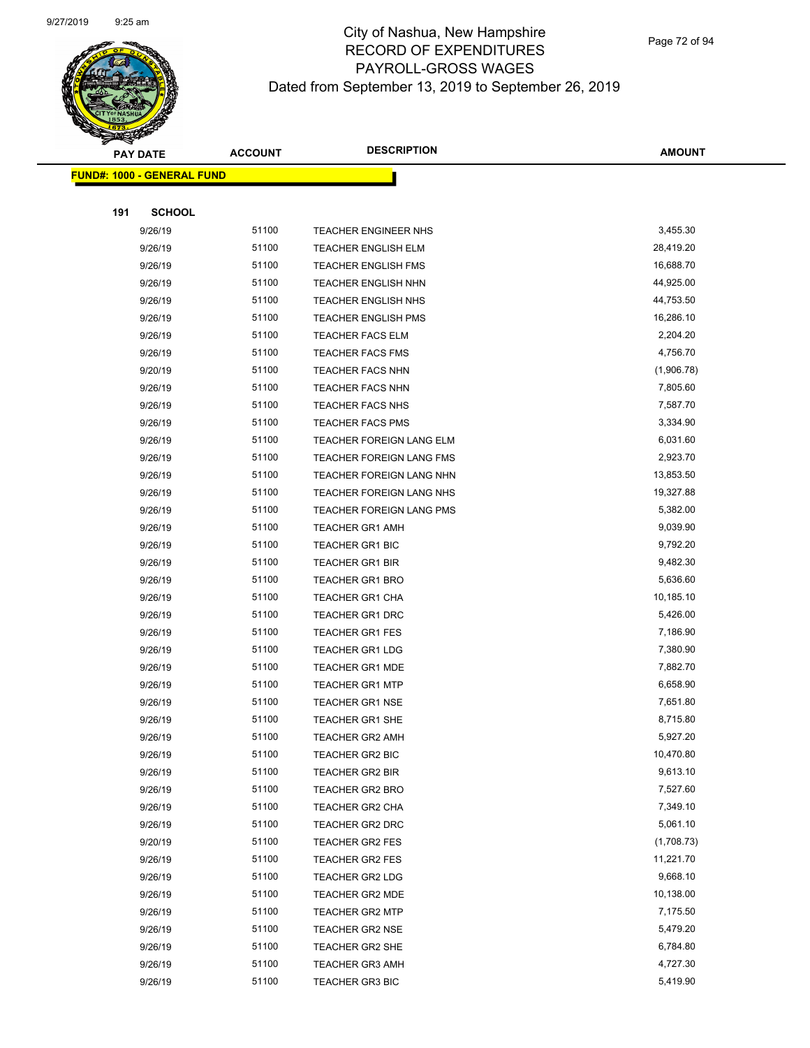# City of Nashua, New Hampshire
## RECORD OF EXPENDITURES
## PAYROLL-GROSS WAGES
### Dated from September 13, 2019 to September 26, 2019

**FUND#: 1000 - GENERAL FUND**

**191 SCHOOL**

| PAY DATE | ACCOUNT | DESCRIPTION | AMOUNT |
|---|---|---|---|
| 9/26/19 | 51100 | TEACHER ENGINEER NHS | 3,455.30 |
| 9/26/19 | 51100 | TEACHER ENGLISH ELM | 28,419.20 |
| 9/26/19 | 51100 | TEACHER ENGLISH FMS | 16,688.70 |
| 9/26/19 | 51100 | TEACHER ENGLISH NHN | 44,925.00 |
| 9/26/19 | 51100 | TEACHER ENGLISH NHS | 44,753.50 |
| 9/26/19 | 51100 | TEACHER ENGLISH PMS | 16,286.10 |
| 9/26/19 | 51100 | TEACHER FACS ELM | 2,204.20 |
| 9/26/19 | 51100 | TEACHER FACS FMS | 4,756.70 |
| 9/20/19 | 51100 | TEACHER FACS NHN | (1,906.78) |
| 9/26/19 | 51100 | TEACHER FACS NHN | 7,805.60 |
| 9/26/19 | 51100 | TEACHER FACS NHS | 7,587.70 |
| 9/26/19 | 51100 | TEACHER FACS PMS | 3,334.90 |
| 9/26/19 | 51100 | TEACHER FOREIGN LANG ELM | 6,031.60 |
| 9/26/19 | 51100 | TEACHER FOREIGN LANG FMS | 2,923.70 |
| 9/26/19 | 51100 | TEACHER FOREIGN LANG NHN | 13,853.50 |
| 9/26/19 | 51100 | TEACHER FOREIGN LANG NHS | 19,327.88 |
| 9/26/19 | 51100 | TEACHER FOREIGN LANG PMS | 5,382.00 |
| 9/26/19 | 51100 | TEACHER GR1 AMH | 9,039.90 |
| 9/26/19 | 51100 | TEACHER GR1 BIC | 9,792.20 |
| 9/26/19 | 51100 | TEACHER GR1 BIR | 9,482.30 |
| 9/26/19 | 51100 | TEACHER GR1 BRO | 5,636.60 |
| 9/26/19 | 51100 | TEACHER GR1 CHA | 10,185.10 |
| 9/26/19 | 51100 | TEACHER GR1 DRC | 5,426.00 |
| 9/26/19 | 51100 | TEACHER GR1 FES | 7,186.90 |
| 9/26/19 | 51100 | TEACHER GR1 LDG | 7,380.90 |
| 9/26/19 | 51100 | TEACHER GR1 MDE | 7,882.70 |
| 9/26/19 | 51100 | TEACHER GR1 MTP | 6,658.90 |
| 9/26/19 | 51100 | TEACHER GR1 NSE | 7,651.80 |
| 9/26/19 | 51100 | TEACHER GR1 SHE | 8,715.80 |
| 9/26/19 | 51100 | TEACHER GR2 AMH | 5,927.20 |
| 9/26/19 | 51100 | TEACHER GR2 BIC | 10,470.80 |
| 9/26/19 | 51100 | TEACHER GR2 BIR | 9,613.10 |
| 9/26/19 | 51100 | TEACHER GR2 BRO | 7,527.60 |
| 9/26/19 | 51100 | TEACHER GR2 CHA | 7,349.10 |
| 9/26/19 | 51100 | TEACHER GR2 DRC | 5,061.10 |
| 9/20/19 | 51100 | TEACHER GR2 FES | (1,708.73) |
| 9/26/19 | 51100 | TEACHER GR2 FES | 11,221.70 |
| 9/26/19 | 51100 | TEACHER GR2 LDG | 9,668.10 |
| 9/26/19 | 51100 | TEACHER GR2 MDE | 10,138.00 |
| 9/26/19 | 51100 | TEACHER GR2 MTP | 7,175.50 |
| 9/26/19 | 51100 | TEACHER GR2 NSE | 5,479.20 |
| 9/26/19 | 51100 | TEACHER GR2 SHE | 6,784.80 |
| 9/26/19 | 51100 | TEACHER GR3 AMH | 4,727.30 |
| 9/26/19 | 51100 | TEACHER GR3 BIC | 5,419.90 |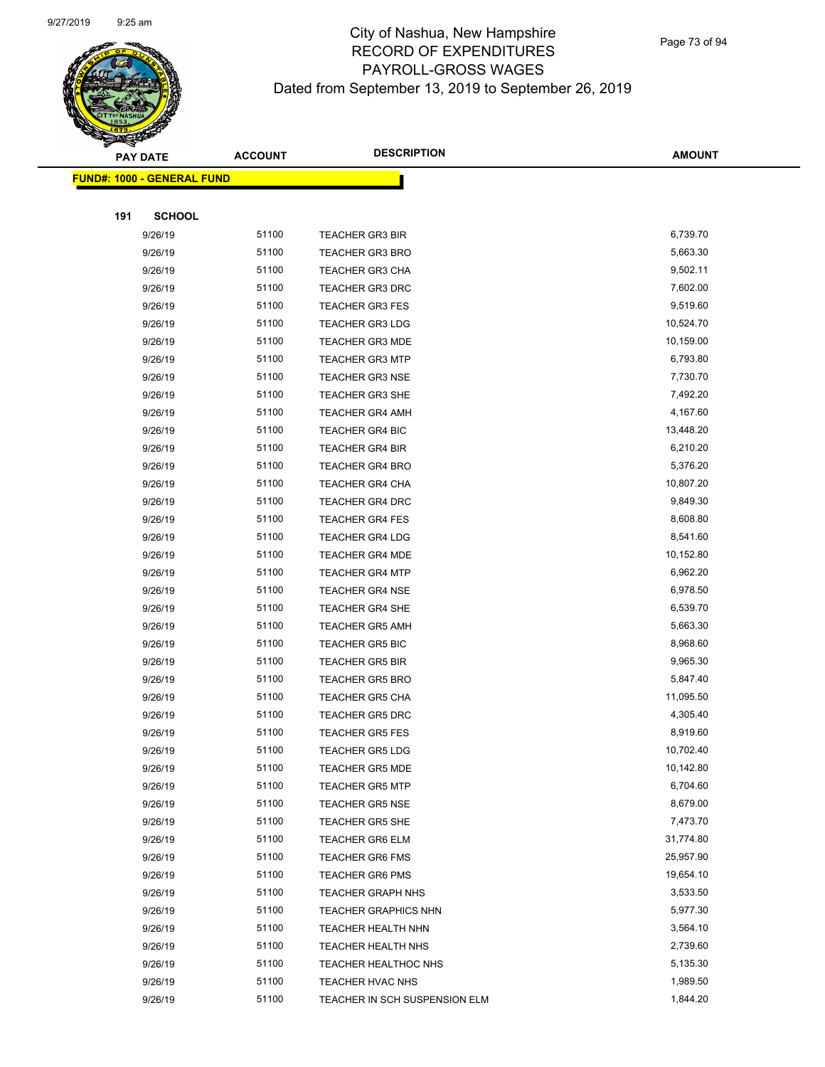# City of Nashua, New Hampshire
# RECORD OF EXPENDITURES
# PAYROLL-GROSS WAGES
# Dated from September 13, 2019 to September 26, 2019

| PAY DATE | ACCOUNT | DESCRIPTION | AMOUNT |
|---|---|---|---|

**FUND#: 1000 - GENERAL FUND**

**191 SCHOOL**

| PAY DATE | ACCOUNT | DESCRIPTION | AMOUNT |
|---|---|---|---|
| 9/26/19 | 51100 | TEACHER GR3 BIR | 6,739.70 |
| 9/26/19 | 51100 | TEACHER GR3 BRO | 5,663.30 |
| 9/26/19 | 51100 | TEACHER GR3 CHA | 9,502.11 |
| 9/26/19 | 51100 | TEACHER GR3 DRC | 7,602.00 |
| 9/26/19 | 51100 | TEACHER GR3 FES | 9,519.60 |
| 9/26/19 | 51100 | TEACHER GR3 LDG | 10,524.70 |
| 9/26/19 | 51100 | TEACHER GR3 MDE | 10,159.00 |
| 9/26/19 | 51100 | TEACHER GR3 MTP | 6,793.80 |
| 9/26/19 | 51100 | TEACHER GR3 NSE | 7,730.70 |
| 9/26/19 | 51100 | TEACHER GR3 SHE | 7,492.20 |
| 9/26/19 | 51100 | TEACHER GR4 AMH | 4,167.60 |
| 9/26/19 | 51100 | TEACHER GR4 BIC | 13,448.20 |
| 9/26/19 | 51100 | TEACHER GR4 BIR | 6,210.20 |
| 9/26/19 | 51100 | TEACHER GR4 BRO | 5,376.20 |
| 9/26/19 | 51100 | TEACHER GR4 CHA | 10,807.20 |
| 9/26/19 | 51100 | TEACHER GR4 DRC | 9,849.30 |
| 9/26/19 | 51100 | TEACHER GR4 FES | 8,608.80 |
| 9/26/19 | 51100 | TEACHER GR4 LDG | 8,541.60 |
| 9/26/19 | 51100 | TEACHER GR4 MDE | 10,152.80 |
| 9/26/19 | 51100 | TEACHER GR4 MTP | 6,962.20 |
| 9/26/19 | 51100 | TEACHER GR4 NSE | 6,978.50 |
| 9/26/19 | 51100 | TEACHER GR4 SHE | 6,539.70 |
| 9/26/19 | 51100 | TEACHER GR5 AMH | 5,663.30 |
| 9/26/19 | 51100 | TEACHER GR5 BIC | 8,968.60 |
| 9/26/19 | 51100 | TEACHER GR5 BIR | 9,965.30 |
| 9/26/19 | 51100 | TEACHER GR5 BRO | 5,847.40 |
| 9/26/19 | 51100 | TEACHER GR5 CHA | 11,095.50 |
| 9/26/19 | 51100 | TEACHER GR5 DRC | 4,305.40 |
| 9/26/19 | 51100 | TEACHER GR5 FES | 8,919.60 |
| 9/26/19 | 51100 | TEACHER GR5 LDG | 10,702.40 |
| 9/26/19 | 51100 | TEACHER GR5 MDE | 10,142.80 |
| 9/26/19 | 51100 | TEACHER GR5 MTP | 6,704.60 |
| 9/26/19 | 51100 | TEACHER GR5 NSE | 8,679.00 |
| 9/26/19 | 51100 | TEACHER GR5 SHE | 7,473.70 |
| 9/26/19 | 51100 | TEACHER GR6 ELM | 31,774.80 |
| 9/26/19 | 51100 | TEACHER GR6 FMS | 25,957.90 |
| 9/26/19 | 51100 | TEACHER GR6 PMS | 19,654.10 |
| 9/26/19 | 51100 | TEACHER GRAPH NHS | 3,533.50 |
| 9/26/19 | 51100 | TEACHER GRAPHICS NHN | 5,977.30 |
| 9/26/19 | 51100 | TEACHER HEALTH NHN | 3,564.10 |
| 9/26/19 | 51100 | TEACHER HEALTH NHS | 2,739.60 |
| 9/26/19 | 51100 | TEACHER HEALTHOC NHS | 5,135.30 |
| 9/26/19 | 51100 | TEACHER HVAC NHS | 1,989.50 |
| 9/26/19 | 51100 | TEACHER IN SCH SUSPENSION ELM | 1,844.20 |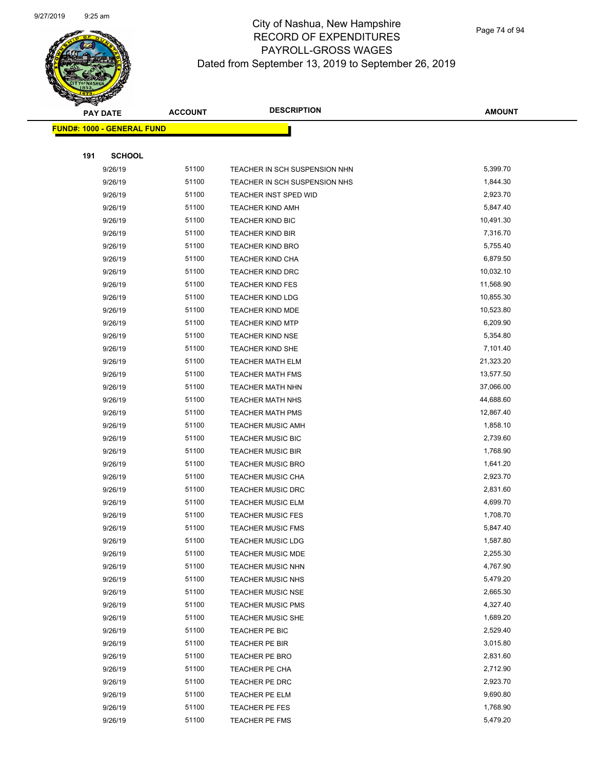# City of Nashua, New Hampshire
# RECORD OF EXPENDITURES
# PAYROLL-GROSS WAGES
## Dated from September 13, 2019 to September 26, 2019

| PAY DATE | ACCOUNT | DESCRIPTION | AMOUNT |
|---|---|---|---|
| **FUND#: 1000 - GENERAL FUND** | | | |
| **191 SCHOOL** | | | |
| 9/26/19 | 51100 | TEACHER IN SCH SUSPENSION NHN | 5,399.70 |
| 9/26/19 | 51100 | TEACHER IN SCH SUSPENSION NHS | 1,844.30 |
| 9/26/19 | 51100 | TEACHER INST SPED WID | 2,923.70 |
| 9/26/19 | 51100 | TEACHER KIND AMH | 5,847.40 |
| 9/26/19 | 51100 | TEACHER KIND BIC | 10,491.30 |
| 9/26/19 | 51100 | TEACHER KIND BIR | 7,316.70 |
| 9/26/19 | 51100 | TEACHER KIND BRO | 5,755.40 |
| 9/26/19 | 51100 | TEACHER KIND CHA | 6,879.50 |
| 9/26/19 | 51100 | TEACHER KIND DRC | 10,032.10 |
| 9/26/19 | 51100 | TEACHER KIND FES | 11,568.90 |
| 9/26/19 | 51100 | TEACHER KIND LDG | 10,855.30 |
| 9/26/19 | 51100 | TEACHER KIND MDE | 10,523.80 |
| 9/26/19 | 51100 | TEACHER KIND MTP | 6,209.90 |
| 9/26/19 | 51100 | TEACHER KIND NSE | 5,354.80 |
| 9/26/19 | 51100 | TEACHER KIND SHE | 7,101.40 |
| 9/26/19 | 51100 | TEACHER MATH ELM | 21,323.20 |
| 9/26/19 | 51100 | TEACHER MATH FMS | 13,577.50 |
| 9/26/19 | 51100 | TEACHER MATH NHN | 37,066.00 |
| 9/26/19 | 51100 | TEACHER MATH NHS | 44,688.60 |
| 9/26/19 | 51100 | TEACHER MATH PMS | 12,867.40 |
| 9/26/19 | 51100 | TEACHER MUSIC AMH | 1,858.10 |
| 9/26/19 | 51100 | TEACHER MUSIC BIC | 2,739.60 |
| 9/26/19 | 51100 | TEACHER MUSIC BIR | 1,768.90 |
| 9/26/19 | 51100 | TEACHER MUSIC BRO | 1,641.20 |
| 9/26/19 | 51100 | TEACHER MUSIC CHA | 2,923.70 |
| 9/26/19 | 51100 | TEACHER MUSIC DRC | 2,831.60 |
| 9/26/19 | 51100 | TEACHER MUSIC ELM | 4,699.70 |
| 9/26/19 | 51100 | TEACHER MUSIC FES | 1,708.70 |
| 9/26/19 | 51100 | TEACHER MUSIC FMS | 5,847.40 |
| 9/26/19 | 51100 | TEACHER MUSIC LDG | 1,587.80 |
| 9/26/19 | 51100 | TEACHER MUSIC MDE | 2,255.30 |
| 9/26/19 | 51100 | TEACHER MUSIC NHN | 4,767.90 |
| 9/26/19 | 51100 | TEACHER MUSIC NHS | 5,479.20 |
| 9/26/19 | 51100 | TEACHER MUSIC NSE | 2,665.30 |
| 9/26/19 | 51100 | TEACHER MUSIC PMS | 4,327.40 |
| 9/26/19 | 51100 | TEACHER MUSIC SHE | 1,689.20 |
| 9/26/19 | 51100 | TEACHER PE BIC | 2,529.40 |
| 9/26/19 | 51100 | TEACHER PE BIR | 3,015.80 |
| 9/26/19 | 51100 | TEACHER PE BRO | 2,831.60 |
| 9/26/19 | 51100 | TEACHER PE CHA | 2,712.90 |
| 9/26/19 | 51100 | TEACHER PE DRC | 2,923.70 |
| 9/26/19 | 51100 | TEACHER PE ELM | 9,690.80 |
| 9/26/19 | 51100 | TEACHER PE FES | 1,768.90 |
| 9/26/19 | 51100 | TEACHER PE FMS | 5,479.20 |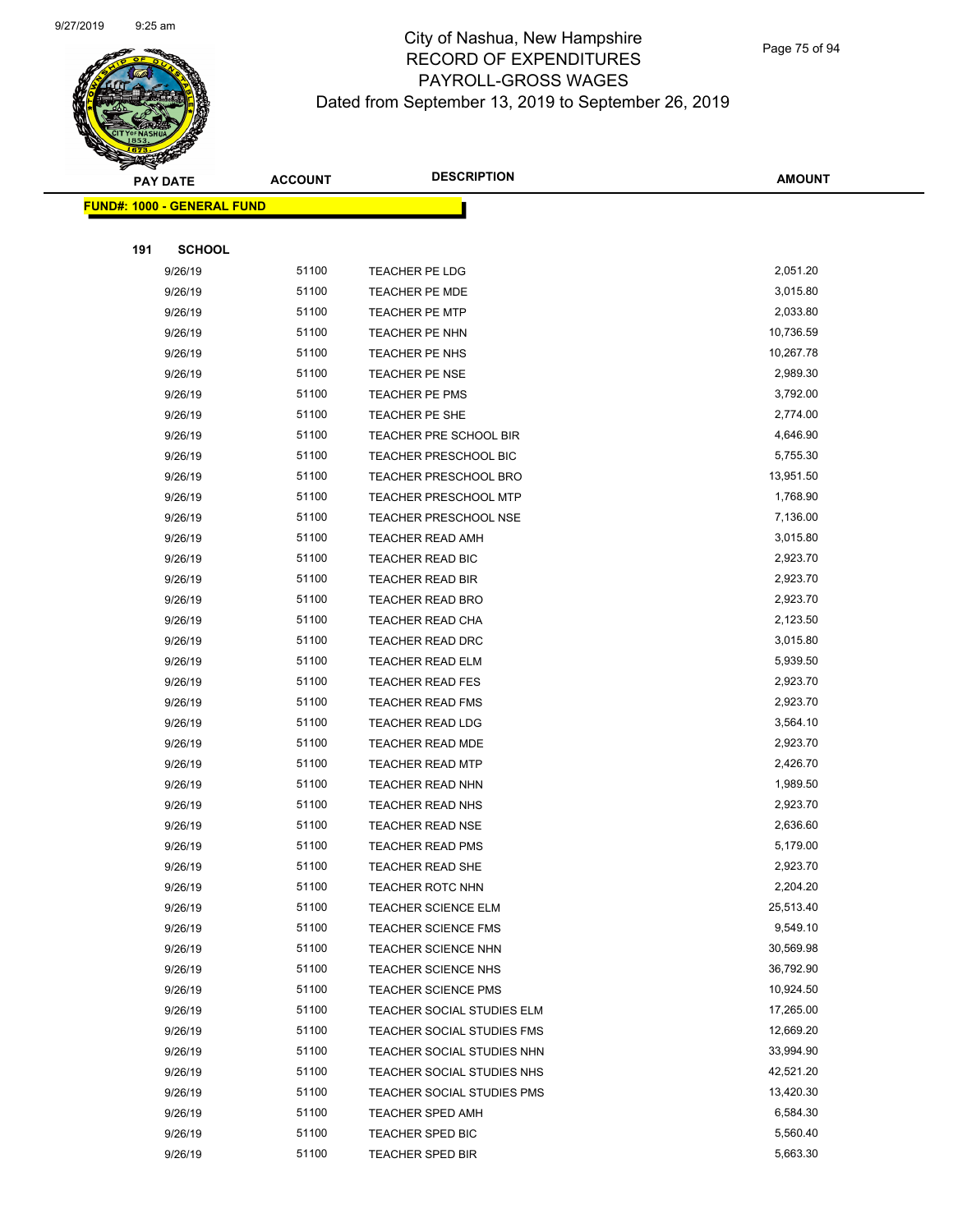# City of Nashua, New Hampshire
# RECORD OF EXPENDITURES
# PAYROLL-GROSS WAGES
## Dated from September 13, 2019 to September 26, 2019

| PAY DATE | ACCOUNT | DESCRIPTION | AMOUNT |
|---|---|---|---|

**FUND#: 1000 - GENERAL FUND**

**191 SCHOOL**

| PAY DATE | ACCOUNT | DESCRIPTION | AMOUNT |
|---|---|---|---|
| 9/26/19 | 51100 | TEACHER PE LDG | 2,051.20 |
| 9/26/19 | 51100 | TEACHER PE MDE | 3,015.80 |
| 9/26/19 | 51100 | TEACHER PE MTP | 2,033.80 |
| 9/26/19 | 51100 | TEACHER PE NHN | 10,736.59 |
| 9/26/19 | 51100 | TEACHER PE NHS | 10,267.78 |
| 9/26/19 | 51100 | TEACHER PE NSE | 2,989.30 |
| 9/26/19 | 51100 | TEACHER PE PMS | 3,792.00 |
| 9/26/19 | 51100 | TEACHER PE SHE | 2,774.00 |
| 9/26/19 | 51100 | TEACHER PRE SCHOOL BIR | 4,646.90 |
| 9/26/19 | 51100 | TEACHER PRESCHOOL BIC | 5,755.30 |
| 9/26/19 | 51100 | TEACHER PRESCHOOL BRO | 13,951.50 |
| 9/26/19 | 51100 | TEACHER PRESCHOOL MTP | 1,768.90 |
| 9/26/19 | 51100 | TEACHER PRESCHOOL NSE | 7,136.00 |
| 9/26/19 | 51100 | TEACHER READ AMH | 3,015.80 |
| 9/26/19 | 51100 | TEACHER READ BIC | 2,923.70 |
| 9/26/19 | 51100 | TEACHER READ BIR | 2,923.70 |
| 9/26/19 | 51100 | TEACHER READ BRO | 2,923.70 |
| 9/26/19 | 51100 | TEACHER READ CHA | 2,123.50 |
| 9/26/19 | 51100 | TEACHER READ DRC | 3,015.80 |
| 9/26/19 | 51100 | TEACHER READ ELM | 5,939.50 |
| 9/26/19 | 51100 | TEACHER READ FES | 2,923.70 |
| 9/26/19 | 51100 | TEACHER READ FMS | 2,923.70 |
| 9/26/19 | 51100 | TEACHER READ LDG | 3,564.10 |
| 9/26/19 | 51100 | TEACHER READ MDE | 2,923.70 |
| 9/26/19 | 51100 | TEACHER READ MTP | 2,426.70 |
| 9/26/19 | 51100 | TEACHER READ NHN | 1,989.50 |
| 9/26/19 | 51100 | TEACHER READ NHS | 2,923.70 |
| 9/26/19 | 51100 | TEACHER READ NSE | 2,636.60 |
| 9/26/19 | 51100 | TEACHER READ PMS | 5,179.00 |
| 9/26/19 | 51100 | TEACHER READ SHE | 2,923.70 |
| 9/26/19 | 51100 | TEACHER ROTC NHN | 2,204.20 |
| 9/26/19 | 51100 | TEACHER SCIENCE ELM | 25,513.40 |
| 9/26/19 | 51100 | TEACHER SCIENCE FMS | 9,549.10 |
| 9/26/19 | 51100 | TEACHER SCIENCE NHN | 30,569.98 |
| 9/26/19 | 51100 | TEACHER SCIENCE NHS | 36,792.90 |
| 9/26/19 | 51100 | TEACHER SCIENCE PMS | 10,924.50 |
| 9/26/19 | 51100 | TEACHER SOCIAL STUDIES ELM | 17,265.00 |
| 9/26/19 | 51100 | TEACHER SOCIAL STUDIES FMS | 12,669.20 |
| 9/26/19 | 51100 | TEACHER SOCIAL STUDIES NHN | 33,994.90 |
| 9/26/19 | 51100 | TEACHER SOCIAL STUDIES NHS | 42,521.20 |
| 9/26/19 | 51100 | TEACHER SOCIAL STUDIES PMS | 13,420.30 |
| 9/26/19 | 51100 | TEACHER SPED AMH | 6,584.30 |
| 9/26/19 | 51100 | TEACHER SPED BIC | 5,560.40 |
| 9/26/19 | 51100 | TEACHER SPED BIR | 5,663.30 |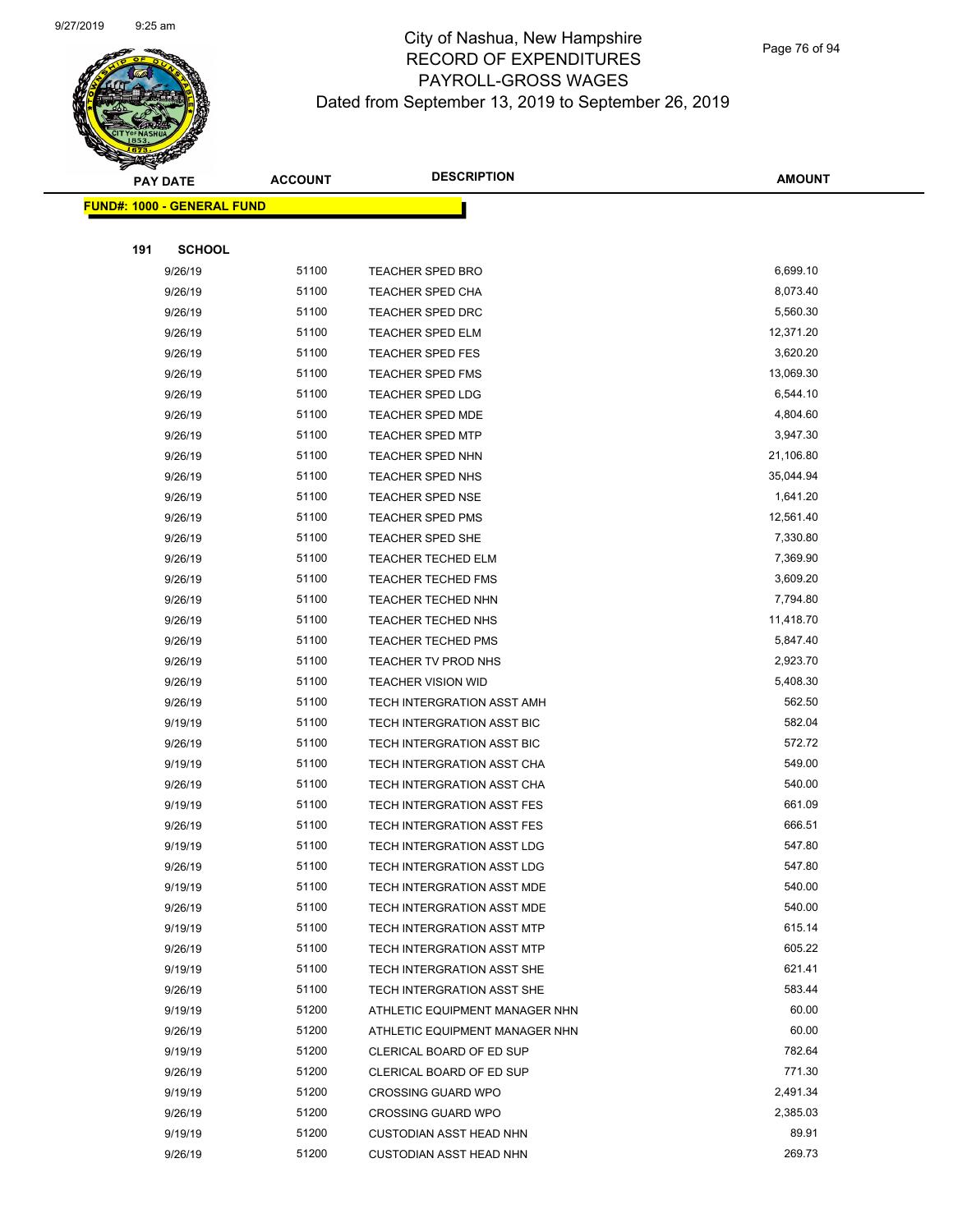# City of Nashua, New Hampshire
## RECORD OF EXPENDITURES
## PAYROLL-GROSS WAGES
### Dated from September 13, 2019 to September 26, 2019

| PAY DATE | ACCOUNT | DESCRIPTION | AMOUNT |
|---|---|---|---|
| **FUND#: 1000 - GENERAL FUND** | | | |
| **191 SCHOOL** | | | |
| 9/26/19 | 51100 | TEACHER SPED BRO | 6,699.10 |
| 9/26/19 | 51100 | TEACHER SPED CHA | 8,073.40 |
| 9/26/19 | 51100 | TEACHER SPED DRC | 5,560.30 |
| 9/26/19 | 51100 | TEACHER SPED ELM | 12,371.20 |
| 9/26/19 | 51100 | TEACHER SPED FES | 3,620.20 |
| 9/26/19 | 51100 | TEACHER SPED FMS | 13,069.30 |
| 9/26/19 | 51100 | TEACHER SPED LDG | 6,544.10 |
| 9/26/19 | 51100 | TEACHER SPED MDE | 4,804.60 |
| 9/26/19 | 51100 | TEACHER SPED MTP | 3,947.30 |
| 9/26/19 | 51100 | TEACHER SPED NHN | 21,106.80 |
| 9/26/19 | 51100 | TEACHER SPED NHS | 35,044.94 |
| 9/26/19 | 51100 | TEACHER SPED NSE | 1,641.20 |
| 9/26/19 | 51100 | TEACHER SPED PMS | 12,561.40 |
| 9/26/19 | 51100 | TEACHER SPED SHE | 7,330.80 |
| 9/26/19 | 51100 | TEACHER TECHED ELM | 7,369.90 |
| 9/26/19 | 51100 | TEACHER TECHED FMS | 3,609.20 |
| 9/26/19 | 51100 | TEACHER TECHED NHN | 7,794.80 |
| 9/26/19 | 51100 | TEACHER TECHED NHS | 11,418.70 |
| 9/26/19 | 51100 | TEACHER TECHED PMS | 5,847.40 |
| 9/26/19 | 51100 | TEACHER TV PROD NHS | 2,923.70 |
| 9/26/19 | 51100 | TEACHER VISION WID | 5,408.30 |
| 9/26/19 | 51100 | TECH INTERGRATION ASST AMH | 562.50 |
| 9/19/19 | 51100 | TECH INTERGRATION ASST BIC | 582.04 |
| 9/26/19 | 51100 | TECH INTERGRATION ASST BIC | 572.72 |
| 9/19/19 | 51100 | TECH INTERGRATION ASST CHA | 549.00 |
| 9/26/19 | 51100 | TECH INTERGRATION ASST CHA | 540.00 |
| 9/19/19 | 51100 | TECH INTERGRATION ASST FES | 661.09 |
| 9/26/19 | 51100 | TECH INTERGRATION ASST FES | 666.51 |
| 9/19/19 | 51100 | TECH INTERGRATION ASST LDG | 547.80 |
| 9/26/19 | 51100 | TECH INTERGRATION ASST LDG | 547.80 |
| 9/19/19 | 51100 | TECH INTERGRATION ASST MDE | 540.00 |
| 9/26/19 | 51100 | TECH INTERGRATION ASST MDE | 540.00 |
| 9/19/19 | 51100 | TECH INTERGRATION ASST MTP | 615.14 |
| 9/26/19 | 51100 | TECH INTERGRATION ASST MTP | 605.22 |
| 9/19/19 | 51100 | TECH INTERGRATION ASST SHE | 621.41 |
| 9/26/19 | 51100 | TECH INTERGRATION ASST SHE | 583.44 |
| 9/19/19 | 51200 | ATHLETIC EQUIPMENT MANAGER NHN | 60.00 |
| 9/26/19 | 51200 | ATHLETIC EQUIPMENT MANAGER NHN | 60.00 |
| 9/19/19 | 51200 | CLERICAL BOARD OF ED SUP | 782.64 |
| 9/26/19 | 51200 | CLERICAL BOARD OF ED SUP | 771.30 |
| 9/19/19 | 51200 | CROSSING GUARD WPO | 2,491.34 |
| 9/26/19 | 51200 | CROSSING GUARD WPO | 2,385.03 |
| 9/19/19 | 51200 | CUSTODIAN ASST HEAD NHN | 89.91 |
| 9/26/19 | 51200 | CUSTODIAN ASST HEAD NHN | 269.73 |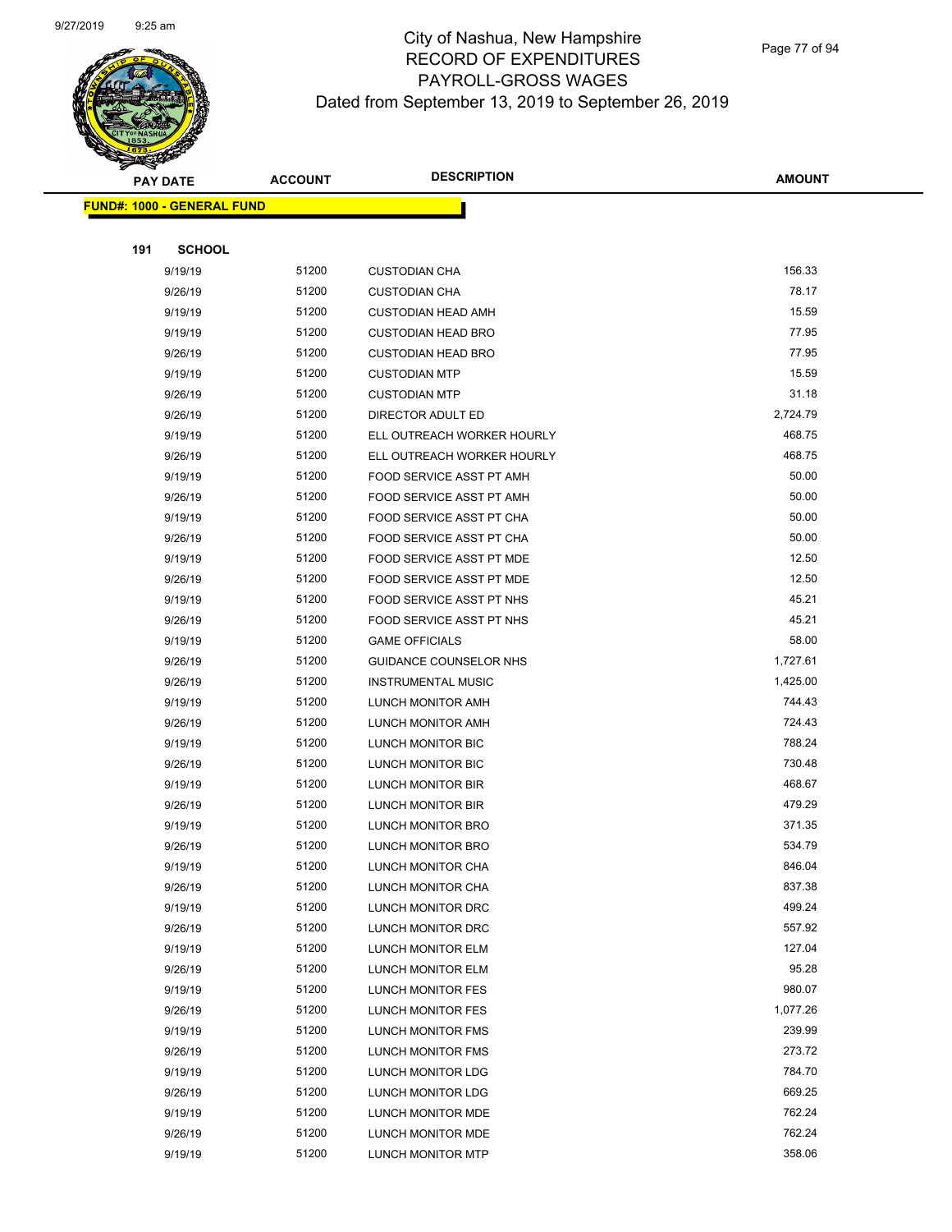# City of Nashua, New Hampshire
## RECORD OF EXPENDITURES
## PAYROLL-GROSS WAGES
### Dated from September 13, 2019 to September 26, 2019

| PAY DATE | ACCOUNT | DESCRIPTION | AMOUNT |
|---|---|---|---|

**FUND#: 1000 - GENERAL FUND**

**191 SCHOOL**

| PAY DATE | ACCOUNT | DESCRIPTION | AMOUNT |
|---|---|---|---|
| 9/19/19 | 51200 | CUSTODIAN CHA | 156.33 |
| 9/26/19 | 51200 | CUSTODIAN CHA | 78.17 |
| 9/19/19 | 51200 | CUSTODIAN HEAD AMH | 15.59 |
| 9/19/19 | 51200 | CUSTODIAN HEAD BRO | 77.95 |
| 9/26/19 | 51200 | CUSTODIAN HEAD BRO | 77.95 |
| 9/19/19 | 51200 | CUSTODIAN MTP | 15.59 |
| 9/26/19 | 51200 | CUSTODIAN MTP | 31.18 |
| 9/26/19 | 51200 | DIRECTOR ADULT ED | 2,724.79 |
| 9/19/19 | 51200 | ELL OUTREACH WORKER HOURLY | 468.75 |
| 9/26/19 | 51200 | ELL OUTREACH WORKER HOURLY | 468.75 |
| 9/19/19 | 51200 | FOOD SERVICE ASST PT AMH | 50.00 |
| 9/26/19 | 51200 | FOOD SERVICE ASST PT AMH | 50.00 |
| 9/19/19 | 51200 | FOOD SERVICE ASST PT CHA | 50.00 |
| 9/26/19 | 51200 | FOOD SERVICE ASST PT CHA | 50.00 |
| 9/19/19 | 51200 | FOOD SERVICE ASST PT MDE | 12.50 |
| 9/26/19 | 51200 | FOOD SERVICE ASST PT MDE | 12.50 |
| 9/19/19 | 51200 | FOOD SERVICE ASST PT NHS | 45.21 |
| 9/26/19 | 51200 | FOOD SERVICE ASST PT NHS | 45.21 |
| 9/19/19 | 51200 | GAME OFFICIALS | 58.00 |
| 9/26/19 | 51200 | GUIDANCE COUNSELOR NHS | 1,727.61 |
| 9/26/19 | 51200 | INSTRUMENTAL MUSIC | 1,425.00 |
| 9/19/19 | 51200 | LUNCH MONITOR AMH | 744.43 |
| 9/26/19 | 51200 | LUNCH MONITOR AMH | 724.43 |
| 9/19/19 | 51200 | LUNCH MONITOR BIC | 788.24 |
| 9/26/19 | 51200 | LUNCH MONITOR BIC | 730.48 |
| 9/19/19 | 51200 | LUNCH MONITOR BIR | 468.67 |
| 9/26/19 | 51200 | LUNCH MONITOR BIR | 479.29 |
| 9/19/19 | 51200 | LUNCH MONITOR BRO | 371.35 |
| 9/26/19 | 51200 | LUNCH MONITOR BRO | 534.79 |
| 9/19/19 | 51200 | LUNCH MONITOR CHA | 846.04 |
| 9/26/19 | 51200 | LUNCH MONITOR CHA | 837.38 |
| 9/19/19 | 51200 | LUNCH MONITOR DRC | 499.24 |
| 9/26/19 | 51200 | LUNCH MONITOR DRC | 557.92 |
| 9/19/19 | 51200 | LUNCH MONITOR ELM | 127.04 |
| 9/26/19 | 51200 | LUNCH MONITOR ELM | 95.28 |
| 9/19/19 | 51200 | LUNCH MONITOR FES | 980.07 |
| 9/26/19 | 51200 | LUNCH MONITOR FES | 1,077.26 |
| 9/19/19 | 51200 | LUNCH MONITOR FMS | 239.99 |
| 9/26/19 | 51200 | LUNCH MONITOR FMS | 273.72 |
| 9/19/19 | 51200 | LUNCH MONITOR LDG | 784.70 |
| 9/26/19 | 51200 | LUNCH MONITOR LDG | 669.25 |
| 9/19/19 | 51200 | LUNCH MONITOR MDE | 762.24 |
| 9/26/19 | 51200 | LUNCH MONITOR MDE | 762.24 |
| 9/19/19 | 51200 | LUNCH MONITOR MTP | 358.06 |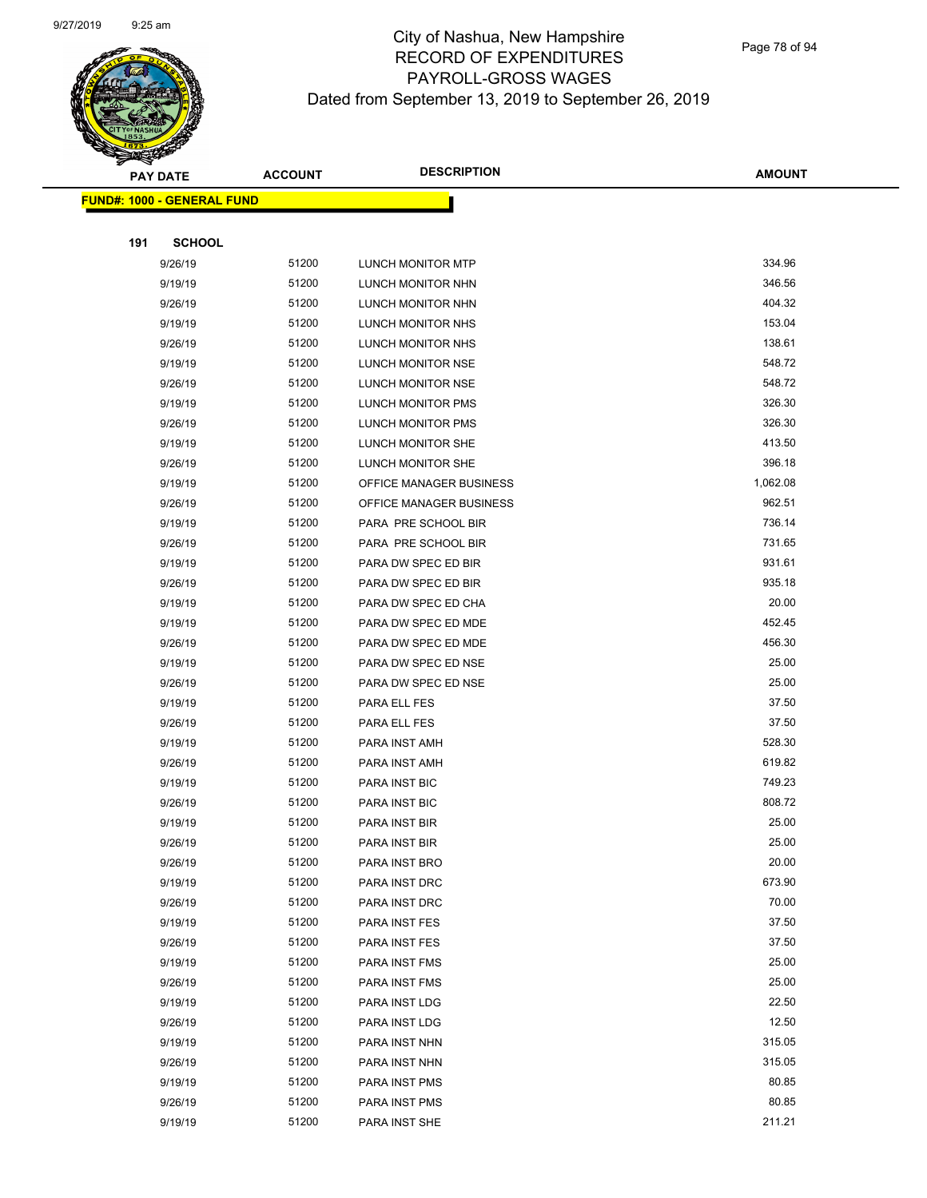# City of Nashua, New Hampshire
## RECORD OF EXPENDITURES
## PAYROLL-GROSS WAGES
### Dated from September 13, 2019 to September 26, 2019

| PAY DATE | ACCOUNT | DESCRIPTION | AMOUNT |
|---|---|---|---|

**FUND#: 1000 - GENERAL FUND**

**191 SCHOOL**

| PAY DATE | ACCOUNT | DESCRIPTION | AMOUNT |
|---|---|---|---|
| 9/26/19 | 51200 | LUNCH MONITOR MTP | 334.96 |
| 9/19/19 | 51200 | LUNCH MONITOR NHN | 346.56 |
| 9/26/19 | 51200 | LUNCH MONITOR NHN | 404.32 |
| 9/19/19 | 51200 | LUNCH MONITOR NHS | 153.04 |
| 9/26/19 | 51200 | LUNCH MONITOR NHS | 138.61 |
| 9/19/19 | 51200 | LUNCH MONITOR NSE | 548.72 |
| 9/26/19 | 51200 | LUNCH MONITOR NSE | 548.72 |
| 9/19/19 | 51200 | LUNCH MONITOR PMS | 326.30 |
| 9/26/19 | 51200 | LUNCH MONITOR PMS | 326.30 |
| 9/19/19 | 51200 | LUNCH MONITOR SHE | 413.50 |
| 9/26/19 | 51200 | LUNCH MONITOR SHE | 396.18 |
| 9/19/19 | 51200 | OFFICE MANAGER BUSINESS | 1,062.08 |
| 9/26/19 | 51200 | OFFICE MANAGER BUSINESS | 962.51 |
| 9/19/19 | 51200 | PARA PRE SCHOOL BIR | 736.14 |
| 9/26/19 | 51200 | PARA PRE SCHOOL BIR | 731.65 |
| 9/19/19 | 51200 | PARA DW SPEC ED BIR | 931.61 |
| 9/26/19 | 51200 | PARA DW SPEC ED BIR | 935.18 |
| 9/19/19 | 51200 | PARA DW SPEC ED CHA | 20.00 |
| 9/19/19 | 51200 | PARA DW SPEC ED MDE | 452.45 |
| 9/26/19 | 51200 | PARA DW SPEC ED MDE | 456.30 |
| 9/19/19 | 51200 | PARA DW SPEC ED NSE | 25.00 |
| 9/26/19 | 51200 | PARA DW SPEC ED NSE | 25.00 |
| 9/19/19 | 51200 | PARA ELL FES | 37.50 |
| 9/26/19 | 51200 | PARA ELL FES | 37.50 |
| 9/19/19 | 51200 | PARA INST AMH | 528.30 |
| 9/26/19 | 51200 | PARA INST AMH | 619.82 |
| 9/19/19 | 51200 | PARA INST BIC | 749.23 |
| 9/26/19 | 51200 | PARA INST BIC | 808.72 |
| 9/19/19 | 51200 | PARA INST BIR | 25.00 |
| 9/26/19 | 51200 | PARA INST BIR | 25.00 |
| 9/26/19 | 51200 | PARA INST BRO | 20.00 |
| 9/19/19 | 51200 | PARA INST DRC | 673.90 |
| 9/26/19 | 51200 | PARA INST DRC | 70.00 |
| 9/19/19 | 51200 | PARA INST FES | 37.50 |
| 9/26/19 | 51200 | PARA INST FES | 37.50 |
| 9/19/19 | 51200 | PARA INST FMS | 25.00 |
| 9/26/19 | 51200 | PARA INST FMS | 25.00 |
| 9/19/19 | 51200 | PARA INST LDG | 22.50 |
| 9/26/19 | 51200 | PARA INST LDG | 12.50 |
| 9/19/19 | 51200 | PARA INST NHN | 315.05 |
| 9/26/19 | 51200 | PARA INST NHN | 315.05 |
| 9/19/19 | 51200 | PARA INST PMS | 80.85 |
| 9/26/19 | 51200 | PARA INST PMS | 80.85 |
| 9/19/19 | 51200 | PARA INST SHE | 211.21 |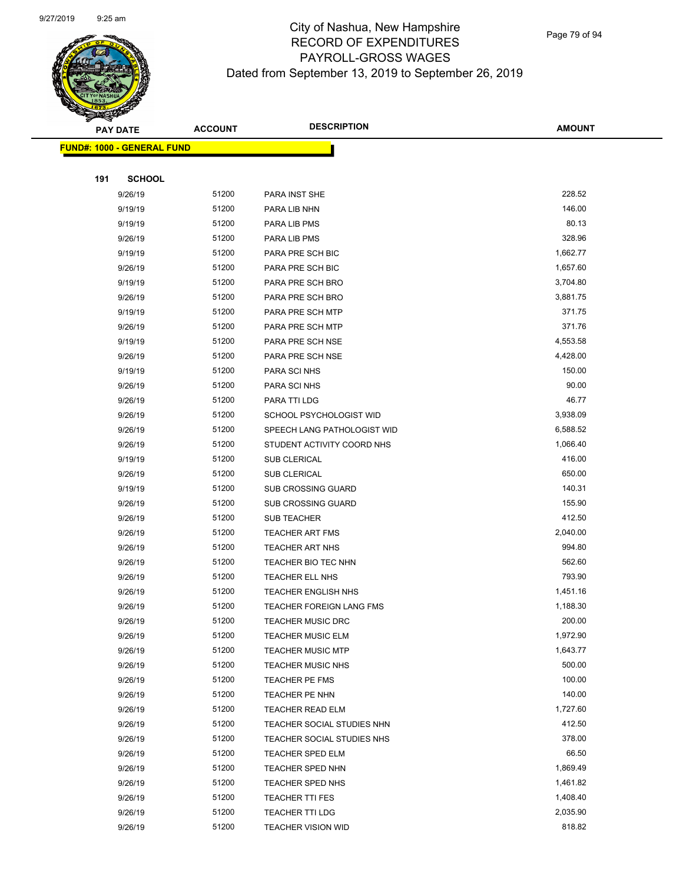# City of Nashua, New Hampshire
## RECORD OF EXPENDITURES
## PAYROLL-GROSS WAGES
### Dated from September 13, 2019 to September 26, 2019

**FUND#: 1000 - GENERAL FUND**

**191 SCHOOL**

| PAY DATE | ACCOUNT | DESCRIPTION | AMOUNT |
|---|---|---|---|
| 9/26/19 | 51200 | PARA INST SHE | 228.52 |
| 9/19/19 | 51200 | PARA LIB NHN | 146.00 |
| 9/19/19 | 51200 | PARA LIB PMS | 80.13 |
| 9/26/19 | 51200 | PARA LIB PMS | 328.96 |
| 9/19/19 | 51200 | PARA PRE SCH BIC | 1,662.77 |
| 9/26/19 | 51200 | PARA PRE SCH BIC | 1,657.60 |
| 9/19/19 | 51200 | PARA PRE SCH BRO | 3,704.80 |
| 9/26/19 | 51200 | PARA PRE SCH BRO | 3,881.75 |
| 9/19/19 | 51200 | PARA PRE SCH MTP | 371.75 |
| 9/26/19 | 51200 | PARA PRE SCH MTP | 371.76 |
| 9/19/19 | 51200 | PARA PRE SCH NSE | 4,553.58 |
| 9/26/19 | 51200 | PARA PRE SCH NSE | 4,428.00 |
| 9/19/19 | 51200 | PARA SCI NHS | 150.00 |
| 9/26/19 | 51200 | PARA SCI NHS | 90.00 |
| 9/26/19 | 51200 | PARA TTI LDG | 46.77 |
| 9/26/19 | 51200 | SCHOOL PSYCHOLOGIST WID | 3,938.09 |
| 9/26/19 | 51200 | SPEECH LANG PATHOLOGIST WID | 6,588.52 |
| 9/26/19 | 51200 | STUDENT ACTIVITY COORD NHS | 1,066.40 |
| 9/19/19 | 51200 | SUB CLERICAL | 416.00 |
| 9/26/19 | 51200 | SUB CLERICAL | 650.00 |
| 9/19/19 | 51200 | SUB CROSSING GUARD | 140.31 |
| 9/26/19 | 51200 | SUB CROSSING GUARD | 155.90 |
| 9/26/19 | 51200 | SUB TEACHER | 412.50 |
| 9/26/19 | 51200 | TEACHER ART FMS | 2,040.00 |
| 9/26/19 | 51200 | TEACHER ART NHS | 994.80 |
| 9/26/19 | 51200 | TEACHER BIO TEC NHN | 562.60 |
| 9/26/19 | 51200 | TEACHER ELL NHS | 793.90 |
| 9/26/19 | 51200 | TEACHER ENGLISH NHS | 1,451.16 |
| 9/26/19 | 51200 | TEACHER FOREIGN LANG FMS | 1,188.30 |
| 9/26/19 | 51200 | TEACHER MUSIC DRC | 200.00 |
| 9/26/19 | 51200 | TEACHER MUSIC ELM | 1,972.90 |
| 9/26/19 | 51200 | TEACHER MUSIC MTP | 1,643.77 |
| 9/26/19 | 51200 | TEACHER MUSIC NHS | 500.00 |
| 9/26/19 | 51200 | TEACHER PE FMS | 100.00 |
| 9/26/19 | 51200 | TEACHER PE NHN | 140.00 |
| 9/26/19 | 51200 | TEACHER READ ELM | 1,727.60 |
| 9/26/19 | 51200 | TEACHER SOCIAL STUDIES NHN | 412.50 |
| 9/26/19 | 51200 | TEACHER SOCIAL STUDIES NHS | 378.00 |
| 9/26/19 | 51200 | TEACHER SPED ELM | 66.50 |
| 9/26/19 | 51200 | TEACHER SPED NHN | 1,869.49 |
| 9/26/19 | 51200 | TEACHER SPED NHS | 1,461.82 |
| 9/26/19 | 51200 | TEACHER TTI FES | 1,408.40 |
| 9/26/19 | 51200 | TEACHER TTI LDG | 2,035.90 |
| 9/26/19 | 51200 | TEACHER VISION WID | 818.82 |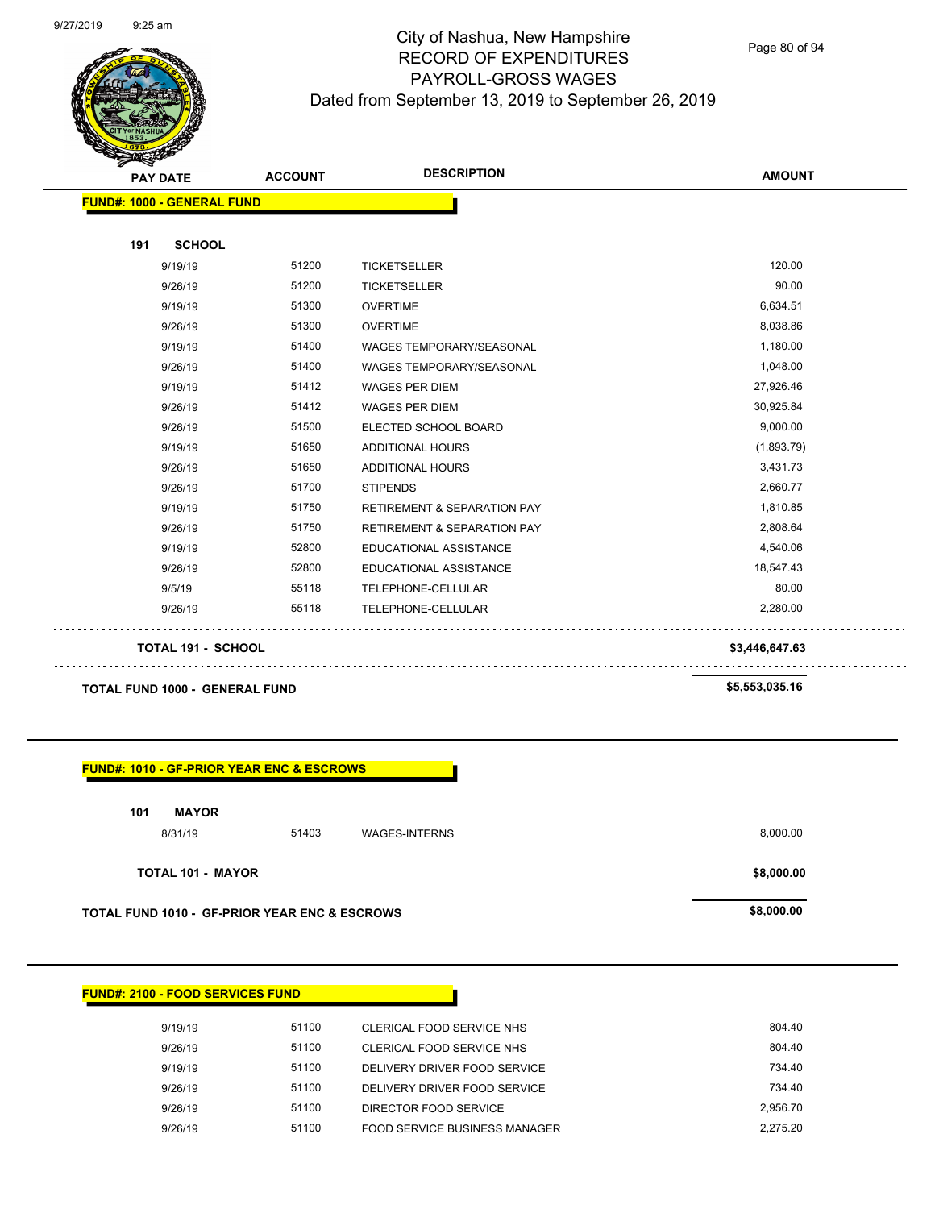# City of Nashua, New Hampshire
## RECORD OF EXPENDITURES
## PAYROLL-GROSS WAGES
### Dated from September 13, 2019 to September 26, 2019

| PAY DATE | ACCOUNT | DESCRIPTION | AMOUNT |
|---|---|---|---|
| **FUND#: 1000 - GENERAL FUND** | | | |
| **191 SCHOOL** | | | |
| 9/19/19 | 51200 | TICKETSELLER | 120.00 |
| 9/26/19 | 51200 | TICKETSELLER | 90.00 |
| 9/19/19 | 51300 | OVERTIME | 6,634.51 |
| 9/26/19 | 51300 | OVERTIME | 8,038.86 |
| 9/19/19 | 51400 | WAGES TEMPORARY/SEASONAL | 1,180.00 |
| 9/26/19 | 51400 | WAGES TEMPORARY/SEASONAL | 1,048.00 |
| 9/19/19 | 51412 | WAGES PER DIEM | 27,926.46 |
| 9/26/19 | 51412 | WAGES PER DIEM | 30,925.84 |
| 9/26/19 | 51500 | ELECTED SCHOOL BOARD | 9,000.00 |
| 9/19/19 | 51650 | ADDITIONAL HOURS | (1,893.79) |
| 9/26/19 | 51650 | ADDITIONAL HOURS | 3,431.73 |
| 9/26/19 | 51700 | STIPENDS | 2,660.77 |
| 9/19/19 | 51750 | RETIREMENT & SEPARATION PAY | 1,810.85 |
| 9/26/19 | 51750 | RETIREMENT & SEPARATION PAY | 2,808.64 |
| 9/19/19 | 52800 | EDUCATIONAL ASSISTANCE | 4,540.06 |
| 9/26/19 | 52800 | EDUCATIONAL ASSISTANCE | 18,547.43 |
| 9/5/19 | 55118 | TELEPHONE-CELLULAR | 80.00 |
| 9/26/19 | 55118 | TELEPHONE-CELLULAR | 2,280.00 |
| **TOTAL 191 - SCHOOL** | | | **$3,446,647.63** |
| **TOTAL FUND 1000 - GENERAL FUND** | | | **$5,553,035.16** |

| PAY DATE | ACCOUNT | DESCRIPTION | AMOUNT |
|---|---|---|---|
| **FUND#: 1010 - GF-PRIOR YEAR ENC & ESCROWS** | | | |
| **101 MAYOR** | | | |
| 8/31/19 | 51403 | WAGES-INTERNS | 8,000.00 |
| **TOTAL 101 - MAYOR** | | | **$8,000.00** |
| **TOTAL FUND 1010 - GF-PRIOR YEAR ENC & ESCROWS** | | | **$8,000.00** |

| PAY DATE | ACCOUNT | DESCRIPTION | AMOUNT |
|---|---|---|---|
| **FUND#: 2100 - FOOD SERVICES FUND** | | | |
| 9/19/19 | 51100 | CLERICAL FOOD SERVICE NHS | 804.40 |
| 9/26/19 | 51100 | CLERICAL FOOD SERVICE NHS | 804.40 |
| 9/19/19 | 51100 | DELIVERY DRIVER FOOD SERVICE | 734.40 |
| 9/26/19 | 51100 | DELIVERY DRIVER FOOD SERVICE | 734.40 |
| 9/26/19 | 51100 | DIRECTOR FOOD SERVICE | 2,956.70 |
| 9/26/19 | 51100 | FOOD SERVICE BUSINESS MANAGER | 2,275.20 |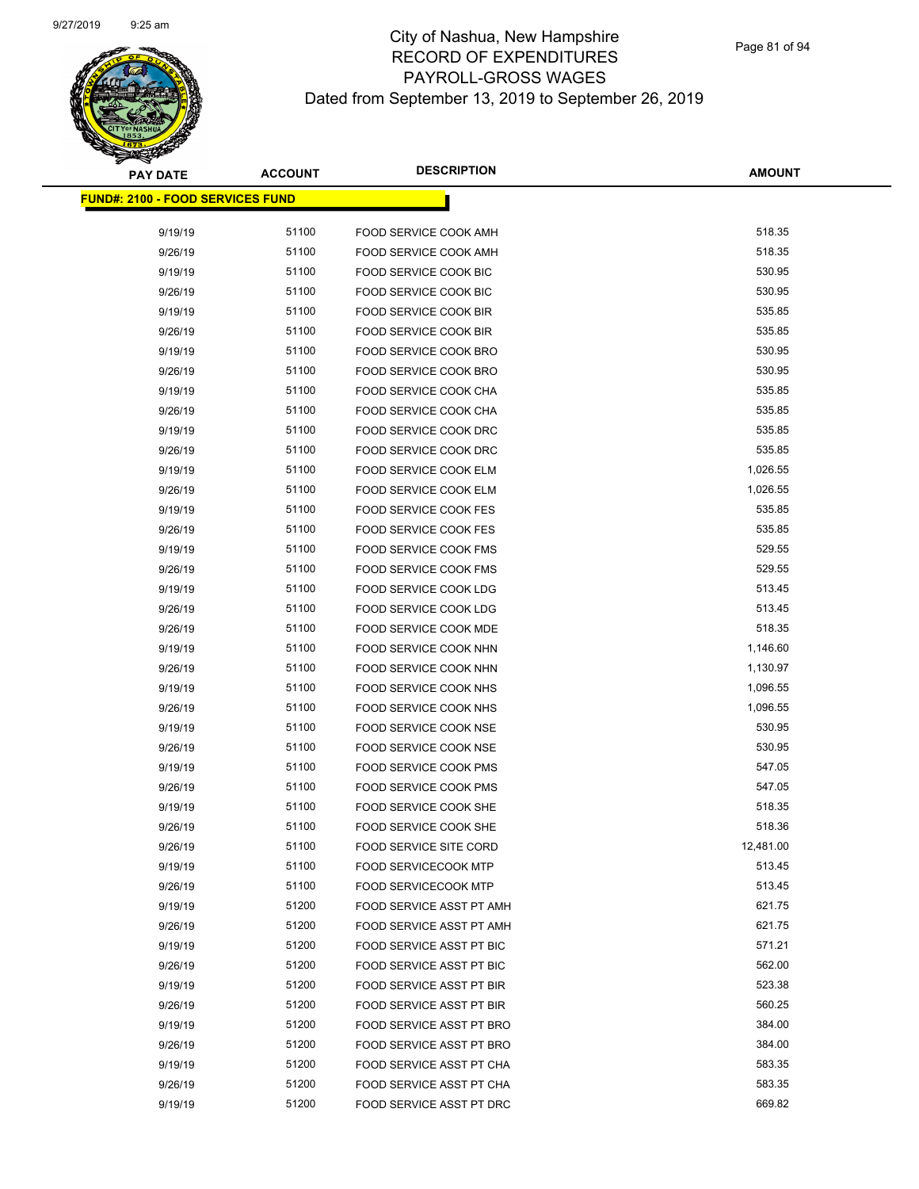# City of Nashua, New Hampshire
# RECORD OF EXPENDITURES
# PAYROLL-GROSS WAGES
# Dated from September 13, 2019 to September 26, 2019

9/27/2019 9:25 am

| PAY DATE | ACCOUNT | DESCRIPTION | AMOUNT |
|---|---|---|---|
| **FUND#: 2100 - FOOD SERVICES FUND** | | | |
| 9/19/19 | 51100 | FOOD SERVICE COOK AMH | 518.35 |
| 9/26/19 | 51100 | FOOD SERVICE COOK AMH | 518.35 |
| 9/19/19 | 51100 | FOOD SERVICE COOK BIC | 530.95 |
| 9/26/19 | 51100 | FOOD SERVICE COOK BIC | 530.95 |
| 9/19/19 | 51100 | FOOD SERVICE COOK BIR | 535.85 |
| 9/26/19 | 51100 | FOOD SERVICE COOK BIR | 535.85 |
| 9/19/19 | 51100 | FOOD SERVICE COOK BRO | 530.95 |
| 9/26/19 | 51100 | FOOD SERVICE COOK BRO | 530.95 |
| 9/19/19 | 51100 | FOOD SERVICE COOK CHA | 535.85 |
| 9/26/19 | 51100 | FOOD SERVICE COOK CHA | 535.85 |
| 9/19/19 | 51100 | FOOD SERVICE COOK DRC | 535.85 |
| 9/26/19 | 51100 | FOOD SERVICE COOK DRC | 535.85 |
| 9/19/19 | 51100 | FOOD SERVICE COOK ELM | 1,026.55 |
| 9/26/19 | 51100 | FOOD SERVICE COOK ELM | 1,026.55 |
| 9/19/19 | 51100 | FOOD SERVICE COOK FES | 535.85 |
| 9/26/19 | 51100 | FOOD SERVICE COOK FES | 535.85 |
| 9/19/19 | 51100 | FOOD SERVICE COOK FMS | 529.55 |
| 9/26/19 | 51100 | FOOD SERVICE COOK FMS | 529.55 |
| 9/19/19 | 51100 | FOOD SERVICE COOK LDG | 513.45 |
| 9/26/19 | 51100 | FOOD SERVICE COOK LDG | 513.45 |
| 9/26/19 | 51100 | FOOD SERVICE COOK MDE | 518.35 |
| 9/19/19 | 51100 | FOOD SERVICE COOK NHN | 1,146.60 |
| 9/26/19 | 51100 | FOOD SERVICE COOK NHN | 1,130.97 |
| 9/19/19 | 51100 | FOOD SERVICE COOK NHS | 1,096.55 |
| 9/26/19 | 51100 | FOOD SERVICE COOK NHS | 1,096.55 |
| 9/19/19 | 51100 | FOOD SERVICE COOK NSE | 530.95 |
| 9/26/19 | 51100 | FOOD SERVICE COOK NSE | 530.95 |
| 9/19/19 | 51100 | FOOD SERVICE COOK PMS | 547.05 |
| 9/26/19 | 51100 | FOOD SERVICE COOK PMS | 547.05 |
| 9/19/19 | 51100 | FOOD SERVICE COOK SHE | 518.35 |
| 9/26/19 | 51100 | FOOD SERVICE COOK SHE | 518.36 |
| 9/26/19 | 51100 | FOOD SERVICE SITE CORD | 12,481.00 |
| 9/19/19 | 51100 | FOOD SERVICECOOK MTP | 513.45 |
| 9/26/19 | 51100 | FOOD SERVICECOOK MTP | 513.45 |
| 9/19/19 | 51200 | FOOD SERVICE ASST PT AMH | 621.75 |
| 9/26/19 | 51200 | FOOD SERVICE ASST PT AMH | 621.75 |
| 9/19/19 | 51200 | FOOD SERVICE ASST PT BIC | 571.21 |
| 9/26/19 | 51200 | FOOD SERVICE ASST PT BIC | 562.00 |
| 9/19/19 | 51200 | FOOD SERVICE ASST PT BIR | 523.38 |
| 9/26/19 | 51200 | FOOD SERVICE ASST PT BIR | 560.25 |
| 9/19/19 | 51200 | FOOD SERVICE ASST PT BRO | 384.00 |
| 9/26/19 | 51200 | FOOD SERVICE ASST PT BRO | 384.00 |
| 9/19/19 | 51200 | FOOD SERVICE ASST PT CHA | 583.35 |
| 9/26/19 | 51200 | FOOD SERVICE ASST PT CHA | 583.35 |
| 9/19/19 | 51200 | FOOD SERVICE ASST PT DRC | 669.82 |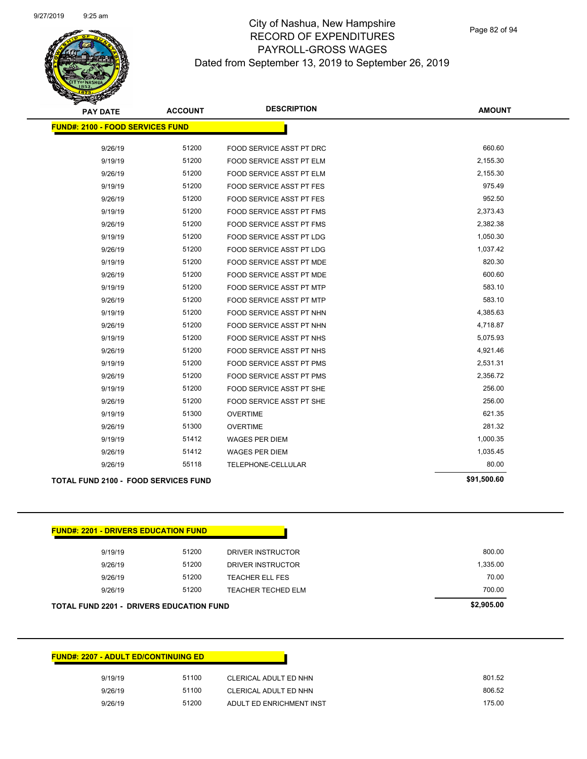# City of Nashua, New Hampshire
## RECORD OF EXPENDITURES
## PAYROLL-GROSS WAGES
### Dated from September 13, 2019 to September 26, 2019

| PAY DATE | ACCOUNT | DESCRIPTION | AMOUNT |
|---|---|---|---|
| **FUND#: 2100 - FOOD SERVICES FUND** | | | |
| 9/26/19 | 51200 | FOOD SERVICE ASST PT DRC | 660.60 |
| 9/19/19 | 51200 | FOOD SERVICE ASST PT ELM | 2,155.30 |
| 9/26/19 | 51200 | FOOD SERVICE ASST PT ELM | 2,155.30 |
| 9/19/19 | 51200 | FOOD SERVICE ASST PT FES | 975.49 |
| 9/26/19 | 51200 | FOOD SERVICE ASST PT FES | 952.50 |
| 9/19/19 | 51200 | FOOD SERVICE ASST PT FMS | 2,373.43 |
| 9/26/19 | 51200 | FOOD SERVICE ASST PT FMS | 2,382.38 |
| 9/19/19 | 51200 | FOOD SERVICE ASST PT LDG | 1,050.30 |
| 9/26/19 | 51200 | FOOD SERVICE ASST PT LDG | 1,037.42 |
| 9/19/19 | 51200 | FOOD SERVICE ASST PT MDE | 820.30 |
| 9/26/19 | 51200 | FOOD SERVICE ASST PT MDE | 600.60 |
| 9/19/19 | 51200 | FOOD SERVICE ASST PT MTP | 583.10 |
| 9/26/19 | 51200 | FOOD SERVICE ASST PT MTP | 583.10 |
| 9/19/19 | 51200 | FOOD SERVICE ASST PT NHN | 4,385.63 |
| 9/26/19 | 51200 | FOOD SERVICE ASST PT NHN | 4,718.87 |
| 9/19/19 | 51200 | FOOD SERVICE ASST PT NHS | 5,075.93 |
| 9/26/19 | 51200 | FOOD SERVICE ASST PT NHS | 4,921.46 |
| 9/19/19 | 51200 | FOOD SERVICE ASST PT PMS | 2,531.31 |
| 9/26/19 | 51200 | FOOD SERVICE ASST PT PMS | 2,356.72 |
| 9/19/19 | 51200 | FOOD SERVICE ASST PT SHE | 256.00 |
| 9/26/19 | 51200 | FOOD SERVICE ASST PT SHE | 256.00 |
| 9/19/19 | 51300 | OVERTIME | 621.35 |
| 9/26/19 | 51300 | OVERTIME | 281.32 |
| 9/19/19 | 51412 | WAGES PER DIEM | 1,000.35 |
| 9/26/19 | 51412 | WAGES PER DIEM | 1,035.45 |
| 9/26/19 | 55118 | TELEPHONE-CELLULAR | 80.00 |
| **TOTAL FUND 2100 - FOOD SERVICES FUND** | | | **$91,500.60** |

| PAY DATE | ACCOUNT | DESCRIPTION | AMOUNT |
|---|---|---|---|
| **FUND#: 2201 - DRIVERS EDUCATION FUND** | | | |
| 9/19/19 | 51200 | DRIVER INSTRUCTOR | 800.00 |
| 9/26/19 | 51200 | DRIVER INSTRUCTOR | 1,335.00 |
| 9/26/19 | 51200 | TEACHER ELL FES | 70.00 |
| 9/26/19 | 51200 | TEACHER TECHED ELM | 700.00 |
| **TOTAL FUND 2201 - DRIVERS EDUCATION FUND** | | | **$2,905.00** |

| PAY DATE | ACCOUNT | DESCRIPTION | AMOUNT |
|---|---|---|---|
| **FUND#: 2207 - ADULT ED/CONTINUING ED** | | | |
| 9/19/19 | 51100 | CLERICAL ADULT ED NHN | 801.52 |
| 9/26/19 | 51100 | CLERICAL ADULT ED NHN | 806.52 |
| 9/26/19 | 51200 | ADULT ED ENRICHMENT INST | 175.00 |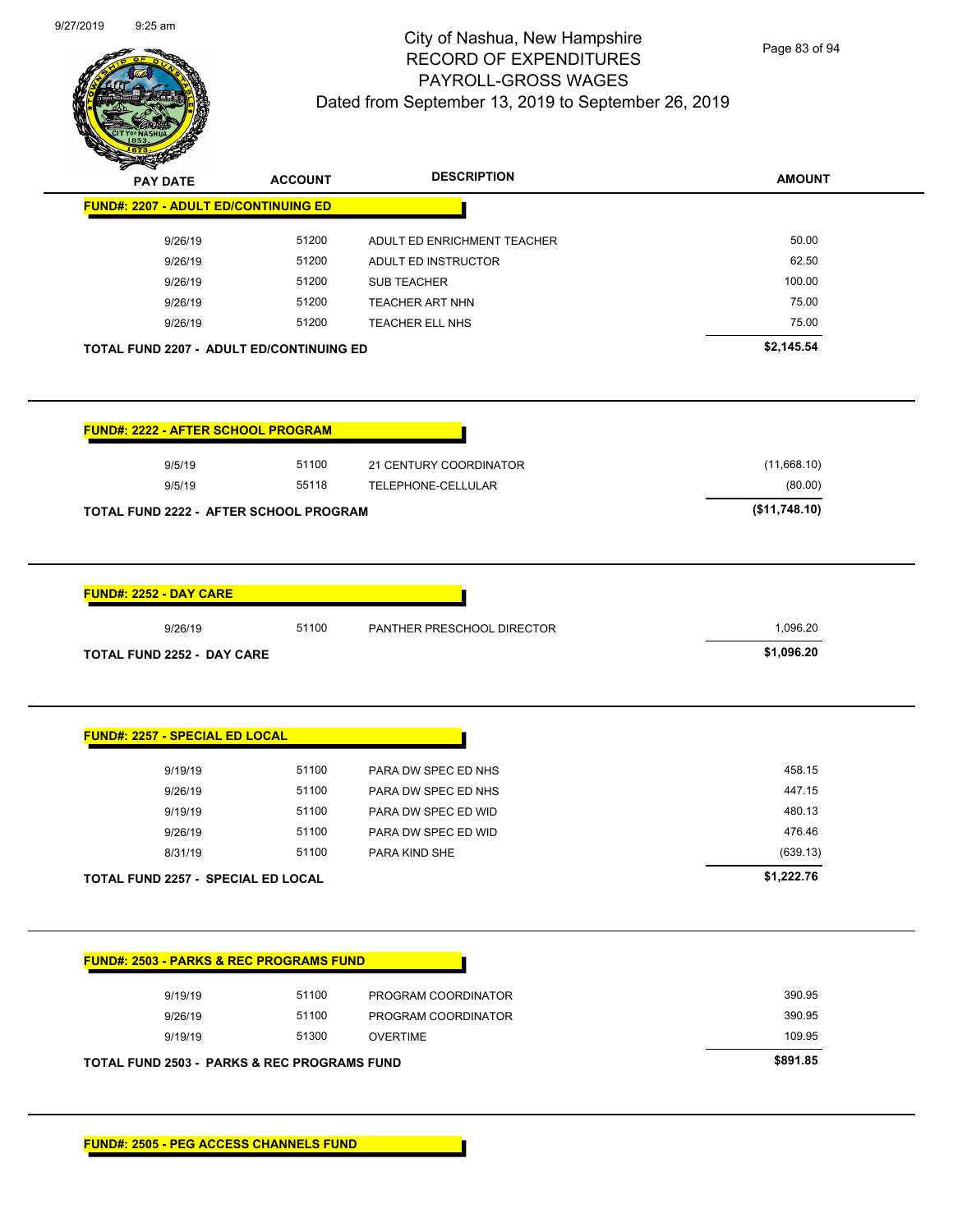City of Nashua, New Hampshire
RECORD OF EXPENDITURES
PAYROLL-GROSS WAGES
Dated from September 13, 2019 to September 26, 2019

| PAY DATE | ACCOUNT | DESCRIPTION | AMOUNT |
|---|---|---|---|
| **FUND#: 2207 - ADULT ED/CONTINUING ED** | | | |
| 9/26/19 | 51200 | ADULT ED ENRICHMENT TEACHER | 50.00 |
| 9/26/19 | 51200 | ADULT ED INSTRUCTOR | 62.50 |
| 9/26/19 | 51200 | SUB TEACHER | 100.00 |
| 9/26/19 | 51200 | TEACHER ART NHN | 75.00 |
| 9/26/19 | 51200 | TEACHER ELL NHS | 75.00 |
| **TOTAL FUND 2207 - ADULT ED/CONTINUING ED** | | | **$2,145.54** |

| PAY DATE | ACCOUNT | DESCRIPTION | AMOUNT |
|---|---|---|---|
| **FUND#: 2222 - AFTER SCHOOL PROGRAM** | | | |
| 9/5/19 | 51100 | 21 CENTURY COORDINATOR | (11,668.10) |
| 9/5/19 | 55118 | TELEPHONE-CELLULAR | (80.00) |
| **TOTAL FUND 2222 - AFTER SCHOOL PROGRAM** | | | **($11,748.10)** |

| PAY DATE | ACCOUNT | DESCRIPTION | AMOUNT |
|---|---|---|---|
| **FUND#: 2252 - DAY CARE** | | | |
| 9/26/19 | 51100 | PANTHER PRESCHOOL DIRECTOR | 1,096.20 |
| **TOTAL FUND 2252 - DAY CARE** | | | **$1,096.20** |

| PAY DATE | ACCOUNT | DESCRIPTION | AMOUNT |
|---|---|---|---|
| **FUND#: 2257 - SPECIAL ED LOCAL** | | | |
| 9/19/19 | 51100 | PARA DW SPEC ED NHS | 458.15 |
| 9/26/19 | 51100 | PARA DW SPEC ED NHS | 447.15 |
| 9/19/19 | 51100 | PARA DW SPEC ED WID | 480.13 |
| 9/26/19 | 51100 | PARA DW SPEC ED WID | 476.46 |
| 8/31/19 | 51100 | PARA KIND SHE | (639.13) |
| **TOTAL FUND 2257 - SPECIAL ED LOCAL** | | | **$1,222.76** |

| PAY DATE | ACCOUNT | DESCRIPTION | AMOUNT |
|---|---|---|---|
| **FUND#: 2503 - PARKS & REC PROGRAMS FUND** | | | |
| 9/19/19 | 51100 | PROGRAM COORDINATOR | 390.95 |
| 9/26/19 | 51100 | PROGRAM COORDINATOR | 390.95 |
| 9/19/19 | 51300 | OVERTIME | 109.95 |
| **TOTAL FUND 2503 - PARKS & REC PROGRAMS FUND** | | | **$891.85** |

**FUND#: 2505 - PEG ACCESS CHANNELS FUND**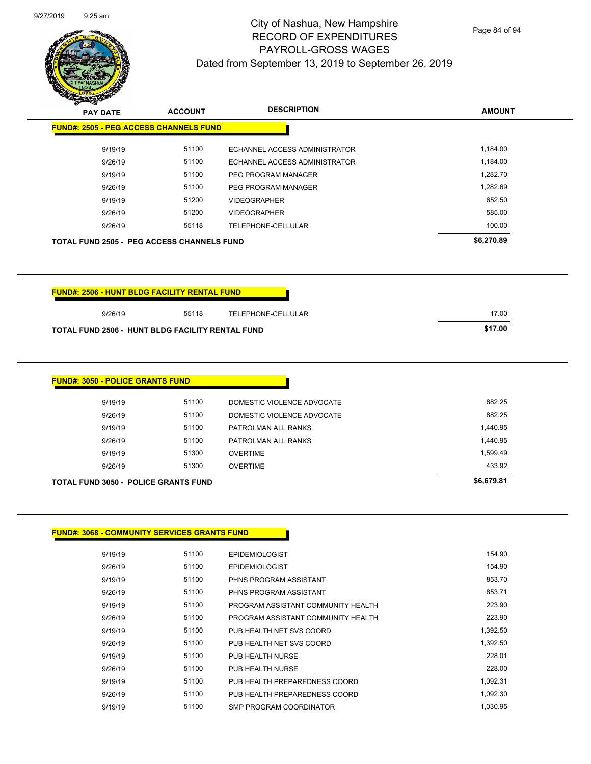# City of Nashua, New Hampshire
## RECORD OF EXPENDITURES
## PAYROLL-GROSS WAGES
### Dated from September 13, 2019 to September 26, 2019

| PAY DATE | ACCOUNT | DESCRIPTION | AMOUNT |
|---|---|---|---|
| **FUND#: 2505 - PEG ACCESS CHANNELS FUND** | | | |
| 9/19/19 | 51100 | ECHANNEL ACCESS ADMINISTRATOR | 1,184.00 |
| 9/26/19 | 51100 | ECHANNEL ACCESS ADMINISTRATOR | 1,184.00 |
| 9/19/19 | 51100 | PEG PROGRAM MANAGER | 1,282.70 |
| 9/26/19 | 51100 | PEG PROGRAM MANAGER | 1,282.69 |
| 9/19/19 | 51200 | VIDEOGRAPHER | 652.50 |
| 9/26/19 | 51200 | VIDEOGRAPHER | 585.00 |
| 9/26/19 | 55118 | TELEPHONE-CELLULAR | 100.00 |
| **TOTAL FUND 2505 - PEG ACCESS CHANNELS FUND** | | | **$6,270.89** |

| PAY DATE | ACCOUNT | DESCRIPTION | AMOUNT |
|---|---|---|---|
| **FUND#: 2506 - HUNT BLDG FACILITY RENTAL FUND** | | | |
| 9/26/19 | 55118 | TELEPHONE-CELLULAR | 17.00 |
| **TOTAL FUND 2506 - HUNT BLDG FACILITY RENTAL FUND** | | | **$17.00** |

| PAY DATE | ACCOUNT | DESCRIPTION | AMOUNT |
|---|---|---|---|
| **FUND#: 3050 - POLICE GRANTS FUND** | | | |
| 9/19/19 | 51100 | DOMESTIC VIOLENCE ADVOCATE | 882.25 |
| 9/26/19 | 51100 | DOMESTIC VIOLENCE ADVOCATE | 882.25 |
| 9/19/19 | 51100 | PATROLMAN ALL RANKS | 1,440.95 |
| 9/26/19 | 51100 | PATROLMAN ALL RANKS | 1,440.95 |
| 9/19/19 | 51300 | OVERTIME | 1,599.49 |
| 9/26/19 | 51300 | OVERTIME | 433.92 |
| **TOTAL FUND 3050 - POLICE GRANTS FUND** | | | **$6,679.81** |

| PAY DATE | ACCOUNT | DESCRIPTION | AMOUNT |
|---|---|---|---|
| **FUND#: 3068 - COMMUNITY SERVICES GRANTS FUND** | | | |
| 9/19/19 | 51100 | EPIDEMIOLOGIST | 154.90 |
| 9/26/19 | 51100 | EPIDEMIOLOGIST | 154.90 |
| 9/19/19 | 51100 | PHNS PROGRAM ASSISTANT | 853.70 |
| 9/26/19 | 51100 | PHNS PROGRAM ASSISTANT | 853.71 |
| 9/19/19 | 51100 | PROGRAM ASSISTANT COMMUNITY HEALTH | 223.90 |
| 9/26/19 | 51100 | PROGRAM ASSISTANT COMMUNITY HEALTH | 223.90 |
| 9/19/19 | 51100 | PUB HEALTH NET SVS COORD | 1,392.50 |
| 9/26/19 | 51100 | PUB HEALTH NET SVS COORD | 1,392.50 |
| 9/19/19 | 51100 | PUB HEALTH NURSE | 228.01 |
| 9/26/19 | 51100 | PUB HEALTH NURSE | 228.00 |
| 9/19/19 | 51100 | PUB HEALTH PREPAREDNESS COORD | 1,092.31 |
| 9/26/19 | 51100 | PUB HEALTH PREPAREDNESS COORD | 1,092.30 |
| 9/19/19 | 51100 | SMP PROGRAM COORDINATOR | 1,030.95 |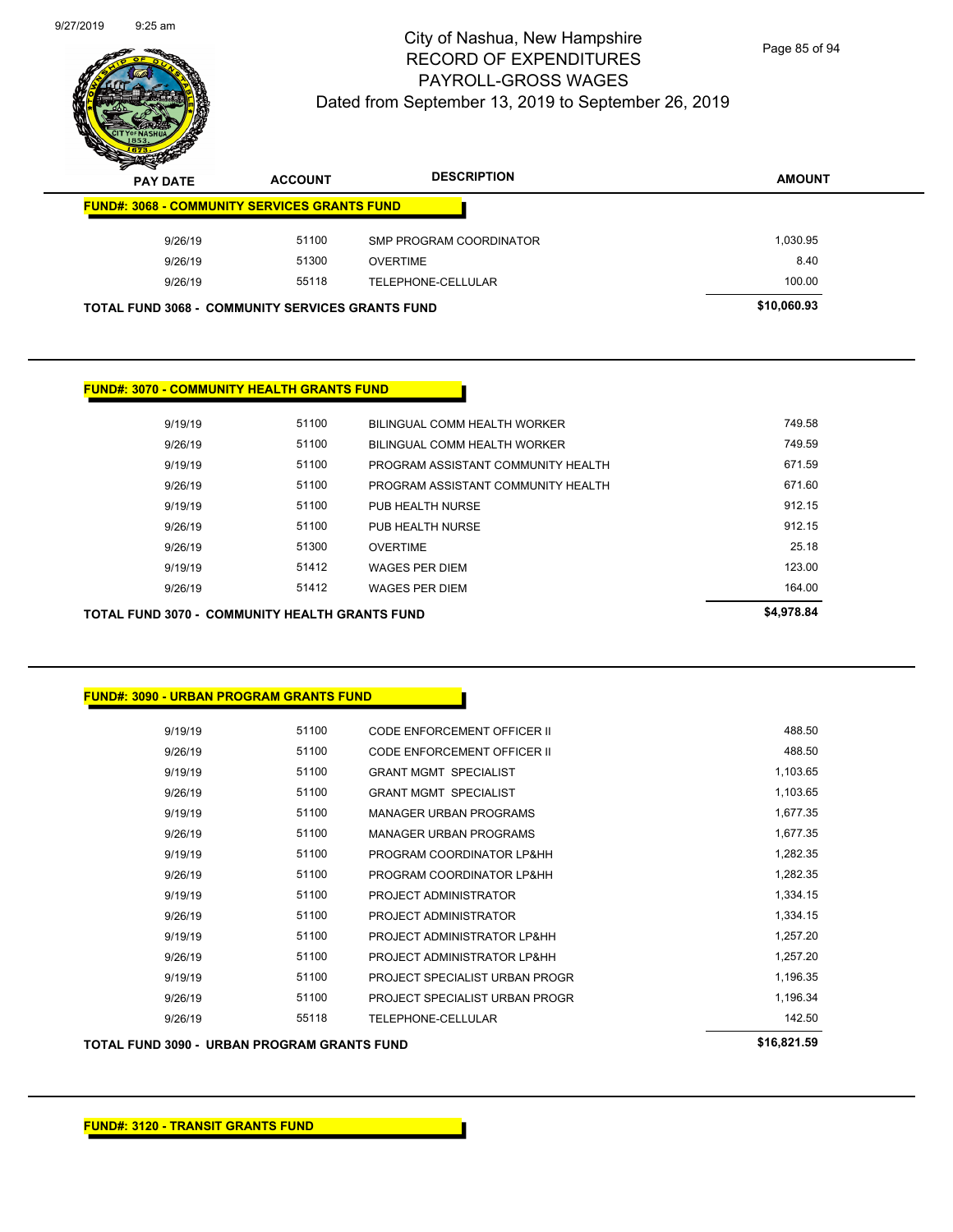# City of Nashua, New Hampshire
## RECORD OF EXPENDITURES
## PAYROLL-GROSS WAGES
### Dated from September 13, 2019 to September 26, 2019

| PAY DATE | ACCOUNT | DESCRIPTION | AMOUNT |
|---|---|---|---|
| **FUND#: 3068 - COMMUNITY SERVICES GRANTS FUND** | | | |
| 9/26/19 | 51100 | SMP PROGRAM COORDINATOR | 1,030.95 |
| 9/26/19 | 51300 | OVERTIME | 8.40 |
| 9/26/19 | 55118 | TELEPHONE-CELLULAR | 100.00 |
| **TOTAL FUND 3068 - COMMUNITY SERVICES GRANTS FUND** | | | **$10,060.93** |

**FUND#: 3070 - COMMUNITY HEALTH GRANTS FUND**

| PAY DATE | ACCOUNT | DESCRIPTION | AMOUNT |
|---|---|---|---|
| 9/19/19 | 51100 | BILINGUAL COMM HEALTH WORKER | 749.58 |
| 9/26/19 | 51100 | BILINGUAL COMM HEALTH WORKER | 749.59 |
| 9/19/19 | 51100 | PROGRAM ASSISTANT COMMUNITY HEALTH | 671.59 |
| 9/26/19 | 51100 | PROGRAM ASSISTANT COMMUNITY HEALTH | 671.60 |
| 9/19/19 | 51100 | PUB HEALTH NURSE | 912.15 |
| 9/26/19 | 51100 | PUB HEALTH NURSE | 912.15 |
| 9/26/19 | 51300 | OVERTIME | 25.18 |
| 9/19/19 | 51412 | WAGES PER DIEM | 123.00 |
| 9/26/19 | 51412 | WAGES PER DIEM | 164.00 |
| **TOTAL FUND 3070 - COMMUNITY HEALTH GRANTS FUND** | | | **$4,978.84** |

**FUND#: 3090 - URBAN PROGRAM GRANTS FUND**

| PAY DATE | ACCOUNT | DESCRIPTION | AMOUNT |
|---|---|---|---|
| 9/19/19 | 51100 | CODE ENFORCEMENT OFFICER II | 488.50 |
| 9/26/19 | 51100 | CODE ENFORCEMENT OFFICER II | 488.50 |
| 9/19/19 | 51100 | GRANT MGMT SPECIALIST | 1,103.65 |
| 9/26/19 | 51100 | GRANT MGMT SPECIALIST | 1,103.65 |
| 9/19/19 | 51100 | MANAGER URBAN PROGRAMS | 1,677.35 |
| 9/26/19 | 51100 | MANAGER URBAN PROGRAMS | 1,677.35 |
| 9/19/19 | 51100 | PROGRAM COORDINATOR LP&HH | 1,282.35 |
| 9/26/19 | 51100 | PROGRAM COORDINATOR LP&HH | 1,282.35 |
| 9/19/19 | 51100 | PROJECT ADMINISTRATOR | 1,334.15 |
| 9/26/19 | 51100 | PROJECT ADMINISTRATOR | 1,334.15 |
| 9/19/19 | 51100 | PROJECT ADMINISTRATOR LP&HH | 1,257.20 |
| 9/26/19 | 51100 | PROJECT ADMINISTRATOR LP&HH | 1,257.20 |
| 9/19/19 | 51100 | PROJECT SPECIALIST URBAN PROGR | 1,196.35 |
| 9/26/19 | 51100 | PROJECT SPECIALIST URBAN PROGR | 1,196.34 |
| 9/26/19 | 55118 | TELEPHONE-CELLULAR | 142.50 |
| **TOTAL FUND 3090 - URBAN PROGRAM GRANTS FUND** | | | **$16,821.59** |

**FUND#: 3120 - TRANSIT GRANTS FUND**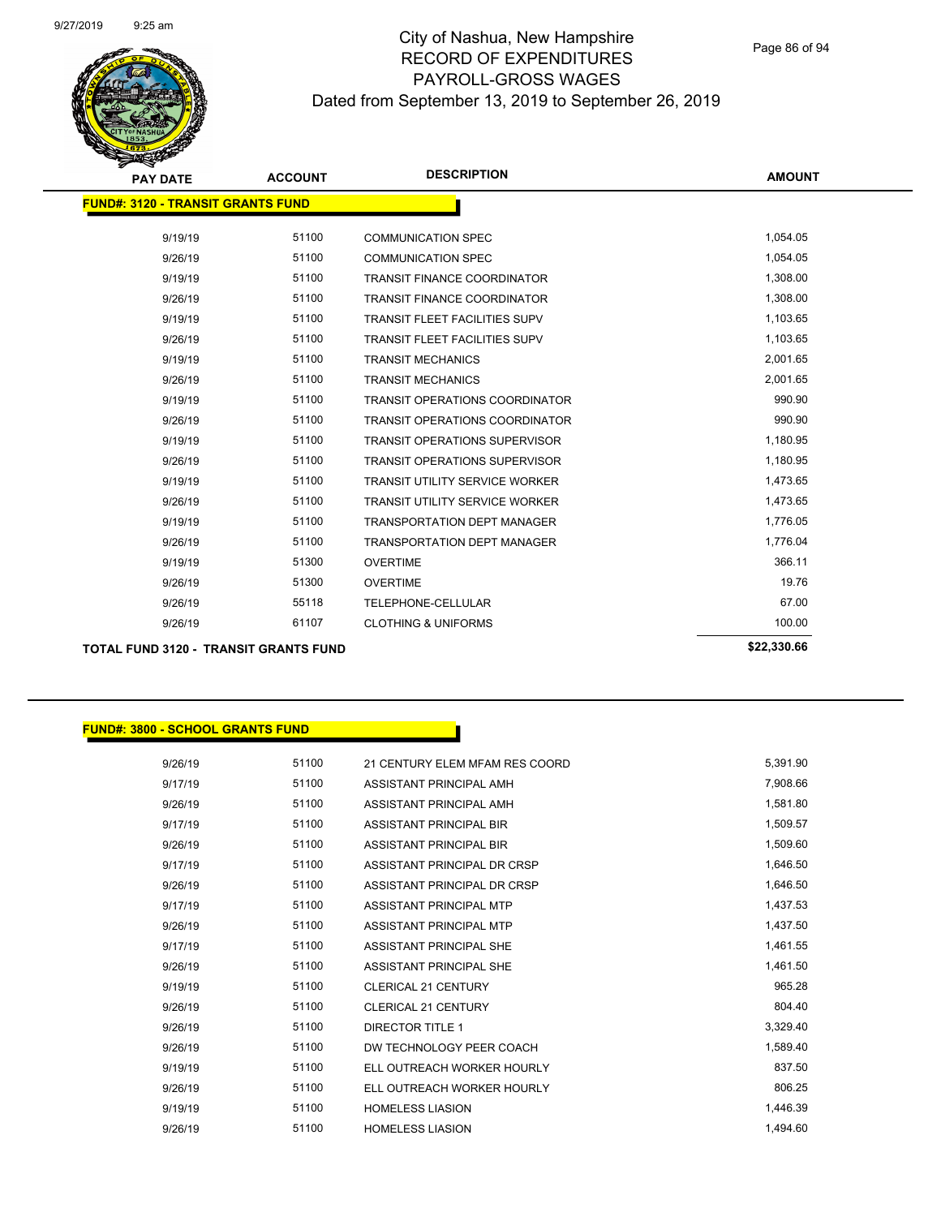# City of Nashua, New Hampshire
## RECORD OF EXPENDITURES
## PAYROLL-GROSS WAGES
### Dated from September 13, 2019 to September 26, 2019

| PAY DATE | ACCOUNT | DESCRIPTION | AMOUNT |
|---|---|---|---|
| **FUND#: 3120 - TRANSIT GRANTS FUND** | | | |
| 9/19/19 | 51100 | COMMUNICATION SPEC | 1,054.05 |
| 9/26/19 | 51100 | COMMUNICATION SPEC | 1,054.05 |
| 9/19/19 | 51100 | TRANSIT FINANCE COORDINATOR | 1,308.00 |
| 9/26/19 | 51100 | TRANSIT FINANCE COORDINATOR | 1,308.00 |
| 9/19/19 | 51100 | TRANSIT FLEET FACILITIES SUPV | 1,103.65 |
| 9/26/19 | 51100 | TRANSIT FLEET FACILITIES SUPV | 1,103.65 |
| 9/19/19 | 51100 | TRANSIT MECHANICS | 2,001.65 |
| 9/26/19 | 51100 | TRANSIT MECHANICS | 2,001.65 |
| 9/19/19 | 51100 | TRANSIT OPERATIONS COORDINATOR | 990.90 |
| 9/26/19 | 51100 | TRANSIT OPERATIONS COORDINATOR | 990.90 |
| 9/19/19 | 51100 | TRANSIT OPERATIONS SUPERVISOR | 1,180.95 |
| 9/26/19 | 51100 | TRANSIT OPERATIONS SUPERVISOR | 1,180.95 |
| 9/19/19 | 51100 | TRANSIT UTILITY SERVICE WORKER | 1,473.65 |
| 9/26/19 | 51100 | TRANSIT UTILITY SERVICE WORKER | 1,473.65 |
| 9/19/19 | 51100 | TRANSPORTATION DEPT MANAGER | 1,776.05 |
| 9/26/19 | 51100 | TRANSPORTATION DEPT MANAGER | 1,776.04 |
| 9/19/19 | 51300 | OVERTIME | 366.11 |
| 9/26/19 | 51300 | OVERTIME | 19.76 |
| 9/26/19 | 55118 | TELEPHONE-CELLULAR | 67.00 |
| 9/26/19 | 61107 | CLOTHING & UNIFORMS | 100.00 |
| **TOTAL FUND 3120 - TRANSIT GRANTS FUND** | | | **$22,330.66** |

| PAY DATE | ACCOUNT | DESCRIPTION | AMOUNT |
|---|---|---|---|
| **FUND#: 3800 - SCHOOL GRANTS FUND** | | | |
| 9/26/19 | 51100 | 21 CENTURY ELEM MFAM RES COORD | 5,391.90 |
| 9/17/19 | 51100 | ASSISTANT PRINCIPAL AMH | 7,908.66 |
| 9/26/19 | 51100 | ASSISTANT PRINCIPAL AMH | 1,581.80 |
| 9/17/19 | 51100 | ASSISTANT PRINCIPAL BIR | 1,509.57 |
| 9/26/19 | 51100 | ASSISTANT PRINCIPAL BIR | 1,509.60 |
| 9/17/19 | 51100 | ASSISTANT PRINCIPAL DR CRSP | 1,646.50 |
| 9/26/19 | 51100 | ASSISTANT PRINCIPAL DR CRSP | 1,646.50 |
| 9/17/19 | 51100 | ASSISTANT PRINCIPAL MTP | 1,437.53 |
| 9/26/19 | 51100 | ASSISTANT PRINCIPAL MTP | 1,437.50 |
| 9/17/19 | 51100 | ASSISTANT PRINCIPAL SHE | 1,461.55 |
| 9/26/19 | 51100 | ASSISTANT PRINCIPAL SHE | 1,461.50 |
| 9/19/19 | 51100 | CLERICAL 21 CENTURY | 965.28 |
| 9/26/19 | 51100 | CLERICAL 21 CENTURY | 804.40 |
| 9/26/19 | 51100 | DIRECTOR TITLE 1 | 3,329.40 |
| 9/26/19 | 51100 | DW TECHNOLOGY PEER COACH | 1,589.40 |
| 9/19/19 | 51100 | ELL OUTREACH WORKER HOURLY | 837.50 |
| 9/26/19 | 51100 | ELL OUTREACH WORKER HOURLY | 806.25 |
| 9/19/19 | 51100 | HOMELESS LIASION | 1,446.39 |
| 9/26/19 | 51100 | HOMELESS LIASION | 1,494.60 |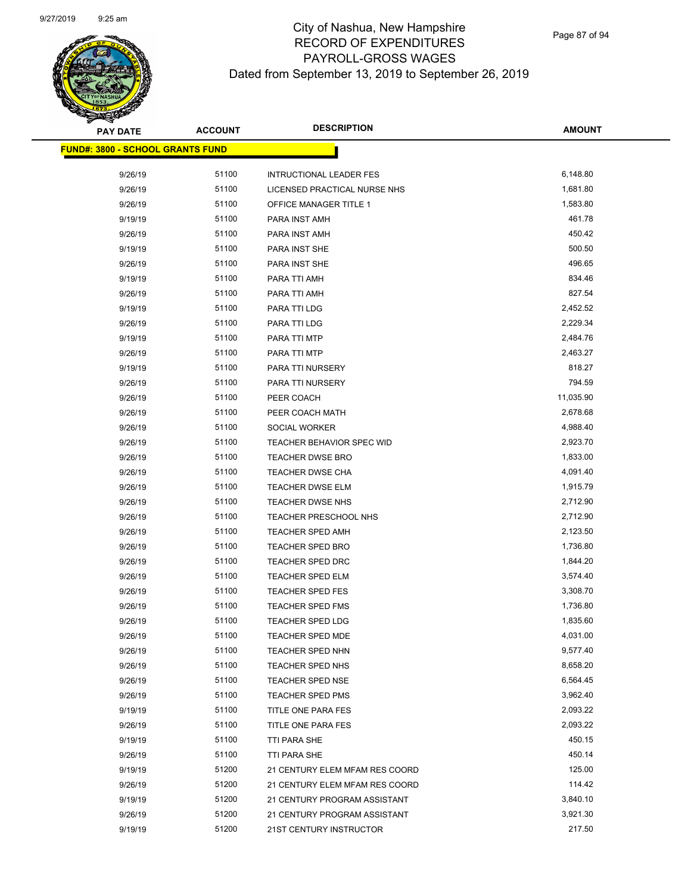# City of Nashua, New Hampshire
# RECORD OF EXPENDITURES
# PAYROLL-GROSS WAGES
# Dated from September 13, 2019 to September 26, 2019

| PAY DATE | ACCOUNT | DESCRIPTION | AMOUNT |
|---|---|---|---|
| **FUND#: 3800 - SCHOOL GRANTS FUND** | | | |
| 9/26/19 | 51100 | INTRUCTIONAL LEADER FES | 6,148.80 |
| 9/26/19 | 51100 | LICENSED PRACTICAL NURSE NHS | 1,681.80 |
| 9/26/19 | 51100 | OFFICE MANAGER TITLE 1 | 1,583.80 |
| 9/19/19 | 51100 | PARA INST AMH | 461.78 |
| 9/26/19 | 51100 | PARA INST AMH | 450.42 |
| 9/19/19 | 51100 | PARA INST SHE | 500.50 |
| 9/26/19 | 51100 | PARA INST SHE | 496.65 |
| 9/19/19 | 51100 | PARA TTI AMH | 834.46 |
| 9/26/19 | 51100 | PARA TTI AMH | 827.54 |
| 9/19/19 | 51100 | PARA TTI LDG | 2,452.52 |
| 9/26/19 | 51100 | PARA TTI LDG | 2,229.34 |
| 9/19/19 | 51100 | PARA TTI MTP | 2,484.76 |
| 9/26/19 | 51100 | PARA TTI MTP | 2,463.27 |
| 9/19/19 | 51100 | PARA TTI NURSERY | 818.27 |
| 9/26/19 | 51100 | PARA TTI NURSERY | 794.59 |
| 9/26/19 | 51100 | PEER COACH | 11,035.90 |
| 9/26/19 | 51100 | PEER COACH MATH | 2,678.68 |
| 9/26/19 | 51100 | SOCIAL WORKER | 4,988.40 |
| 9/26/19 | 51100 | TEACHER BEHAVIOR SPEC WID | 2,923.70 |
| 9/26/19 | 51100 | TEACHER DWSE BRO | 1,833.00 |
| 9/26/19 | 51100 | TEACHER DWSE CHA | 4,091.40 |
| 9/26/19 | 51100 | TEACHER DWSE ELM | 1,915.79 |
| 9/26/19 | 51100 | TEACHER DWSE NHS | 2,712.90 |
| 9/26/19 | 51100 | TEACHER PRESCHOOL NHS | 2,712.90 |
| 9/26/19 | 51100 | TEACHER SPED AMH | 2,123.50 |
| 9/26/19 | 51100 | TEACHER SPED BRO | 1,736.80 |
| 9/26/19 | 51100 | TEACHER SPED DRC | 1,844.20 |
| 9/26/19 | 51100 | TEACHER SPED ELM | 3,574.40 |
| 9/26/19 | 51100 | TEACHER SPED FES | 3,308.70 |
| 9/26/19 | 51100 | TEACHER SPED FMS | 1,736.80 |
| 9/26/19 | 51100 | TEACHER SPED LDG | 1,835.60 |
| 9/26/19 | 51100 | TEACHER SPED MDE | 4,031.00 |
| 9/26/19 | 51100 | TEACHER SPED NHN | 9,577.40 |
| 9/26/19 | 51100 | TEACHER SPED NHS | 8,658.20 |
| 9/26/19 | 51100 | TEACHER SPED NSE | 6,564.45 |
| 9/26/19 | 51100 | TEACHER SPED PMS | 3,962.40 |
| 9/19/19 | 51100 | TITLE ONE PARA FES | 2,093.22 |
| 9/26/19 | 51100 | TITLE ONE PARA FES | 2,093.22 |
| 9/19/19 | 51100 | TTI PARA SHE | 450.15 |
| 9/26/19 | 51100 | TTI PARA SHE | 450.14 |
| 9/19/19 | 51200 | 21 CENTURY ELEM MFAM RES COORD | 125.00 |
| 9/26/19 | 51200 | 21 CENTURY ELEM MFAM RES COORD | 114.42 |
| 9/19/19 | 51200 | 21 CENTURY PROGRAM ASSISTANT | 3,840.10 |
| 9/26/19 | 51200 | 21 CENTURY PROGRAM ASSISTANT | 3,921.30 |
| 9/19/19 | 51200 | 21ST CENTURY INSTRUCTOR | 217.50 |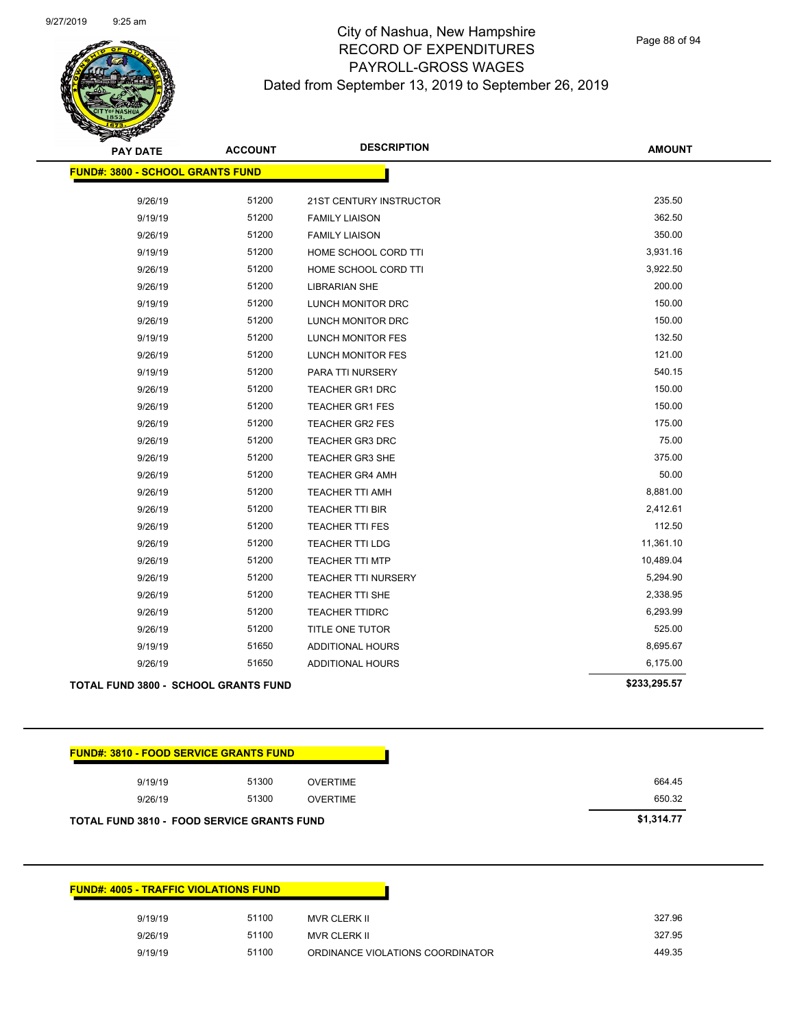# City of Nashua, New Hampshire
## RECORD OF EXPENDITURES
## PAYROLL-GROSS WAGES
## Dated from September 13, 2019 to September 26, 2019

| PAY DATE | ACCOUNT | DESCRIPTION | AMOUNT |
|---|---|---|---|
| **FUND#: 3800 - SCHOOL GRANTS FUND** | | | |
| 9/26/19 | 51200 | 21ST CENTURY INSTRUCTOR | 235.50 |
| 9/19/19 | 51200 | FAMILY LIAISON | 362.50 |
| 9/26/19 | 51200 | FAMILY LIAISON | 350.00 |
| 9/19/19 | 51200 | HOME SCHOOL CORD TTI | 3,931.16 |
| 9/26/19 | 51200 | HOME SCHOOL CORD TTI | 3,922.50 |
| 9/26/19 | 51200 | LIBRARIAN SHE | 200.00 |
| 9/19/19 | 51200 | LUNCH MONITOR DRC | 150.00 |
| 9/26/19 | 51200 | LUNCH MONITOR DRC | 150.00 |
| 9/19/19 | 51200 | LUNCH MONITOR FES | 132.50 |
| 9/26/19 | 51200 | LUNCH MONITOR FES | 121.00 |
| 9/19/19 | 51200 | PARA TTI NURSERY | 540.15 |
| 9/26/19 | 51200 | TEACHER GR1 DRC | 150.00 |
| 9/26/19 | 51200 | TEACHER GR1 FES | 150.00 |
| 9/26/19 | 51200 | TEACHER GR2 FES | 175.00 |
| 9/26/19 | 51200 | TEACHER GR3 DRC | 75.00 |
| 9/26/19 | 51200 | TEACHER GR3 SHE | 375.00 |
| 9/26/19 | 51200 | TEACHER GR4 AMH | 50.00 |
| 9/26/19 | 51200 | TEACHER TTI AMH | 8,881.00 |
| 9/26/19 | 51200 | TEACHER TTI BIR | 2,412.61 |
| 9/26/19 | 51200 | TEACHER TTI FES | 112.50 |
| 9/26/19 | 51200 | TEACHER TTI LDG | 11,361.10 |
| 9/26/19 | 51200 | TEACHER TTI MTP | 10,489.04 |
| 9/26/19 | 51200 | TEACHER TTI NURSERY | 5,294.90 |
| 9/26/19 | 51200 | TEACHER TTI SHE | 2,338.95 |
| 9/26/19 | 51200 | TEACHER TTIDRC | 6,293.99 |
| 9/26/19 | 51200 | TITLE ONE TUTOR | 525.00 |
| 9/19/19 | 51650 | ADDITIONAL HOURS | 8,695.67 |
| 9/26/19 | 51650 | ADDITIONAL HOURS | 6,175.00 |
| **TOTAL FUND 3800 - SCHOOL GRANTS FUND** | | | **$233,295.57** |

| PAY DATE | ACCOUNT | DESCRIPTION | AMOUNT |
|---|---|---|---|
| **FUND#: 3810 - FOOD SERVICE GRANTS FUND** | | | |
| 9/19/19 | 51300 | OVERTIME | 664.45 |
| 9/26/19 | 51300 | OVERTIME | 650.32 |
| **TOTAL FUND 3810 - FOOD SERVICE GRANTS FUND** | | | **$1,314.77** |

| PAY DATE | ACCOUNT | DESCRIPTION | AMOUNT |
|---|---|---|---|
| **FUND#: 4005 - TRAFFIC VIOLATIONS FUND** | | | |
| 9/19/19 | 51100 | MVR CLERK II | 327.96 |
| 9/26/19 | 51100 | MVR CLERK II | 327.95 |
| 9/19/19 | 51100 | ORDINANCE VIOLATIONS COORDINATOR | 449.35 |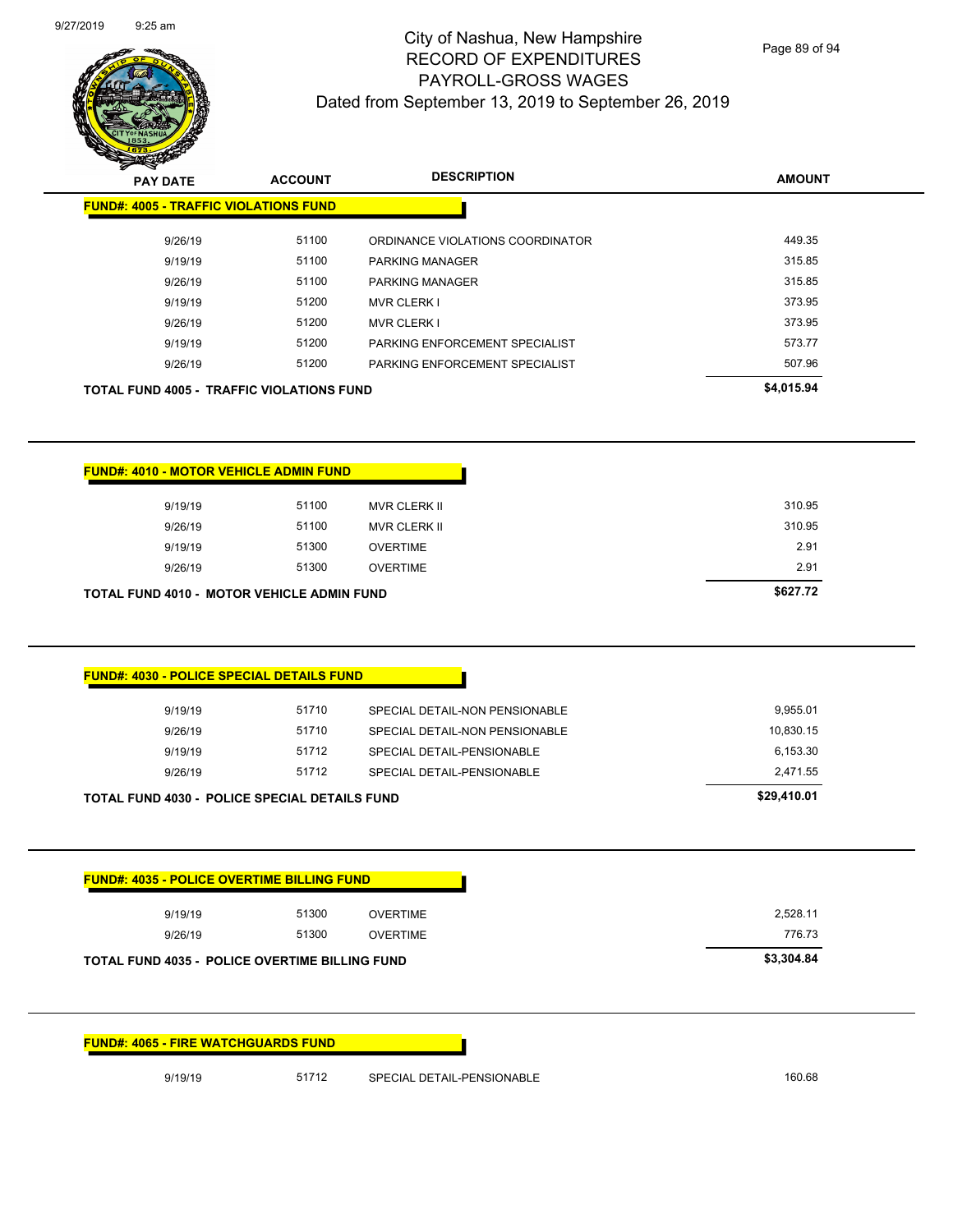# City of Nashua, New Hampshire
## RECORD OF EXPENDITURES
## PAYROLL-GROSS WAGES
### Dated from September 13, 2019 to September 26, 2019

| PAY DATE | ACCOUNT | DESCRIPTION | AMOUNT |
|---|---|---|---|
| **FUND#: 4005 - TRAFFIC VIOLATIONS FUND** | | | |
| 9/26/19 | 51100 | ORDINANCE VIOLATIONS COORDINATOR | 449.35 |
| 9/19/19 | 51100 | PARKING MANAGER | 315.85 |
| 9/26/19 | 51100 | PARKING MANAGER | 315.85 |
| 9/19/19 | 51200 | MVR CLERK I | 373.95 |
| 9/26/19 | 51200 | MVR CLERK I | 373.95 |
| 9/19/19 | 51200 | PARKING ENFORCEMENT SPECIALIST | 573.77 |
| 9/26/19 | 51200 | PARKING ENFORCEMENT SPECIALIST | 507.96 |
| **TOTAL FUND 4005 - TRAFFIC VIOLATIONS FUND** | | | **$4,015.94** |

| PAY DATE | ACCOUNT | DESCRIPTION | AMOUNT |
|---|---|---|---|
| **FUND#: 4010 - MOTOR VEHICLE ADMIN FUND** | | | |
| 9/19/19 | 51100 | MVR CLERK II | 310.95 |
| 9/26/19 | 51100 | MVR CLERK II | 310.95 |
| 9/19/19 | 51300 | OVERTIME | 2.91 |
| 9/26/19 | 51300 | OVERTIME | 2.91 |
| **TOTAL FUND 4010 - MOTOR VEHICLE ADMIN FUND** | | | **$627.72** |

| PAY DATE | ACCOUNT | DESCRIPTION | AMOUNT |
|---|---|---|---|
| **FUND#: 4030 - POLICE SPECIAL DETAILS FUND** | | | |
| 9/19/19 | 51710 | SPECIAL DETAIL-NON PENSIONABLE | 9,955.01 |
| 9/26/19 | 51710 | SPECIAL DETAIL-NON PENSIONABLE | 10,830.15 |
| 9/19/19 | 51712 | SPECIAL DETAIL-PENSIONABLE | 6,153.30 |
| 9/26/19 | 51712 | SPECIAL DETAIL-PENSIONABLE | 2,471.55 |
| **TOTAL FUND 4030 - POLICE SPECIAL DETAILS FUND** | | | **$29,410.01** |

| PAY DATE | ACCOUNT | DESCRIPTION | AMOUNT |
|---|---|---|---|
| **FUND#: 4035 - POLICE OVERTIME BILLING FUND** | | | |
| 9/19/19 | 51300 | OVERTIME | 2,528.11 |
| 9/26/19 | 51300 | OVERTIME | 776.73 |
| **TOTAL FUND 4035 - POLICE OVERTIME BILLING FUND** | | | **$3,304.84** |

| PAY DATE | ACCOUNT | DESCRIPTION | AMOUNT |
|---|---|---|---|
| **FUND#: 4065 - FIRE WATCHGUARDS FUND** | | | |
| 9/19/19 | 51712 | SPECIAL DETAIL-PENSIONABLE | 160.68 |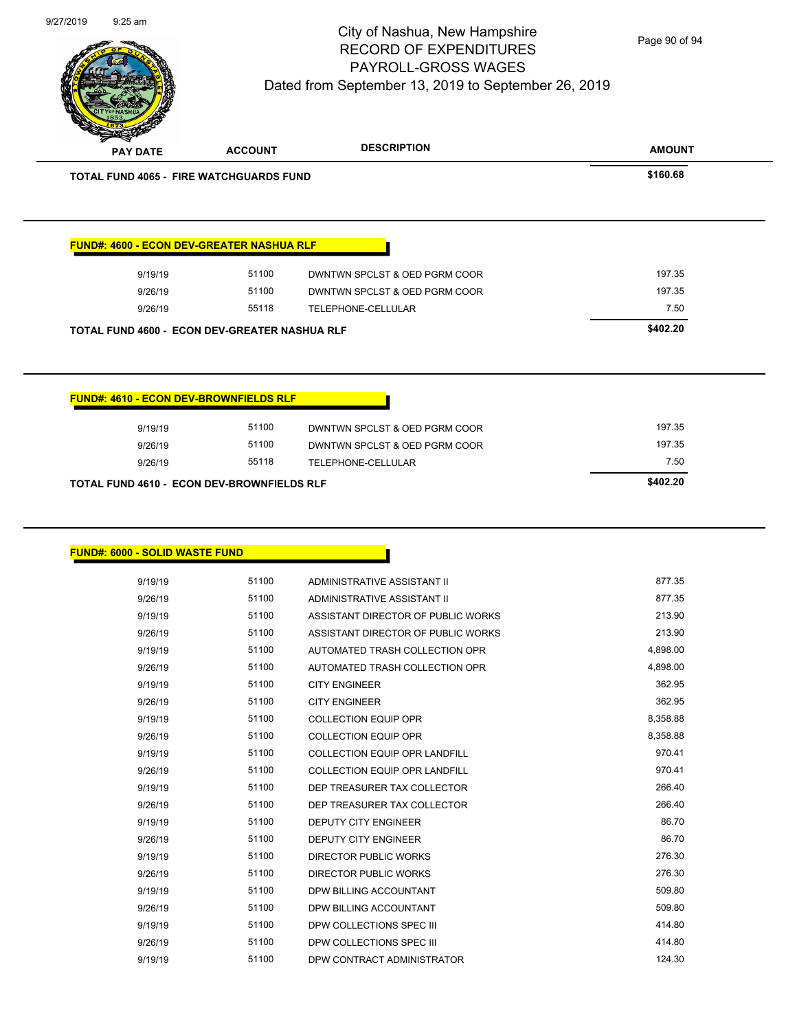# City of Nashua, New Hampshire
## RECORD OF EXPENDITURES
## PAYROLL-GROSS WAGES
### Dated from September 13, 2019 to September 26, 2019

| PAY DATE | ACCOUNT | DESCRIPTION | AMOUNT |
|---|---|---|---|
| **TOTAL FUND 4065 - FIRE WATCHGUARDS FUND** | | | **$160.68** |

**FUND#: 4600 - ECON DEV-GREATER NASHUA RLF**

| PAY DATE | ACCOUNT | DESCRIPTION | AMOUNT |
|---|---|---|---|
| 9/19/19 | 51100 | DWNTWN SPCLST & OED PGRM COOR | 197.35 |
| 9/26/19 | 51100 | DWNTWN SPCLST & OED PGRM COOR | 197.35 |
| 9/26/19 | 55118 | TELEPHONE-CELLULAR | 7.50 |
| **TOTAL FUND 4600 - ECON DEV-GREATER NASHUA RLF** | | | **$402.20** |

**FUND#: 4610 - ECON DEV-BROWNFIELDS RLF**

| PAY DATE | ACCOUNT | DESCRIPTION | AMOUNT |
|---|---|---|---|
| 9/19/19 | 51100 | DWNTWN SPCLST & OED PGRM COOR | 197.35 |
| 9/26/19 | 51100 | DWNTWN SPCLST & OED PGRM COOR | 197.35 |
| 9/26/19 | 55118 | TELEPHONE-CELLULAR | 7.50 |
| **TOTAL FUND 4610 - ECON DEV-BROWNFIELDS RLF** | | | **$402.20** |

**FUND#: 6000 - SOLID WASTE FUND**

| PAY DATE | ACCOUNT | DESCRIPTION | AMOUNT |
|---|---|---|---|
| 9/19/19 | 51100 | ADMINISTRATIVE ASSISTANT II | 877.35 |
| 9/26/19 | 51100 | ADMINISTRATIVE ASSISTANT II | 877.35 |
| 9/19/19 | 51100 | ASSISTANT DIRECTOR OF PUBLIC WORKS | 213.90 |
| 9/26/19 | 51100 | ASSISTANT DIRECTOR OF PUBLIC WORKS | 213.90 |
| 9/19/19 | 51100 | AUTOMATED TRASH COLLECTION OPR | 4,898.00 |
| 9/26/19 | 51100 | AUTOMATED TRASH COLLECTION OPR | 4,898.00 |
| 9/19/19 | 51100 | CITY ENGINEER | 362.95 |
| 9/26/19 | 51100 | CITY ENGINEER | 362.95 |
| 9/19/19 | 51100 | COLLECTION EQUIP OPR | 8,358.88 |
| 9/26/19 | 51100 | COLLECTION EQUIP OPR | 8,358.88 |
| 9/19/19 | 51100 | COLLECTION EQUIP OPR LANDFILL | 970.41 |
| 9/26/19 | 51100 | COLLECTION EQUIP OPR LANDFILL | 970.41 |
| 9/19/19 | 51100 | DEP TREASURER TAX COLLECTOR | 266.40 |
| 9/26/19 | 51100 | DEP TREASURER TAX COLLECTOR | 266.40 |
| 9/19/19 | 51100 | DEPUTY CITY ENGINEER | 86.70 |
| 9/26/19 | 51100 | DEPUTY CITY ENGINEER | 86.70 |
| 9/19/19 | 51100 | DIRECTOR PUBLIC WORKS | 276.30 |
| 9/26/19 | 51100 | DIRECTOR PUBLIC WORKS | 276.30 |
| 9/19/19 | 51100 | DPW BILLING ACCOUNTANT | 509.80 |
| 9/26/19 | 51100 | DPW BILLING ACCOUNTANT | 509.80 |
| 9/19/19 | 51100 | DPW COLLECTIONS SPEC III | 414.80 |
| 9/26/19 | 51100 | DPW COLLECTIONS SPEC III | 414.80 |
| 9/19/19 | 51100 | DPW CONTRACT ADMINISTRATOR | 124.30 |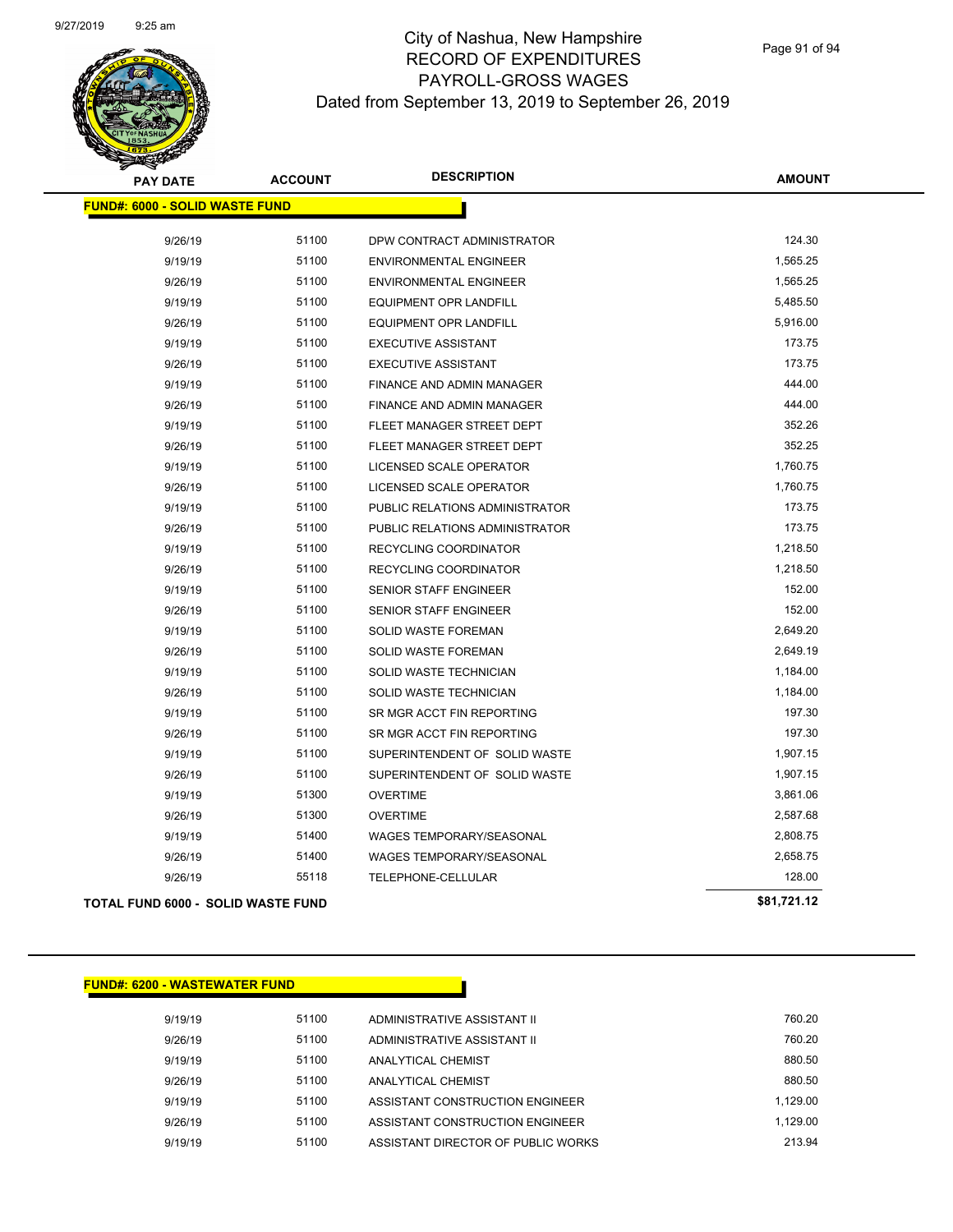# City of Nashua, New Hampshire
## RECORD OF EXPENDITURES
## PAYROLL-GROSS WAGES
### Dated from September 13, 2019 to September 26, 2019

| PAY DATE | ACCOUNT | DESCRIPTION | AMOUNT |
|---|---|---|---|
| **FUND#: 6000 - SOLID WASTE FUND** | | | |
| 9/26/19 | 51100 | DPW CONTRACT ADMINISTRATOR | 124.30 |
| 9/19/19 | 51100 | ENVIRONMENTAL ENGINEER | 1,565.25 |
| 9/26/19 | 51100 | ENVIRONMENTAL ENGINEER | 1,565.25 |
| 9/19/19 | 51100 | EQUIPMENT OPR LANDFILL | 5,485.50 |
| 9/26/19 | 51100 | EQUIPMENT OPR LANDFILL | 5,916.00 |
| 9/19/19 | 51100 | EXECUTIVE ASSISTANT | 173.75 |
| 9/26/19 | 51100 | EXECUTIVE ASSISTANT | 173.75 |
| 9/19/19 | 51100 | FINANCE AND ADMIN MANAGER | 444.00 |
| 9/26/19 | 51100 | FINANCE AND ADMIN MANAGER | 444.00 |
| 9/19/19 | 51100 | FLEET MANAGER STREET DEPT | 352.26 |
| 9/26/19 | 51100 | FLEET MANAGER STREET DEPT | 352.25 |
| 9/19/19 | 51100 | LICENSED SCALE OPERATOR | 1,760.75 |
| 9/26/19 | 51100 | LICENSED SCALE OPERATOR | 1,760.75 |
| 9/19/19 | 51100 | PUBLIC RELATIONS ADMINISTRATOR | 173.75 |
| 9/26/19 | 51100 | PUBLIC RELATIONS ADMINISTRATOR | 173.75 |
| 9/19/19 | 51100 | RECYCLING COORDINATOR | 1,218.50 |
| 9/26/19 | 51100 | RECYCLING COORDINATOR | 1,218.50 |
| 9/19/19 | 51100 | SENIOR STAFF ENGINEER | 152.00 |
| 9/26/19 | 51100 | SENIOR STAFF ENGINEER | 152.00 |
| 9/19/19 | 51100 | SOLID WASTE FOREMAN | 2,649.20 |
| 9/26/19 | 51100 | SOLID WASTE FOREMAN | 2,649.19 |
| 9/19/19 | 51100 | SOLID WASTE TECHNICIAN | 1,184.00 |
| 9/26/19 | 51100 | SOLID WASTE TECHNICIAN | 1,184.00 |
| 9/19/19 | 51100 | SR MGR ACCT FIN REPORTING | 197.30 |
| 9/26/19 | 51100 | SR MGR ACCT FIN REPORTING | 197.30 |
| 9/19/19 | 51100 | SUPERINTENDENT OF SOLID WASTE | 1,907.15 |
| 9/26/19 | 51100 | SUPERINTENDENT OF SOLID WASTE | 1,907.15 |
| 9/19/19 | 51300 | OVERTIME | 3,861.06 |
| 9/26/19 | 51300 | OVERTIME | 2,587.68 |
| 9/19/19 | 51400 | WAGES TEMPORARY/SEASONAL | 2,808.75 |
| 9/26/19 | 51400 | WAGES TEMPORARY/SEASONAL | 2,658.75 |
| 9/26/19 | 55118 | TELEPHONE-CELLULAR | 128.00 |
| **TOTAL FUND 6000 - SOLID WASTE FUND** | | | **$81,721.12** |

| PAY DATE | ACCOUNT | DESCRIPTION | AMOUNT |
|---|---|---|---|
| **FUND#: 6200 - WASTEWATER FUND** | | | |
| 9/19/19 | 51100 | ADMINISTRATIVE ASSISTANT II | 760.20 |
| 9/26/19 | 51100 | ADMINISTRATIVE ASSISTANT II | 760.20 |
| 9/19/19 | 51100 | ANALYTICAL CHEMIST | 880.50 |
| 9/26/19 | 51100 | ANALYTICAL CHEMIST | 880.50 |
| 9/19/19 | 51100 | ASSISTANT CONSTRUCTION ENGINEER | 1,129.00 |
| 9/26/19 | 51100 | ASSISTANT CONSTRUCTION ENGINEER | 1,129.00 |
| 9/19/19 | 51100 | ASSISTANT DIRECTOR OF PUBLIC WORKS | 213.94 |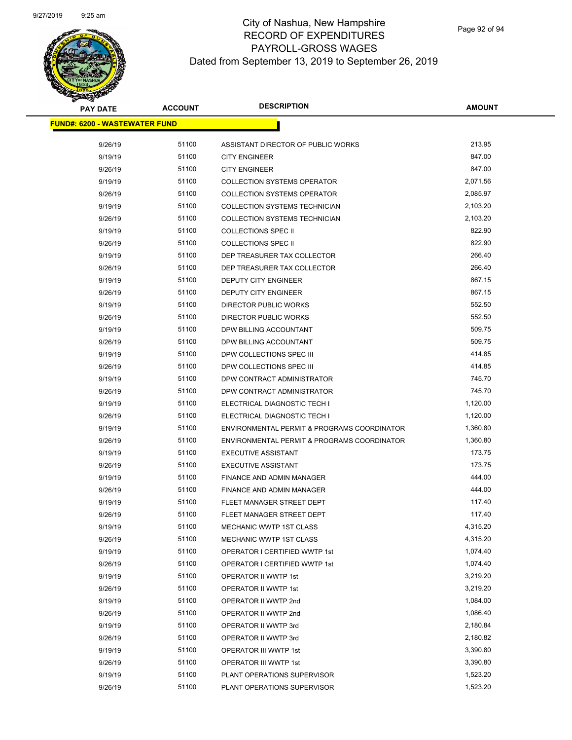# City of Nashua, New Hampshire
## RECORD OF EXPENDITURES
## PAYROLL-GROSS WAGES
## Dated from September 13, 2019 to September 26, 2019

9/27/2019 9:25 am

| PAY DATE | ACCOUNT | DESCRIPTION | AMOUNT |
|---|---|---|---|
| **FUND#: 6200 - WASTEWATER FUND** | | | |
| 9/26/19 | 51100 | ASSISTANT DIRECTOR OF PUBLIC WORKS | 213.95 |
| 9/19/19 | 51100 | CITY ENGINEER | 847.00 |
| 9/26/19 | 51100 | CITY ENGINEER | 847.00 |
| 9/19/19 | 51100 | COLLECTION SYSTEMS OPERATOR | 2,071.56 |
| 9/26/19 | 51100 | COLLECTION SYSTEMS OPERATOR | 2,085.97 |
| 9/19/19 | 51100 | COLLECTION SYSTEMS TECHNICIAN | 2,103.20 |
| 9/26/19 | 51100 | COLLECTION SYSTEMS TECHNICIAN | 2,103.20 |
| 9/19/19 | 51100 | COLLECTIONS SPEC II | 822.90 |
| 9/26/19 | 51100 | COLLECTIONS SPEC II | 822.90 |
| 9/19/19 | 51100 | DEP TREASURER TAX COLLECTOR | 266.40 |
| 9/26/19 | 51100 | DEP TREASURER TAX COLLECTOR | 266.40 |
| 9/19/19 | 51100 | DEPUTY CITY ENGINEER | 867.15 |
| 9/26/19 | 51100 | DEPUTY CITY ENGINEER | 867.15 |
| 9/19/19 | 51100 | DIRECTOR PUBLIC WORKS | 552.50 |
| 9/26/19 | 51100 | DIRECTOR PUBLIC WORKS | 552.50 |
| 9/19/19 | 51100 | DPW BILLING ACCOUNTANT | 509.75 |
| 9/26/19 | 51100 | DPW BILLING ACCOUNTANT | 509.75 |
| 9/19/19 | 51100 | DPW COLLECTIONS SPEC III | 414.85 |
| 9/26/19 | 51100 | DPW COLLECTIONS SPEC III | 414.85 |
| 9/19/19 | 51100 | DPW CONTRACT ADMINISTRATOR | 745.70 |
| 9/26/19 | 51100 | DPW CONTRACT ADMINISTRATOR | 745.70 |
| 9/19/19 | 51100 | ELECTRICAL DIAGNOSTIC TECH I | 1,120.00 |
| 9/26/19 | 51100 | ELECTRICAL DIAGNOSTIC TECH I | 1,120.00 |
| 9/19/19 | 51100 | ENVIRONMENTAL PERMIT & PROGRAMS COORDINATOR | 1,360.80 |
| 9/26/19 | 51100 | ENVIRONMENTAL PERMIT & PROGRAMS COORDINATOR | 1,360.80 |
| 9/19/19 | 51100 | EXECUTIVE ASSISTANT | 173.75 |
| 9/26/19 | 51100 | EXECUTIVE ASSISTANT | 173.75 |
| 9/19/19 | 51100 | FINANCE AND ADMIN MANAGER | 444.00 |
| 9/26/19 | 51100 | FINANCE AND ADMIN MANAGER | 444.00 |
| 9/19/19 | 51100 | FLEET MANAGER STREET DEPT | 117.40 |
| 9/26/19 | 51100 | FLEET MANAGER STREET DEPT | 117.40 |
| 9/19/19 | 51100 | MECHANIC WWTP 1ST CLASS | 4,315.20 |
| 9/26/19 | 51100 | MECHANIC WWTP 1ST CLASS | 4,315.20 |
| 9/19/19 | 51100 | OPERATOR I CERTIFIED WWTP 1st | 1,074.40 |
| 9/26/19 | 51100 | OPERATOR I CERTIFIED WWTP 1st | 1,074.40 |
| 9/19/19 | 51100 | OPERATOR II WWTP 1st | 3,219.20 |
| 9/26/19 | 51100 | OPERATOR II WWTP 1st | 3,219.20 |
| 9/19/19 | 51100 | OPERATOR II WWTP 2nd | 1,084.00 |
| 9/26/19 | 51100 | OPERATOR II WWTP 2nd | 1,086.40 |
| 9/19/19 | 51100 | OPERATOR II WWTP 3rd | 2,180.84 |
| 9/26/19 | 51100 | OPERATOR II WWTP 3rd | 2,180.82 |
| 9/19/19 | 51100 | OPERATOR III WWTP 1st | 3,390.80 |
| 9/26/19 | 51100 | OPERATOR III WWTP 1st | 3,390.80 |
| 9/19/19 | 51100 | PLANT OPERATIONS SUPERVISOR | 1,523.20 |
| 9/26/19 | 51100 | PLANT OPERATIONS SUPERVISOR | 1,523.20 |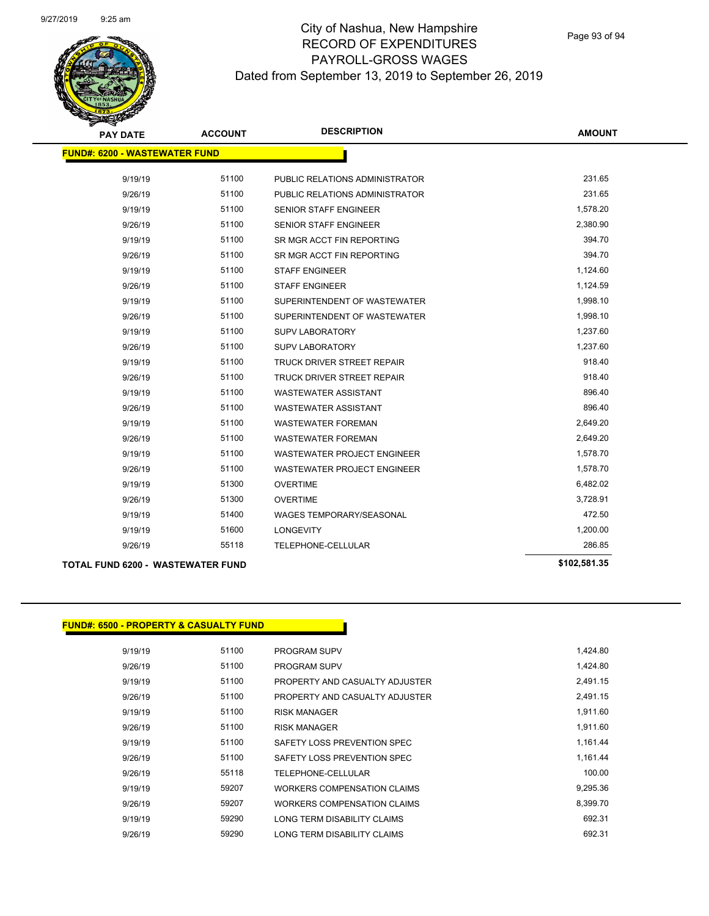# City of Nashua, New Hampshire
## RECORD OF EXPENDITURES
## PAYROLL-GROSS WAGES
### Dated from September 13, 2019 to September 26, 2019

| PAY DATE | ACCOUNT | DESCRIPTION | AMOUNT |
|---|---|---|---|
| **FUND#: 6200 - WASTEWATER FUND** | | | |
| 9/19/19 | 51100 | PUBLIC RELATIONS ADMINISTRATOR | 231.65 |
| 9/26/19 | 51100 | PUBLIC RELATIONS ADMINISTRATOR | 231.65 |
| 9/19/19 | 51100 | SENIOR STAFF ENGINEER | 1,578.20 |
| 9/26/19 | 51100 | SENIOR STAFF ENGINEER | 2,380.90 |
| 9/19/19 | 51100 | SR MGR ACCT FIN REPORTING | 394.70 |
| 9/26/19 | 51100 | SR MGR ACCT FIN REPORTING | 394.70 |
| 9/19/19 | 51100 | STAFF ENGINEER | 1,124.60 |
| 9/26/19 | 51100 | STAFF ENGINEER | 1,124.59 |
| 9/19/19 | 51100 | SUPERINTENDENT OF WASTEWATER | 1,998.10 |
| 9/26/19 | 51100 | SUPERINTENDENT OF WASTEWATER | 1,998.10 |
| 9/19/19 | 51100 | SUPV LABORATORY | 1,237.60 |
| 9/26/19 | 51100 | SUPV LABORATORY | 1,237.60 |
| 9/19/19 | 51100 | TRUCK DRIVER STREET REPAIR | 918.40 |
| 9/26/19 | 51100 | TRUCK DRIVER STREET REPAIR | 918.40 |
| 9/19/19 | 51100 | WASTEWATER ASSISTANT | 896.40 |
| 9/26/19 | 51100 | WASTEWATER ASSISTANT | 896.40 |
| 9/19/19 | 51100 | WASTEWATER FOREMAN | 2,649.20 |
| 9/26/19 | 51100 | WASTEWATER FOREMAN | 2,649.20 |
| 9/19/19 | 51100 | WASTEWATER PROJECT ENGINEER | 1,578.70 |
| 9/26/19 | 51100 | WASTEWATER PROJECT ENGINEER | 1,578.70 |
| 9/19/19 | 51300 | OVERTIME | 6,482.02 |
| 9/26/19 | 51300 | OVERTIME | 3,728.91 |
| 9/19/19 | 51400 | WAGES TEMPORARY/SEASONAL | 472.50 |
| 9/19/19 | 51600 | LONGEVITY | 1,200.00 |
| 9/26/19 | 55118 | TELEPHONE-CELLULAR | 286.85 |
| **TOTAL FUND 6200 - WASTEWATER FUND** | | | **$102,581.35** |

| PAY DATE | ACCOUNT | DESCRIPTION | AMOUNT |
|---|---|---|---|
| **FUND#: 6500 - PROPERTY & CASUALTY FUND** | | | |
| 9/19/19 | 51100 | PROGRAM SUPV | 1,424.80 |
| 9/26/19 | 51100 | PROGRAM SUPV | 1,424.80 |
| 9/19/19 | 51100 | PROPERTY AND CASUALTY ADJUSTER | 2,491.15 |
| 9/26/19 | 51100 | PROPERTY AND CASUALTY ADJUSTER | 2,491.15 |
| 9/19/19 | 51100 | RISK MANAGER | 1,911.60 |
| 9/26/19 | 51100 | RISK MANAGER | 1,911.60 |
| 9/19/19 | 51100 | SAFETY LOSS PREVENTION SPEC | 1,161.44 |
| 9/26/19 | 51100 | SAFETY LOSS PREVENTION SPEC | 1,161.44 |
| 9/26/19 | 55118 | TELEPHONE-CELLULAR | 100.00 |
| 9/19/19 | 59207 | WORKERS COMPENSATION CLAIMS | 9,295.36 |
| 9/26/19 | 59207 | WORKERS COMPENSATION CLAIMS | 8,399.70 |
| 9/19/19 | 59290 | LONG TERM DISABILITY CLAIMS | 692.31 |
| 9/26/19 | 59290 | LONG TERM DISABILITY CLAIMS | 692.31 |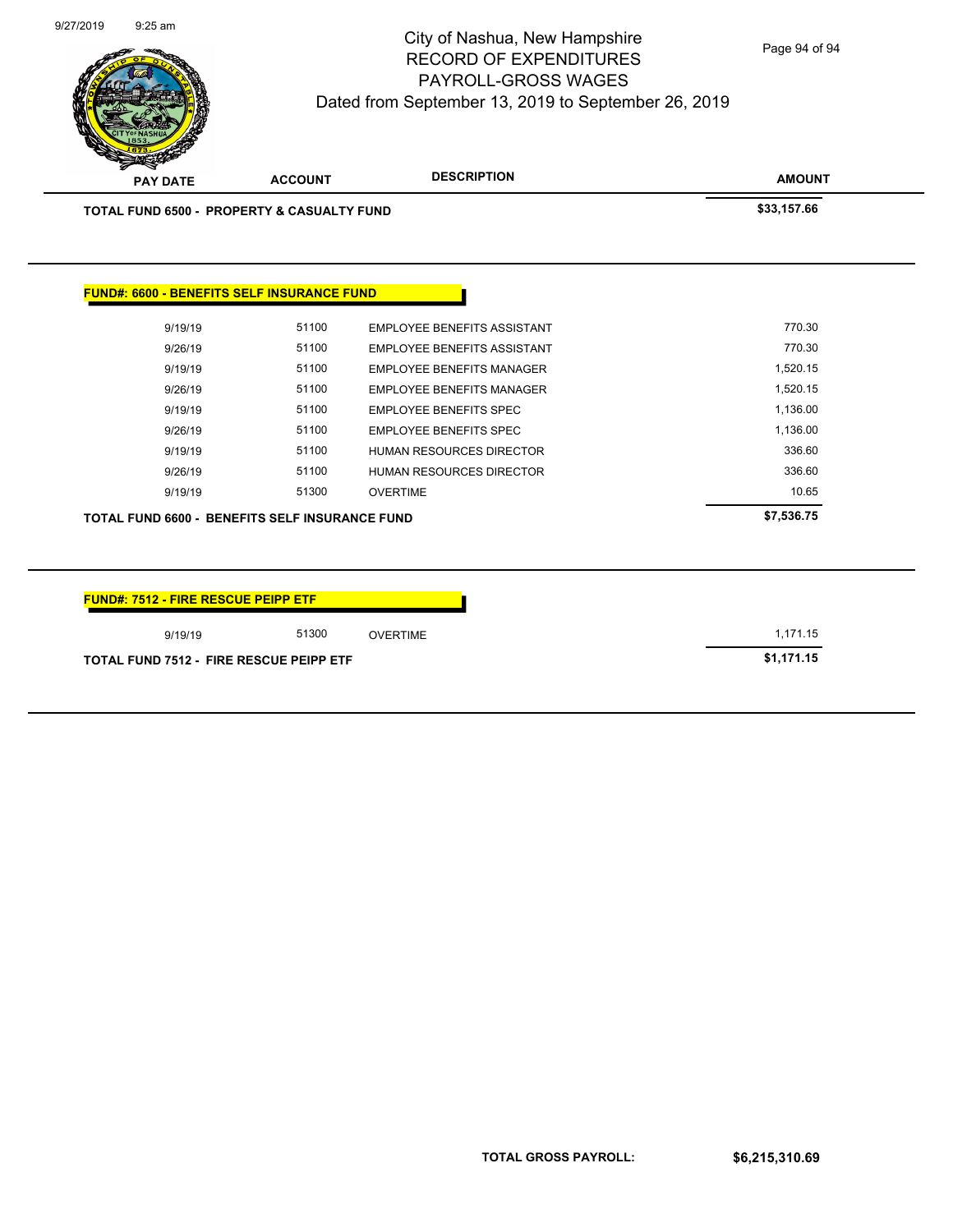# City of Nashua, New Hampshire
## RECORD OF EXPENDITURES
## PAYROLL-GROSS WAGES
### Dated from September 13, 2019 to September 26, 2019

| PAY DATE | ACCOUNT | DESCRIPTION | AMOUNT |
|---|---|---|---|
| **TOTAL FUND 6500 - PROPERTY & CASUALTY FUND** | | | **$33,157.66** |

**FUND#: 6600 - BENEFITS SELF INSURANCE FUND**

| PAY DATE | ACCOUNT | DESCRIPTION | AMOUNT |
|---|---|---|---|
| 9/19/19 | 51100 | EMPLOYEE BENEFITS ASSISTANT | 770.30 |
| 9/26/19 | 51100 | EMPLOYEE BENEFITS ASSISTANT | 770.30 |
| 9/19/19 | 51100 | EMPLOYEE BENEFITS MANAGER | 1,520.15 |
| 9/26/19 | 51100 | EMPLOYEE BENEFITS MANAGER | 1,520.15 |
| 9/19/19 | 51100 | EMPLOYEE BENEFITS SPEC | 1,136.00 |
| 9/26/19 | 51100 | EMPLOYEE BENEFITS SPEC | 1,136.00 |
| 9/19/19 | 51100 | HUMAN RESOURCES DIRECTOR | 336.60 |
| 9/26/19 | 51100 | HUMAN RESOURCES DIRECTOR | 336.60 |
| 9/19/19 | 51300 | OVERTIME | 10.65 |
| **TOTAL FUND 6600 - BENEFITS SELF INSURANCE FUND** | | | **$7,536.75** |

**FUND#: 7512 - FIRE RESCUE PEIPP ETF**

| PAY DATE | ACCOUNT | DESCRIPTION | AMOUNT |
|---|---|---|---|
| 9/19/19 | 51300 | OVERTIME | 1,171.15 |
| **TOTAL FUND 7512 - FIRE RESCUE PEIPP ETF** | | | **$1,171.15** |

**TOTAL GROSS PAYROLL: $6,215,310.69**